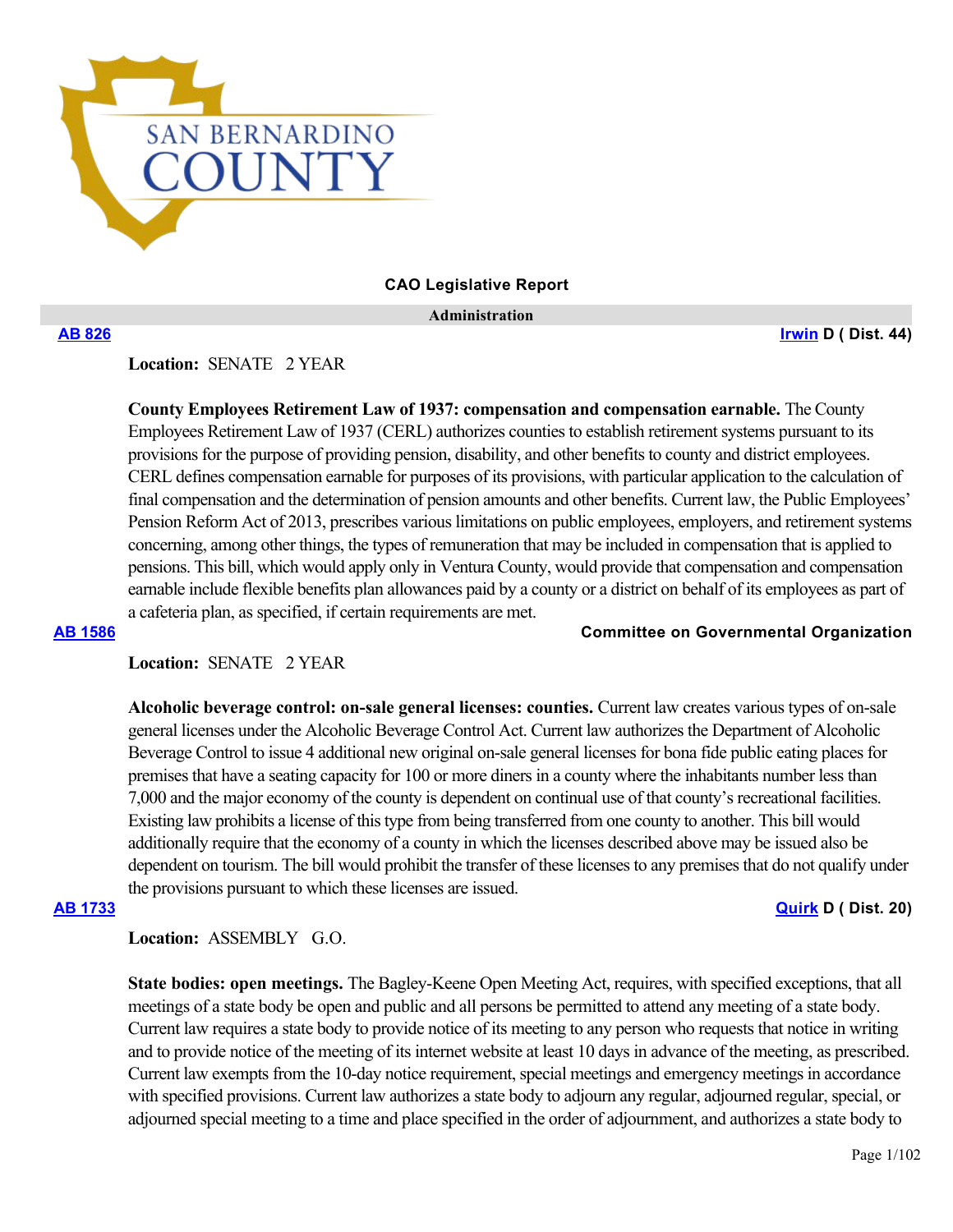# CAO Legislative Report

## Administration

**AB 826** — **Irwin** D ( Dist. 44)

**Location:** SENATE 2 YEAR

**County Employees Retirement Law of 1937: compensation and compensation earnable.** The County Employees Retirement Law of 1937 (CERL) authorizes counties to establish retirement systems pursuant to its provisions for the purpose of providing pension, disability, and other benefits to county and district employees. CERL defines compensation earnable for purposes of its provisions, with particular application to the calculation of final compensation and the determination of pension amounts and other benefits. Current law, the Public Employees' Pension Reform Act of 2013, prescribes various limitations on public employees, employers, and retirement systems concerning, among other things, the types of remuneration that may be included in compensation that is applied to pensions. This bill, which would apply only in Ventura County, would provide that compensation and compensation earnable include flexible benefits plan allowances paid by a county or a district on behalf of its employees as part of a cafeteria plan, as specified, if certain requirements are met.

**AB 1586** — **Committee on Governmental Organization**

**Location:** SENATE 2 YEAR

**Alcoholic beverage control: on-sale general licenses: counties.** Current law creates various types of on-sale general licenses under the Alcoholic Beverage Control Act. Current law authorizes the Department of Alcoholic Beverage Control to issue 4 additional new original on-sale general licenses for bona fide public eating places for premises that have a seating capacity for 100 or more diners in a county where the inhabitants number less than 7,000 and the major economy of the county is dependent on continual use of that county's recreational facilities. Existing law prohibits a license of this type from being transferred from one county to another. This bill would additionally require that the economy of a county in which the licenses described above may be issued also be dependent on tourism. The bill would prohibit the transfer of these licenses to any premises that do not qualify under the provisions pursuant to which these licenses are issued.

**AB 1733** — **Quirk** D ( Dist. 20)

**Location:** ASSEMBLY G.O.

**State bodies: open meetings.** The Bagley-Keene Open Meeting Act, requires, with specified exceptions, that all meetings of a state body be open and public and all persons be permitted to attend any meeting of a state body. Current law requires a state body to provide notice of its meeting to any person who requests that notice in writing and to provide notice of the meeting of its internet website at least 10 days in advance of the meeting, as prescribed. Current law exempts from the 10-day notice requirement, special meetings and emergency meetings in accordance with specified provisions. Current law authorizes a state body to adjourn any regular, adjourned regular, special, or adjourned special meeting to a time and place specified in the order of adjournment, and authorizes a state body to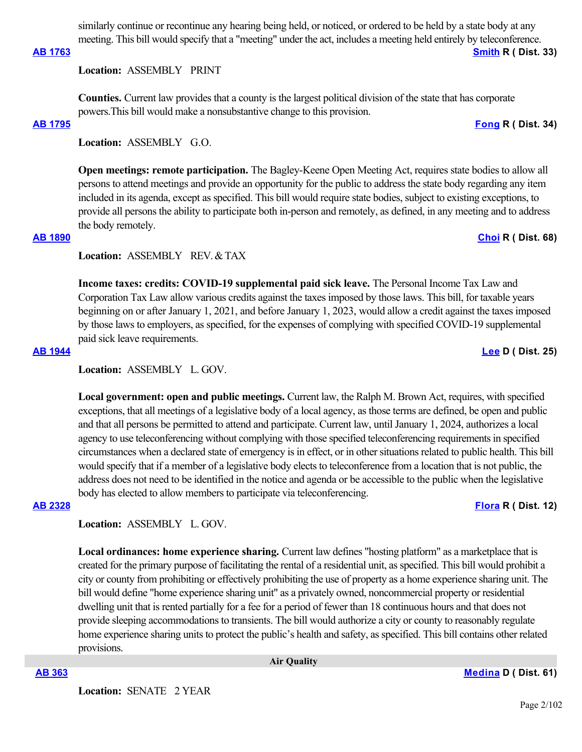similarly continue or recontinue any hearing being held, or noticed, or ordered to be held by a state body at any meeting. This bill would specify that a "meeting" under the act, includes a meeting held entirely by teleconference.

**AB 1763** **Smith R ( Dist. 33)**

**Location:** ASSEMBLY PRINT

**Counties.** Current law provides that a county is the largest political division of the state that has corporate powers.This bill would make a nonsubstantive change to this provision.

**AB 1795** **Fong R ( Dist. 34)**

**Location:** ASSEMBLY G.O.

**Open meetings: remote participation.** The Bagley-Keene Open Meeting Act, requires state bodies to allow all persons to attend meetings and provide an opportunity for the public to address the state body regarding any item included in its agenda, except as specified. This bill would require state bodies, subject to existing exceptions, to provide all persons the ability to participate both in-person and remotely, as defined, in any meeting and to address the body remotely.

**AB 1890** **Choi R ( Dist. 68)**

**Location:** ASSEMBLY REV. & TAX

**Income taxes: credits: COVID-19 supplemental paid sick leave.** The Personal Income Tax Law and Corporation Tax Law allow various credits against the taxes imposed by those laws. This bill, for taxable years beginning on or after January 1, 2021, and before January 1, 2023, would allow a credit against the taxes imposed by those laws to employers, as specified, for the expenses of complying with specified COVID-19 supplemental paid sick leave requirements.

**AB 1944** **Lee D ( Dist. 25)**

**Location:** ASSEMBLY L. GOV.

**Local government: open and public meetings.** Current law, the Ralph M. Brown Act, requires, with specified exceptions, that all meetings of a legislative body of a local agency, as those terms are defined, be open and public and that all persons be permitted to attend and participate. Current law, until January 1, 2024, authorizes a local agency to use teleconferencing without complying with those specified teleconferencing requirements in specified circumstances when a declared state of emergency is in effect, or in other situations related to public health. This bill would specify that if a member of a legislative body elects to teleconference from a location that is not public, the address does not need to be identified in the notice and agenda or be accessible to the public when the legislative body has elected to allow members to participate via teleconferencing.

**AB 2328** **Flora R ( Dist. 12)**

**Location:** ASSEMBLY L. GOV.

**Local ordinances: home experience sharing.** Current law defines "hosting platform" as a marketplace that is created for the primary purpose of facilitating the rental of a residential unit, as specified. This bill would prohibit a city or county from prohibiting or effectively prohibiting the use of property as a home experience sharing unit. The bill would define "home experience sharing unit" as a privately owned, noncommercial property or residential dwelling unit that is rented partially for a fee for a period of fewer than 18 continuous hours and that does not provide sleeping accommodations to transients. The bill would authorize a city or county to reasonably regulate home experience sharing units to protect the public's health and safety, as specified. This bill contains other related provisions.

## Air Quality

**AB 363** **Medina D ( Dist. 61)**

**Location:** SENATE 2 YEAR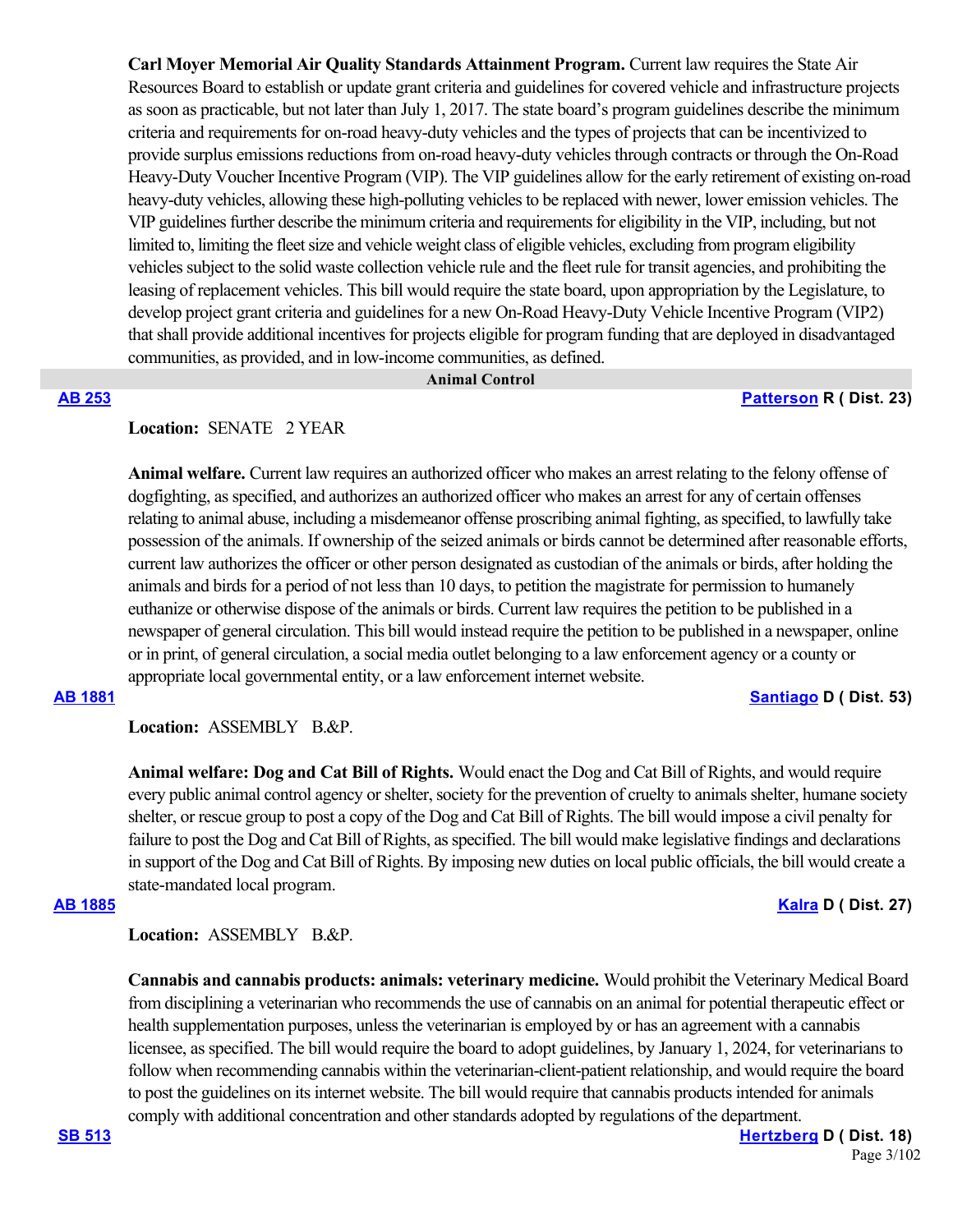**Carl Moyer Memorial Air Quality Standards Attainment Program.** Current law requires the State Air Resources Board to establish or update grant criteria and guidelines for covered vehicle and infrastructure projects as soon as practicable, but not later than July 1, 2017. The state board's program guidelines describe the minimum criteria and requirements for on-road heavy-duty vehicles and the types of projects that can be incentivized to provide surplus emissions reductions from on-road heavy-duty vehicles through contracts or through the On-Road Heavy-Duty Voucher Incentive Program (VIP). The VIP guidelines allow for the early retirement of existing on-road heavy-duty vehicles, allowing these high-polluting vehicles to be replaced with newer, lower emission vehicles. The VIP guidelines further describe the minimum criteria and requirements for eligibility in the VIP, including, but not limited to, limiting the fleet size and vehicle weight class of eligible vehicles, excluding from program eligibility vehicles subject to the solid waste collection vehicle rule and the fleet rule for transit agencies, and prohibiting the leasing of replacement vehicles. This bill would require the state board, upon appropriation by the Legislature, to develop project grant criteria and guidelines for a new On-Road Heavy-Duty Vehicle Incentive Program (VIP2) that shall provide additional incentives for projects eligible for program funding that are deployed in disadvantaged communities, as provided, and in low-income communities, as defined.

## Animal Control

**AB 253** — **Patterson R ( Dist. 23)**

**Location:** SENATE 2 YEAR

**Animal welfare.** Current law requires an authorized officer who makes an arrest relating to the felony offense of dogfighting, as specified, and authorizes an authorized officer who makes an arrest for any of certain offenses relating to animal abuse, including a misdemeanor offense proscribing animal fighting, as specified, to lawfully take possession of the animals. If ownership of the seized animals or birds cannot be determined after reasonable efforts, current law authorizes the officer or other person designated as custodian of the animals or birds, after holding the animals and birds for a period of not less than 10 days, to petition the magistrate for permission to humanely euthanize or otherwise dispose of the animals or birds. Current law requires the petition to be published in a newspaper of general circulation. This bill would instead require the petition to be published in a newspaper, online or in print, of general circulation, a social media outlet belonging to a law enforcement agency or a county or appropriate local governmental entity, or a law enforcement internet website.

**AB 1881** — **Santiago D ( Dist. 53)**

**Location:** ASSEMBLY B.&P.

**Animal welfare: Dog and Cat Bill of Rights.** Would enact the Dog and Cat Bill of Rights, and would require every public animal control agency or shelter, society for the prevention of cruelty to animals shelter, humane society shelter, or rescue group to post a copy of the Dog and Cat Bill of Rights. The bill would impose a civil penalty for failure to post the Dog and Cat Bill of Rights, as specified. The bill would make legislative findings and declarations in support of the Dog and Cat Bill of Rights. By imposing new duties on local public officials, the bill would create a state-mandated local program.

**AB 1885** — **Kalra D ( Dist. 27)**

**Location:** ASSEMBLY B.&P.

**Cannabis and cannabis products: animals: veterinary medicine.** Would prohibit the Veterinary Medical Board from disciplining a veterinarian who recommends the use of cannabis on an animal for potential therapeutic effect or health supplementation purposes, unless the veterinarian is employed by or has an agreement with a cannabis licensee, as specified. The bill would require the board to adopt guidelines, by January 1, 2024, for veterinarians to follow when recommending cannabis within the veterinarian-client-patient relationship, and would require the board to post the guidelines on its internet website. The bill would require that cannabis products intended for animals comply with additional concentration and other standards adopted by regulations of the department.

**SB 513** — **Hertzberg D ( Dist. 18)**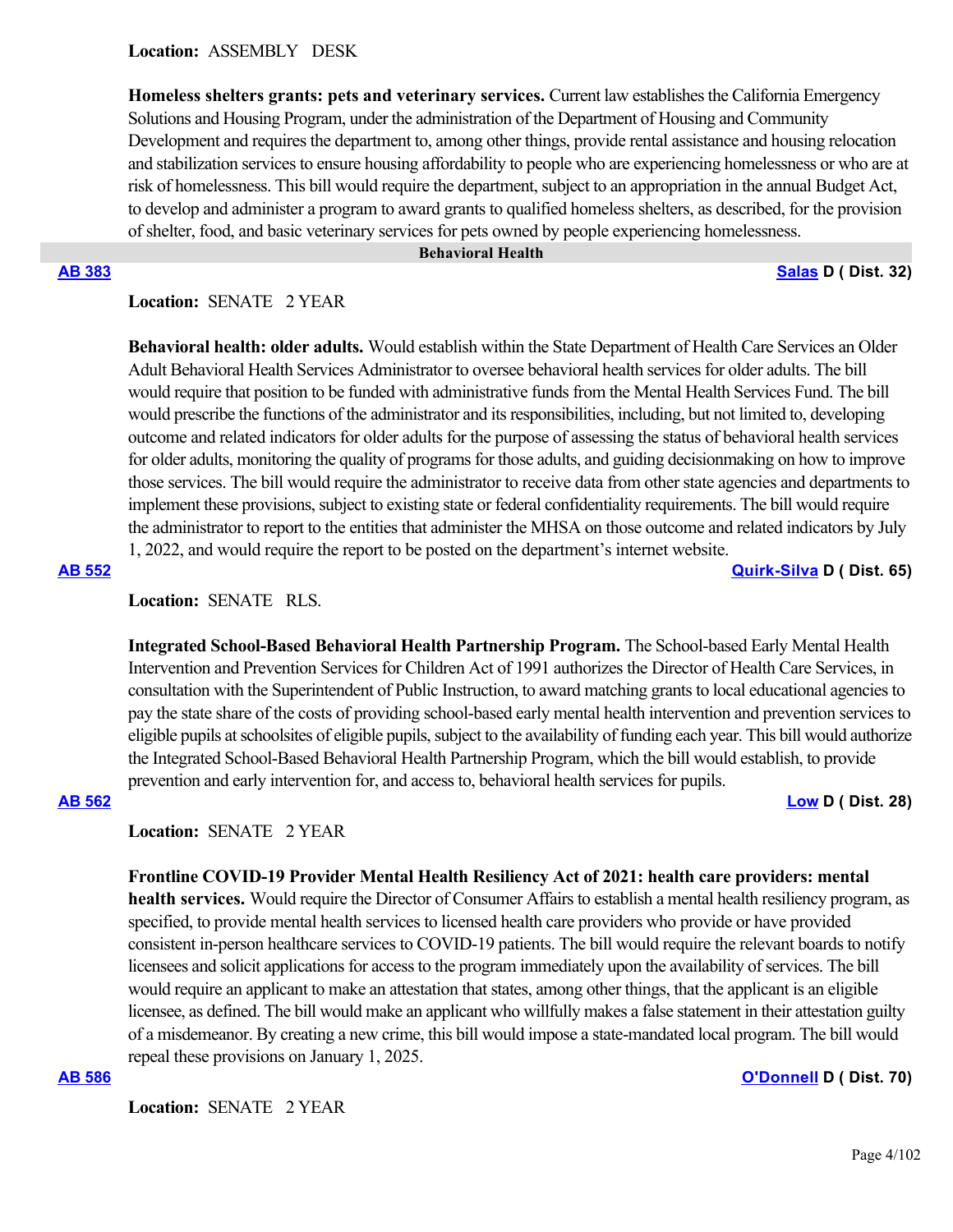**Location:** ASSEMBLY DESK

**Homeless shelters grants: pets and veterinary services.** Current law establishes the California Emergency Solutions and Housing Program, under the administration of the Department of Housing and Community Development and requires the department to, among other things, provide rental assistance and housing relocation and stabilization services to ensure housing affordability to people who are experiencing homelessness or who are at risk of homelessness. This bill would require the department, subject to an appropriation in the annual Budget Act, to develop and administer a program to award grants to qualified homeless shelters, as described, for the provision of shelter, food, and basic veterinary services for pets owned by people experiencing homelessness.

## Behavioral Health

**AB 383** — **Salas D ( Dist. 32)**

**Location:** SENATE 2 YEAR

**Behavioral health: older adults.** Would establish within the State Department of Health Care Services an Older Adult Behavioral Health Services Administrator to oversee behavioral health services for older adults. The bill would require that position to be funded with administrative funds from the Mental Health Services Fund. The bill would prescribe the functions of the administrator and its responsibilities, including, but not limited to, developing outcome and related indicators for older adults for the purpose of assessing the status of behavioral health services for older adults, monitoring the quality of programs for those adults, and guiding decisionmaking on how to improve those services. The bill would require the administrator to receive data from other state agencies and departments to implement these provisions, subject to existing state or federal confidentiality requirements. The bill would require the administrator to report to the entities that administer the MHSA on those outcome and related indicators by July 1, 2022, and would require the report to be posted on the department's internet website.

**AB 552** — **Quirk-Silva D ( Dist. 65)**

**Location:** SENATE RLS.

**Integrated School-Based Behavioral Health Partnership Program.** The School-based Early Mental Health Intervention and Prevention Services for Children Act of 1991 authorizes the Director of Health Care Services, in consultation with the Superintendent of Public Instruction, to award matching grants to local educational agencies to pay the state share of the costs of providing school-based early mental health intervention and prevention services to eligible pupils at schoolsites of eligible pupils, subject to the availability of funding each year. This bill would authorize the Integrated School-Based Behavioral Health Partnership Program, which the bill would establish, to provide prevention and early intervention for, and access to, behavioral health services for pupils.

**AB 562** — **Low D ( Dist. 28)**

**Location:** SENATE 2 YEAR

**Frontline COVID-19 Provider Mental Health Resiliency Act of 2021: health care providers: mental health services.** Would require the Director of Consumer Affairs to establish a mental health resiliency program, as specified, to provide mental health services to licensed health care providers who provide or have provided consistent in-person healthcare services to COVID-19 patients. The bill would require the relevant boards to notify licensees and solicit applications for access to the program immediately upon the availability of services. The bill would require an applicant to make an attestation that states, among other things, that the applicant is an eligible licensee, as defined. The bill would make an applicant who willfully makes a false statement in their attestation guilty of a misdemeanor. By creating a new crime, this bill would impose a state-mandated local program. The bill would repeal these provisions on January 1, 2025.

**AB 586** — **O'Donnell D ( Dist. 70)**

**Location:** SENATE 2 YEAR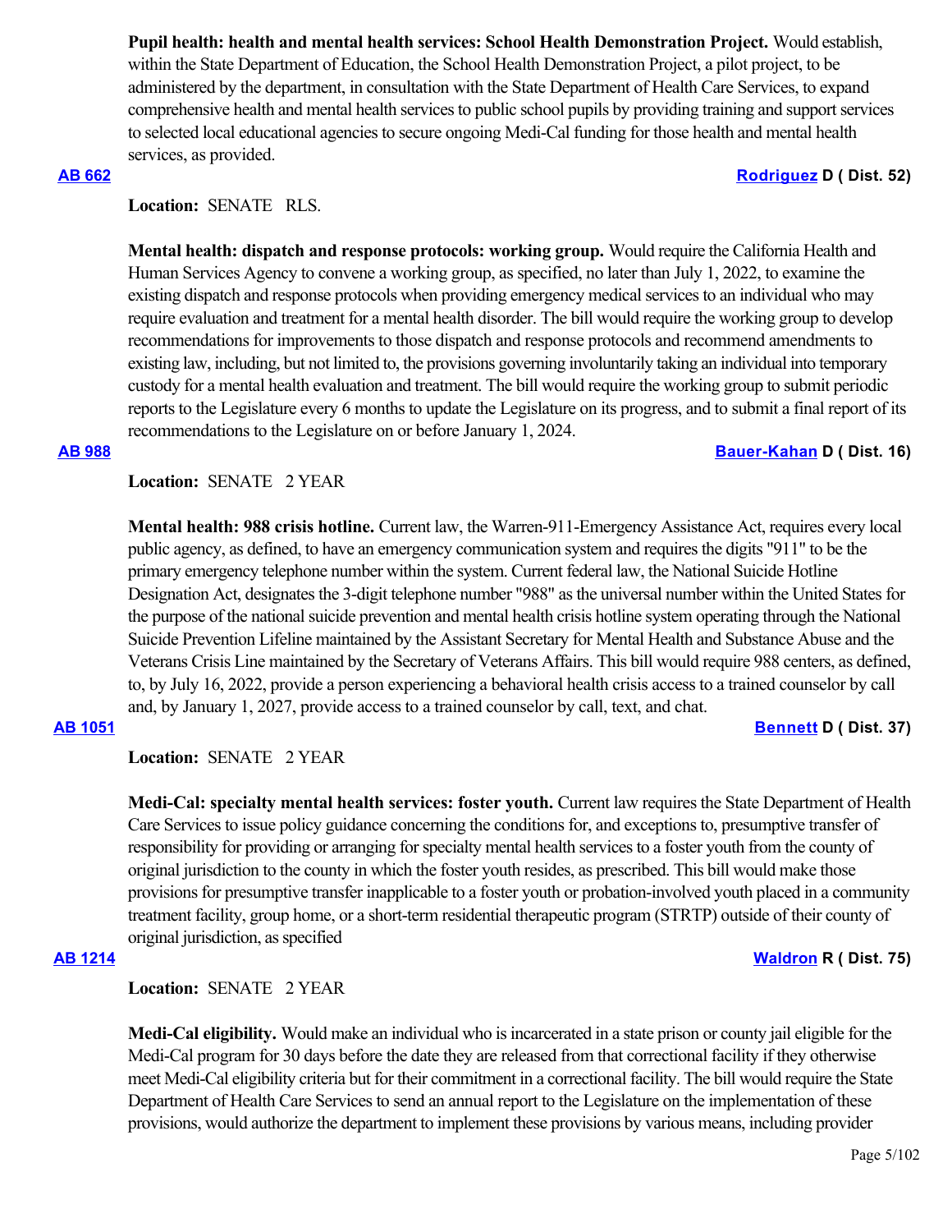**Pupil health: health and mental health services: School Health Demonstration Project.** Would establish, within the State Department of Education, the School Health Demonstration Project, a pilot project, to be administered by the department, in consultation with the State Department of Health Care Services, to expand comprehensive health and mental health services to public school pupils by providing training and support services to selected local educational agencies to secure ongoing Medi-Cal funding for those health and mental health services, as provided.

**AB 662** **Rodriguez D ( Dist. 52)**

**Location:** SENATE RLS.

**Mental health: dispatch and response protocols: working group.** Would require the California Health and Human Services Agency to convene a working group, as specified, no later than July 1, 2022, to examine the existing dispatch and response protocols when providing emergency medical services to an individual who may require evaluation and treatment for a mental health disorder. The bill would require the working group to develop recommendations for improvements to those dispatch and response protocols and recommend amendments to existing law, including, but not limited to, the provisions governing involuntarily taking an individual into temporary custody for a mental health evaluation and treatment. The bill would require the working group to submit periodic reports to the Legislature every 6 months to update the Legislature on its progress, and to submit a final report of its recommendations to the Legislature on or before January 1, 2024.

**AB 988** **Bauer-Kahan D ( Dist. 16)**

**Location:** SENATE 2 YEAR

**Mental health: 988 crisis hotline.** Current law, the Warren-911-Emergency Assistance Act, requires every local public agency, as defined, to have an emergency communication system and requires the digits "911" to be the primary emergency telephone number within the system. Current federal law, the National Suicide Hotline Designation Act, designates the 3-digit telephone number "988" as the universal number within the United States for the purpose of the national suicide prevention and mental health crisis hotline system operating through the National Suicide Prevention Lifeline maintained by the Assistant Secretary for Mental Health and Substance Abuse and the Veterans Crisis Line maintained by the Secretary of Veterans Affairs. This bill would require 988 centers, as defined, to, by July 16, 2022, provide a person experiencing a behavioral health crisis access to a trained counselor by call and, by January 1, 2027, provide access to a trained counselor by call, text, and chat.

**AB 1051** **Bennett D ( Dist. 37)**

**Location:** SENATE 2 YEAR

**Medi-Cal: specialty mental health services: foster youth.** Current law requires the State Department of Health Care Services to issue policy guidance concerning the conditions for, and exceptions to, presumptive transfer of responsibility for providing or arranging for specialty mental health services to a foster youth from the county of original jurisdiction to the county in which the foster youth resides, as prescribed. This bill would make those provisions for presumptive transfer inapplicable to a foster youth or probation-involved youth placed in a community treatment facility, group home, or a short-term residential therapeutic program (STRTP) outside of their county of original jurisdiction, as specified

**AB 1214** **Waldron R ( Dist. 75)**

**Location:** SENATE 2 YEAR

**Medi-Cal eligibility.** Would make an individual who is incarcerated in a state prison or county jail eligible for the Medi-Cal program for 30 days before the date they are released from that correctional facility if they otherwise meet Medi-Cal eligibility criteria but for their commitment in a correctional facility. The bill would require the State Department of Health Care Services to send an annual report to the Legislature on the implementation of these provisions, would authorize the department to implement these provisions by various means, including provider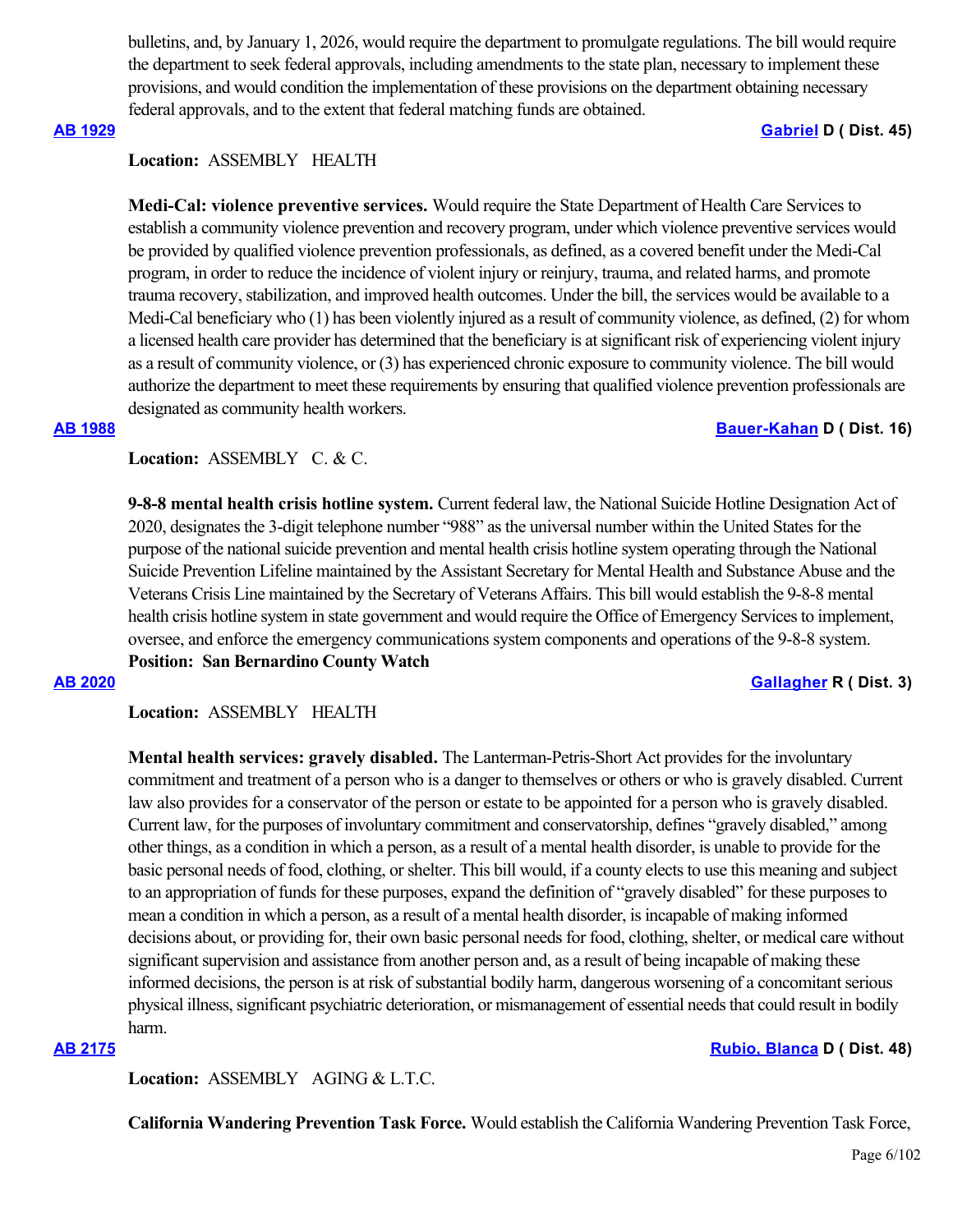bulletins, and, by January 1, 2026, would require the department to promulgate regulations. The bill would require the department to seek federal approvals, including amendments to the state plan, necessary to implement these provisions, and would condition the implementation of these provisions on the department obtaining necessary federal approvals, and to the extent that federal matching funds are obtained.

**AB 1929** **Gabriel D ( Dist. 45)**

**Location:** ASSEMBLY HEALTH

**Medi-Cal: violence preventive services.** Would require the State Department of Health Care Services to establish a community violence prevention and recovery program, under which violence preventive services would be provided by qualified violence prevention professionals, as defined, as a covered benefit under the Medi-Cal program, in order to reduce the incidence of violent injury or reinjury, trauma, and related harms, and promote trauma recovery, stabilization, and improved health outcomes. Under the bill, the services would be available to a Medi-Cal beneficiary who (1) has been violently injured as a result of community violence, as defined, (2) for whom a licensed health care provider has determined that the beneficiary is at significant risk of experiencing violent injury as a result of community violence, or (3) has experienced chronic exposure to community violence. The bill would authorize the department to meet these requirements by ensuring that qualified violence prevention professionals are designated as community health workers.

**AB 1988** **Bauer-Kahan D ( Dist. 16)**

**Location:** ASSEMBLY C. & C.

**9-8-8 mental health crisis hotline system.** Current federal law, the National Suicide Hotline Designation Act of 2020, designates the 3-digit telephone number "988" as the universal number within the United States for the purpose of the national suicide prevention and mental health crisis hotline system operating through the National Suicide Prevention Lifeline maintained by the Assistant Secretary for Mental Health and Substance Abuse and the Veterans Crisis Line maintained by the Secretary of Veterans Affairs. This bill would establish the 9-8-8 mental health crisis hotline system in state government and would require the Office of Emergency Services to implement, oversee, and enforce the emergency communications system components and operations of the 9-8-8 system.

**Position: San Bernardino County Watch**

**AB 2020** **Gallagher R ( Dist. 3)**

**Location:** ASSEMBLY HEALTH

**Mental health services: gravely disabled.** The Lanterman-Petris-Short Act provides for the involuntary commitment and treatment of a person who is a danger to themselves or others or who is gravely disabled. Current law also provides for a conservator of the person or estate to be appointed for a person who is gravely disabled. Current law, for the purposes of involuntary commitment and conservatorship, defines "gravely disabled," among other things, as a condition in which a person, as a result of a mental health disorder, is unable to provide for the basic personal needs of food, clothing, or shelter. This bill would, if a county elects to use this meaning and subject to an appropriation of funds for these purposes, expand the definition of "gravely disabled" for these purposes to mean a condition in which a person, as a result of a mental health disorder, is incapable of making informed decisions about, or providing for, their own basic personal needs for food, clothing, shelter, or medical care without significant supervision and assistance from another person and, as a result of being incapable of making these informed decisions, the person is at risk of substantial bodily harm, dangerous worsening of a concomitant serious physical illness, significant psychiatric deterioration, or mismanagement of essential needs that could result in bodily harm.

**AB 2175** **Rubio, Blanca D ( Dist. 48)**

**Location:** ASSEMBLY AGING & L.T.C.

**California Wandering Prevention Task Force.** Would establish the California Wandering Prevention Task Force,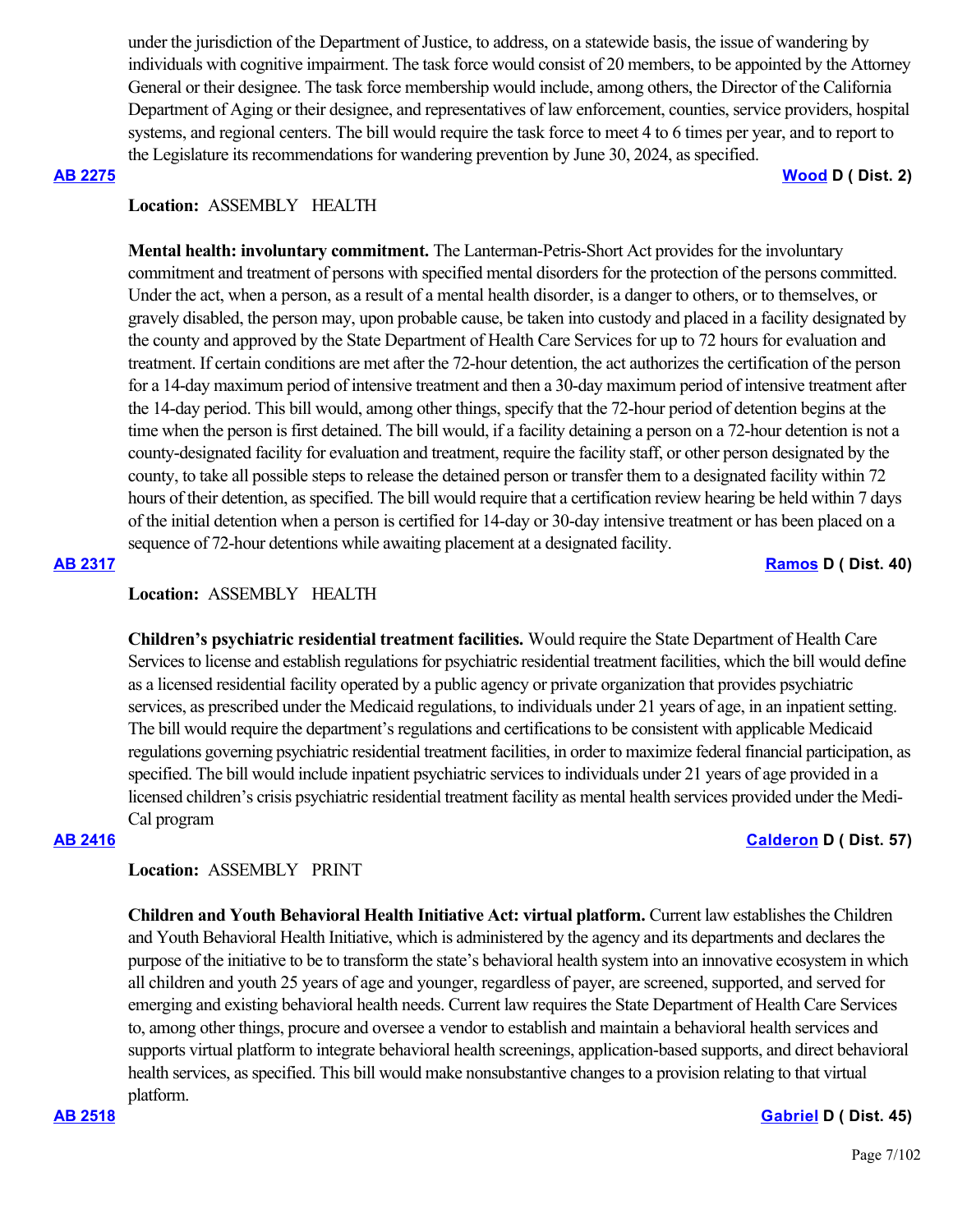under the jurisdiction of the Department of Justice, to address, on a statewide basis, the issue of wandering by individuals with cognitive impairment. The task force would consist of 20 members, to be appointed by the Attorney General or their designee. The task force membership would include, among others, the Director of the California Department of Aging or their designee, and representatives of law enforcement, counties, service providers, hospital systems, and regional centers. The bill would require the task force to meet 4 to 6 times per year, and to report to the Legislature its recommendations for wandering prevention by June 30, 2024, as specified.

**AB 2275** **Wood D ( Dist. 2)**

**Location:** ASSEMBLY HEALTH

**Mental health: involuntary commitment.** The Lanterman-Petris-Short Act provides for the involuntary commitment and treatment of persons with specified mental disorders for the protection of the persons committed. Under the act, when a person, as a result of a mental health disorder, is a danger to others, or to themselves, or gravely disabled, the person may, upon probable cause, be taken into custody and placed in a facility designated by the county and approved by the State Department of Health Care Services for up to 72 hours for evaluation and treatment. If certain conditions are met after the 72-hour detention, the act authorizes the certification of the person for a 14-day maximum period of intensive treatment and then a 30-day maximum period of intensive treatment after the 14-day period. This bill would, among other things, specify that the 72-hour period of detention begins at the time when the person is first detained. The bill would, if a facility detaining a person on a 72-hour detention is not a county-designated facility for evaluation and treatment, require the facility staff, or other person designated by the county, to take all possible steps to release the detained person or transfer them to a designated facility within 72 hours of their detention, as specified. The bill would require that a certification review hearing be held within 7 days of the initial detention when a person is certified for 14-day or 30-day intensive treatment or has been placed on a sequence of 72-hour detentions while awaiting placement at a designated facility.

**AB 2317** **Ramos D ( Dist. 40)**

**Location:** ASSEMBLY HEALTH

**Children's psychiatric residential treatment facilities.** Would require the State Department of Health Care Services to license and establish regulations for psychiatric residential treatment facilities, which the bill would define as a licensed residential facility operated by a public agency or private organization that provides psychiatric services, as prescribed under the Medicaid regulations, to individuals under 21 years of age, in an inpatient setting. The bill would require the department's regulations and certifications to be consistent with applicable Medicaid regulations governing psychiatric residential treatment facilities, in order to maximize federal financial participation, as specified. The bill would include inpatient psychiatric services to individuals under 21 years of age provided in a licensed children's crisis psychiatric residential treatment facility as mental health services provided under the Medi-Cal program

**AB 2416** **Calderon D ( Dist. 57)**

**Location:** ASSEMBLY PRINT

**Children and Youth Behavioral Health Initiative Act: virtual platform.** Current law establishes the Children and Youth Behavioral Health Initiative, which is administered by the agency and its departments and declares the purpose of the initiative to be to transform the state's behavioral health system into an innovative ecosystem in which all children and youth 25 years of age and younger, regardless of payer, are screened, supported, and served for emerging and existing behavioral health needs. Current law requires the State Department of Health Care Services to, among other things, procure and oversee a vendor to establish and maintain a behavioral health services and supports virtual platform to integrate behavioral health screenings, application-based supports, and direct behavioral health services, as specified. This bill would make nonsubstantive changes to a provision relating to that virtual platform.

**AB 2518** **Gabriel D ( Dist. 45)**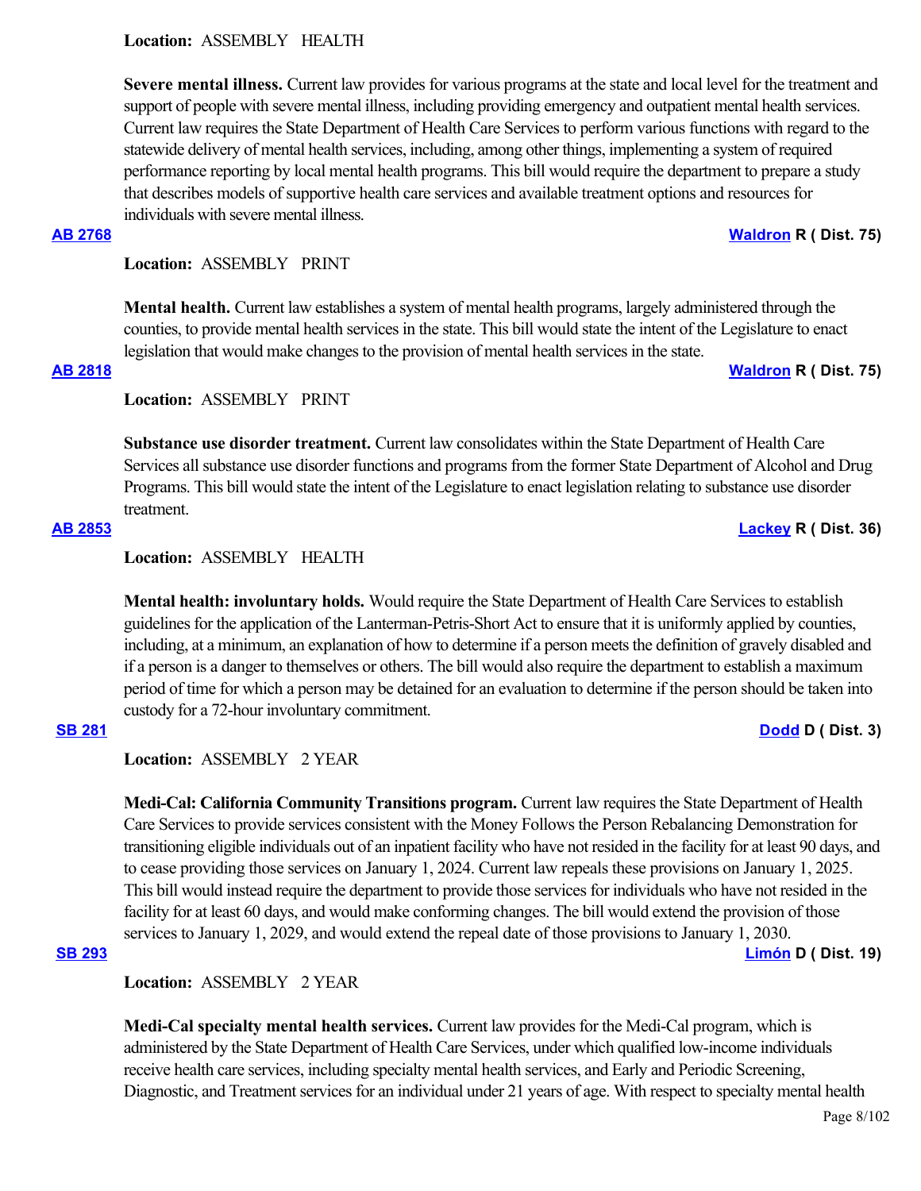**Location:** ASSEMBLY HEALTH

**Severe mental illness.** Current law provides for various programs at the state and local level for the treatment and support of people with severe mental illness, including providing emergency and outpatient mental health services. Current law requires the State Department of Health Care Services to perform various functions with regard to the statewide delivery of mental health services, including, among other things, implementing a system of required performance reporting by local mental health programs. This bill would require the department to prepare a study that describes models of supportive health care services and available treatment options and resources for individuals with severe mental illness.

**AB 2768** **Waldron R ( Dist. 75)**

**Location:** ASSEMBLY PRINT

**Mental health.** Current law establishes a system of mental health programs, largely administered through the counties, to provide mental health services in the state. This bill would state the intent of the Legislature to enact legislation that would make changes to the provision of mental health services in the state.

**AB 2818** **Waldron R ( Dist. 75)**

**Location:** ASSEMBLY PRINT

**Substance use disorder treatment.** Current law consolidates within the State Department of Health Care Services all substance use disorder functions and programs from the former State Department of Alcohol and Drug Programs. This bill would state the intent of the Legislature to enact legislation relating to substance use disorder treatment.

**AB 2853** **Lackey R ( Dist. 36)**

**Location:** ASSEMBLY HEALTH

**Mental health: involuntary holds.** Would require the State Department of Health Care Services to establish guidelines for the application of the Lanterman-Petris-Short Act to ensure that it is uniformly applied by counties, including, at a minimum, an explanation of how to determine if a person meets the definition of gravely disabled and if a person is a danger to themselves or others. The bill would also require the department to establish a maximum period of time for which a person may be detained for an evaluation to determine if the person should be taken into custody for a 72-hour involuntary commitment.

**SB 281** **Dodd D ( Dist. 3)**

**Location:** ASSEMBLY 2 YEAR

**Medi-Cal: California Community Transitions program.** Current law requires the State Department of Health Care Services to provide services consistent with the Money Follows the Person Rebalancing Demonstration for transitioning eligible individuals out of an inpatient facility who have not resided in the facility for at least 90 days, and to cease providing those services on January 1, 2024. Current law repeals these provisions on January 1, 2025. This bill would instead require the department to provide those services for individuals who have not resided in the facility for at least 60 days, and would make conforming changes. The bill would extend the provision of those services to January 1, 2029, and would extend the repeal date of those provisions to January 1, 2030.

**SB 293** **Limón D ( Dist. 19)**

**Location:** ASSEMBLY 2 YEAR

**Medi-Cal specialty mental health services.** Current law provides for the Medi-Cal program, which is administered by the State Department of Health Care Services, under which qualified low-income individuals receive health care services, including specialty mental health services, and Early and Periodic Screening, Diagnostic, and Treatment services for an individual under 21 years of age. With respect to specialty mental health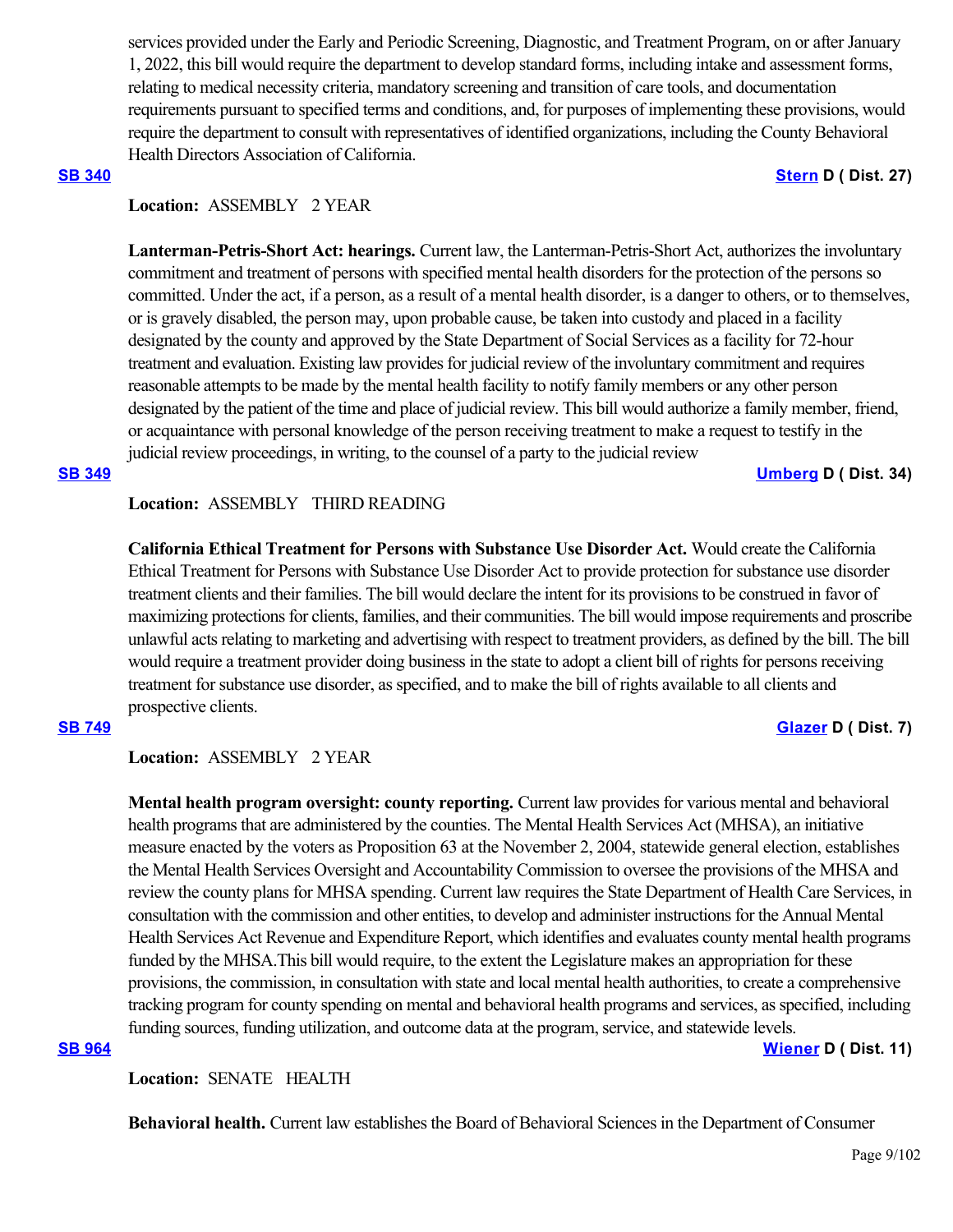services provided under the Early and Periodic Screening, Diagnostic, and Treatment Program, on or after January 1, 2022, this bill would require the department to develop standard forms, including intake and assessment forms, relating to medical necessity criteria, mandatory screening and transition of care tools, and documentation requirements pursuant to specified terms and conditions, and, for purposes of implementing these provisions, would require the department to consult with representatives of identified organizations, including the County Behavioral Health Directors Association of California.

**SB 340** **Stern D ( Dist. 27)**

**Location:** ASSEMBLY 2 YEAR

**Lanterman-Petris-Short Act: hearings.** Current law, the Lanterman-Petris-Short Act, authorizes the involuntary commitment and treatment of persons with specified mental health disorders for the protection of the persons so committed. Under the act, if a person, as a result of a mental health disorder, is a danger to others, or to themselves, or is gravely disabled, the person may, upon probable cause, be taken into custody and placed in a facility designated by the county and approved by the State Department of Social Services as a facility for 72-hour treatment and evaluation. Existing law provides for judicial review of the involuntary commitment and requires reasonable attempts to be made by the mental health facility to notify family members or any other person designated by the patient of the time and place of judicial review. This bill would authorize a family member, friend, or acquaintance with personal knowledge of the person receiving treatment to make a request to testify in the judicial review proceedings, in writing, to the counsel of a party to the judicial review

**SB 349** **Umberg D ( Dist. 34)**

**Location:** ASSEMBLY THIRD READING

**California Ethical Treatment for Persons with Substance Use Disorder Act.** Would create the California Ethical Treatment for Persons with Substance Use Disorder Act to provide protection for substance use disorder treatment clients and their families. The bill would declare the intent for its provisions to be construed in favor of maximizing protections for clients, families, and their communities. The bill would impose requirements and proscribe unlawful acts relating to marketing and advertising with respect to treatment providers, as defined by the bill. The bill would require a treatment provider doing business in the state to adopt a client bill of rights for persons receiving treatment for substance use disorder, as specified, and to make the bill of rights available to all clients and prospective clients.

**SB 749** **Glazer D ( Dist. 7)**

**Location:** ASSEMBLY 2 YEAR

**Mental health program oversight: county reporting.** Current law provides for various mental and behavioral health programs that are administered by the counties. The Mental Health Services Act (MHSA), an initiative measure enacted by the voters as Proposition 63 at the November 2, 2004, statewide general election, establishes the Mental Health Services Oversight and Accountability Commission to oversee the provisions of the MHSA and review the county plans for MHSA spending. Current law requires the State Department of Health Care Services, in consultation with the commission and other entities, to develop and administer instructions for the Annual Mental Health Services Act Revenue and Expenditure Report, which identifies and evaluates county mental health programs funded by the MHSA.This bill would require, to the extent the Legislature makes an appropriation for these provisions, the commission, in consultation with state and local mental health authorities, to create a comprehensive tracking program for county spending on mental and behavioral health programs and services, as specified, including funding sources, funding utilization, and outcome data at the program, service, and statewide levels.

**SB 964** **Wiener D ( Dist. 11)**

**Location:** SENATE HEALTH

**Behavioral health.** Current law establishes the Board of Behavioral Sciences in the Department of Consumer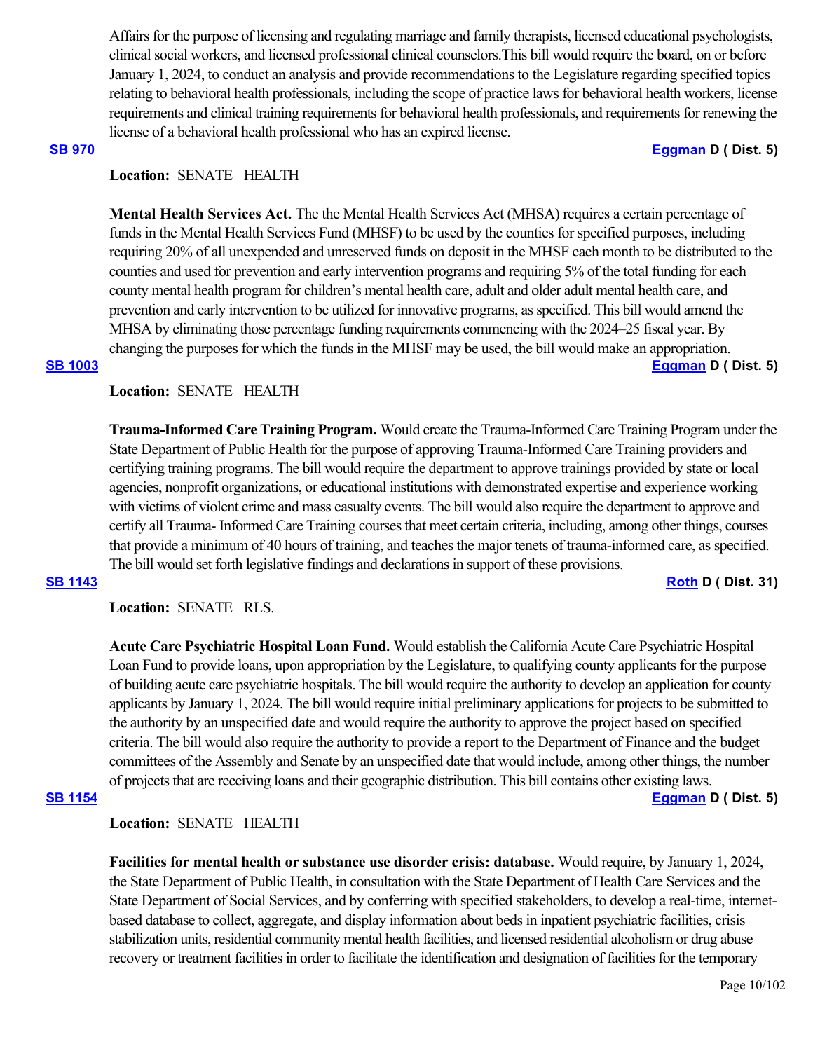Affairs for the purpose of licensing and regulating marriage and family therapists, licensed educational psychologists, clinical social workers, and licensed professional clinical counselors.This bill would require the board, on or before January 1, 2024, to conduct an analysis and provide recommendations to the Legislature regarding specified topics relating to behavioral health professionals, including the scope of practice laws for behavioral health workers, license requirements and clinical training requirements for behavioral health professionals, and requirements for renewing the license of a behavioral health professional who has an expired license.

**SB 970** **Eggman D ( Dist. 5)**

**Location:** SENATE HEALTH

**Mental Health Services Act.** The the Mental Health Services Act (MHSA) requires a certain percentage of funds in the Mental Health Services Fund (MHSF) to be used by the counties for specified purposes, including requiring 20% of all unexpended and unreserved funds on deposit in the MHSF each month to be distributed to the counties and used for prevention and early intervention programs and requiring 5% of the total funding for each county mental health program for children's mental health care, adult and older adult mental health care, and prevention and early intervention to be utilized for innovative programs, as specified. This bill would amend the MHSA by eliminating those percentage funding requirements commencing with the 2024–25 fiscal year. By changing the purposes for which the funds in the MHSF may be used, the bill would make an appropriation.

**SB 1003** **Eggman D ( Dist. 5)**

**Location:** SENATE HEALTH

**Trauma-Informed Care Training Program.** Would create the Trauma-Informed Care Training Program under the State Department of Public Health for the purpose of approving Trauma-Informed Care Training providers and certifying training programs. The bill would require the department to approve trainings provided by state or local agencies, nonprofit organizations, or educational institutions with demonstrated expertise and experience working with victims of violent crime and mass casualty events. The bill would also require the department to approve and certify all Trauma- Informed Care Training courses that meet certain criteria, including, among other things, courses that provide a minimum of 40 hours of training, and teaches the major tenets of trauma-informed care, as specified. The bill would set forth legislative findings and declarations in support of these provisions.

**SB 1143** **Roth D ( Dist. 31)**

**Location:** SENATE RLS.

**Acute Care Psychiatric Hospital Loan Fund.** Would establish the California Acute Care Psychiatric Hospital Loan Fund to provide loans, upon appropriation by the Legislature, to qualifying county applicants for the purpose of building acute care psychiatric hospitals. The bill would require the authority to develop an application for county applicants by January 1, 2024. The bill would require initial preliminary applications for projects to be submitted to the authority by an unspecified date and would require the authority to approve the project based on specified criteria. The bill would also require the authority to provide a report to the Department of Finance and the budget committees of the Assembly and Senate by an unspecified date that would include, among other things, the number of projects that are receiving loans and their geographic distribution. This bill contains other existing laws.

**SB 1154** **Eggman D ( Dist. 5)**

**Location:** SENATE HEALTH

**Facilities for mental health or substance use disorder crisis: database.** Would require, by January 1, 2024, the State Department of Public Health, in consultation with the State Department of Health Care Services and the State Department of Social Services, and by conferring with specified stakeholders, to develop a real-time, internet-based database to collect, aggregate, and display information about beds in inpatient psychiatric facilities, crisis stabilization units, residential community mental health facilities, and licensed residential alcoholism or drug abuse recovery or treatment facilities in order to facilitate the identification and designation of facilities for the temporary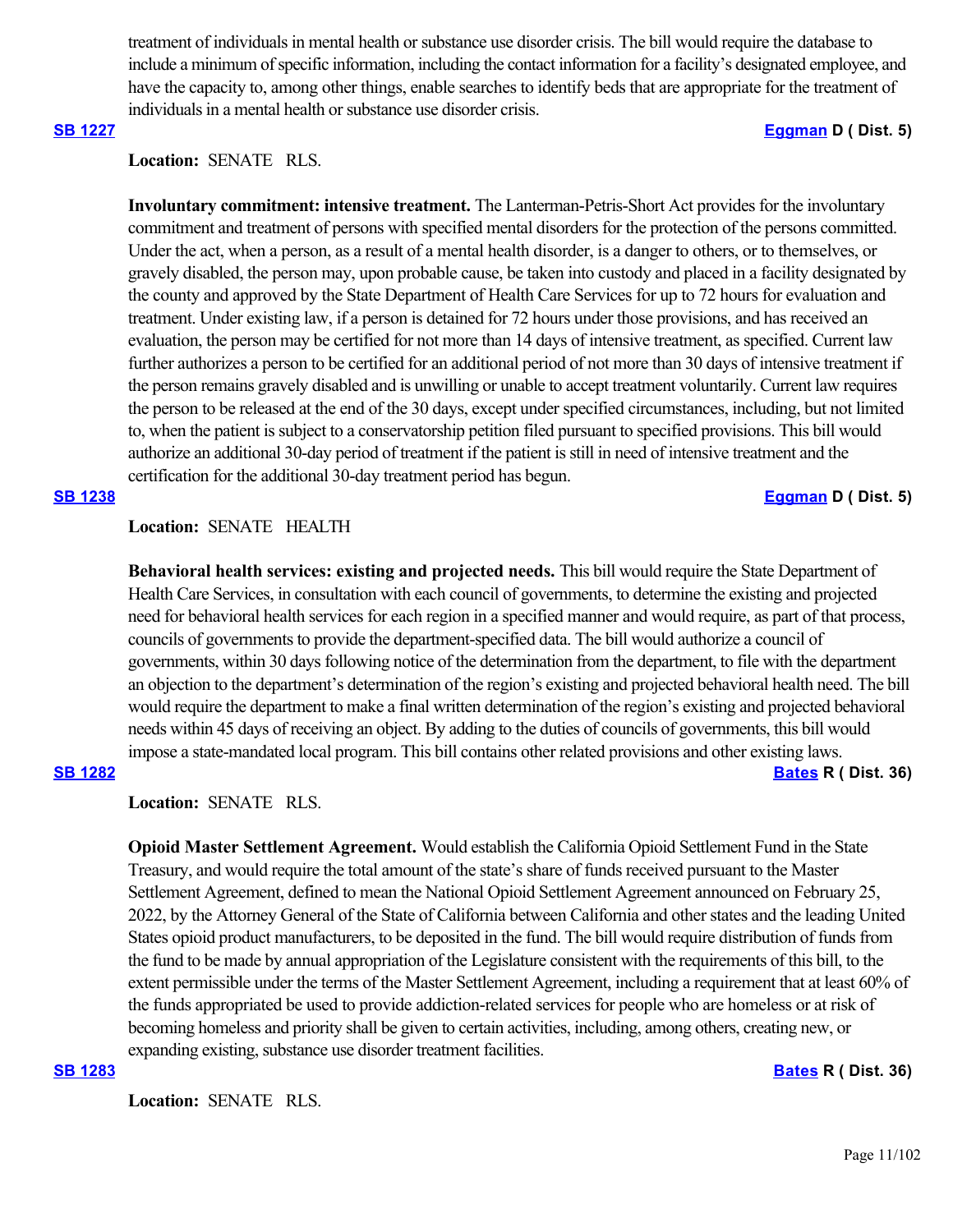treatment of individuals in mental health or substance use disorder crisis. The bill would require the database to include a minimum of specific information, including the contact information for a facility's designated employee, and have the capacity to, among other things, enable searches to identify beds that are appropriate for the treatment of individuals in a mental health or substance use disorder crisis.

**SB 1227** **Eggman D ( Dist. 5)**

**Location:** SENATE RLS.

**Involuntary commitment: intensive treatment.** The Lanterman-Petris-Short Act provides for the involuntary commitment and treatment of persons with specified mental disorders for the protection of the persons committed. Under the act, when a person, as a result of a mental health disorder, is a danger to others, or to themselves, or gravely disabled, the person may, upon probable cause, be taken into custody and placed in a facility designated by the county and approved by the State Department of Health Care Services for up to 72 hours for evaluation and treatment. Under existing law, if a person is detained for 72 hours under those provisions, and has received an evaluation, the person may be certified for not more than 14 days of intensive treatment, as specified. Current law further authorizes a person to be certified for an additional period of not more than 30 days of intensive treatment if the person remains gravely disabled and is unwilling or unable to accept treatment voluntarily. Current law requires the person to be released at the end of the 30 days, except under specified circumstances, including, but not limited to, when the patient is subject to a conservatorship petition filed pursuant to specified provisions. This bill would authorize an additional 30-day period of treatment if the patient is still in need of intensive treatment and the certification for the additional 30-day treatment period has begun.

**SB 1238** **Eggman D ( Dist. 5)**

**Location:** SENATE HEALTH

**Behavioral health services: existing and projected needs.** This bill would require the State Department of Health Care Services, in consultation with each council of governments, to determine the existing and projected need for behavioral health services for each region in a specified manner and would require, as part of that process, councils of governments to provide the department-specified data. The bill would authorize a council of governments, within 30 days following notice of the determination from the department, to file with the department an objection to the department's determination of the region's existing and projected behavioral health need. The bill would require the department to make a final written determination of the region's existing and projected behavioral needs within 45 days of receiving an object. By adding to the duties of councils of governments, this bill would impose a state-mandated local program. This bill contains other related provisions and other existing laws.

**SB 1282** **Bates R ( Dist. 36)**

**Location:** SENATE RLS.

**Opioid Master Settlement Agreement.** Would establish the California Opioid Settlement Fund in the State Treasury, and would require the total amount of the state's share of funds received pursuant to the Master Settlement Agreement, defined to mean the National Opioid Settlement Agreement announced on February 25, 2022, by the Attorney General of the State of California between California and other states and the leading United States opioid product manufacturers, to be deposited in the fund. The bill would require distribution of funds from the fund to be made by annual appropriation of the Legislature consistent with the requirements of this bill, to the extent permissible under the terms of the Master Settlement Agreement, including a requirement that at least 60% of the funds appropriated be used to provide addiction-related services for people who are homeless or at risk of becoming homeless and priority shall be given to certain activities, including, among others, creating new, or expanding existing, substance use disorder treatment facilities.

**SB 1283** **Bates R ( Dist. 36)**

**Location:** SENATE RLS.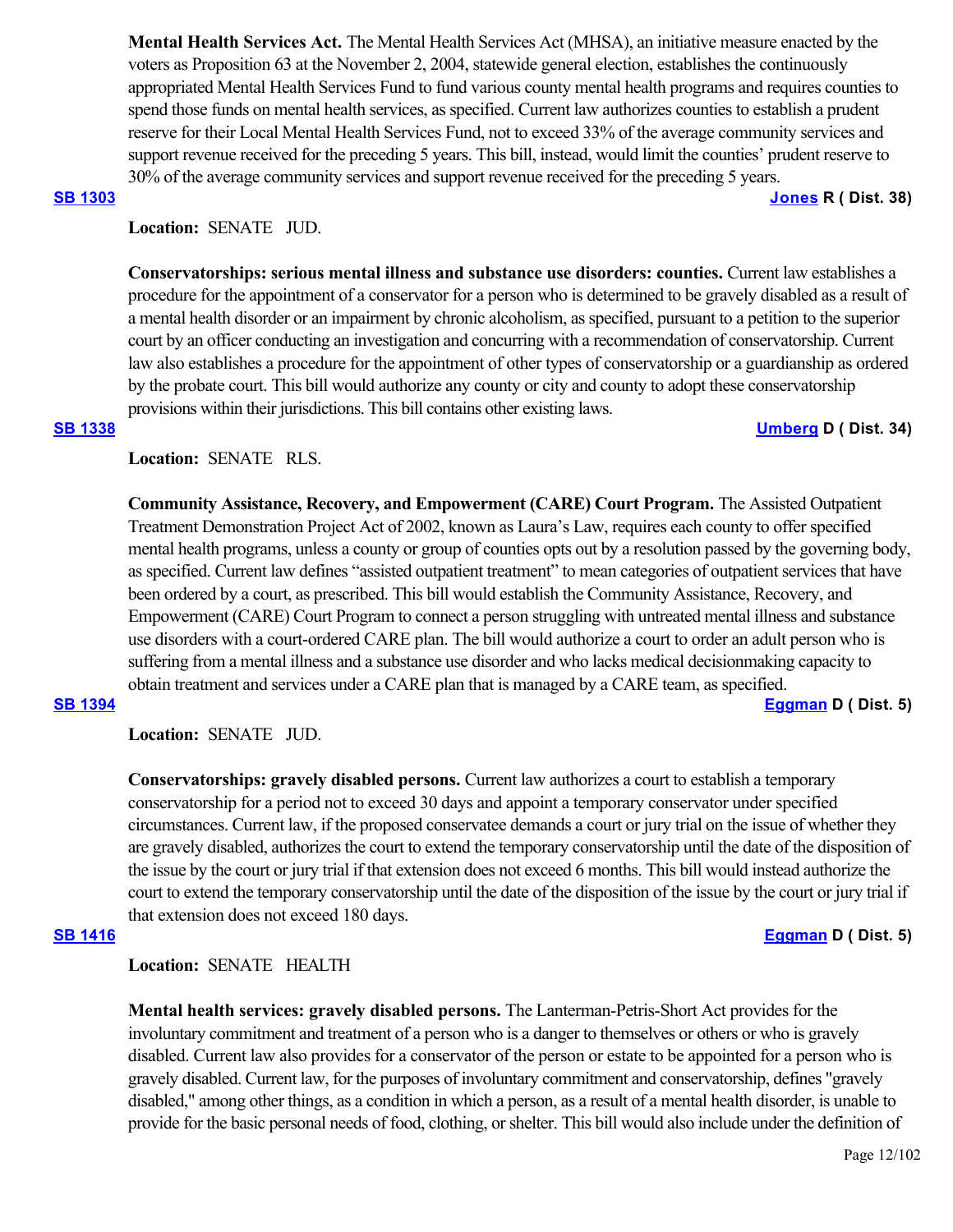**Mental Health Services Act.** The Mental Health Services Act (MHSA), an initiative measure enacted by the voters as Proposition 63 at the November 2, 2004, statewide general election, establishes the continuously appropriated Mental Health Services Fund to fund various county mental health programs and requires counties to spend those funds on mental health services, as specified. Current law authorizes counties to establish a prudent reserve for their Local Mental Health Services Fund, not to exceed 33% of the average community services and support revenue received for the preceding 5 years. This bill, instead, would limit the counties' prudent reserve to 30% of the average community services and support revenue received for the preceding 5 years.

**SB 1303** **Jones R ( Dist. 38)**

**Location:** SENATE JUD.

**Conservatorships: serious mental illness and substance use disorders: counties.** Current law establishes a procedure for the appointment of a conservator for a person who is determined to be gravely disabled as a result of a mental health disorder or an impairment by chronic alcoholism, as specified, pursuant to a petition to the superior court by an officer conducting an investigation and concurring with a recommendation of conservatorship. Current law also establishes a procedure for the appointment of other types of conservatorship or a guardianship as ordered by the probate court. This bill would authorize any county or city and county to adopt these conservatorship provisions within their jurisdictions. This bill contains other existing laws.

**SB 1338** **Umberg D ( Dist. 34)**

**Location:** SENATE RLS.

**Community Assistance, Recovery, and Empowerment (CARE) Court Program.** The Assisted Outpatient Treatment Demonstration Project Act of 2002, known as Laura's Law, requires each county to offer specified mental health programs, unless a county or group of counties opts out by a resolution passed by the governing body, as specified. Current law defines "assisted outpatient treatment" to mean categories of outpatient services that have been ordered by a court, as prescribed. This bill would establish the Community Assistance, Recovery, and Empowerment (CARE) Court Program to connect a person struggling with untreated mental illness and substance use disorders with a court-ordered CARE plan. The bill would authorize a court to order an adult person who is suffering from a mental illness and a substance use disorder and who lacks medical decisionmaking capacity to obtain treatment and services under a CARE plan that is managed by a CARE team, as specified.

**SB 1394** **Eggman D ( Dist. 5)**

**Location:** SENATE JUD.

**Conservatorships: gravely disabled persons.** Current law authorizes a court to establish a temporary conservatorship for a period not to exceed 30 days and appoint a temporary conservator under specified circumstances. Current law, if the proposed conservatee demands a court or jury trial on the issue of whether they are gravely disabled, authorizes the court to extend the temporary conservatorship until the date of the disposition of the issue by the court or jury trial if that extension does not exceed 6 months. This bill would instead authorize the court to extend the temporary conservatorship until the date of the disposition of the issue by the court or jury trial if that extension does not exceed 180 days.

**SB 1416** **Eggman D ( Dist. 5)**

**Location:** SENATE HEALTH

**Mental health services: gravely disabled persons.** The Lanterman-Petris-Short Act provides for the involuntary commitment and treatment of a person who is a danger to themselves or others or who is gravely disabled. Current law also provides for a conservator of the person or estate to be appointed for a person who is gravely disabled. Current law, for the purposes of involuntary commitment and conservatorship, defines "gravely disabled," among other things, as a condition in which a person, as a result of a mental health disorder, is unable to provide for the basic personal needs of food, clothing, or shelter. This bill would also include under the definition of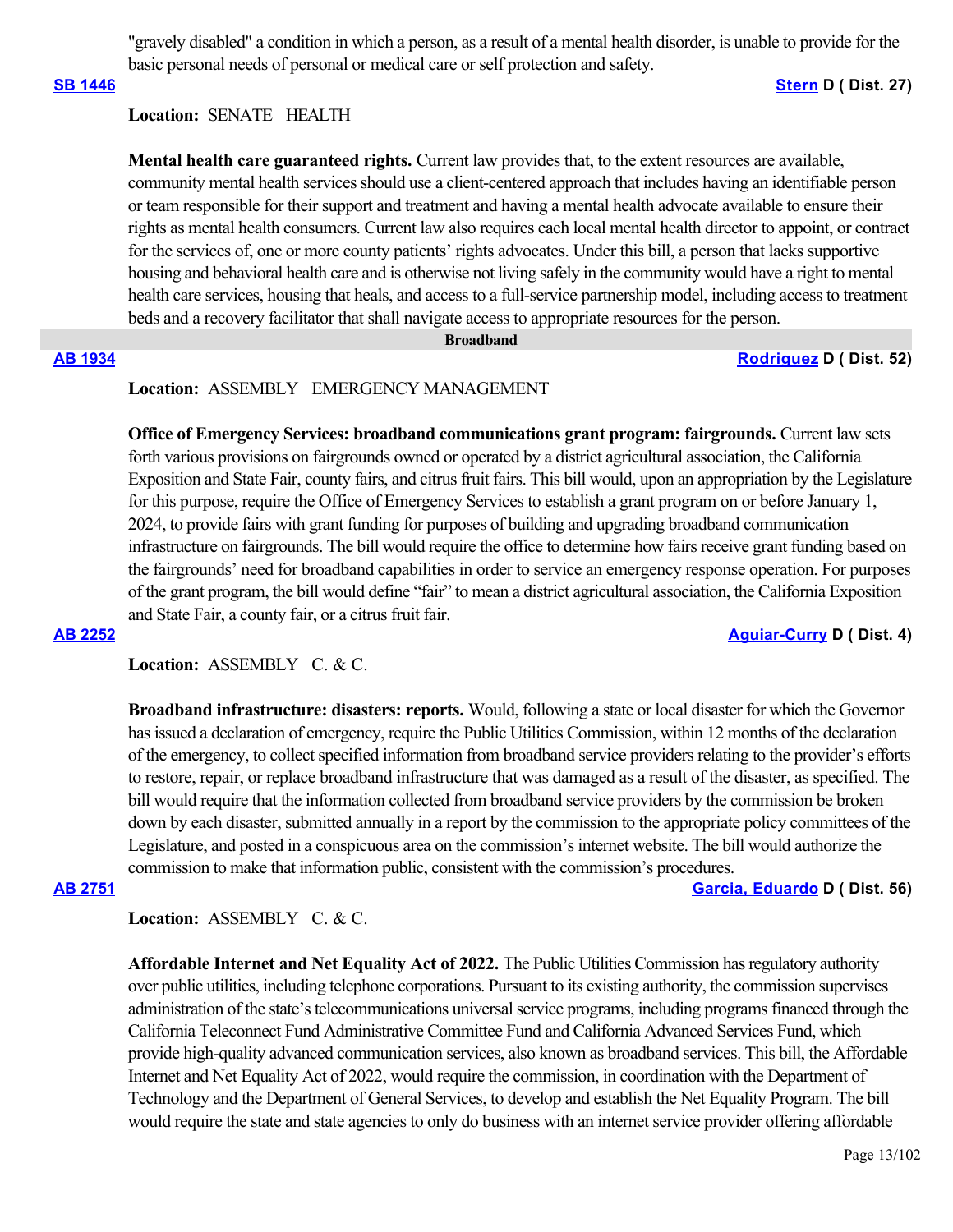"gravely disabled" a condition in which a person, as a result of a mental health disorder, is unable to provide for the basic personal needs of personal or medical care or self protection and safety.

**SB 1446** **Stern D ( Dist. 27)**

**Location:** SENATE HEALTH

**Mental health care guaranteed rights.** Current law provides that, to the extent resources are available, community mental health services should use a client-centered approach that includes having an identifiable person or team responsible for their support and treatment and having a mental health advocate available to ensure their rights as mental health consumers. Current law also requires each local mental health director to appoint, or contract for the services of, one or more county patients' rights advocates. Under this bill, a person that lacks supportive housing and behavioral health care and is otherwise not living safely in the community would have a right to mental health care services, housing that heals, and access to a full-service partnership model, including access to treatment beds and a recovery facilitator that shall navigate access to appropriate resources for the person.

## Broadband

**AB 1934** **Rodriguez D ( Dist. 52)**

**Location:** ASSEMBLY EMERGENCY MANAGEMENT

**Office of Emergency Services: broadband communications grant program: fairgrounds.** Current law sets forth various provisions on fairgrounds owned or operated by a district agricultural association, the California Exposition and State Fair, county fairs, and citrus fruit fairs. This bill would, upon an appropriation by the Legislature for this purpose, require the Office of Emergency Services to establish a grant program on or before January 1, 2024, to provide fairs with grant funding for purposes of building and upgrading broadband communication infrastructure on fairgrounds. The bill would require the office to determine how fairs receive grant funding based on the fairgrounds' need for broadband capabilities in order to service an emergency response operation. For purposes of the grant program, the bill would define "fair" to mean a district agricultural association, the California Exposition and State Fair, a county fair, or a citrus fruit fair.

**AB 2252** **Aguiar-Curry D ( Dist. 4)**

**Location:** ASSEMBLY C. & C.

**Broadband infrastructure: disasters: reports.** Would, following a state or local disaster for which the Governor has issued a declaration of emergency, require the Public Utilities Commission, within 12 months of the declaration of the emergency, to collect specified information from broadband service providers relating to the provider's efforts to restore, repair, or replace broadband infrastructure that was damaged as a result of the disaster, as specified. The bill would require that the information collected from broadband service providers by the commission be broken down by each disaster, submitted annually in a report by the commission to the appropriate policy committees of the Legislature, and posted in a conspicuous area on the commission's internet website. The bill would authorize the commission to make that information public, consistent with the commission's procedures.

**AB 2751** **Garcia, Eduardo D ( Dist. 56)**

**Location:** ASSEMBLY C. & C.

**Affordable Internet and Net Equality Act of 2022.** The Public Utilities Commission has regulatory authority over public utilities, including telephone corporations. Pursuant to its existing authority, the commission supervises administration of the state's telecommunications universal service programs, including programs financed through the California Teleconnect Fund Administrative Committee Fund and California Advanced Services Fund, which provide high-quality advanced communication services, also known as broadband services. This bill, the Affordable Internet and Net Equality Act of 2022, would require the commission, in coordination with the Department of Technology and the Department of General Services, to develop and establish the Net Equality Program. The bill would require the state and state agencies to only do business with an internet service provider offering affordable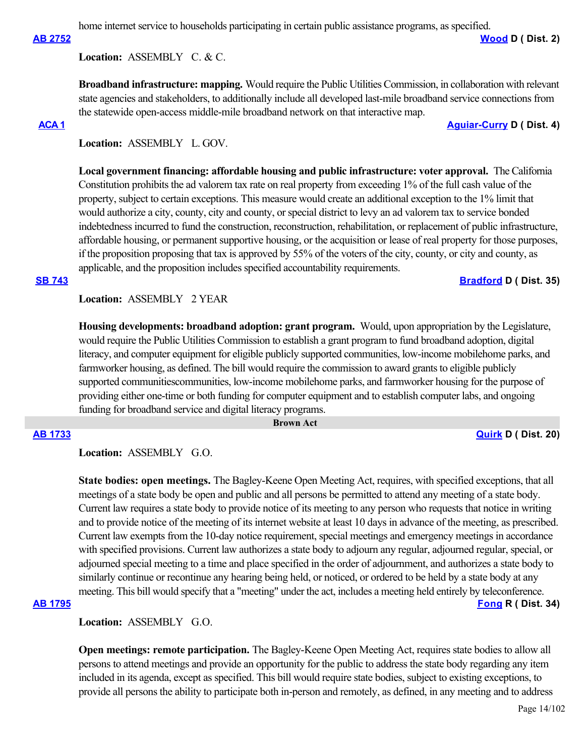home internet service to households participating in certain public assistance programs, as specified.

**AB 2752** **Wood** D ( Dist. 2)

**Location:** ASSEMBLY C. & C.

**Broadband infrastructure: mapping.** Would require the Public Utilities Commission, in collaboration with relevant state agencies and stakeholders, to additionally include all developed last-mile broadband service connections from the statewide open-access middle-mile broadband network on that interactive map.

**ACA 1** **Aguiar-Curry** D ( Dist. 4)

**Location:** ASSEMBLY L. GOV.

**Local government financing: affordable housing and public infrastructure: voter approval.** The California Constitution prohibits the ad valorem tax rate on real property from exceeding 1% of the full cash value of the property, subject to certain exceptions. This measure would create an additional exception to the 1% limit that would authorize a city, county, city and county, or special district to levy an ad valorem tax to service bonded indebtedness incurred to fund the construction, reconstruction, rehabilitation, or replacement of public infrastructure, affordable housing, or permanent supportive housing, or the acquisition or lease of real property for those purposes, if the proposition proposing that tax is approved by 55% of the voters of the city, county, or city and county, as applicable, and the proposition includes specified accountability requirements.

**SB 743** **Bradford** D ( Dist. 35)

**Location:** ASSEMBLY 2 YEAR

**Housing developments: broadband adoption: grant program.** Would, upon appropriation by the Legislature, would require the Public Utilities Commission to establish a grant program to fund broadband adoption, digital literacy, and computer equipment for eligible publicly supported communities, low-income mobilehome parks, and farmworker housing, as defined. The bill would require the commission to award grants to eligible publicly supported communitiescommunities, low-income mobilehome parks, and farmworker housing for the purpose of providing either one-time or both funding for computer equipment and to establish computer labs, and ongoing funding for broadband service and digital literacy programs.

## Brown Act

**AB 1733** **Quirk** D ( Dist. 20)

**Location:** ASSEMBLY G.O.

**State bodies: open meetings.** The Bagley-Keene Open Meeting Act, requires, with specified exceptions, that all meetings of a state body be open and public and all persons be permitted to attend any meeting of a state body. Current law requires a state body to provide notice of its meeting to any person who requests that notice in writing and to provide notice of the meeting of its internet website at least 10 days in advance of the meeting, as prescribed. Current law exempts from the 10-day notice requirement, special meetings and emergency meetings in accordance with specified provisions. Current law authorizes a state body to adjourn any regular, adjourned regular, special, or adjourned special meeting to a time and place specified in the order of adjournment, and authorizes a state body to similarly continue or recontinue any hearing being held, or noticed, or ordered to be held by a state body at any meeting. This bill would specify that a "meeting" under the act, includes a meeting held entirely by teleconference.

**AB 1795** **Fong** R ( Dist. 34)

**Location:** ASSEMBLY G.O.

**Open meetings: remote participation.** The Bagley-Keene Open Meeting Act, requires state bodies to allow all persons to attend meetings and provide an opportunity for the public to address the state body regarding any item included in its agenda, except as specified. This bill would require state bodies, subject to existing exceptions, to provide all persons the ability to participate both in-person and remotely, as defined, in any meeting and to address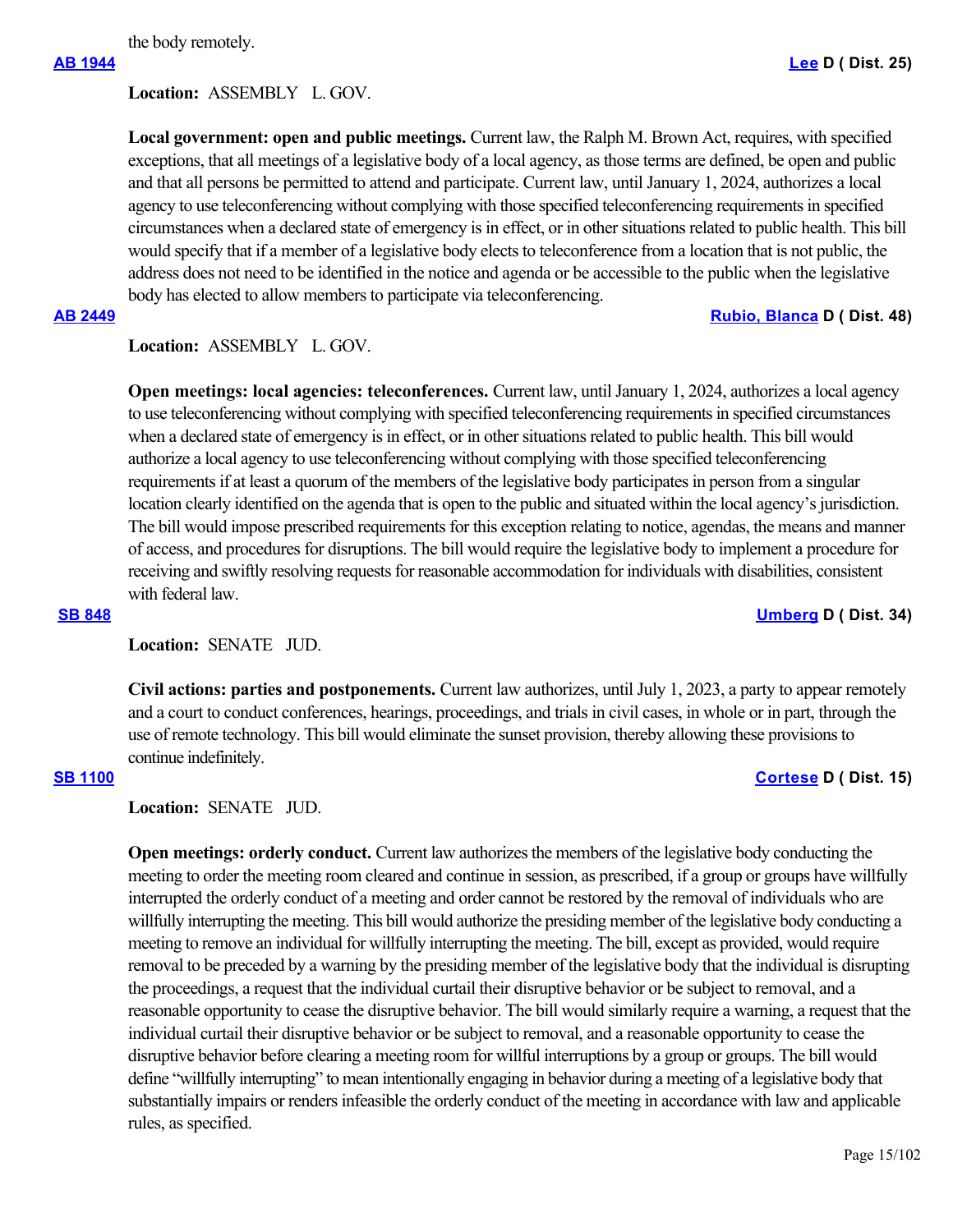the body remotely.

**AB 1944** **Lee D ( Dist. 25)**

**Location:** ASSEMBLY L. GOV.

**Local government: open and public meetings.** Current law, the Ralph M. Brown Act, requires, with specified exceptions, that all meetings of a legislative body of a local agency, as those terms are defined, be open and public and that all persons be permitted to attend and participate. Current law, until January 1, 2024, authorizes a local agency to use teleconferencing without complying with those specified teleconferencing requirements in specified circumstances when a declared state of emergency is in effect, or in other situations related to public health. This bill would specify that if a member of a legislative body elects to teleconference from a location that is not public, the address does not need to be identified in the notice and agenda or be accessible to the public when the legislative body has elected to allow members to participate via teleconferencing.

**AB 2449** **Rubio, Blanca D ( Dist. 48)**

**Location:** ASSEMBLY L. GOV.

**Open meetings: local agencies: teleconferences.** Current law, until January 1, 2024, authorizes a local agency to use teleconferencing without complying with specified teleconferencing requirements in specified circumstances when a declared state of emergency is in effect, or in other situations related to public health. This bill would authorize a local agency to use teleconferencing without complying with those specified teleconferencing requirements if at least a quorum of the members of the legislative body participates in person from a singular location clearly identified on the agenda that is open to the public and situated within the local agency's jurisdiction. The bill would impose prescribed requirements for this exception relating to notice, agendas, the means and manner of access, and procedures for disruptions. The bill would require the legislative body to implement a procedure for receiving and swiftly resolving requests for reasonable accommodation for individuals with disabilities, consistent with federal law.

**SB 848** **Umberg D ( Dist. 34)**

**Location:** SENATE JUD.

**Civil actions: parties and postponements.** Current law authorizes, until July 1, 2023, a party to appear remotely and a court to conduct conferences, hearings, proceedings, and trials in civil cases, in whole or in part, through the use of remote technology. This bill would eliminate the sunset provision, thereby allowing these provisions to continue indefinitely.

**SB 1100** **Cortese D ( Dist. 15)**

**Location:** SENATE JUD.

**Open meetings: orderly conduct.** Current law authorizes the members of the legislative body conducting the meeting to order the meeting room cleared and continue in session, as prescribed, if a group or groups have willfully interrupted the orderly conduct of a meeting and order cannot be restored by the removal of individuals who are willfully interrupting the meeting. This bill would authorize the presiding member of the legislative body conducting a meeting to remove an individual for willfully interrupting the meeting. The bill, except as provided, would require removal to be preceded by a warning by the presiding member of the legislative body that the individual is disrupting the proceedings, a request that the individual curtail their disruptive behavior or be subject to removal, and a reasonable opportunity to cease the disruptive behavior. The bill would similarly require a warning, a request that the individual curtail their disruptive behavior or be subject to removal, and a reasonable opportunity to cease the disruptive behavior before clearing a meeting room for willful interruptions by a group or groups. The bill would define "willfully interrupting" to mean intentionally engaging in behavior during a meeting of a legislative body that substantially impairs or renders infeasible the orderly conduct of the meeting in accordance with law and applicable rules, as specified.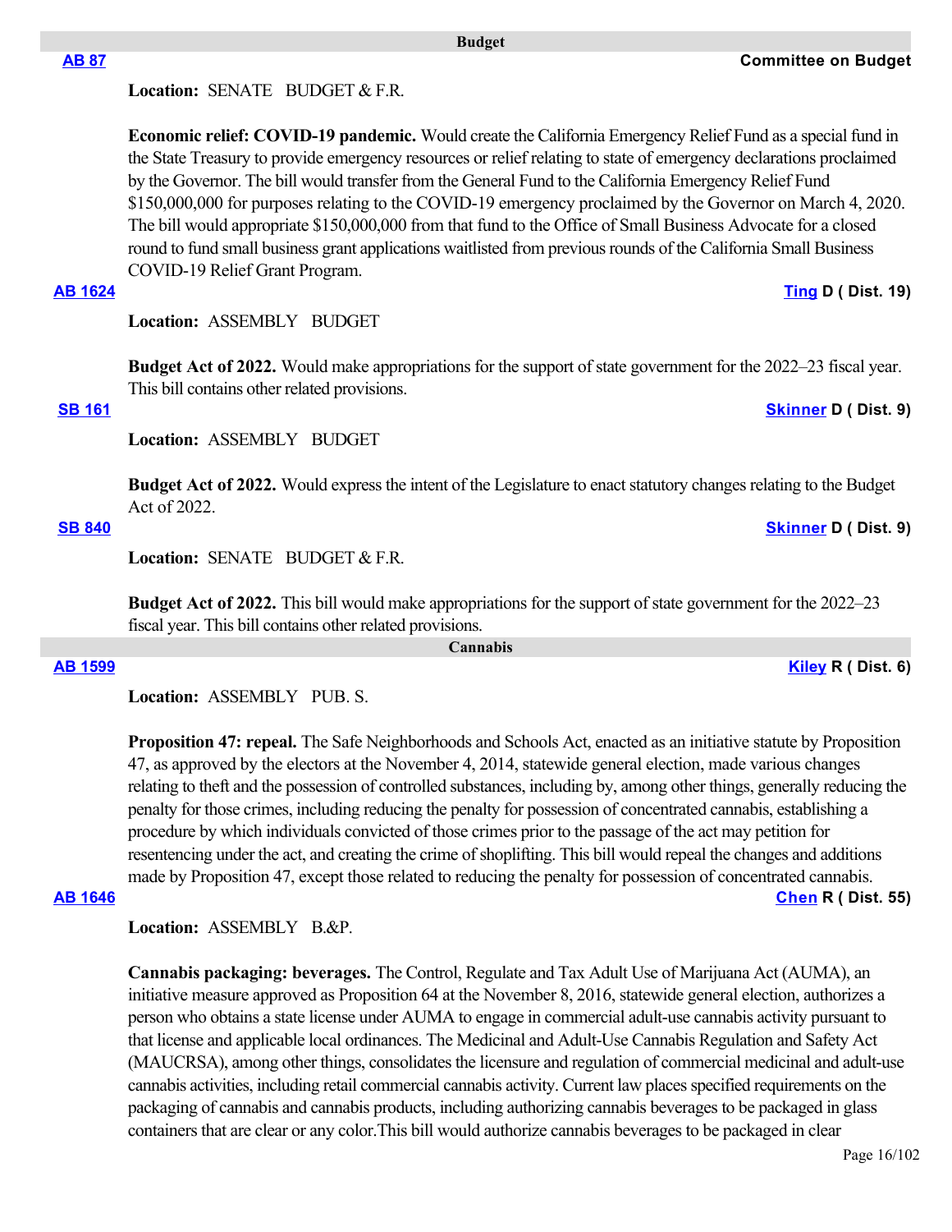## Budget

**AB 87** — **Committee on Budget**

**Location:** SENATE BUDGET & F.R.

**Economic relief: COVID-19 pandemic.** Would create the California Emergency Relief Fund as a special fund in the State Treasury to provide emergency resources or relief relating to state of emergency declarations proclaimed by the Governor. The bill would transfer from the General Fund to the California Emergency Relief Fund $150,000,000 for purposes relating to the COVID-19 emergency proclaimed by the Governor on March 4, 2020. The bill would appropriate $150,000,000 from that fund to the Office of Small Business Advocate for a closed round to fund small business grant applications waitlisted from previous rounds of the California Small Business COVID-19 Relief Grant Program.

**AB 1624** — **Ting D ( Dist. 19)**

**Location:** ASSEMBLY BUDGET

**Budget Act of 2022.** Would make appropriations for the support of state government for the 2022–23 fiscal year. This bill contains other related provisions.

**SB 161** — **Skinner D ( Dist. 9)**

**Location:** ASSEMBLY BUDGET

**Budget Act of 2022.** Would express the intent of the Legislature to enact statutory changes relating to the Budget Act of 2022.

**SB 840** — **Skinner D ( Dist. 9)**

**Location:** SENATE BUDGET & F.R.

**Budget Act of 2022.** This bill would make appropriations for the support of state government for the 2022–23 fiscal year. This bill contains other related provisions.

## Cannabis

**AB 1599** — **Kiley R ( Dist. 6)**

**Location:** ASSEMBLY PUB. S.

**Proposition 47: repeal.** The Safe Neighborhoods and Schools Act, enacted as an initiative statute by Proposition 47, as approved by the electors at the November 4, 2014, statewide general election, made various changes relating to theft and the possession of controlled substances, including by, among other things, generally reducing the penalty for those crimes, including reducing the penalty for possession of concentrated cannabis, establishing a procedure by which individuals convicted of those crimes prior to the passage of the act may petition for resentencing under the act, and creating the crime of shoplifting. This bill would repeal the changes and additions made by Proposition 47, except those related to reducing the penalty for possession of concentrated cannabis.

**AB 1646** — **Chen R ( Dist. 55)**

**Location:** ASSEMBLY B.&P.

**Cannabis packaging: beverages.** The Control, Regulate and Tax Adult Use of Marijuana Act (AUMA), an initiative measure approved as Proposition 64 at the November 8, 2016, statewide general election, authorizes a person who obtains a state license under AUMA to engage in commercial adult-use cannabis activity pursuant to that license and applicable local ordinances. The Medicinal and Adult-Use Cannabis Regulation and Safety Act (MAUCRSA), among other things, consolidates the licensure and regulation of commercial medicinal and adult-use cannabis activities, including retail commercial cannabis activity. Current law places specified requirements on the packaging of cannabis and cannabis products, including authorizing cannabis beverages to be packaged in glass containers that are clear or any color.This bill would authorize cannabis beverages to be packaged in clear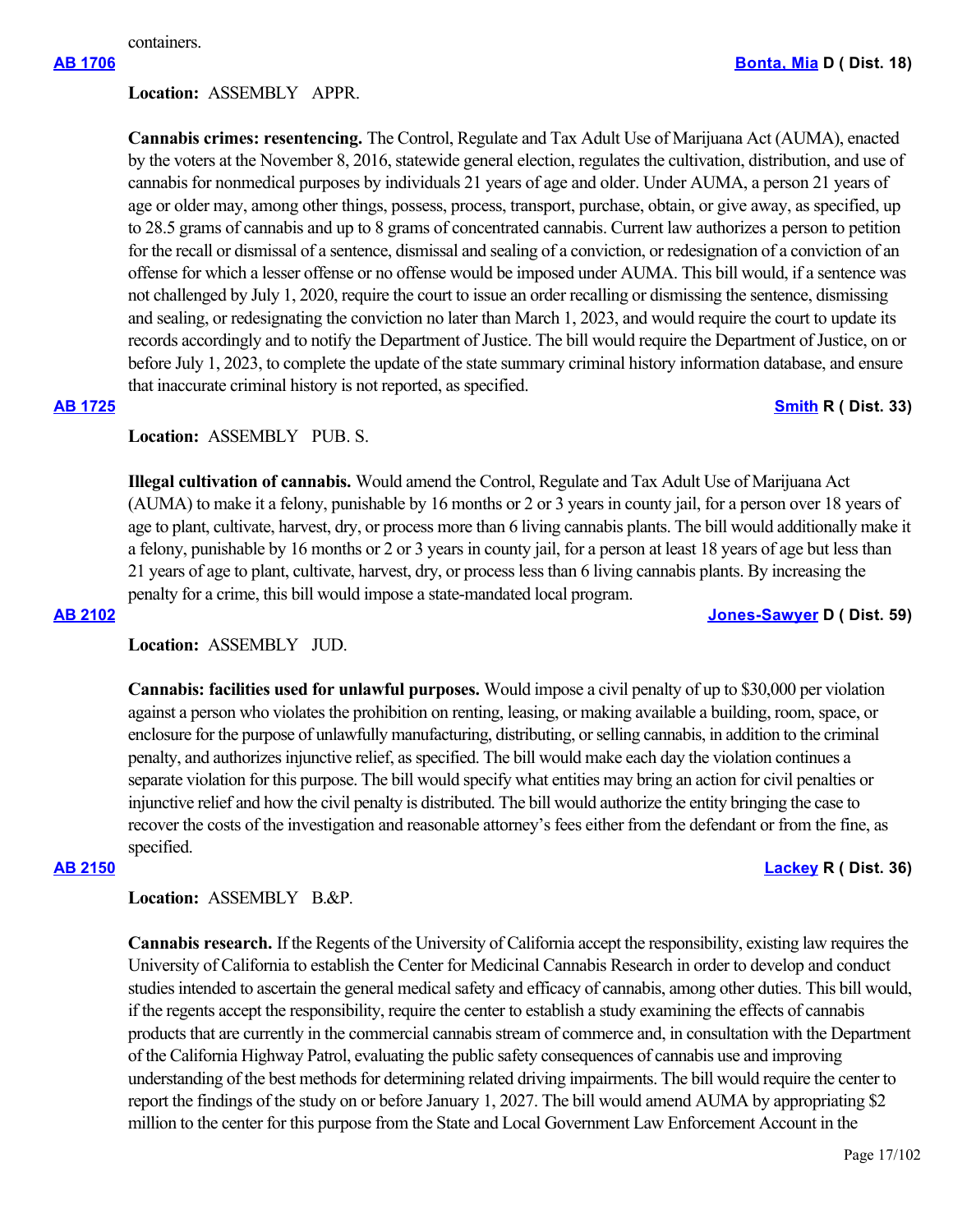containers.

**AB 1706** **Bonta, Mia** D ( Dist. 18)

**Location:** ASSEMBLY APPR.

**Cannabis crimes: resentencing.** The Control, Regulate and Tax Adult Use of Marijuana Act (AUMA), enacted by the voters at the November 8, 2016, statewide general election, regulates the cultivation, distribution, and use of cannabis for nonmedical purposes by individuals 21 years of age and older. Under AUMA, a person 21 years of age or older may, among other things, possess, process, transport, purchase, obtain, or give away, as specified, up to 28.5 grams of cannabis and up to 8 grams of concentrated cannabis. Current law authorizes a person to petition for the recall or dismissal of a sentence, dismissal and sealing of a conviction, or redesignation of a conviction of an offense for which a lesser offense or no offense would be imposed under AUMA. This bill would, if a sentence was not challenged by July 1, 2020, require the court to issue an order recalling or dismissing the sentence, dismissing and sealing, or redesignating the conviction no later than March 1, 2023, and would require the court to update its records accordingly and to notify the Department of Justice. The bill would require the Department of Justice, on or before July 1, 2023, to complete the update of the state summary criminal history information database, and ensure that inaccurate criminal history is not reported, as specified.

**AB 1725** **Smith** R ( Dist. 33)

**Location:** ASSEMBLY PUB. S.

**Illegal cultivation of cannabis.** Would amend the Control, Regulate and Tax Adult Use of Marijuana Act (AUMA) to make it a felony, punishable by 16 months or 2 or 3 years in county jail, for a person over 18 years of age to plant, cultivate, harvest, dry, or process more than 6 living cannabis plants. The bill would additionally make it a felony, punishable by 16 months or 2 or 3 years in county jail, for a person at least 18 years of age but less than 21 years of age to plant, cultivate, harvest, dry, or process less than 6 living cannabis plants. By increasing the penalty for a crime, this bill would impose a state-mandated local program.

**AB 2102** **Jones-Sawyer** D ( Dist. 59)

**Location:** ASSEMBLY JUD.

**Cannabis: facilities used for unlawful purposes.** Would impose a civil penalty of up to $30,000 per violation against a person who violates the prohibition on renting, leasing, or making available a building, room, space, or enclosure for the purpose of unlawfully manufacturing, distributing, or selling cannabis, in addition to the criminal penalty, and authorizes injunctive relief, as specified. The bill would make each day the violation continues a separate violation for this purpose. The bill would specify what entities may bring an action for civil penalties or injunctive relief and how the civil penalty is distributed. The bill would authorize the entity bringing the case to recover the costs of the investigation and reasonable attorney's fees either from the defendant or from the fine, as specified.

**AB 2150** **Lackey** R ( Dist. 36)

**Location:** ASSEMBLY B.&P.

**Cannabis research.** If the Regents of the University of California accept the responsibility, existing law requires the University of California to establish the Center for Medicinal Cannabis Research in order to develop and conduct studies intended to ascertain the general medical safety and efficacy of cannabis, among other duties. This bill would, if the regents accept the responsibility, require the center to establish a study examining the effects of cannabis products that are currently in the commercial cannabis stream of commerce and, in consultation with the Department of the California Highway Patrol, evaluating the public safety consequences of cannabis use and improving understanding of the best methods for determining related driving impairments. The bill would require the center to report the findings of the study on or before January 1, 2027. The bill would amend AUMA by appropriating $2 million to the center for this purpose from the State and Local Government Law Enforcement Account in the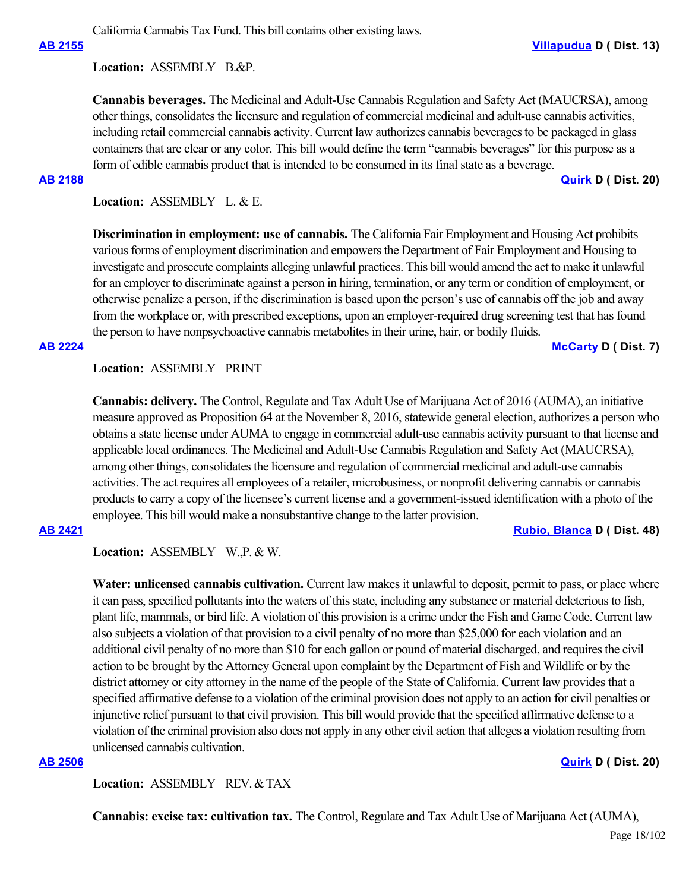California Cannabis Tax Fund. This bill contains other existing laws.

**[AB 2155](#)** **[Villapudua](#) D ( Dist. 13)**

**Location:** ASSEMBLY B.&P.

**Cannabis beverages.** The Medicinal and Adult-Use Cannabis Regulation and Safety Act (MAUCRSA), among other things, consolidates the licensure and regulation of commercial medicinal and adult-use cannabis activities, including retail commercial cannabis activity. Current law authorizes cannabis beverages to be packaged in glass containers that are clear or any color. This bill would define the term "cannabis beverages" for this purpose as a form of edible cannabis product that is intended to be consumed in its final state as a beverage.

**[AB 2188](#)** **[Quirk](#) D ( Dist. 20)**

**Location:** ASSEMBLY L. & E.

**Discrimination in employment: use of cannabis.** The California Fair Employment and Housing Act prohibits various forms of employment discrimination and empowers the Department of Fair Employment and Housing to investigate and prosecute complaints alleging unlawful practices. This bill would amend the act to make it unlawful for an employer to discriminate against a person in hiring, termination, or any term or condition of employment, or otherwise penalize a person, if the discrimination is based upon the person's use of cannabis off the job and away from the workplace or, with prescribed exceptions, upon an employer-required drug screening test that has found the person to have nonpsychoactive cannabis metabolites in their urine, hair, or bodily fluids.

**[AB 2224](#)** **[McCarty](#) D ( Dist. 7)**

**Location:** ASSEMBLY PRINT

**Cannabis: delivery.** The Control, Regulate and Tax Adult Use of Marijuana Act of 2016 (AUMA), an initiative measure approved as Proposition 64 at the November 8, 2016, statewide general election, authorizes a person who obtains a state license under AUMA to engage in commercial adult-use cannabis activity pursuant to that license and applicable local ordinances. The Medicinal and Adult-Use Cannabis Regulation and Safety Act (MAUCRSA), among other things, consolidates the licensure and regulation of commercial medicinal and adult-use cannabis activities. The act requires all employees of a retailer, microbusiness, or nonprofit delivering cannabis or cannabis products to carry a copy of the licensee's current license and a government-issued identification with a photo of the employee. This bill would make a nonsubstantive change to the latter provision.

**[AB 2421](#)** **[Rubio, Blanca](#) D ( Dist. 48)**

**Location:** ASSEMBLY W.,P. & W.

**Water: unlicensed cannabis cultivation.** Current law makes it unlawful to deposit, permit to pass, or place where it can pass, specified pollutants into the waters of this state, including any substance or material deleterious to fish, plant life, mammals, or bird life. A violation of this provision is a crime under the Fish and Game Code. Current law also subjects a violation of that provision to a civil penalty of no more than $25,000 for each violation and an additional civil penalty of no more than $10 for each gallon or pound of material discharged, and requires the civil action to be brought by the Attorney General upon complaint by the Department of Fish and Wildlife or by the district attorney or city attorney in the name of the people of the State of California. Current law provides that a specified affirmative defense to a violation of the criminal provision does not apply to an action for civil penalties or injunctive relief pursuant to that civil provision. This bill would provide that the specified affirmative defense to a violation of the criminal provision also does not apply in any other civil action that alleges a violation resulting from unlicensed cannabis cultivation.

**[AB 2506](#)** **[Quirk](#) D ( Dist. 20)**

**Location:** ASSEMBLY REV. & TAX

**Cannabis: excise tax: cultivation tax.** The Control, Regulate and Tax Adult Use of Marijuana Act (AUMA),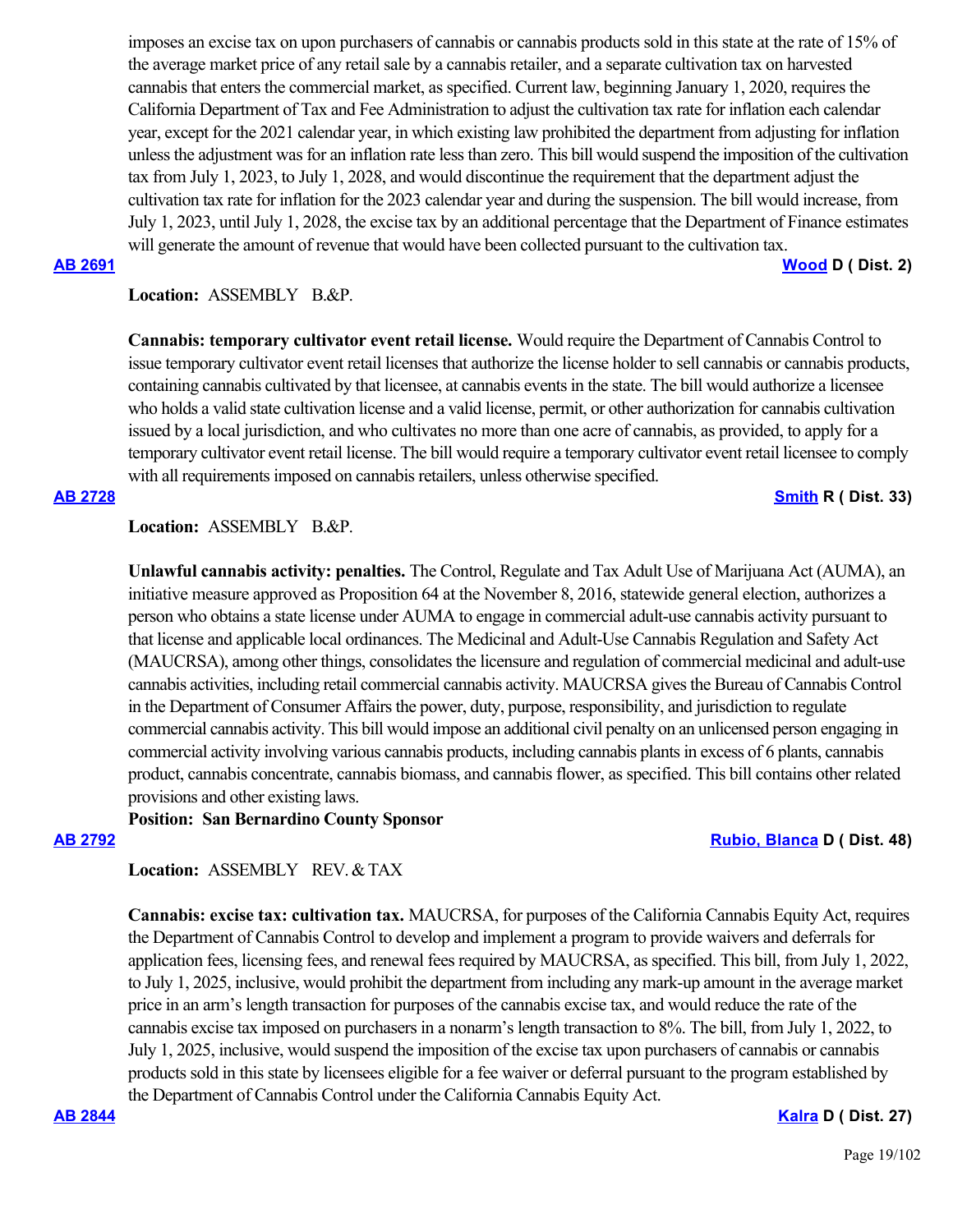imposes an excise tax on upon purchasers of cannabis or cannabis products sold in this state at the rate of 15% of the average market price of any retail sale by a cannabis retailer, and a separate cultivation tax on harvested cannabis that enters the commercial market, as specified. Current law, beginning January 1, 2020, requires the California Department of Tax and Fee Administration to adjust the cultivation tax rate for inflation each calendar year, except for the 2021 calendar year, in which existing law prohibited the department from adjusting for inflation unless the adjustment was for an inflation rate less than zero. This bill would suspend the imposition of the cultivation tax from July 1, 2023, to July 1, 2028, and would discontinue the requirement that the department adjust the cultivation tax rate for inflation for the 2023 calendar year and during the suspension. The bill would increase, from July 1, 2023, until July 1, 2028, the excise tax by an additional percentage that the Department of Finance estimates will generate the amount of revenue that would have been collected pursuant to the cultivation tax.

**AB 2691** **Wood D ( Dist. 2)**

**Location:** ASSEMBLY B.&P.

**Cannabis: temporary cultivator event retail license.** Would require the Department of Cannabis Control to issue temporary cultivator event retail licenses that authorize the license holder to sell cannabis or cannabis products, containing cannabis cultivated by that licensee, at cannabis events in the state. The bill would authorize a licensee who holds a valid state cultivation license and a valid license, permit, or other authorization for cannabis cultivation issued by a local jurisdiction, and who cultivates no more than one acre of cannabis, as provided, to apply for a temporary cultivator event retail license. The bill would require a temporary cultivator event retail licensee to comply with all requirements imposed on cannabis retailers, unless otherwise specified.

**AB 2728** **Smith R ( Dist. 33)**

**Location:** ASSEMBLY B.&P.

**Unlawful cannabis activity: penalties.** The Control, Regulate and Tax Adult Use of Marijuana Act (AUMA), an initiative measure approved as Proposition 64 at the November 8, 2016, statewide general election, authorizes a person who obtains a state license under AUMA to engage in commercial adult-use cannabis activity pursuant to that license and applicable local ordinances. The Medicinal and Adult-Use Cannabis Regulation and Safety Act (MAUCRSA), among other things, consolidates the licensure and regulation of commercial medicinal and adult-use cannabis activities, including retail commercial cannabis activity. MAUCRSA gives the Bureau of Cannabis Control in the Department of Consumer Affairs the power, duty, purpose, responsibility, and jurisdiction to regulate commercial cannabis activity. This bill would impose an additional civil penalty on an unlicensed person engaging in commercial activity involving various cannabis products, including cannabis plants in excess of 6 plants, cannabis product, cannabis concentrate, cannabis biomass, and cannabis flower, as specified. This bill contains other related provisions and other existing laws.

**Position: San Bernardino County Sponsor**

**AB 2792** **Rubio, Blanca D ( Dist. 48)**

**Location:** ASSEMBLY REV. & TAX

**Cannabis: excise tax: cultivation tax.** MAUCRSA, for purposes of the California Cannabis Equity Act, requires the Department of Cannabis Control to develop and implement a program to provide waivers and deferrals for application fees, licensing fees, and renewal fees required by MAUCRSA, as specified. This bill, from July 1, 2022, to July 1, 2025, inclusive, would prohibit the department from including any mark-up amount in the average market price in an arm's length transaction for purposes of the cannabis excise tax, and would reduce the rate of the cannabis excise tax imposed on purchasers in a nonarm's length transaction to 8%. The bill, from July 1, 2022, to July 1, 2025, inclusive, would suspend the imposition of the excise tax upon purchasers of cannabis or cannabis products sold in this state by licensees eligible for a fee waiver or deferral pursuant to the program established by the Department of Cannabis Control under the California Cannabis Equity Act.

**AB 2844** **Kalra D ( Dist. 27)**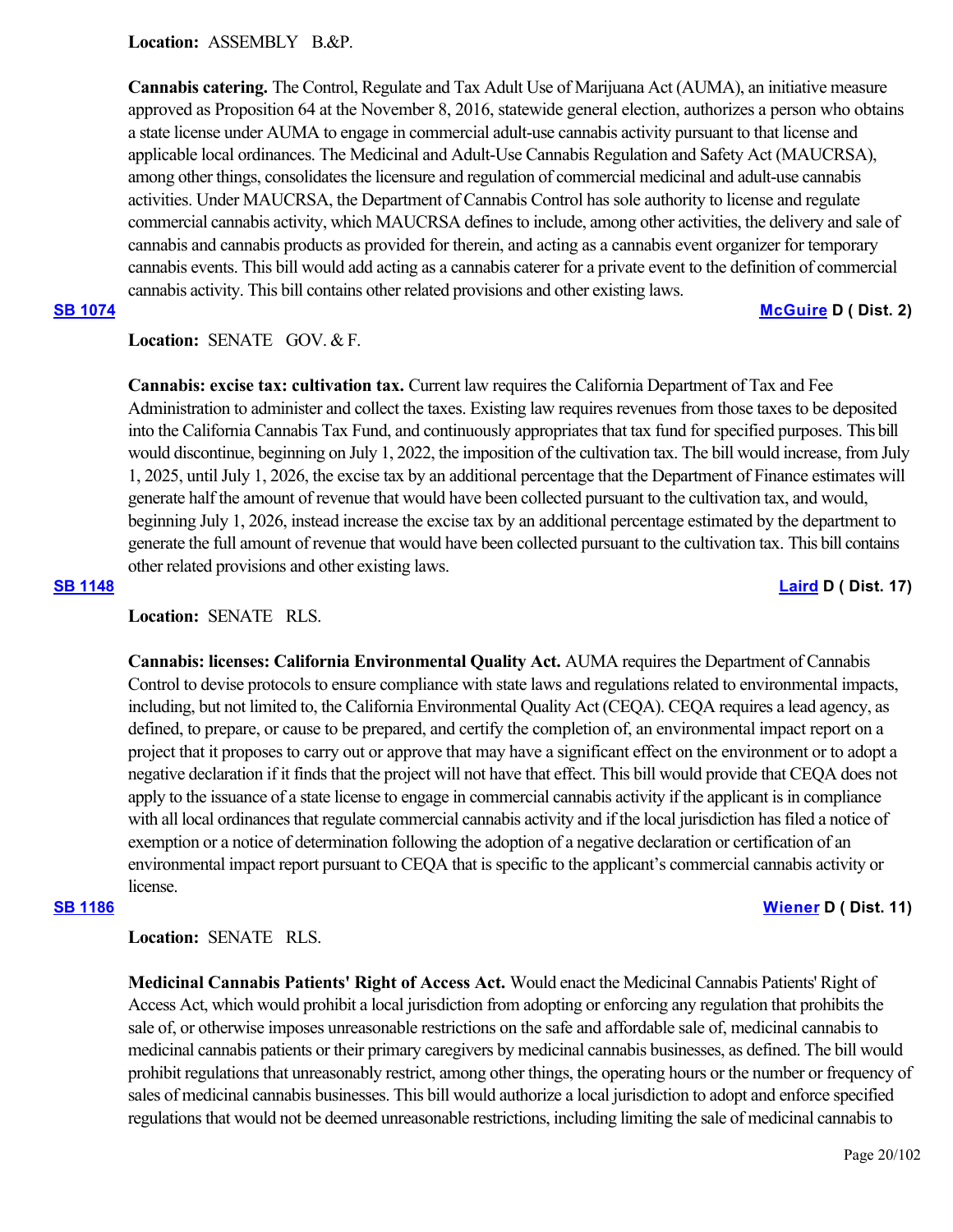**Location:** ASSEMBLY B.&P.

**Cannabis catering.** The Control, Regulate and Tax Adult Use of Marijuana Act (AUMA), an initiative measure approved as Proposition 64 at the November 8, 2016, statewide general election, authorizes a person who obtains a state license under AUMA to engage in commercial adult-use cannabis activity pursuant to that license and applicable local ordinances. The Medicinal and Adult-Use Cannabis Regulation and Safety Act (MAUCRSA), among other things, consolidates the licensure and regulation of commercial medicinal and adult-use cannabis activities. Under MAUCRSA, the Department of Cannabis Control has sole authority to license and regulate commercial cannabis activity, which MAUCRSA defines to include, among other activities, the delivery and sale of cannabis and cannabis products as provided for therein, and acting as a cannabis event organizer for temporary cannabis events. This bill would add acting as a cannabis caterer for a private event to the definition of commercial cannabis activity. This bill contains other related provisions and other existing laws.

**SB 1074** **McGuire D ( Dist. 2)**

**Location:** SENATE GOV. & F.

**Cannabis: excise tax: cultivation tax.** Current law requires the California Department of Tax and Fee Administration to administer and collect the taxes. Existing law requires revenues from those taxes to be deposited into the California Cannabis Tax Fund, and continuously appropriates that tax fund for specified purposes. This bill would discontinue, beginning on July 1, 2022, the imposition of the cultivation tax. The bill would increase, from July 1, 2025, until July 1, 2026, the excise tax by an additional percentage that the Department of Finance estimates will generate half the amount of revenue that would have been collected pursuant to the cultivation tax, and would, beginning July 1, 2026, instead increase the excise tax by an additional percentage estimated by the department to generate the full amount of revenue that would have been collected pursuant to the cultivation tax. This bill contains other related provisions and other existing laws.

**SB 1148** **Laird D ( Dist. 17)**

**Location:** SENATE RLS.

**Cannabis: licenses: California Environmental Quality Act.** AUMA requires the Department of Cannabis Control to devise protocols to ensure compliance with state laws and regulations related to environmental impacts, including, but not limited to, the California Environmental Quality Act (CEQA). CEQA requires a lead agency, as defined, to prepare, or cause to be prepared, and certify the completion of, an environmental impact report on a project that it proposes to carry out or approve that may have a significant effect on the environment or to adopt a negative declaration if it finds that the project will not have that effect. This bill would provide that CEQA does not apply to the issuance of a state license to engage in commercial cannabis activity if the applicant is in compliance with all local ordinances that regulate commercial cannabis activity and if the local jurisdiction has filed a notice of exemption or a notice of determination following the adoption of a negative declaration or certification of an environmental impact report pursuant to CEQA that is specific to the applicant's commercial cannabis activity or license.

**SB 1186** **Wiener D ( Dist. 11)**

**Location:** SENATE RLS.

**Medicinal Cannabis Patients' Right of Access Act.** Would enact the Medicinal Cannabis Patients' Right of Access Act, which would prohibit a local jurisdiction from adopting or enforcing any regulation that prohibits the sale of, or otherwise imposes unreasonable restrictions on the safe and affordable sale of, medicinal cannabis to medicinal cannabis patients or their primary caregivers by medicinal cannabis businesses, as defined. The bill would prohibit regulations that unreasonably restrict, among other things, the operating hours or the number or frequency of sales of medicinal cannabis businesses. This bill would authorize a local jurisdiction to adopt and enforce specified regulations that would not be deemed unreasonable restrictions, including limiting the sale of medicinal cannabis to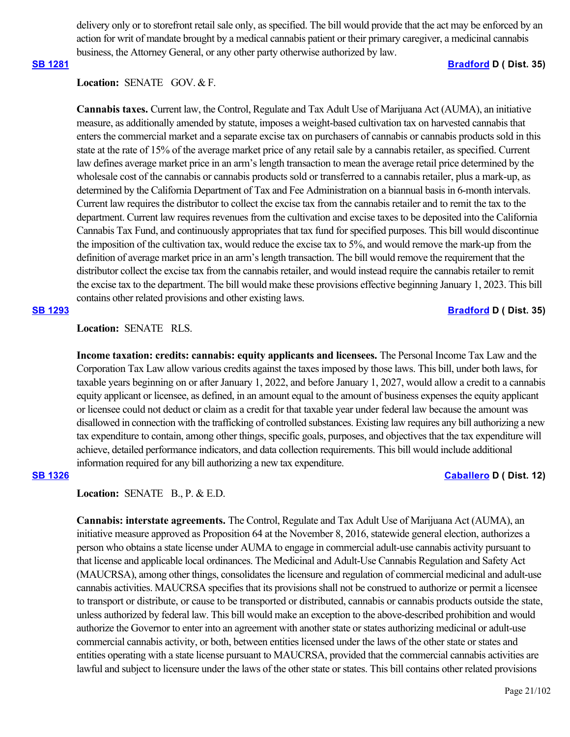delivery only or to storefront retail sale only, as specified. The bill would provide that the act may be enforced by an action for writ of mandate brought by a medical cannabis patient or their primary caregiver, a medicinal cannabis business, the Attorney General, or any other party otherwise authorized by law.

**[SB 1281](#)** **[Bradford](#) D ( Dist. 35)**

**Location:** SENATE GOV. & F.

**Cannabis taxes.** Current law, the Control, Regulate and Tax Adult Use of Marijuana Act (AUMA), an initiative measure, as additionally amended by statute, imposes a weight-based cultivation tax on harvested cannabis that enters the commercial market and a separate excise tax on purchasers of cannabis or cannabis products sold in this state at the rate of 15% of the average market price of any retail sale by a cannabis retailer, as specified. Current law defines average market price in an arm's length transaction to mean the average retail price determined by the wholesale cost of the cannabis or cannabis products sold or transferred to a cannabis retailer, plus a mark-up, as determined by the California Department of Tax and Fee Administration on a biannual basis in 6-month intervals. Current law requires the distributor to collect the excise tax from the cannabis retailer and to remit the tax to the department. Current law requires revenues from the cultivation and excise taxes to be deposited into the California Cannabis Tax Fund, and continuously appropriates that tax fund for specified purposes. This bill would discontinue the imposition of the cultivation tax, would reduce the excise tax to 5%, and would remove the mark-up from the definition of average market price in an arm's length transaction. The bill would remove the requirement that the distributor collect the excise tax from the cannabis retailer, and would instead require the cannabis retailer to remit the excise tax to the department. The bill would make these provisions effective beginning January 1, 2023. This bill contains other related provisions and other existing laws.

**[SB 1293](#)** **[Bradford](#) D ( Dist. 35)**

**Location:** SENATE RLS.

**Income taxation: credits: cannabis: equity applicants and licensees.** The Personal Income Tax Law and the Corporation Tax Law allow various credits against the taxes imposed by those laws. This bill, under both laws, for taxable years beginning on or after January 1, 2022, and before January 1, 2027, would allow a credit to a cannabis equity applicant or licensee, as defined, in an amount equal to the amount of business expenses the equity applicant or licensee could not deduct or claim as a credit for that taxable year under federal law because the amount was disallowed in connection with the trafficking of controlled substances. Existing law requires any bill authorizing a new tax expenditure to contain, among other things, specific goals, purposes, and objectives that the tax expenditure will achieve, detailed performance indicators, and data collection requirements. This bill would include additional information required for any bill authorizing a new tax expenditure.

**[SB 1326](#)** **[Caballero](#) D ( Dist. 12)**

**Location:** SENATE B., P. & E.D.

**Cannabis: interstate agreements.** The Control, Regulate and Tax Adult Use of Marijuana Act (AUMA), an initiative measure approved as Proposition 64 at the November 8, 2016, statewide general election, authorizes a person who obtains a state license under AUMA to engage in commercial adult-use cannabis activity pursuant to that license and applicable local ordinances. The Medicinal and Adult-Use Cannabis Regulation and Safety Act (MAUCRSA), among other things, consolidates the licensure and regulation of commercial medicinal and adult-use cannabis activities. MAUCRSA specifies that its provisions shall not be construed to authorize or permit a licensee to transport or distribute, or cause to be transported or distributed, cannabis or cannabis products outside the state, unless authorized by federal law. This bill would make an exception to the above-described prohibition and would authorize the Governor to enter into an agreement with another state or states authorizing medicinal or adult-use commercial cannabis activity, or both, between entities licensed under the laws of the other state or states and entities operating with a state license pursuant to MAUCRSA, provided that the commercial cannabis activities are lawful and subject to licensure under the laws of the other state or states. This bill contains other related provisions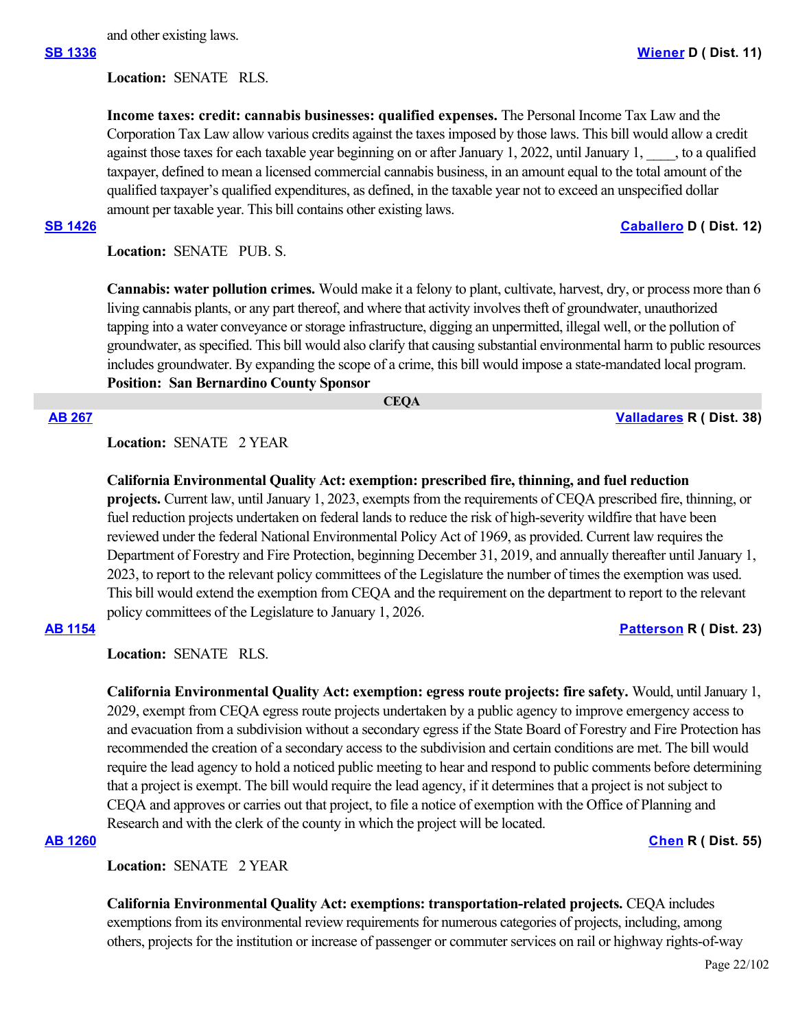and other existing laws.

**SB 1336** **Wiener D ( Dist. 11)**

**Location:** SENATE RLS.

**Income taxes: credit: cannabis businesses: qualified expenses.** The Personal Income Tax Law and the Corporation Tax Law allow various credits against the taxes imposed by those laws. This bill would allow a credit against those taxes for each taxable year beginning on or after January 1, 2022, until January 1, ____, to a qualified taxpayer, defined to mean a licensed commercial cannabis business, in an amount equal to the total amount of the qualified taxpayer's qualified expenditures, as defined, in the taxable year not to exceed an unspecified dollar amount per taxable year. This bill contains other existing laws.

**SB 1426** **Caballero D ( Dist. 12)**

**Location:** SENATE PUB. S.

**Cannabis: water pollution crimes.** Would make it a felony to plant, cultivate, harvest, dry, or process more than 6 living cannabis plants, or any part thereof, and where that activity involves theft of groundwater, unauthorized tapping into a water conveyance or storage infrastructure, digging an unpermitted, illegal well, or the pollution of groundwater, as specified. This bill would also clarify that causing substantial environmental harm to public resources includes groundwater. By expanding the scope of a crime, this bill would impose a state-mandated local program.
**Position: San Bernardino County Sponsor**

## CEQA

**AB 267** **Valladares R ( Dist. 38)**

**Location:** SENATE 2 YEAR

**California Environmental Quality Act: exemption: prescribed fire, thinning, and fuel reduction projects.** Current law, until January 1, 2023, exempts from the requirements of CEQA prescribed fire, thinning, or fuel reduction projects undertaken on federal lands to reduce the risk of high-severity wildfire that have been reviewed under the federal National Environmental Policy Act of 1969, as provided. Current law requires the Department of Forestry and Fire Protection, beginning December 31, 2019, and annually thereafter until January 1, 2023, to report to the relevant policy committees of the Legislature the number of times the exemption was used. This bill would extend the exemption from CEQA and the requirement on the department to report to the relevant policy committees of the Legislature to January 1, 2026.

**AB 1154** **Patterson R ( Dist. 23)**

**Location:** SENATE RLS.

**California Environmental Quality Act: exemption: egress route projects: fire safety.** Would, until January 1, 2029, exempt from CEQA egress route projects undertaken by a public agency to improve emergency access to and evacuation from a subdivision without a secondary egress if the State Board of Forestry and Fire Protection has recommended the creation of a secondary access to the subdivision and certain conditions are met. The bill would require the lead agency to hold a noticed public meeting to hear and respond to public comments before determining that a project is exempt. The bill would require the lead agency, if it determines that a project is not subject to CEQA and approves or carries out that project, to file a notice of exemption with the Office of Planning and Research and with the clerk of the county in which the project will be located.

**AB 1260** **Chen R ( Dist. 55)**

**Location:** SENATE 2 YEAR

**California Environmental Quality Act: exemptions: transportation-related projects.** CEQA includes exemptions from its environmental review requirements for numerous categories of projects, including, among others, projects for the institution or increase of passenger or commuter services on rail or highway rights-of-way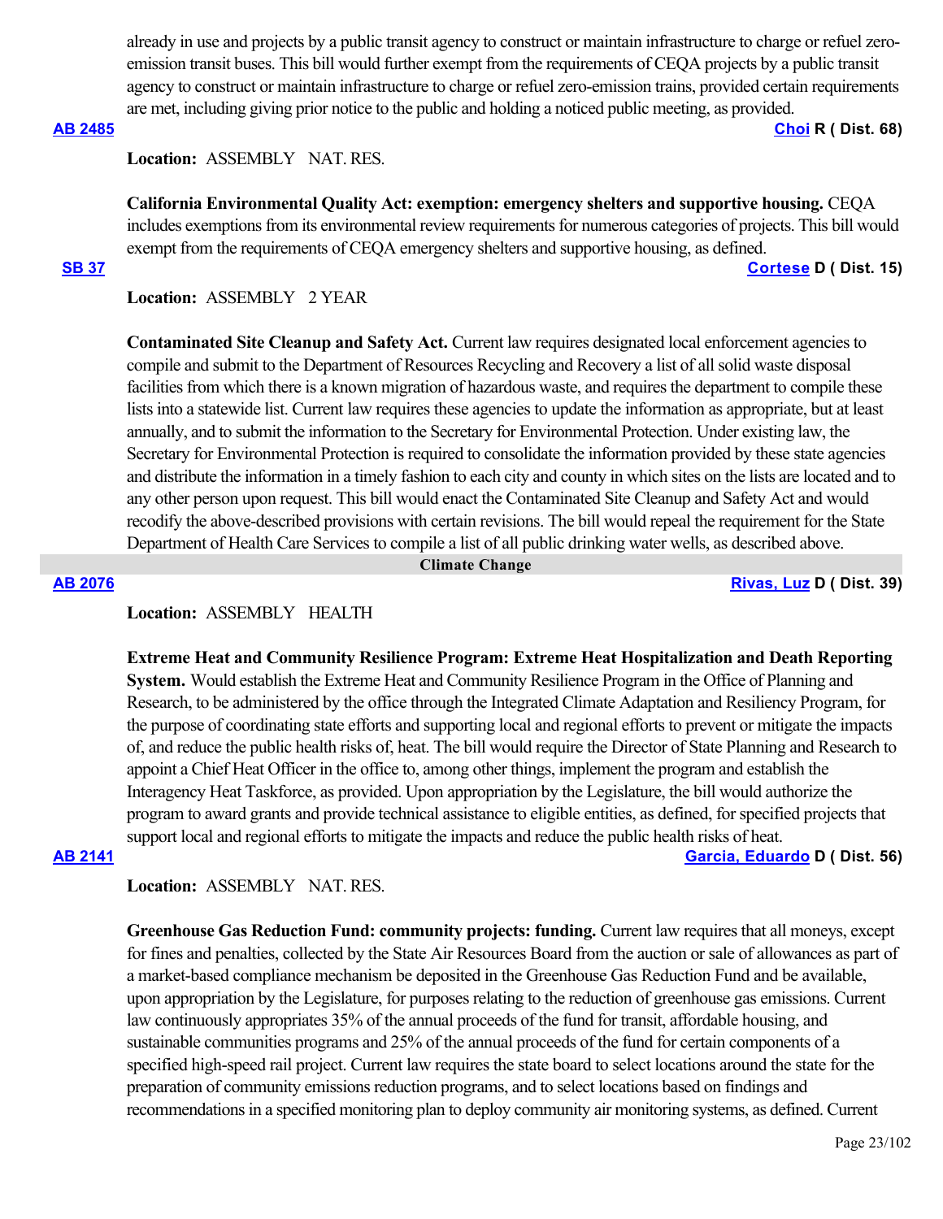already in use and projects by a public transit agency to construct or maintain infrastructure to charge or refuel zero-emission transit buses. This bill would further exempt from the requirements of CEQA projects by a public transit agency to construct or maintain infrastructure to charge or refuel zero-emission trains, provided certain requirements are met, including giving prior notice to the public and holding a noticed public meeting, as provided.

**AB 2485** — **Choi R ( Dist. 68)**

**Location:** ASSEMBLY NAT. RES.

**California Environmental Quality Act: exemption: emergency shelters and supportive housing.** CEQA includes exemptions from its environmental review requirements for numerous categories of projects. This bill would exempt from the requirements of CEQA emergency shelters and supportive housing, as defined.

**SB 37** — **Cortese D ( Dist. 15)**

**Location:** ASSEMBLY 2 YEAR

**Contaminated Site Cleanup and Safety Act.** Current law requires designated local enforcement agencies to compile and submit to the Department of Resources Recycling and Recovery a list of all solid waste disposal facilities from which there is a known migration of hazardous waste, and requires the department to compile these lists into a statewide list. Current law requires these agencies to update the information as appropriate, but at least annually, and to submit the information to the Secretary for Environmental Protection. Under existing law, the Secretary for Environmental Protection is required to consolidate the information provided by these state agencies and distribute the information in a timely fashion to each city and county in which sites on the lists are located and to any other person upon request. This bill would enact the Contaminated Site Cleanup and Safety Act and would recodify the above-described provisions with certain revisions. The bill would repeal the requirement for the State Department of Health Care Services to compile a list of all public drinking water wells, as described above.

## Climate Change

**AB 2076** — **Rivas, Luz D ( Dist. 39)**

**Location:** ASSEMBLY HEALTH

**Extreme Heat and Community Resilience Program: Extreme Heat Hospitalization and Death Reporting System.** Would establish the Extreme Heat and Community Resilience Program in the Office of Planning and Research, to be administered by the office through the Integrated Climate Adaptation and Resiliency Program, for the purpose of coordinating state efforts and supporting local and regional efforts to prevent or mitigate the impacts of, and reduce the public health risks of, heat. The bill would require the Director of State Planning and Research to appoint a Chief Heat Officer in the office to, among other things, implement the program and establish the Interagency Heat Taskforce, as provided. Upon appropriation by the Legislature, the bill would authorize the program to award grants and provide technical assistance to eligible entities, as defined, for specified projects that support local and regional efforts to mitigate the impacts and reduce the public health risks of heat.

**AB 2141** — **Garcia, Eduardo D ( Dist. 56)**

**Location:** ASSEMBLY NAT. RES.

**Greenhouse Gas Reduction Fund: community projects: funding.** Current law requires that all moneys, except for fines and penalties, collected by the State Air Resources Board from the auction or sale of allowances as part of a market-based compliance mechanism be deposited in the Greenhouse Gas Reduction Fund and be available, upon appropriation by the Legislature, for purposes relating to the reduction of greenhouse gas emissions. Current law continuously appropriates 35% of the annual proceeds of the fund for transit, affordable housing, and sustainable communities programs and 25% of the annual proceeds of the fund for certain components of a specified high-speed rail project. Current law requires the state board to select locations around the state for the preparation of community emissions reduction programs, and to select locations based on findings and recommendations in a specified monitoring plan to deploy community air monitoring systems, as defined. Current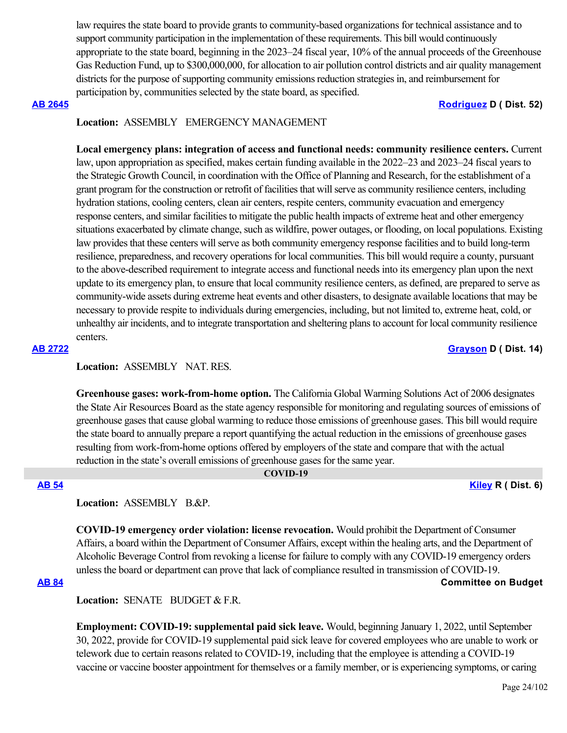law requires the state board to provide grants to community-based organizations for technical assistance and to support community participation in the implementation of these requirements. This bill would continuously appropriate to the state board, beginning in the 2023–24 fiscal year, 10% of the annual proceeds of the Greenhouse Gas Reduction Fund, up to $300,000,000, for allocation to air pollution control districts and air quality management districts for the purpose of supporting community emissions reduction strategies in, and reimbursement for participation by, communities selected by the state board, as specified.

**AB 2645** **Rodriguez D ( Dist. 52)**

**Location:** ASSEMBLY EMERGENCY MANAGEMENT

**Local emergency plans: integration of access and functional needs: community resilience centers.** Current law, upon appropriation as specified, makes certain funding available in the 2022–23 and 2023–24 fiscal years to the Strategic Growth Council, in coordination with the Office of Planning and Research, for the establishment of a grant program for the construction or retrofit of facilities that will serve as community resilience centers, including hydration stations, cooling centers, clean air centers, respite centers, community evacuation and emergency response centers, and similar facilities to mitigate the public health impacts of extreme heat and other emergency situations exacerbated by climate change, such as wildfire, power outages, or flooding, on local populations. Existing law provides that these centers will serve as both community emergency response facilities and to build long-term resilience, preparedness, and recovery operations for local communities. This bill would require a county, pursuant to the above-described requirement to integrate access and functional needs into its emergency plan upon the next update to its emergency plan, to ensure that local community resilience centers, as defined, are prepared to serve as community-wide assets during extreme heat events and other disasters, to designate available locations that may be necessary to provide respite to individuals during emergencies, including, but not limited to, extreme heat, cold, or unhealthy air incidents, and to integrate transportation and sheltering plans to account for local community resilience centers.

**AB 2722** **Grayson D ( Dist. 14)**

**Location:** ASSEMBLY NAT. RES.

**Greenhouse gases: work-from-home option.** The California Global Warming Solutions Act of 2006 designates the State Air Resources Board as the state agency responsible for monitoring and regulating sources of emissions of greenhouse gases that cause global warming to reduce those emissions of greenhouse gases. This bill would require the state board to annually prepare a report quantifying the actual reduction in the emissions of greenhouse gases resulting from work-from-home options offered by employers of the state and compare that with the actual reduction in the state's overall emissions of greenhouse gases for the same year.

## COVID-19

**AB 54** **Kiley R ( Dist. 6)**

**Location:** ASSEMBLY B.&P.

**COVID-19 emergency order violation: license revocation.** Would prohibit the Department of Consumer Affairs, a board within the Department of Consumer Affairs, except within the healing arts, and the Department of Alcoholic Beverage Control from revoking a license for failure to comply with any COVID-19 emergency orders unless the board or department can prove that lack of compliance resulted in transmission of COVID-19.

**AB 84** **Committee on Budget**

**Location:** SENATE BUDGET & F.R.

**Employment: COVID-19: supplemental paid sick leave.** Would, beginning January 1, 2022, until September 30, 2022, provide for COVID-19 supplemental paid sick leave for covered employees who are unable to work or telework due to certain reasons related to COVID-19, including that the employee is attending a COVID-19 vaccine or vaccine booster appointment for themselves or a family member, or is experiencing symptoms, or caring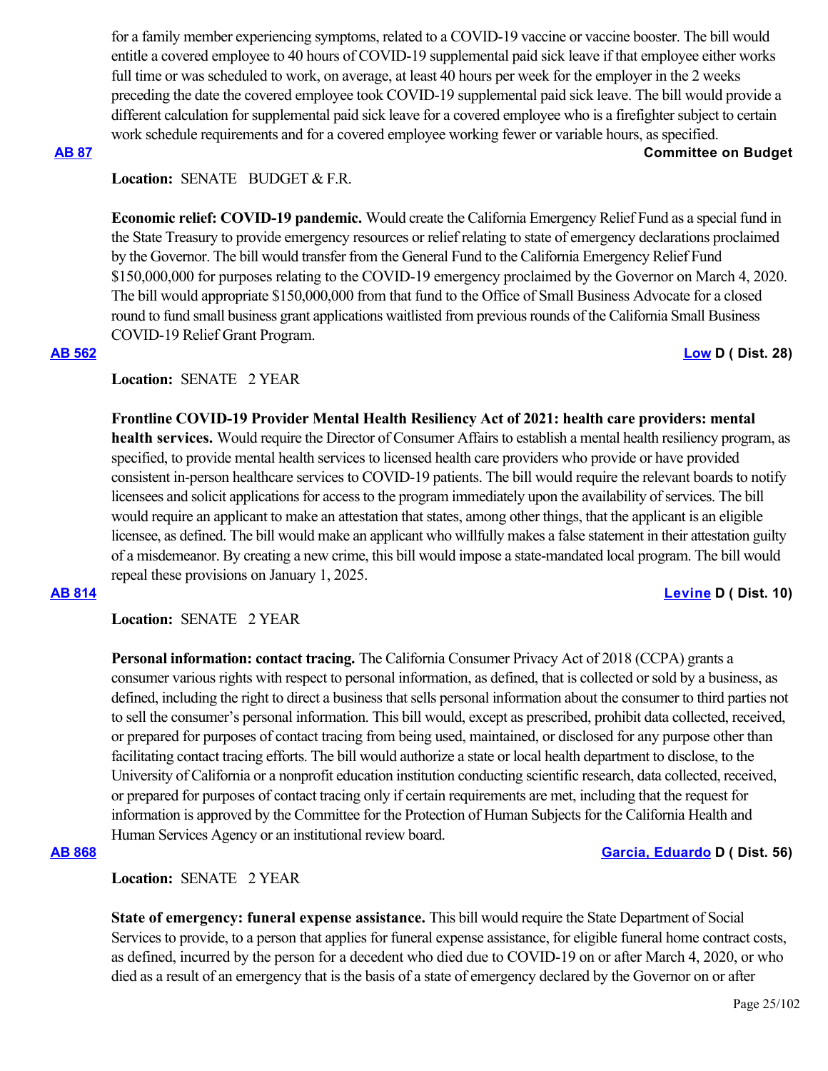for a family member experiencing symptoms, related to a COVID-19 vaccine or vaccine booster. The bill would entitle a covered employee to 40 hours of COVID-19 supplemental paid sick leave if that employee either works full time or was scheduled to work, on average, at least 40 hours per week for the employer in the 2 weeks preceding the date the covered employee took COVID-19 supplemental paid sick leave. The bill would provide a different calculation for supplemental paid sick leave for a covered employee who is a firefighter subject to certain work schedule requirements and for a covered employee working fewer or variable hours, as specified.

**AB 87** **Committee on Budget**

**Location:** SENATE BUDGET & F.R.

**Economic relief: COVID-19 pandemic.** Would create the California Emergency Relief Fund as a special fund in the State Treasury to provide emergency resources or relief relating to state of emergency declarations proclaimed by the Governor. The bill would transfer from the General Fund to the California Emergency Relief Fund $150,000,000 for purposes relating to the COVID-19 emergency proclaimed by the Governor on March 4, 2020. The bill would appropriate $150,000,000 from that fund to the Office of Small Business Advocate for a closed round to fund small business grant applications waitlisted from previous rounds of the California Small Business COVID-19 Relief Grant Program.

**AB 562** **Low D ( Dist. 28)**

**Location:** SENATE 2 YEAR

**Frontline COVID-19 Provider Mental Health Resiliency Act of 2021: health care providers: mental health services.** Would require the Director of Consumer Affairs to establish a mental health resiliency program, as specified, to provide mental health services to licensed health care providers who provide or have provided consistent in-person healthcare services to COVID-19 patients. The bill would require the relevant boards to notify licensees and solicit applications for access to the program immediately upon the availability of services. The bill would require an applicant to make an attestation that states, among other things, that the applicant is an eligible licensee, as defined. The bill would make an applicant who willfully makes a false statement in their attestation guilty of a misdemeanor. By creating a new crime, this bill would impose a state-mandated local program. The bill would repeal these provisions on January 1, 2025.

**AB 814** **Levine D ( Dist. 10)**

**Location:** SENATE 2 YEAR

**Personal information: contact tracing.** The California Consumer Privacy Act of 2018 (CCPA) grants a consumer various rights with respect to personal information, as defined, that is collected or sold by a business, as defined, including the right to direct a business that sells personal information about the consumer to third parties not to sell the consumer's personal information. This bill would, except as prescribed, prohibit data collected, received, or prepared for purposes of contact tracing from being used, maintained, or disclosed for any purpose other than facilitating contact tracing efforts. The bill would authorize a state or local health department to disclose, to the University of California or a nonprofit education institution conducting scientific research, data collected, received, or prepared for purposes of contact tracing only if certain requirements are met, including that the request for information is approved by the Committee for the Protection of Human Subjects for the California Health and Human Services Agency or an institutional review board.

**AB 868** **Garcia, Eduardo D ( Dist. 56)**

**Location:** SENATE 2 YEAR

**State of emergency: funeral expense assistance.** This bill would require the State Department of Social Services to provide, to a person that applies for funeral expense assistance, for eligible funeral home contract costs, as defined, incurred by the person for a decedent who died due to COVID-19 on or after March 4, 2020, or who died as a result of an emergency that is the basis of a state of emergency declared by the Governor on or after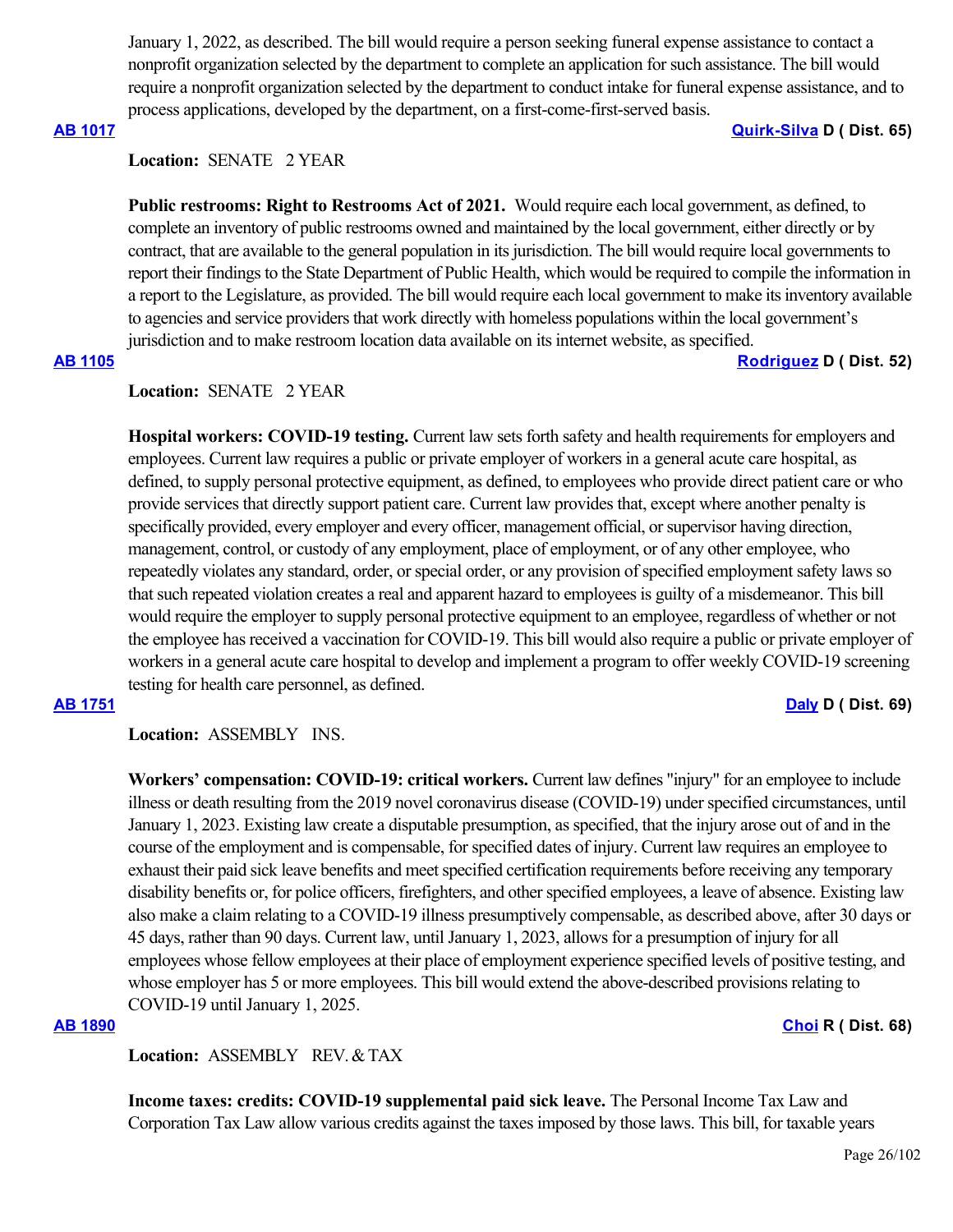January 1, 2022, as described. The bill would require a person seeking funeral expense assistance to contact a nonprofit organization selected by the department to complete an application for such assistance. The bill would require a nonprofit organization selected by the department to conduct intake for funeral expense assistance, and to process applications, developed by the department, on a first-come-first-served basis.

**AB 1017** **Quirk-Silva D ( Dist. 65)**

**Location:** SENATE 2 YEAR

**Public restrooms: Right to Restrooms Act of 2021.** Would require each local government, as defined, to complete an inventory of public restrooms owned and maintained by the local government, either directly or by contract, that are available to the general population in its jurisdiction. The bill would require local governments to report their findings to the State Department of Public Health, which would be required to compile the information in a report to the Legislature, as provided. The bill would require each local government to make its inventory available to agencies and service providers that work directly with homeless populations within the local government's jurisdiction and to make restroom location data available on its internet website, as specified.

**AB 1105** **Rodriguez D ( Dist. 52)**

**Location:** SENATE 2 YEAR

**Hospital workers: COVID-19 testing.** Current law sets forth safety and health requirements for employers and employees. Current law requires a public or private employer of workers in a general acute care hospital, as defined, to supply personal protective equipment, as defined, to employees who provide direct patient care or who provide services that directly support patient care. Current law provides that, except where another penalty is specifically provided, every employer and every officer, management official, or supervisor having direction, management, control, or custody of any employment, place of employment, or of any other employee, who repeatedly violates any standard, order, or special order, or any provision of specified employment safety laws so that such repeated violation creates a real and apparent hazard to employees is guilty of a misdemeanor. This bill would require the employer to supply personal protective equipment to an employee, regardless of whether or not the employee has received a vaccination for COVID-19. This bill would also require a public or private employer of workers in a general acute care hospital to develop and implement a program to offer weekly COVID-19 screening testing for health care personnel, as defined.

**AB 1751** **Daly D ( Dist. 69)**

**Location:** ASSEMBLY INS.

**Workers' compensation: COVID-19: critical workers.** Current law defines "injury" for an employee to include illness or death resulting from the 2019 novel coronavirus disease (COVID-19) under specified circumstances, until January 1, 2023. Existing law create a disputable presumption, as specified, that the injury arose out of and in the course of the employment and is compensable, for specified dates of injury. Current law requires an employee to exhaust their paid sick leave benefits and meet specified certification requirements before receiving any temporary disability benefits or, for police officers, firefighters, and other specified employees, a leave of absence. Existing law also make a claim relating to a COVID-19 illness presumptively compensable, as described above, after 30 days or 45 days, rather than 90 days. Current law, until January 1, 2023, allows for a presumption of injury for all employees whose fellow employees at their place of employment experience specified levels of positive testing, and whose employer has 5 or more employees. This bill would extend the above-described provisions relating to COVID-19 until January 1, 2025.

**AB 1890** **Choi R ( Dist. 68)**

**Location:** ASSEMBLY REV. & TAX

**Income taxes: credits: COVID-19 supplemental paid sick leave.** The Personal Income Tax Law and Corporation Tax Law allow various credits against the taxes imposed by those laws. This bill, for taxable years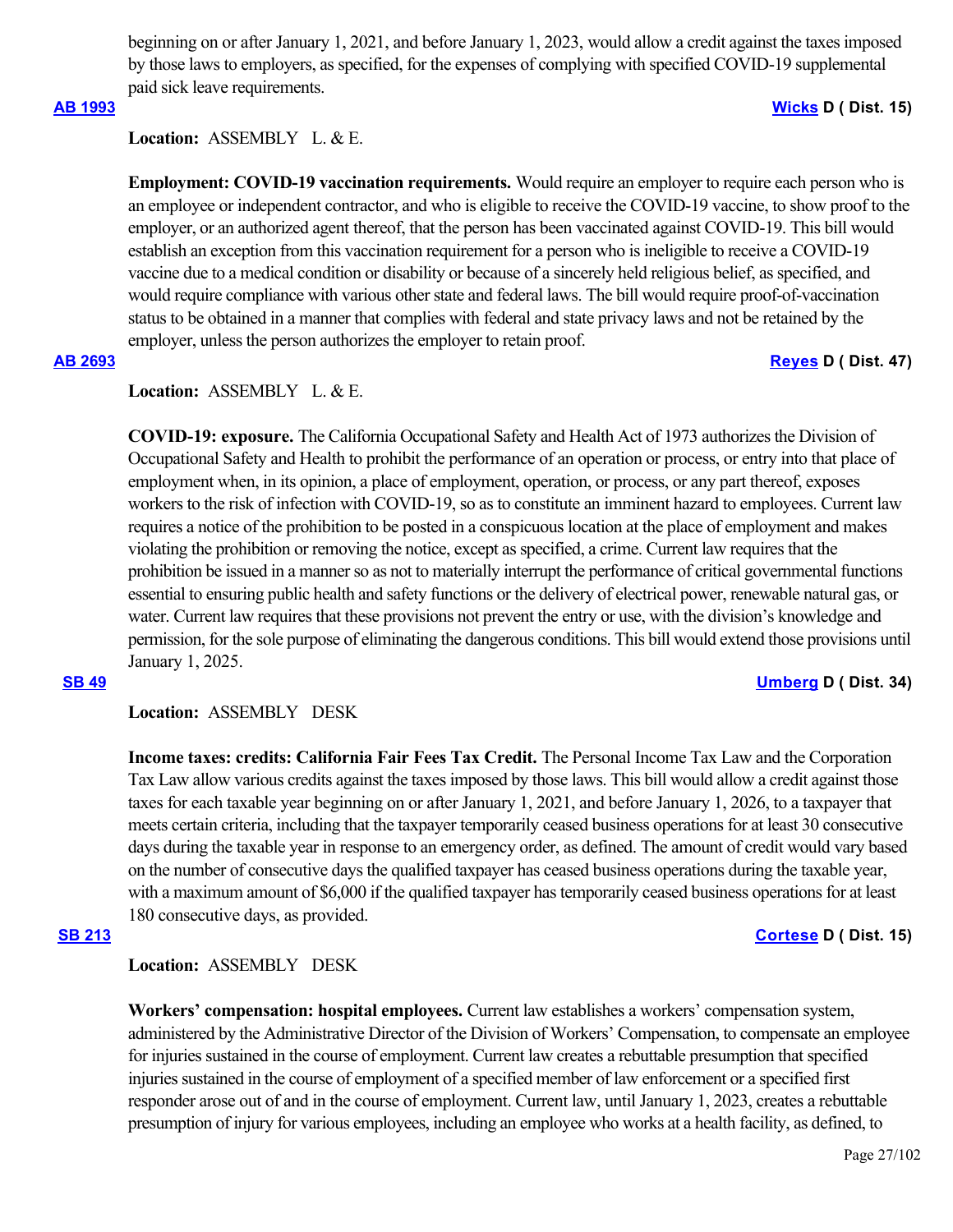beginning on or after January 1, 2021, and before January 1, 2023, would allow a credit against the taxes imposed by those laws to employers, as specified, for the expenses of complying with specified COVID-19 supplemental paid sick leave requirements.

**AB 1993** **Wicks D ( Dist. 15)**

**Location:** ASSEMBLY L. & E.

**Employment: COVID-19 vaccination requirements.** Would require an employer to require each person who is an employee or independent contractor, and who is eligible to receive the COVID-19 vaccine, to show proof to the employer, or an authorized agent thereof, that the person has been vaccinated against COVID-19. This bill would establish an exception from this vaccination requirement for a person who is ineligible to receive a COVID-19 vaccine due to a medical condition or disability or because of a sincerely held religious belief, as specified, and would require compliance with various other state and federal laws. The bill would require proof-of-vaccination status to be obtained in a manner that complies with federal and state privacy laws and not be retained by the employer, unless the person authorizes the employer to retain proof.

**AB 2693** **Reyes D ( Dist. 47)**

**Location:** ASSEMBLY L. & E.

**COVID-19: exposure.** The California Occupational Safety and Health Act of 1973 authorizes the Division of Occupational Safety and Health to prohibit the performance of an operation or process, or entry into that place of employment when, in its opinion, a place of employment, operation, or process, or any part thereof, exposes workers to the risk of infection with COVID-19, so as to constitute an imminent hazard to employees. Current law requires a notice of the prohibition to be posted in a conspicuous location at the place of employment and makes violating the prohibition or removing the notice, except as specified, a crime. Current law requires that the prohibition be issued in a manner so as not to materially interrupt the performance of critical governmental functions essential to ensuring public health and safety functions or the delivery of electrical power, renewable natural gas, or water. Current law requires that these provisions not prevent the entry or use, with the division's knowledge and permission, for the sole purpose of eliminating the dangerous conditions. This bill would extend those provisions until January 1, 2025.

**SB 49** **Umberg D ( Dist. 34)**

**Location:** ASSEMBLY DESK

**Income taxes: credits: California Fair Fees Tax Credit.** The Personal Income Tax Law and the Corporation Tax Law allow various credits against the taxes imposed by those laws. This bill would allow a credit against those taxes for each taxable year beginning on or after January 1, 2021, and before January 1, 2026, to a taxpayer that meets certain criteria, including that the taxpayer temporarily ceased business operations for at least 30 consecutive days during the taxable year in response to an emergency order, as defined. The amount of credit would vary based on the number of consecutive days the qualified taxpayer has ceased business operations during the taxable year, with a maximum amount of $6,000 if the qualified taxpayer has temporarily ceased business operations for at least 180 consecutive days, as provided.

**SB 213** **Cortese D ( Dist. 15)**

**Location:** ASSEMBLY DESK

**Workers' compensation: hospital employees.** Current law establishes a workers' compensation system, administered by the Administrative Director of the Division of Workers' Compensation, to compensate an employee for injuries sustained in the course of employment. Current law creates a rebuttable presumption that specified injuries sustained in the course of employment of a specified member of law enforcement or a specified first responder arose out of and in the course of employment. Current law, until January 1, 2023, creates a rebuttable presumption of injury for various employees, including an employee who works at a health facility, as defined, to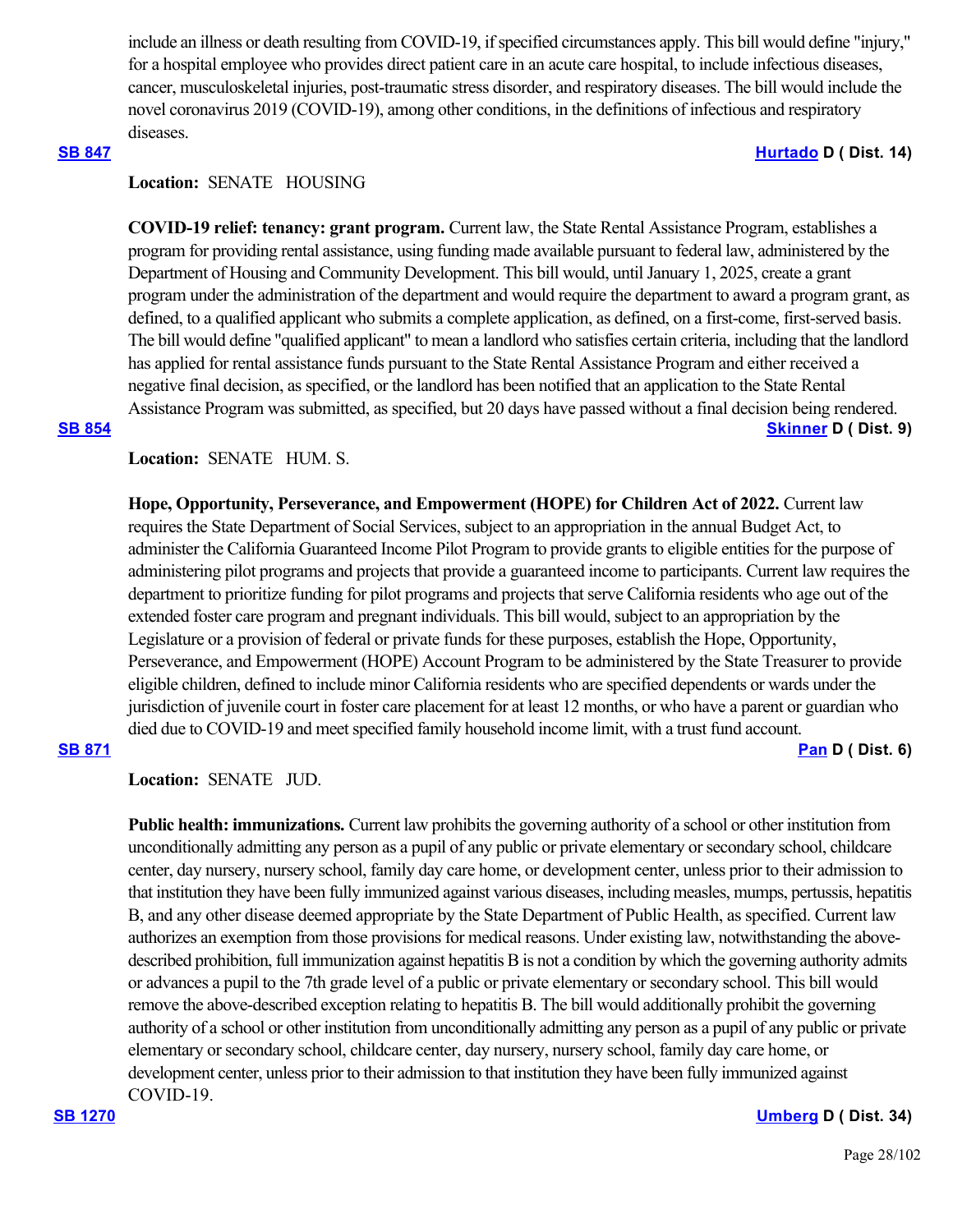include an illness or death resulting from COVID-19, if specified circumstances apply. This bill would define "injury," for a hospital employee who provides direct patient care in an acute care hospital, to include infectious diseases, cancer, musculoskeletal injuries, post-traumatic stress disorder, and respiratory diseases. The bill would include the novel coronavirus 2019 (COVID-19), among other conditions, in the definitions of infectious and respiratory diseases.

**SB 847** **Hurtado D ( Dist. 14)**

**Location:** SENATE HOUSING

**COVID-19 relief: tenancy: grant program.** Current law, the State Rental Assistance Program, establishes a program for providing rental assistance, using funding made available pursuant to federal law, administered by the Department of Housing and Community Development. This bill would, until January 1, 2025, create a grant program under the administration of the department and would require the department to award a program grant, as defined, to a qualified applicant who submits a complete application, as defined, on a first-come, first-served basis. The bill would define "qualified applicant" to mean a landlord who satisfies certain criteria, including that the landlord has applied for rental assistance funds pursuant to the State Rental Assistance Program and either received a negative final decision, as specified, or the landlord has been notified that an application to the State Rental Assistance Program was submitted, as specified, but 20 days have passed without a final decision being rendered.

**SB 854** **Skinner D ( Dist. 9)**

**Location:** SENATE HUM. S.

**Hope, Opportunity, Perseverance, and Empowerment (HOPE) for Children Act of 2022.** Current law requires the State Department of Social Services, subject to an appropriation in the annual Budget Act, to administer the California Guaranteed Income Pilot Program to provide grants to eligible entities for the purpose of administering pilot programs and projects that provide a guaranteed income to participants. Current law requires the department to prioritize funding for pilot programs and projects that serve California residents who age out of the extended foster care program and pregnant individuals. This bill would, subject to an appropriation by the Legislature or a provision of federal or private funds for these purposes, establish the Hope, Opportunity, Perseverance, and Empowerment (HOPE) Account Program to be administered by the State Treasurer to provide eligible children, defined to include minor California residents who are specified dependents or wards under the jurisdiction of juvenile court in foster care placement for at least 12 months, or who have a parent or guardian who died due to COVID-19 and meet specified family household income limit, with a trust fund account.

**SB 871** **Pan D ( Dist. 6)**

**Location:** SENATE JUD.

**Public health: immunizations.** Current law prohibits the governing authority of a school or other institution from unconditionally admitting any person as a pupil of any public or private elementary or secondary school, childcare center, day nursery, nursery school, family day care home, or development center, unless prior to their admission to that institution they have been fully immunized against various diseases, including measles, mumps, pertussis, hepatitis B, and any other disease deemed appropriate by the State Department of Public Health, as specified. Current law authorizes an exemption from those provisions for medical reasons. Under existing law, notwithstanding the above-described prohibition, full immunization against hepatitis B is not a condition by which the governing authority admits or advances a pupil to the 7th grade level of a public or private elementary or secondary school. This bill would remove the above-described exception relating to hepatitis B. The bill would additionally prohibit the governing authority of a school or other institution from unconditionally admitting any person as a pupil of any public or private elementary or secondary school, childcare center, day nursery, nursery school, family day care home, or development center, unless prior to their admission to that institution they have been fully immunized against COVID-19.

**SB 1270** **Umberg D ( Dist. 34)**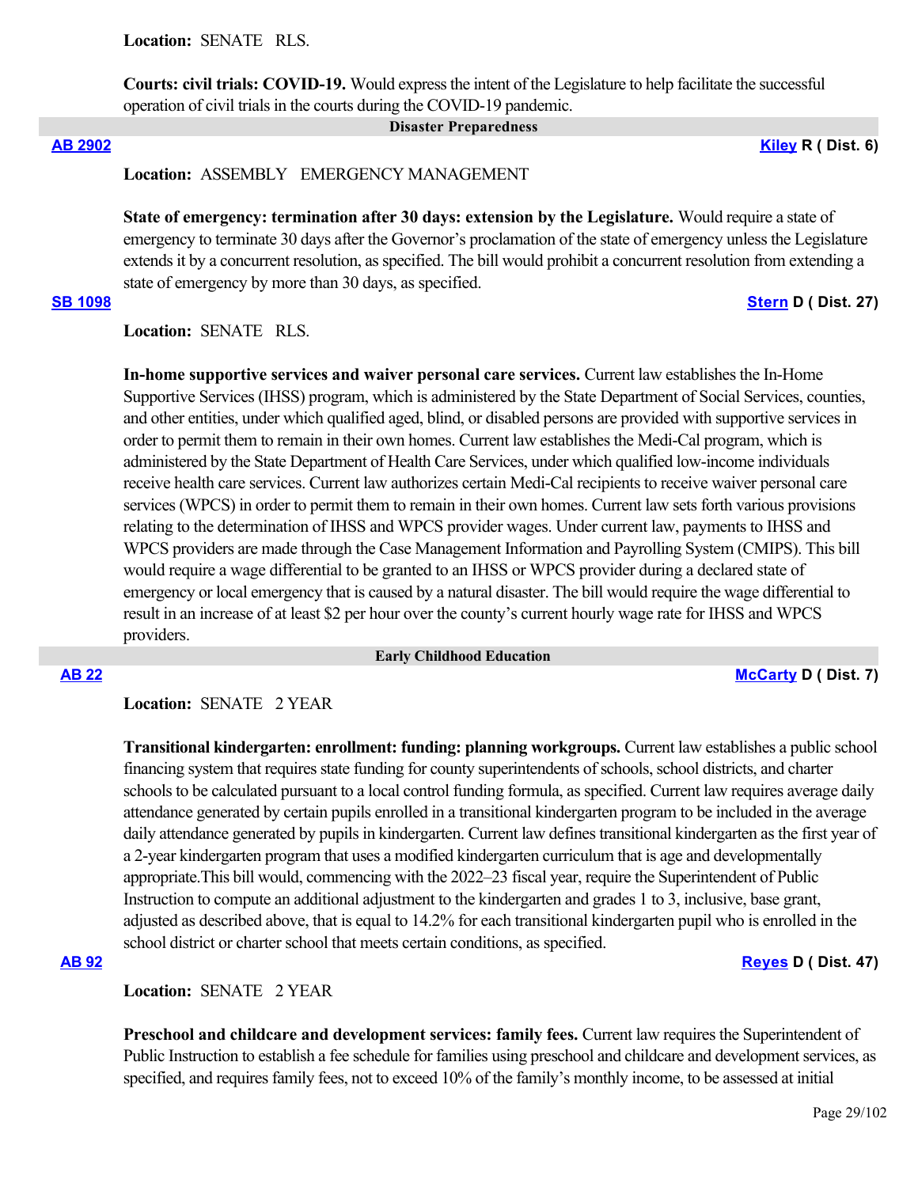**Location:** SENATE RLS.

**Courts: civil trials: COVID-19.** Would express the intent of the Legislature to help facilitate the successful operation of civil trials in the courts during the COVID-19 pandemic.

## Disaster Preparedness

**AB 2902** **Kiley R ( Dist. 6)**

**Location:** ASSEMBLY EMERGENCY MANAGEMENT

**State of emergency: termination after 30 days: extension by the Legislature.** Would require a state of emergency to terminate 30 days after the Governor's proclamation of the state of emergency unless the Legislature extends it by a concurrent resolution, as specified. The bill would prohibit a concurrent resolution from extending a state of emergency by more than 30 days, as specified.

**SB 1098** **Stern D ( Dist. 27)**

**Location:** SENATE RLS.

**In-home supportive services and waiver personal care services.** Current law establishes the In-Home Supportive Services (IHSS) program, which is administered by the State Department of Social Services, counties, and other entities, under which qualified aged, blind, or disabled persons are provided with supportive services in order to permit them to remain in their own homes. Current law establishes the Medi-Cal program, which is administered by the State Department of Health Care Services, under which qualified low-income individuals receive health care services. Current law authorizes certain Medi-Cal recipients to receive waiver personal care services (WPCS) in order to permit them to remain in their own homes. Current law sets forth various provisions relating to the determination of IHSS and WPCS provider wages. Under current law, payments to IHSS and WPCS providers are made through the Case Management Information and Payrolling System (CMIPS). This bill would require a wage differential to be granted to an IHSS or WPCS provider during a declared state of emergency or local emergency that is caused by a natural disaster. The bill would require the wage differential to result in an increase of at least $2 per hour over the county's current hourly wage rate for IHSS and WPCS providers.

## Early Childhood Education

**AB 22** **McCarty D ( Dist. 7)**

**Location:** SENATE 2 YEAR

**Transitional kindergarten: enrollment: funding: planning workgroups.** Current law establishes a public school financing system that requires state funding for county superintendents of schools, school districts, and charter schools to be calculated pursuant to a local control funding formula, as specified. Current law requires average daily attendance generated by certain pupils enrolled in a transitional kindergarten program to be included in the average daily attendance generated by pupils in kindergarten. Current law defines transitional kindergarten as the first year of a 2-year kindergarten program that uses a modified kindergarten curriculum that is age and developmentally appropriate.This bill would, commencing with the 2022–23 fiscal year, require the Superintendent of Public Instruction to compute an additional adjustment to the kindergarten and grades 1 to 3, inclusive, base grant, adjusted as described above, that is equal to 14.2% for each transitional kindergarten pupil who is enrolled in the school district or charter school that meets certain conditions, as specified.

**AB 92** **Reyes D ( Dist. 47)**

**Location:** SENATE 2 YEAR

**Preschool and childcare and development services: family fees.** Current law requires the Superintendent of Public Instruction to establish a fee schedule for families using preschool and childcare and development services, as specified, and requires family fees, not to exceed 10% of the family's monthly income, to be assessed at initial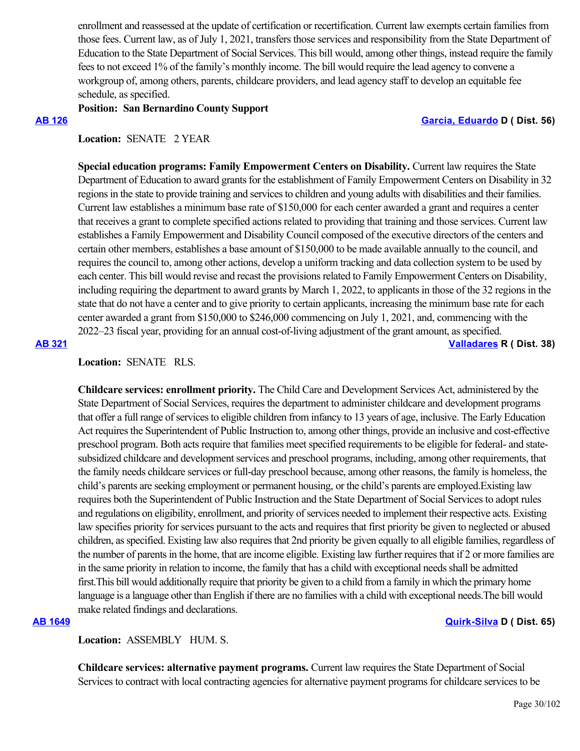enrollment and reassessed at the update of certification or recertification. Current law exempts certain families from those fees. Current law, as of July 1, 2021, transfers those services and responsibility from the State Department of Education to the State Department of Social Services. This bill would, among other things, instead require the family fees to not exceed 1% of the family's monthly income. The bill would require the lead agency to convene a workgroup of, among others, parents, childcare providers, and lead agency staff to develop an equitable fee schedule, as specified.

**Position: San Bernardino County Support**

**[AB 126](#)** **[Garcia, Eduardo](#) D ( Dist. 56)**

**Location:** SENATE 2 YEAR

**Special education programs: Family Empowerment Centers on Disability.** Current law requires the State Department of Education to award grants for the establishment of Family Empowerment Centers on Disability in 32 regions in the state to provide training and services to children and young adults with disabilities and their families. Current law establishes a minimum base rate of $150,000 for each center awarded a grant and requires a center that receives a grant to complete specified actions related to providing that training and those services. Current law establishes a Family Empowerment and Disability Council composed of the executive directors of the centers and certain other members, establishes a base amount of $150,000 to be made available annually to the council, and requires the council to, among other actions, develop a uniform tracking and data collection system to be used by each center. This bill would revise and recast the provisions related to Family Empowerment Centers on Disability, including requiring the department to award grants by March 1, 2022, to applicants in those of the 32 regions in the state that do not have a center and to give priority to certain applicants, increasing the minimum base rate for each center awarded a grant from $150,000 to $246,000 commencing on July 1, 2021, and, commencing with the 2022–23 fiscal year, providing for an annual cost-of-living adjustment of the grant amount, as specified.

**[AB 321](#)** **[Valladares](#) R ( Dist. 38)**

**Location:** SENATE RLS.

**Childcare services: enrollment priority.** The Child Care and Development Services Act, administered by the State Department of Social Services, requires the department to administer childcare and development programs that offer a full range of services to eligible children from infancy to 13 years of age, inclusive. The Early Education Act requires the Superintendent of Public Instruction to, among other things, provide an inclusive and cost-effective preschool program. Both acts require that families meet specified requirements to be eligible for federal- and state-subsidized childcare and development services and preschool programs, including, among other requirements, that the family needs childcare services or full-day preschool because, among other reasons, the family is homeless, the child's parents are seeking employment or permanent housing, or the child's parents are employed.Existing law requires both the Superintendent of Public Instruction and the State Department of Social Services to adopt rules and regulations on eligibility, enrollment, and priority of services needed to implement their respective acts. Existing law specifies priority for services pursuant to the acts and requires that first priority be given to neglected or abused children, as specified. Existing law also requires that 2nd priority be given equally to all eligible families, regardless of the number of parents in the home, that are income eligible. Existing law further requires that if 2 or more families are in the same priority in relation to income, the family that has a child with exceptional needs shall be admitted first.This bill would additionally require that priority be given to a child from a family in which the primary home language is a language other than English if there are no families with a child with exceptional needs.The bill would make related findings and declarations.

**[AB 1649](#)** **[Quirk-Silva](#) D ( Dist. 65)**

**Location:** ASSEMBLY HUM. S.

**Childcare services: alternative payment programs.** Current law requires the State Department of Social Services to contract with local contracting agencies for alternative payment programs for childcare services to be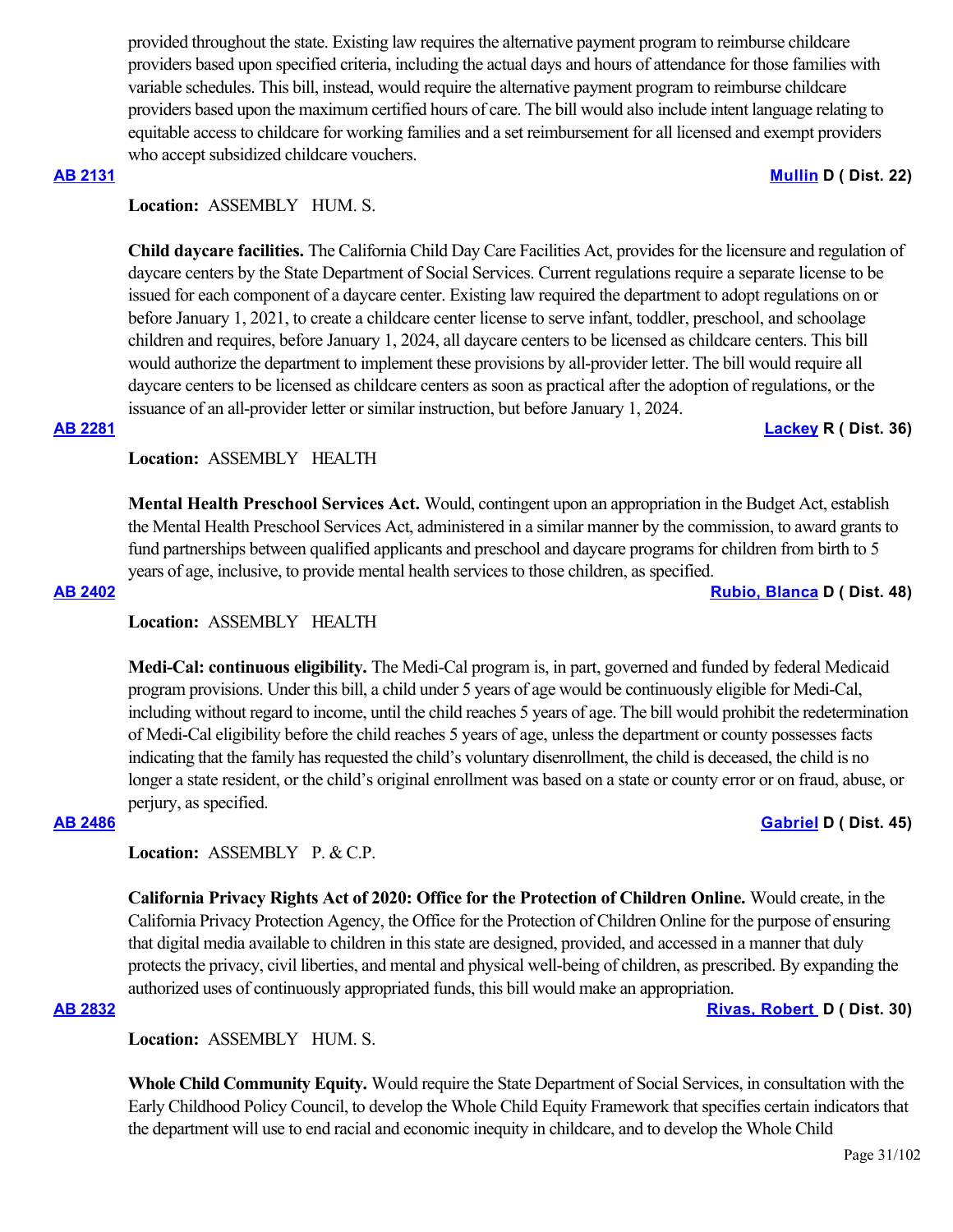provided throughout the state. Existing law requires the alternative payment program to reimburse childcare providers based upon specified criteria, including the actual days and hours of attendance for those families with variable schedules. This bill, instead, would require the alternative payment program to reimburse childcare providers based upon the maximum certified hours of care. The bill would also include intent language relating to equitable access to childcare for working families and a set reimbursement for all licensed and exempt providers who accept subsidized childcare vouchers.

**AB 2131** **Mullin D ( Dist. 22)**

**Location:** ASSEMBLY HUM. S.

**Child daycare facilities.** The California Child Day Care Facilities Act, provides for the licensure and regulation of daycare centers by the State Department of Social Services. Current regulations require a separate license to be issued for each component of a daycare center. Existing law required the department to adopt regulations on or before January 1, 2021, to create a childcare center license to serve infant, toddler, preschool, and schoolage children and requires, before January 1, 2024, all daycare centers to be licensed as childcare centers. This bill would authorize the department to implement these provisions by all-provider letter. The bill would require all daycare centers to be licensed as childcare centers as soon as practical after the adoption of regulations, or the issuance of an all-provider letter or similar instruction, but before January 1, 2024.

**AB 2281** **Lackey R ( Dist. 36)**

**Location:** ASSEMBLY HEALTH

**Mental Health Preschool Services Act.** Would, contingent upon an appropriation in the Budget Act, establish the Mental Health Preschool Services Act, administered in a similar manner by the commission, to award grants to fund partnerships between qualified applicants and preschool and daycare programs for children from birth to 5 years of age, inclusive, to provide mental health services to those children, as specified.

**AB 2402** **Rubio, Blanca D ( Dist. 48)**

**Location:** ASSEMBLY HEALTH

**Medi-Cal: continuous eligibility.** The Medi-Cal program is, in part, governed and funded by federal Medicaid program provisions. Under this bill, a child under 5 years of age would be continuously eligible for Medi-Cal, including without regard to income, until the child reaches 5 years of age. The bill would prohibit the redetermination of Medi-Cal eligibility before the child reaches 5 years of age, unless the department or county possesses facts indicating that the family has requested the child's voluntary disenrollment, the child is deceased, the child is no longer a state resident, or the child's original enrollment was based on a state or county error or on fraud, abuse, or perjury, as specified.

**AB 2486** **Gabriel D ( Dist. 45)**

**Location:** ASSEMBLY P. & C.P.

**California Privacy Rights Act of 2020: Office for the Protection of Children Online.** Would create, in the California Privacy Protection Agency, the Office for the Protection of Children Online for the purpose of ensuring that digital media available to children in this state are designed, provided, and accessed in a manner that duly protects the privacy, civil liberties, and mental and physical well-being of children, as prescribed. By expanding the authorized uses of continuously appropriated funds, this bill would make an appropriation.

**AB 2832** **Rivas, Robert D ( Dist. 30)**

**Location:** ASSEMBLY HUM. S.

**Whole Child Community Equity.** Would require the State Department of Social Services, in consultation with the Early Childhood Policy Council, to develop the Whole Child Equity Framework that specifies certain indicators that the department will use to end racial and economic inequity in childcare, and to develop the Whole Child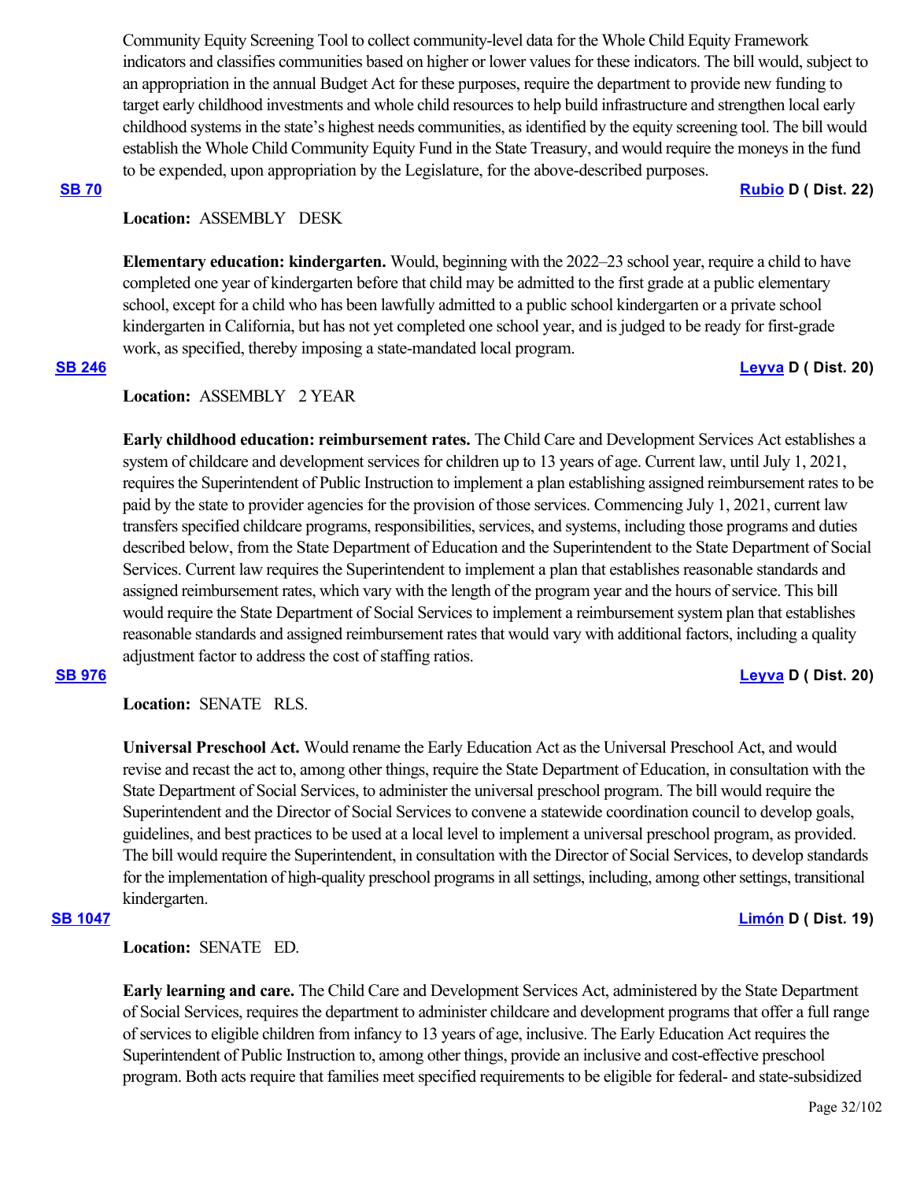Community Equity Screening Tool to collect community-level data for the Whole Child Equity Framework indicators and classifies communities based on higher or lower values for these indicators. The bill would, subject to an appropriation in the annual Budget Act for these purposes, require the department to provide new funding to target early childhood investments and whole child resources to help build infrastructure and strengthen local early childhood systems in the state's highest needs communities, as identified by the equity screening tool. The bill would establish the Whole Child Community Equity Fund in the State Treasury, and would require the moneys in the fund to be expended, upon appropriation by the Legislature, for the above-described purposes.

**SB 70** **Rubio D ( Dist. 22)**

**Location:** ASSEMBLY DESK

**Elementary education: kindergarten.** Would, beginning with the 2022–23 school year, require a child to have completed one year of kindergarten before that child may be admitted to the first grade at a public elementary school, except for a child who has been lawfully admitted to a public school kindergarten or a private school kindergarten in California, but has not yet completed one school year, and is judged to be ready for first-grade work, as specified, thereby imposing a state-mandated local program.

**SB 246** **Leyva D ( Dist. 20)**

**Location:** ASSEMBLY 2 YEAR

**Early childhood education: reimbursement rates.** The Child Care and Development Services Act establishes a system of childcare and development services for children up to 13 years of age. Current law, until July 1, 2021, requires the Superintendent of Public Instruction to implement a plan establishing assigned reimbursement rates to be paid by the state to provider agencies for the provision of those services. Commencing July 1, 2021, current law transfers specified childcare programs, responsibilities, services, and systems, including those programs and duties described below, from the State Department of Education and the Superintendent to the State Department of Social Services. Current law requires the Superintendent to implement a plan that establishes reasonable standards and assigned reimbursement rates, which vary with the length of the program year and the hours of service. This bill would require the State Department of Social Services to implement a reimbursement system plan that establishes reasonable standards and assigned reimbursement rates that would vary with additional factors, including a quality adjustment factor to address the cost of staffing ratios.

**SB 976** **Leyva D ( Dist. 20)**

**Location:** SENATE RLS.

**Universal Preschool Act.** Would rename the Early Education Act as the Universal Preschool Act, and would revise and recast the act to, among other things, require the State Department of Education, in consultation with the State Department of Social Services, to administer the universal preschool program. The bill would require the Superintendent and the Director of Social Services to convene a statewide coordination council to develop goals, guidelines, and best practices to be used at a local level to implement a universal preschool program, as provided. The bill would require the Superintendent, in consultation with the Director of Social Services, to develop standards for the implementation of high-quality preschool programs in all settings, including, among other settings, transitional kindergarten.

**SB 1047** **Limón D ( Dist. 19)**

**Location:** SENATE ED.

**Early learning and care.** The Child Care and Development Services Act, administered by the State Department of Social Services, requires the department to administer childcare and development programs that offer a full range of services to eligible children from infancy to 13 years of age, inclusive. The Early Education Act requires the Superintendent of Public Instruction to, among other things, provide an inclusive and cost-effective preschool program. Both acts require that families meet specified requirements to be eligible for federal- and state-subsidized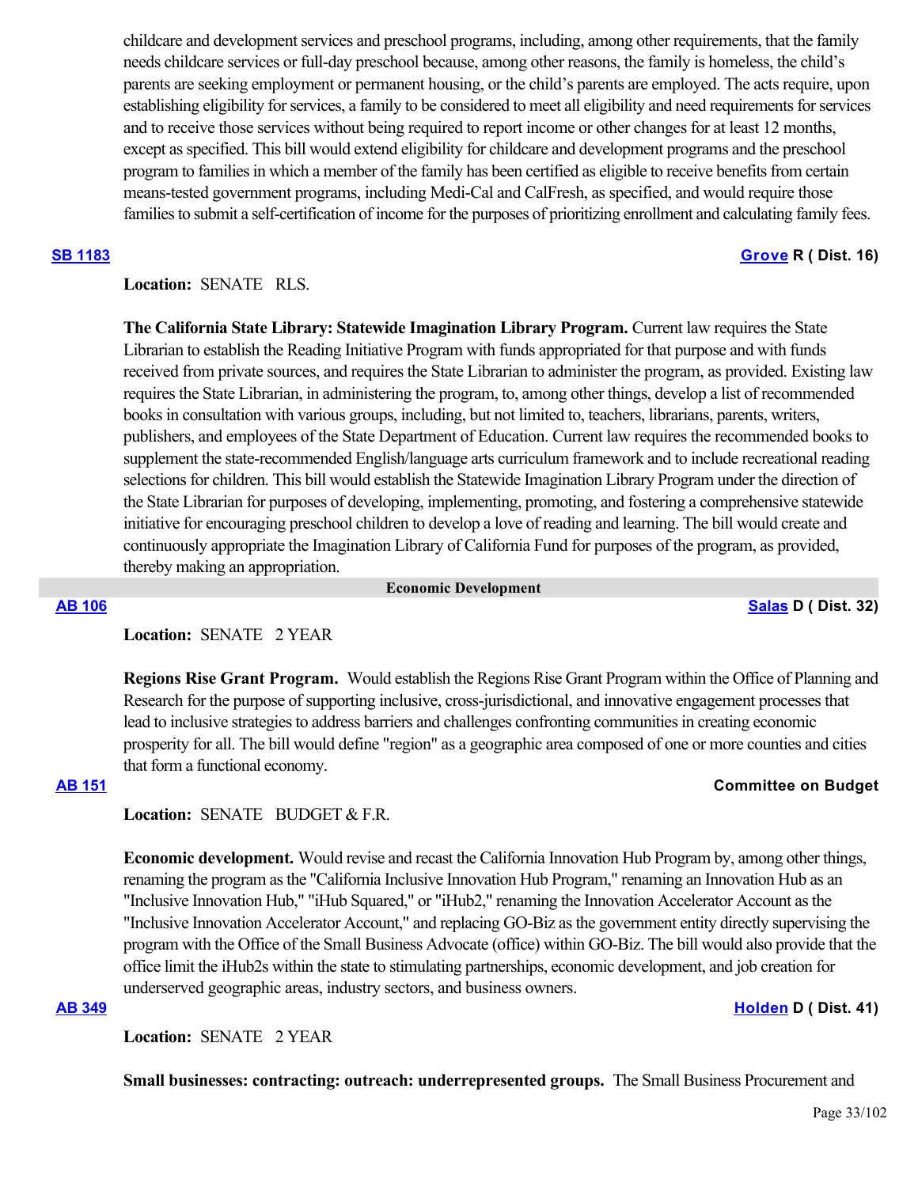childcare and development services and preschool programs, including, among other requirements, that the family needs childcare services or full-day preschool because, among other reasons, the family is homeless, the child's parents are seeking employment or permanent housing, or the child's parents are employed. The acts require, upon establishing eligibility for services, a family to be considered to meet all eligibility and need requirements for services and to receive those services without being required to report income or other changes for at least 12 months, except as specified. This bill would extend eligibility for childcare and development programs and the preschool program to families in which a member of the family has been certified as eligible to receive benefits from certain means-tested government programs, including Medi-Cal and CalFresh, as specified, and would require those families to submit a self-certification of income for the purposes of prioritizing enrollment and calculating family fees.

**SB 1183** **Grove R ( Dist. 16)**

**Location:** SENATE RLS.

**The California State Library: Statewide Imagination Library Program.** Current law requires the State Librarian to establish the Reading Initiative Program with funds appropriated for that purpose and with funds received from private sources, and requires the State Librarian to administer the program, as provided. Existing law requires the State Librarian, in administering the program, to, among other things, develop a list of recommended books in consultation with various groups, including, but not limited to, teachers, librarians, parents, writers, publishers, and employees of the State Department of Education. Current law requires the recommended books to supplement the state-recommended English/language arts curriculum framework and to include recreational reading selections for children. This bill would establish the Statewide Imagination Library Program under the direction of the State Librarian for purposes of developing, implementing, promoting, and fostering a comprehensive statewide initiative for encouraging preschool children to develop a love of reading and learning. The bill would create and continuously appropriate the Imagination Library of California Fund for purposes of the program, as provided, thereby making an appropriation.

## Economic Development

**AB 106** **Salas D ( Dist. 32)**

**Location:** SENATE 2 YEAR

**Regions Rise Grant Program.** Would establish the Regions Rise Grant Program within the Office of Planning and Research for the purpose of supporting inclusive, cross-jurisdictional, and innovative engagement processes that lead to inclusive strategies to address barriers and challenges confronting communities in creating economic prosperity for all. The bill would define "region" as a geographic area composed of one or more counties and cities that form a functional economy.

**AB 151** **Committee on Budget**

**Location:** SENATE BUDGET & F.R.

**Economic development.** Would revise and recast the California Innovation Hub Program by, among other things, renaming the program as the "California Inclusive Innovation Hub Program," renaming an Innovation Hub as an "Inclusive Innovation Hub," "iHub Squared," or "iHub2," renaming the Innovation Accelerator Account as the "Inclusive Innovation Accelerator Account," and replacing GO-Biz as the government entity directly supervising the program with the Office of the Small Business Advocate (office) within GO-Biz. The bill would also provide that the office limit the iHub2s within the state to stimulating partnerships, economic development, and job creation for underserved geographic areas, industry sectors, and business owners.

**AB 349** **Holden D ( Dist. 41)**

**Location:** SENATE 2 YEAR

**Small businesses: contracting: outreach: underrepresented groups.** The Small Business Procurement and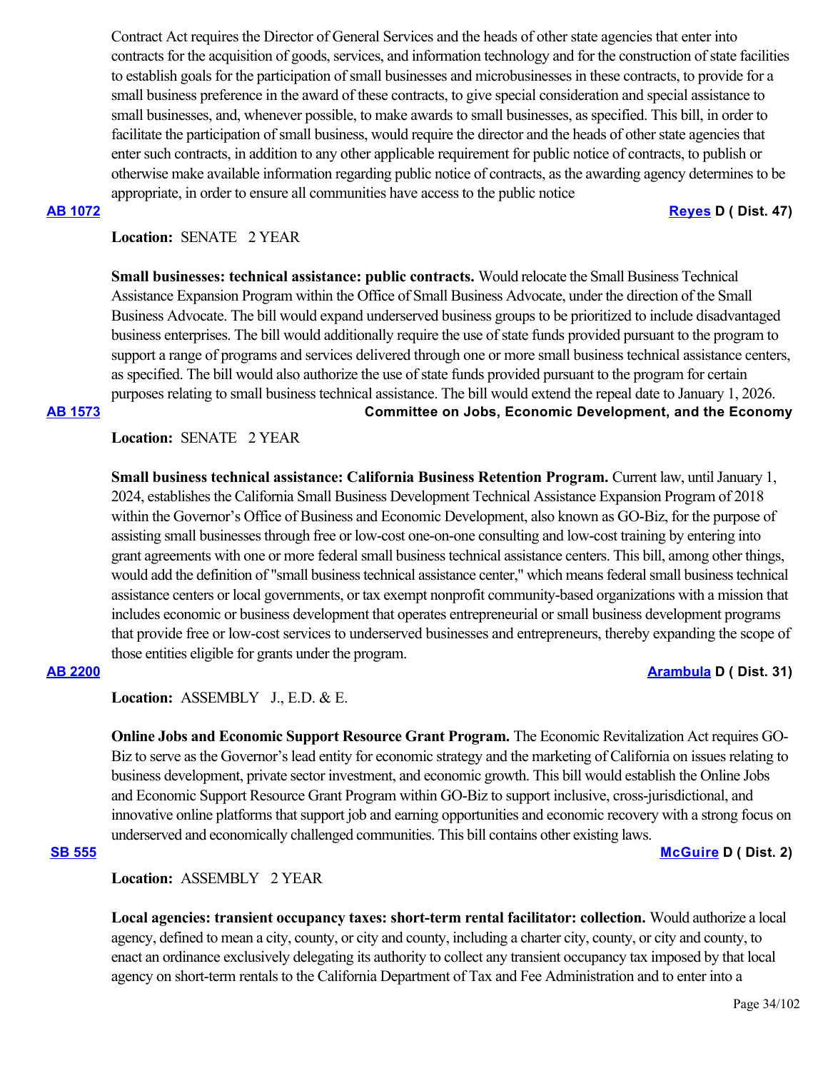Contract Act requires the Director of General Services and the heads of other state agencies that enter into contracts for the acquisition of goods, services, and information technology and for the construction of state facilities to establish goals for the participation of small businesses and microbusinesses in these contracts, to provide for a small business preference in the award of these contracts, to give special consideration and special assistance to small businesses, and, whenever possible, to make awards to small businesses, as specified. This bill, in order to facilitate the participation of small business, would require the director and the heads of other state agencies that enter such contracts, in addition to any other applicable requirement for public notice of contracts, to publish or otherwise make available information regarding public notice of contracts, as the awarding agency determines to be appropriate, in order to ensure all communities have access to the public notice

**AB 1072** **Reyes D ( Dist. 47)**

**Location:** SENATE 2 YEAR

**Small businesses: technical assistance: public contracts.** Would relocate the Small Business Technical Assistance Expansion Program within the Office of Small Business Advocate, under the direction of the Small Business Advocate. The bill would expand underserved business groups to be prioritized to include disadvantaged business enterprises. The bill would additionally require the use of state funds provided pursuant to the program to support a range of programs and services delivered through one or more small business technical assistance centers, as specified. The bill would also authorize the use of state funds provided pursuant to the program for certain purposes relating to small business technical assistance. The bill would extend the repeal date to January 1, 2026.

**AB 1573** **Committee on Jobs, Economic Development, and the Economy**

**Location:** SENATE 2 YEAR

**Small business technical assistance: California Business Retention Program.** Current law, until January 1, 2024, establishes the California Small Business Development Technical Assistance Expansion Program of 2018 within the Governor's Office of Business and Economic Development, also known as GO-Biz, for the purpose of assisting small businesses through free or low-cost one-on-one consulting and low-cost training by entering into grant agreements with one or more federal small business technical assistance centers. This bill, among other things, would add the definition of "small business technical assistance center," which means federal small business technical assistance centers or local governments, or tax exempt nonprofit community-based organizations with a mission that includes economic or business development that operates entrepreneurial or small business development programs that provide free or low-cost services to underserved businesses and entrepreneurs, thereby expanding the scope of those entities eligible for grants under the program.

**AB 2200** **Arambula D ( Dist. 31)**

**Location:** ASSEMBLY J., E.D. & E.

**Online Jobs and Economic Support Resource Grant Program.** The Economic Revitalization Act requires GO-Biz to serve as the Governor's lead entity for economic strategy and the marketing of California on issues relating to business development, private sector investment, and economic growth. This bill would establish the Online Jobs and Economic Support Resource Grant Program within GO-Biz to support inclusive, cross-jurisdictional, and innovative online platforms that support job and earning opportunities and economic recovery with a strong focus on underserved and economically challenged communities. This bill contains other existing laws.

**SB 555** **McGuire D ( Dist. 2)**

**Location:** ASSEMBLY 2 YEAR

**Local agencies: transient occupancy taxes: short-term rental facilitator: collection.** Would authorize a local agency, defined to mean a city, county, or city and county, including a charter city, county, or city and county, to enact an ordinance exclusively delegating its authority to collect any transient occupancy tax imposed by that local agency on short-term rentals to the California Department of Tax and Fee Administration and to enter into a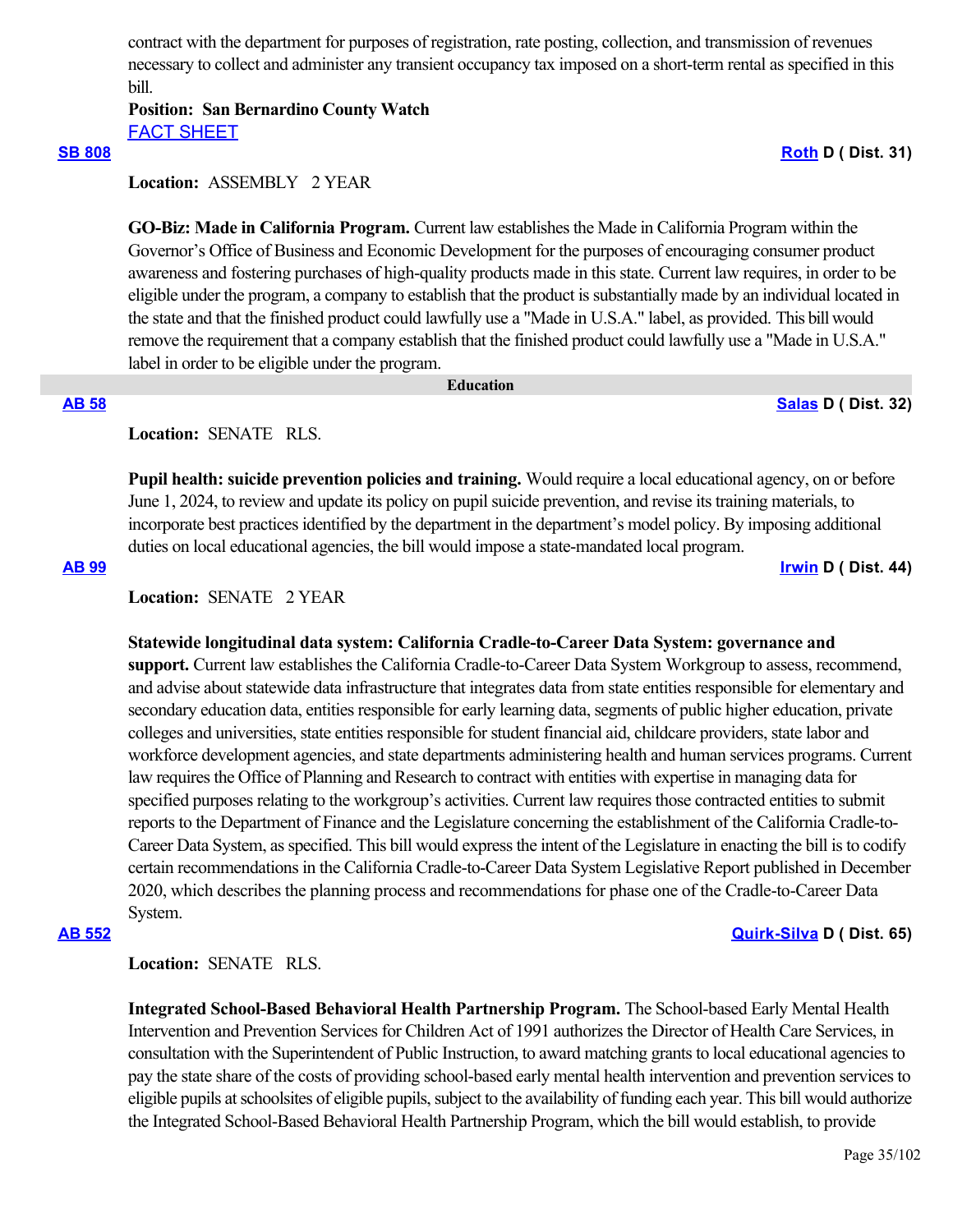contract with the department for purposes of registration, rate posting, collection, and transmission of revenues necessary to collect and administer any transient occupancy tax imposed on a short-term rental as specified in this bill.

**Position: San Bernardino County Watch**

[FACT SHEET]()

**[SB 808]()** **[Roth]() D ( Dist. 31)**

**Location:** ASSEMBLY 2 YEAR

**GO-Biz: Made in California Program.** Current law establishes the Made in California Program within the Governor's Office of Business and Economic Development for the purposes of encouraging consumer product awareness and fostering purchases of high-quality products made in this state. Current law requires, in order to be eligible under the program, a company to establish that the product is substantially made by an individual located in the state and that the finished product could lawfully use a "Made in U.S.A." label, as provided. This bill would remove the requirement that a company establish that the finished product could lawfully use a "Made in U.S.A." label in order to be eligible under the program.

## Education

**[AB 58]()** **[Salas]() D ( Dist. 32)**

**Location:** SENATE RLS.

**Pupil health: suicide prevention policies and training.** Would require a local educational agency, on or before June 1, 2024, to review and update its policy on pupil suicide prevention, and revise its training materials, to incorporate best practices identified by the department in the department's model policy. By imposing additional duties on local educational agencies, the bill would impose a state-mandated local program.

**[AB 99]()** **[Irwin]() D ( Dist. 44)**

**Location:** SENATE 2 YEAR

**Statewide longitudinal data system: California Cradle-to-Career Data System: governance and support.** Current law establishes the California Cradle-to-Career Data System Workgroup to assess, recommend, and advise about statewide data infrastructure that integrates data from state entities responsible for elementary and secondary education data, entities responsible for early learning data, segments of public higher education, private colleges and universities, state entities responsible for student financial aid, childcare providers, state labor and workforce development agencies, and state departments administering health and human services programs. Current law requires the Office of Planning and Research to contract with entities with expertise in managing data for specified purposes relating to the workgroup's activities. Current law requires those contracted entities to submit reports to the Department of Finance and the Legislature concerning the establishment of the California Cradle-to-Career Data System, as specified. This bill would express the intent of the Legislature in enacting the bill is to codify certain recommendations in the California Cradle-to-Career Data System Legislative Report published in December 2020, which describes the planning process and recommendations for phase one of the Cradle-to-Career Data System.

**[AB 552]()** **[Quirk-Silva]() D ( Dist. 65)**

**Location:** SENATE RLS.

**Integrated School-Based Behavioral Health Partnership Program.** The School-based Early Mental Health Intervention and Prevention Services for Children Act of 1991 authorizes the Director of Health Care Services, in consultation with the Superintendent of Public Instruction, to award matching grants to local educational agencies to pay the state share of the costs of providing school-based early mental health intervention and prevention services to eligible pupils at schoolsites of eligible pupils, subject to the availability of funding each year. This bill would authorize the Integrated School-Based Behavioral Health Partnership Program, which the bill would establish, to provide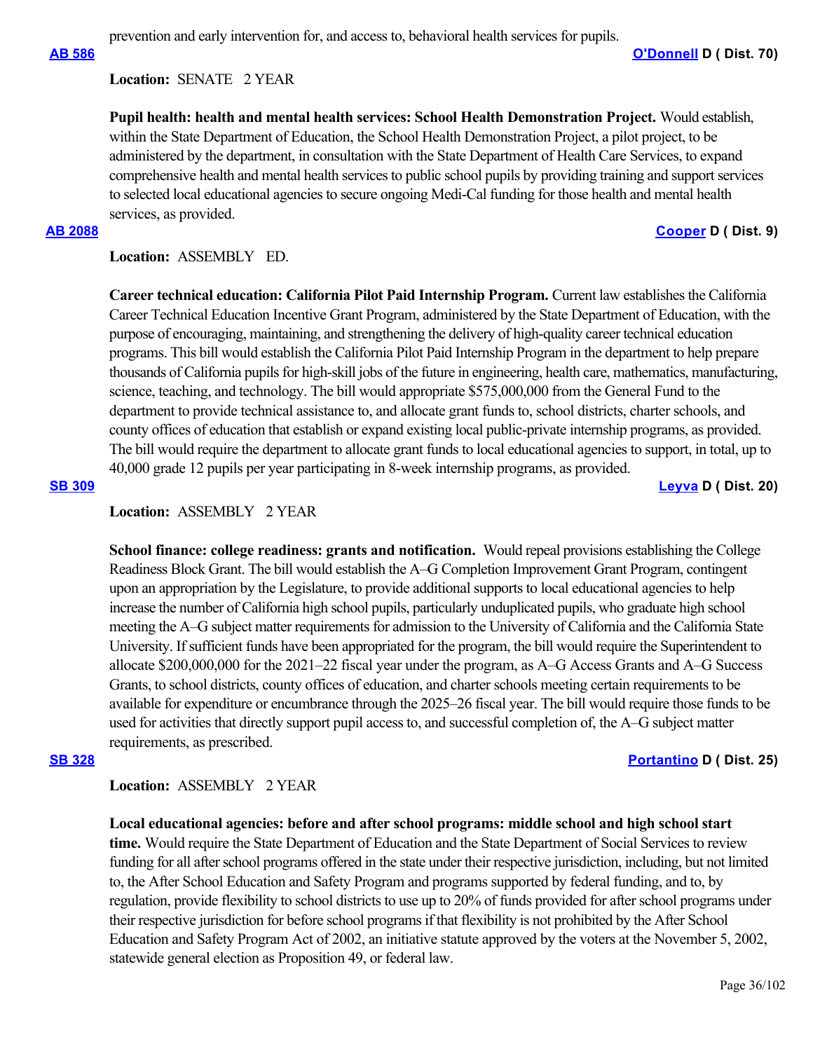prevention and early intervention for, and access to, behavioral health services for pupils.

**AB 586** **O'Donnell D ( Dist. 70)**

**Location:** SENATE 2 YEAR

**Pupil health: health and mental health services: School Health Demonstration Project.** Would establish, within the State Department of Education, the School Health Demonstration Project, a pilot project, to be administered by the department, in consultation with the State Department of Health Care Services, to expand comprehensive health and mental health services to public school pupils by providing training and support services to selected local educational agencies to secure ongoing Medi-Cal funding for those health and mental health services, as provided.

**AB 2088** **Cooper D ( Dist. 9)**

**Location:** ASSEMBLY ED.

**Career technical education: California Pilot Paid Internship Program.** Current law establishes the California Career Technical Education Incentive Grant Program, administered by the State Department of Education, with the purpose of encouraging, maintaining, and strengthening the delivery of high-quality career technical education programs. This bill would establish the California Pilot Paid Internship Program in the department to help prepare thousands of California pupils for high-skill jobs of the future in engineering, health care, mathematics, manufacturing, science, teaching, and technology. The bill would appropriate $575,000,000 from the General Fund to the department to provide technical assistance to, and allocate grant funds to, school districts, charter schools, and county offices of education that establish or expand existing local public-private internship programs, as provided. The bill would require the department to allocate grant funds to local educational agencies to support, in total, up to 40,000 grade 12 pupils per year participating in 8-week internship programs, as provided.

**SB 309** **Leyva D ( Dist. 20)**

**Location:** ASSEMBLY 2 YEAR

**School finance: college readiness: grants and notification.** Would repeal provisions establishing the College Readiness Block Grant. The bill would establish the A–G Completion Improvement Grant Program, contingent upon an appropriation by the Legislature, to provide additional supports to local educational agencies to help increase the number of California high school pupils, particularly unduplicated pupils, who graduate high school meeting the A–G subject matter requirements for admission to the University of California and the California State University. If sufficient funds have been appropriated for the program, the bill would require the Superintendent to allocate $200,000,000 for the 2021–22 fiscal year under the program, as A–G Access Grants and A–G Success Grants, to school districts, county offices of education, and charter schools meeting certain requirements to be available for expenditure or encumbrance through the 2025–26 fiscal year. The bill would require those funds to be used for activities that directly support pupil access to, and successful completion of, the A–G subject matter requirements, as prescribed.

**SB 328** **Portantino D ( Dist. 25)**

**Location:** ASSEMBLY 2 YEAR

**Local educational agencies: before and after school programs: middle school and high school start time.** Would require the State Department of Education and the State Department of Social Services to review funding for all after school programs offered in the state under their respective jurisdiction, including, but not limited to, the After School Education and Safety Program and programs supported by federal funding, and to, by regulation, provide flexibility to school districts to use up to 20% of funds provided for after school programs under their respective jurisdiction for before school programs if that flexibility is not prohibited by the After School Education and Safety Program Act of 2002, an initiative statute approved by the voters at the November 5, 2002, statewide general election as Proposition 49, or federal law.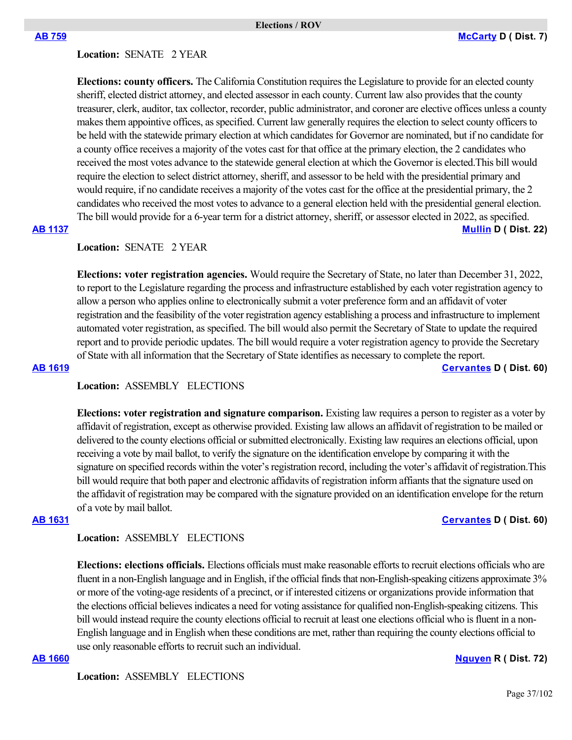## Elections / ROV

**AB 759** — **McCarty D ( Dist. 7)**

**Location:** SENATE 2 YEAR

**Elections: county officers.** The California Constitution requires the Legislature to provide for an elected county sheriff, elected district attorney, and elected assessor in each county. Current law also provides that the county treasurer, clerk, auditor, tax collector, recorder, public administrator, and coroner are elective offices unless a county makes them appointive offices, as specified. Current law generally requires the election to select county officers to be held with the statewide primary election at which candidates for Governor are nominated, but if no candidate for a county office receives a majority of the votes cast for that office at the primary election, the 2 candidates who received the most votes advance to the statewide general election at which the Governor is elected.This bill would require the election to select district attorney, sheriff, and assessor to be held with the presidential primary and would require, if no candidate receives a majority of the votes cast for the office at the presidential primary, the 2 candidates who received the most votes to advance to a general election held with the presidential general election. The bill would provide for a 6-year term for a district attorney, sheriff, or assessor elected in 2022, as specified.

**AB 1137** — **Mullin D ( Dist. 22)**

**Location:** SENATE 2 YEAR

**Elections: voter registration agencies.** Would require the Secretary of State, no later than December 31, 2022, to report to the Legislature regarding the process and infrastructure established by each voter registration agency to allow a person who applies online to electronically submit a voter preference form and an affidavit of voter registration and the feasibility of the voter registration agency establishing a process and infrastructure to implement automated voter registration, as specified. The bill would also permit the Secretary of State to update the required report and to provide periodic updates. The bill would require a voter registration agency to provide the Secretary of State with all information that the Secretary of State identifies as necessary to complete the report.

**AB 1619** — **Cervantes D ( Dist. 60)**

**Location:** ASSEMBLY ELECTIONS

**Elections: voter registration and signature comparison.** Existing law requires a person to register as a voter by affidavit of registration, except as otherwise provided. Existing law allows an affidavit of registration to be mailed or delivered to the county elections official or submitted electronically. Existing law requires an elections official, upon receiving a vote by mail ballot, to verify the signature on the identification envelope by comparing it with the signature on specified records within the voter's registration record, including the voter's affidavit of registration.This bill would require that both paper and electronic affidavits of registration inform affiants that the signature used on the affidavit of registration may be compared with the signature provided on an identification envelope for the return of a vote by mail ballot.

**AB 1631** — **Cervantes D ( Dist. 60)**

**Location:** ASSEMBLY ELECTIONS

**Elections: elections officials.** Elections officials must make reasonable efforts to recruit elections officials who are fluent in a non-English language and in English, if the official finds that non-English-speaking citizens approximate 3% or more of the voting-age residents of a precinct, or if interested citizens or organizations provide information that the elections official believes indicates a need for voting assistance for qualified non-English-speaking citizens. This bill would instead require the county elections official to recruit at least one elections official who is fluent in a non-English language and in English when these conditions are met, rather than requiring the county elections official to use only reasonable efforts to recruit such an individual.

**AB 1660** — **Nguyen R ( Dist. 72)**

**Location:** ASSEMBLY ELECTIONS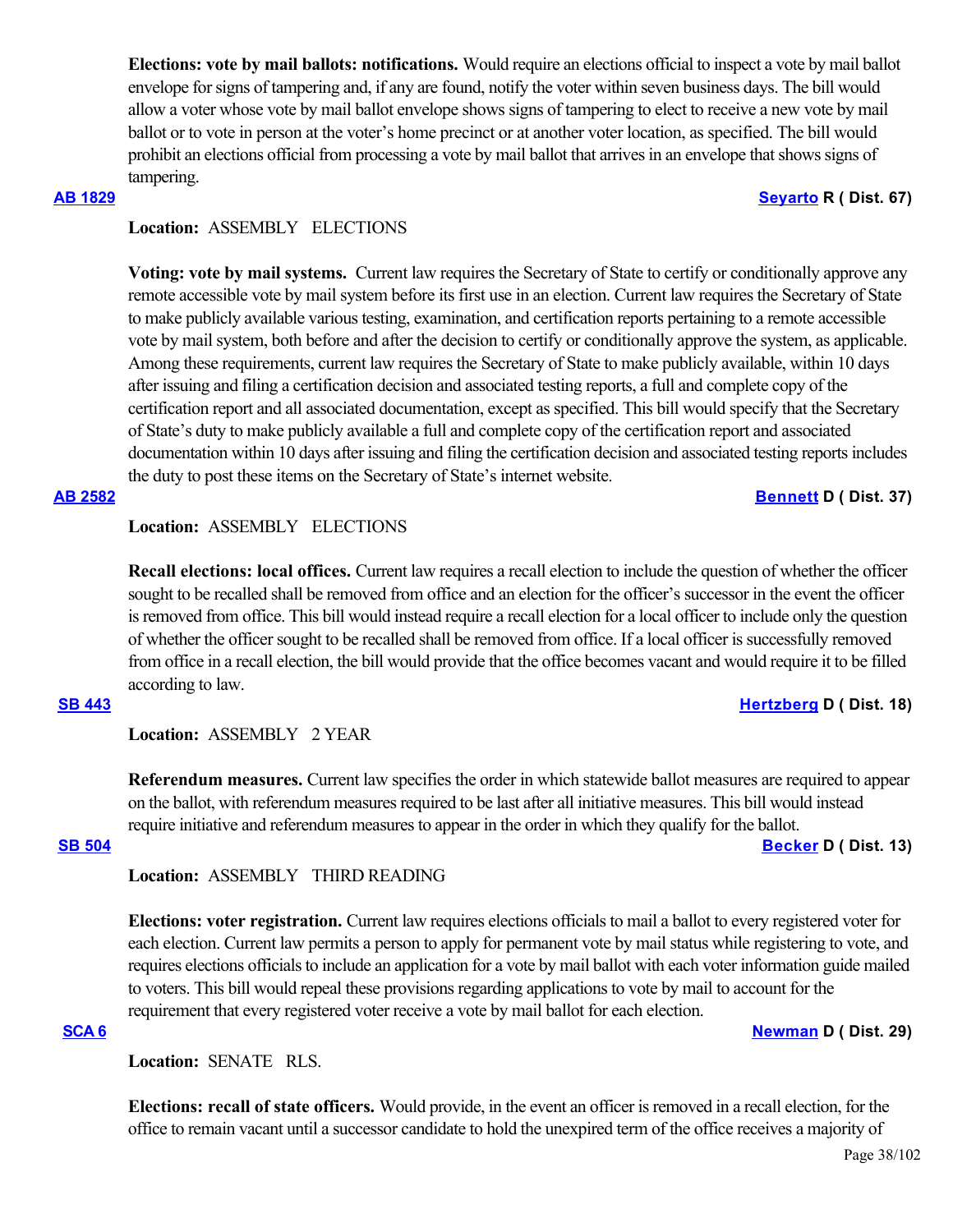**Elections: vote by mail ballots: notifications.** Would require an elections official to inspect a vote by mail ballot envelope for signs of tampering and, if any are found, notify the voter within seven business days. The bill would allow a voter whose vote by mail ballot envelope shows signs of tampering to elect to receive a new vote by mail ballot or to vote in person at the voter's home precinct or at another voter location, as specified. The bill would prohibit an elections official from processing a vote by mail ballot that arrives in an envelope that shows signs of tampering.

**AB 1829** **Seyarto R ( Dist. 67)**

**Location:** ASSEMBLY ELECTIONS

**Voting: vote by mail systems.** Current law requires the Secretary of State to certify or conditionally approve any remote accessible vote by mail system before its first use in an election. Current law requires the Secretary of State to make publicly available various testing, examination, and certification reports pertaining to a remote accessible vote by mail system, both before and after the decision to certify or conditionally approve the system, as applicable. Among these requirements, current law requires the Secretary of State to make publicly available, within 10 days after issuing and filing a certification decision and associated testing reports, a full and complete copy of the certification report and all associated documentation, except as specified. This bill would specify that the Secretary of State's duty to make publicly available a full and complete copy of the certification report and associated documentation within 10 days after issuing and filing the certification decision and associated testing reports includes the duty to post these items on the Secretary of State's internet website.

**AB 2582** **Bennett D ( Dist. 37)**

**Location:** ASSEMBLY ELECTIONS

**Recall elections: local offices.** Current law requires a recall election to include the question of whether the officer sought to be recalled shall be removed from office and an election for the officer's successor in the event the officer is removed from office. This bill would instead require a recall election for a local officer to include only the question of whether the officer sought to be recalled shall be removed from office. If a local officer is successfully removed from office in a recall election, the bill would provide that the office becomes vacant and would require it to be filled according to law.

**SB 443** **Hertzberg D ( Dist. 18)**

**Location:** ASSEMBLY 2 YEAR

**Referendum measures.** Current law specifies the order in which statewide ballot measures are required to appear on the ballot, with referendum measures required to be last after all initiative measures. This bill would instead require initiative and referendum measures to appear in the order in which they qualify for the ballot.

**SB 504** **Becker D ( Dist. 13)**

**Location:** ASSEMBLY THIRD READING

**Elections: voter registration.** Current law requires elections officials to mail a ballot to every registered voter for each election. Current law permits a person to apply for permanent vote by mail status while registering to vote, and requires elections officials to include an application for a vote by mail ballot with each voter information guide mailed to voters. This bill would repeal these provisions regarding applications to vote by mail to account for the requirement that every registered voter receive a vote by mail ballot for each election.

**SCA 6** **Newman D ( Dist. 29)**

**Location:** SENATE RLS.

**Elections: recall of state officers.** Would provide, in the event an officer is removed in a recall election, for the office to remain vacant until a successor candidate to hold the unexpired term of the office receives a majority of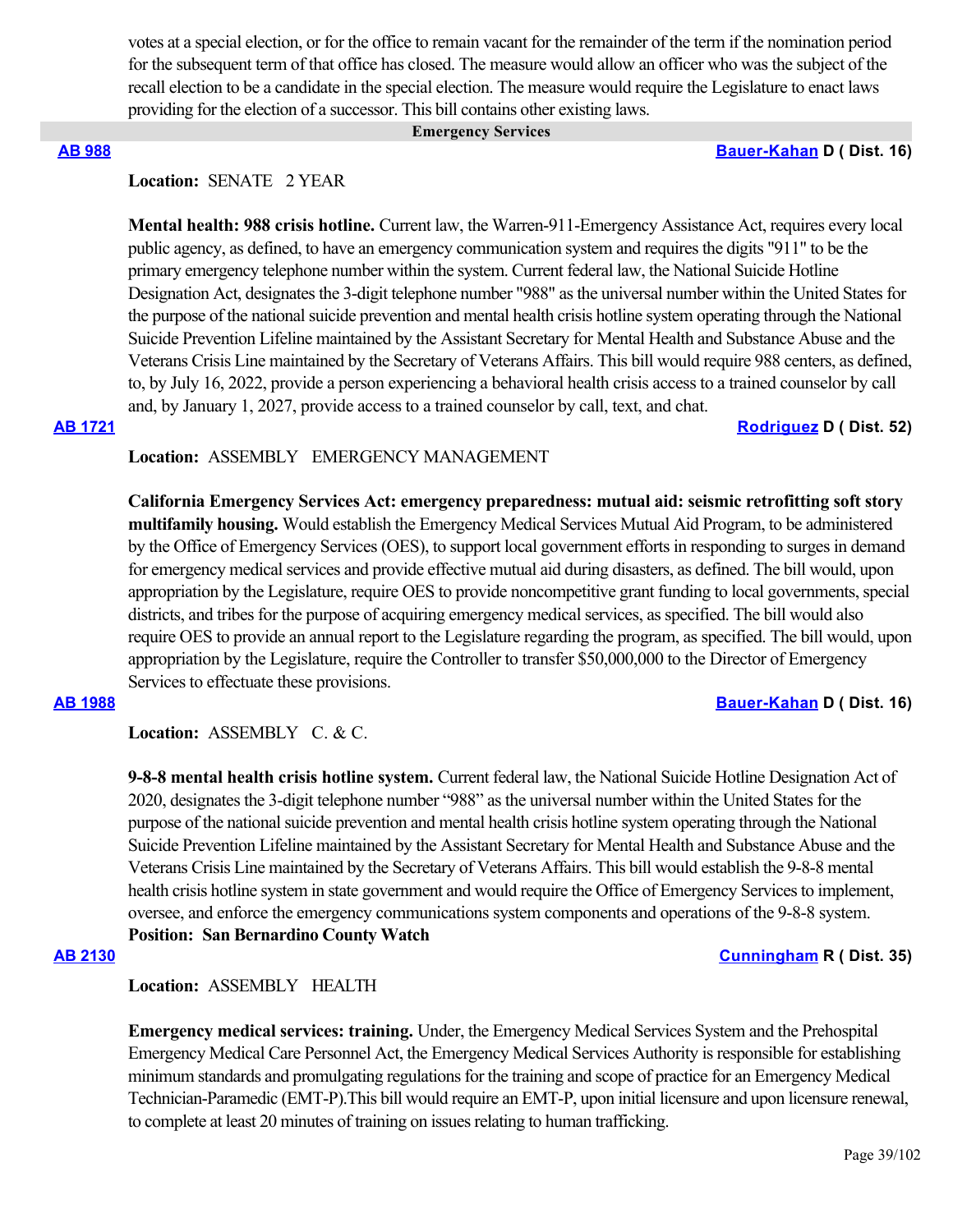votes at a special election, or for the office to remain vacant for the remainder of the term if the nomination period for the subsequent term of that office has closed. The measure would allow an officer who was the subject of the recall election to be a candidate in the special election. The measure would require the Legislature to enact laws providing for the election of a successor. This bill contains other existing laws.

## Emergency Services

**AB 988** — **Bauer-Kahan D ( Dist. 16)**

**Location:** SENATE 2 YEAR

**Mental health: 988 crisis hotline.** Current law, the Warren-911-Emergency Assistance Act, requires every local public agency, as defined, to have an emergency communication system and requires the digits "911" to be the primary emergency telephone number within the system. Current federal law, the National Suicide Hotline Designation Act, designates the 3-digit telephone number "988" as the universal number within the United States for the purpose of the national suicide prevention and mental health crisis hotline system operating through the National Suicide Prevention Lifeline maintained by the Assistant Secretary for Mental Health and Substance Abuse and the Veterans Crisis Line maintained by the Secretary of Veterans Affairs. This bill would require 988 centers, as defined, to, by July 16, 2022, provide a person experiencing a behavioral health crisis access to a trained counselor by call and, by January 1, 2027, provide access to a trained counselor by call, text, and chat.

**AB 1721** — **Rodriguez D ( Dist. 52)**

**Location:** ASSEMBLY EMERGENCY MANAGEMENT

**California Emergency Services Act: emergency preparedness: mutual aid: seismic retrofitting soft story multifamily housing.** Would establish the Emergency Medical Services Mutual Aid Program, to be administered by the Office of Emergency Services (OES), to support local government efforts in responding to surges in demand for emergency medical services and provide effective mutual aid during disasters, as defined. The bill would, upon appropriation by the Legislature, require OES to provide noncompetitive grant funding to local governments, special districts, and tribes for the purpose of acquiring emergency medical services, as specified. The bill would also require OES to provide an annual report to the Legislature regarding the program, as specified. The bill would, upon appropriation by the Legislature, require the Controller to transfer $50,000,000 to the Director of Emergency Services to effectuate these provisions.

**AB 1988** — **Bauer-Kahan D ( Dist. 16)**

**Location:** ASSEMBLY C. & C.

**9-8-8 mental health crisis hotline system.** Current federal law, the National Suicide Hotline Designation Act of 2020, designates the 3-digit telephone number "988" as the universal number within the United States for the purpose of the national suicide prevention and mental health crisis hotline system operating through the National Suicide Prevention Lifeline maintained by the Assistant Secretary for Mental Health and Substance Abuse and the Veterans Crisis Line maintained by the Secretary of Veterans Affairs. This bill would establish the 9-8-8 mental health crisis hotline system in state government and would require the Office of Emergency Services to implement, oversee, and enforce the emergency communications system components and operations of the 9-8-8 system.

**Position: San Bernardino County Watch**

**AB 2130** — **Cunningham R ( Dist. 35)**

**Location:** ASSEMBLY HEALTH

**Emergency medical services: training.** Under, the Emergency Medical Services System and the Prehospital Emergency Medical Care Personnel Act, the Emergency Medical Services Authority is responsible for establishing minimum standards and promulgating regulations for the training and scope of practice for an Emergency Medical Technician-Paramedic (EMT-P).This bill would require an EMT-P, upon initial licensure and upon licensure renewal, to complete at least 20 minutes of training on issues relating to human trafficking.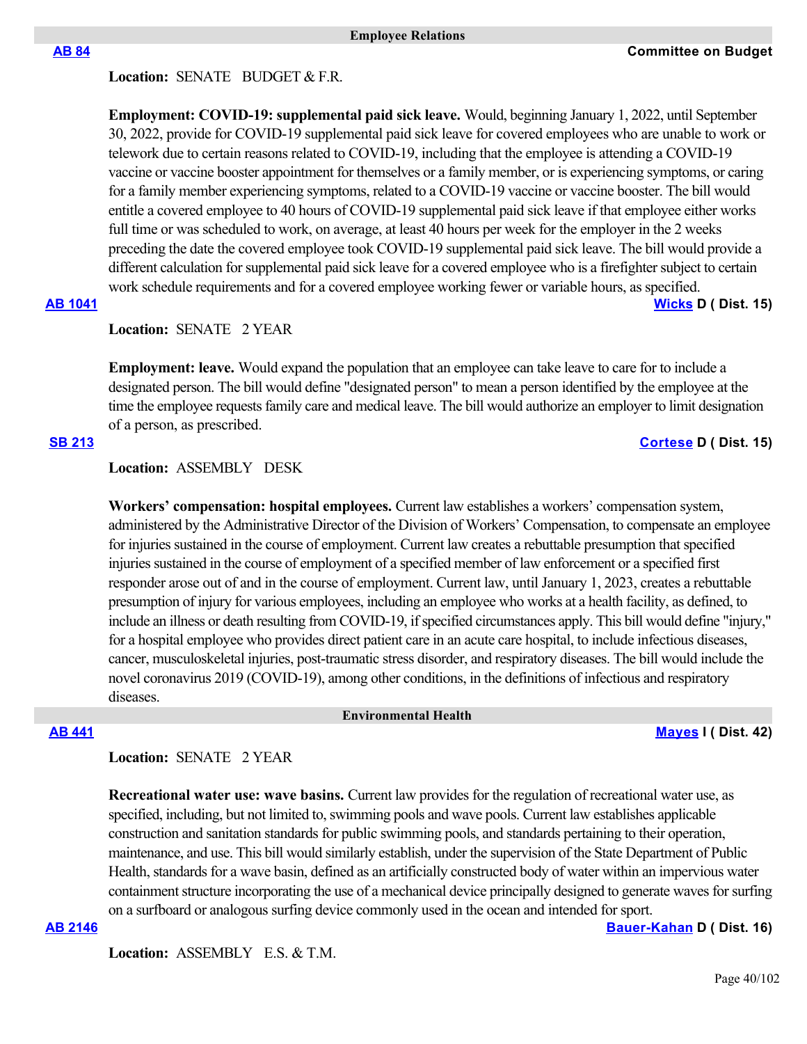## Employee Relations

**AB 84** — **Committee on Budget**

**Location:** SENATE BUDGET & F.R.

**Employment: COVID-19: supplemental paid sick leave.** Would, beginning January 1, 2022, until September 30, 2022, provide for COVID-19 supplemental paid sick leave for covered employees who are unable to work or telework due to certain reasons related to COVID-19, including that the employee is attending a COVID-19 vaccine or vaccine booster appointment for themselves or a family member, or is experiencing symptoms, or caring for a family member experiencing symptoms, related to a COVID-19 vaccine or vaccine booster. The bill would entitle a covered employee to 40 hours of COVID-19 supplemental paid sick leave if that employee either works full time or was scheduled to work, on average, at least 40 hours per week for the employer in the 2 weeks preceding the date the covered employee took COVID-19 supplemental paid sick leave. The bill would provide a different calculation for supplemental paid sick leave for a covered employee who is a firefighter subject to certain work schedule requirements and for a covered employee working fewer or variable hours, as specified.

**AB 1041** — **Wicks D ( Dist. 15)**

**Location:** SENATE 2 YEAR

**Employment: leave.** Would expand the population that an employee can take leave to care for to include a designated person. The bill would define "designated person" to mean a person identified by the employee at the time the employee requests family care and medical leave. The bill would authorize an employer to limit designation of a person, as prescribed.

**SB 213** — **Cortese D ( Dist. 15)**

**Location:** ASSEMBLY DESK

**Workers' compensation: hospital employees.** Current law establishes a workers' compensation system, administered by the Administrative Director of the Division of Workers' Compensation, to compensate an employee for injuries sustained in the course of employment. Current law creates a rebuttable presumption that specified injuries sustained in the course of employment of a specified member of law enforcement or a specified first responder arose out of and in the course of employment. Current law, until January 1, 2023, creates a rebuttable presumption of injury for various employees, including an employee who works at a health facility, as defined, to include an illness or death resulting from COVID-19, if specified circumstances apply. This bill would define "injury," for a hospital employee who provides direct patient care in an acute care hospital, to include infectious diseases, cancer, musculoskeletal injuries, post-traumatic stress disorder, and respiratory diseases. The bill would include the novel coronavirus 2019 (COVID-19), among other conditions, in the definitions of infectious and respiratory diseases.

## Environmental Health

**AB 441** — **Mayes I ( Dist. 42)**

**Location:** SENATE 2 YEAR

**Recreational water use: wave basins.** Current law provides for the regulation of recreational water use, as specified, including, but not limited to, swimming pools and wave pools. Current law establishes applicable construction and sanitation standards for public swimming pools, and standards pertaining to their operation, maintenance, and use. This bill would similarly establish, under the supervision of the State Department of Public Health, standards for a wave basin, defined as an artificially constructed body of water within an impervious water containment structure incorporating the use of a mechanical device principally designed to generate waves for surfing on a surfboard or analogous surfing device commonly used in the ocean and intended for sport.

**AB 2146** — **Bauer-Kahan D ( Dist. 16)**

**Location:** ASSEMBLY E.S. & T.M.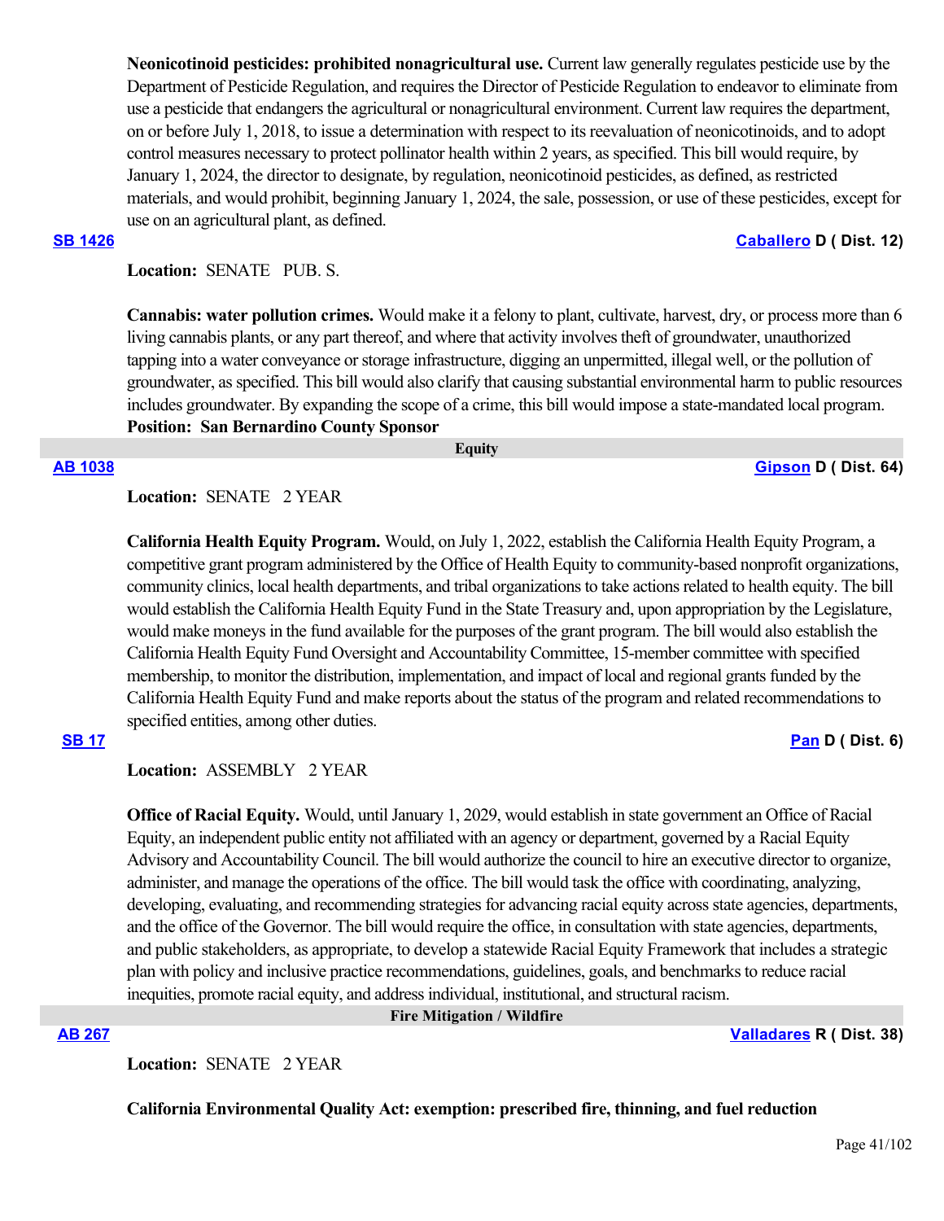**Neonicotinoid pesticides: prohibited nonagricultural use.** Current law generally regulates pesticide use by the Department of Pesticide Regulation, and requires the Director of Pesticide Regulation to endeavor to eliminate from use a pesticide that endangers the agricultural or nonagricultural environment. Current law requires the department, on or before July 1, 2018, to issue a determination with respect to its reevaluation of neonicotinoids, and to adopt control measures necessary to protect pollinator health within 2 years, as specified. This bill would require, by January 1, 2024, the director to designate, by regulation, neonicotinoid pesticides, as defined, as restricted materials, and would prohibit, beginning January 1, 2024, the sale, possession, or use of these pesticides, except for use on an agricultural plant, as defined.

**SB 1426** — **Caballero D ( Dist. 12)**

**Location:** SENATE PUB. S.

**Cannabis: water pollution crimes.** Would make it a felony to plant, cultivate, harvest, dry, or process more than 6 living cannabis plants, or any part thereof, and where that activity involves theft of groundwater, unauthorized tapping into a water conveyance or storage infrastructure, digging an unpermitted, illegal well, or the pollution of groundwater, as specified. This bill would also clarify that causing substantial environmental harm to public resources includes groundwater. By expanding the scope of a crime, this bill would impose a state-mandated local program.
**Position: San Bernardino County Sponsor**

## Equity

**AB 1038** — **Gipson D ( Dist. 64)**

**Location:** SENATE 2 YEAR

**California Health Equity Program.** Would, on July 1, 2022, establish the California Health Equity Program, a competitive grant program administered by the Office of Health Equity to community-based nonprofit organizations, community clinics, local health departments, and tribal organizations to take actions related to health equity. The bill would establish the California Health Equity Fund in the State Treasury and, upon appropriation by the Legislature, would make moneys in the fund available for the purposes of the grant program. The bill would also establish the California Health Equity Fund Oversight and Accountability Committee, 15-member committee with specified membership, to monitor the distribution, implementation, and impact of local and regional grants funded by the California Health Equity Fund and make reports about the status of the program and related recommendations to specified entities, among other duties.

**SB 17** — **Pan D ( Dist. 6)**

**Location:** ASSEMBLY 2 YEAR

**Office of Racial Equity.** Would, until January 1, 2029, would establish in state government an Office of Racial Equity, an independent public entity not affiliated with an agency or department, governed by a Racial Equity Advisory and Accountability Council. The bill would authorize the council to hire an executive director to organize, administer, and manage the operations of the office. The bill would task the office with coordinating, analyzing, developing, evaluating, and recommending strategies for advancing racial equity across state agencies, departments, and the office of the Governor. The bill would require the office, in consultation with state agencies, departments, and public stakeholders, as appropriate, to develop a statewide Racial Equity Framework that includes a strategic plan with policy and inclusive practice recommendations, guidelines, goals, and benchmarks to reduce racial inequities, promote racial equity, and address individual, institutional, and structural racism.

## Fire Mitigation / Wildfire

**AB 267** — **Valladares R ( Dist. 38)**

**Location:** SENATE 2 YEAR

**California Environmental Quality Act: exemption: prescribed fire, thinning, and fuel reduction**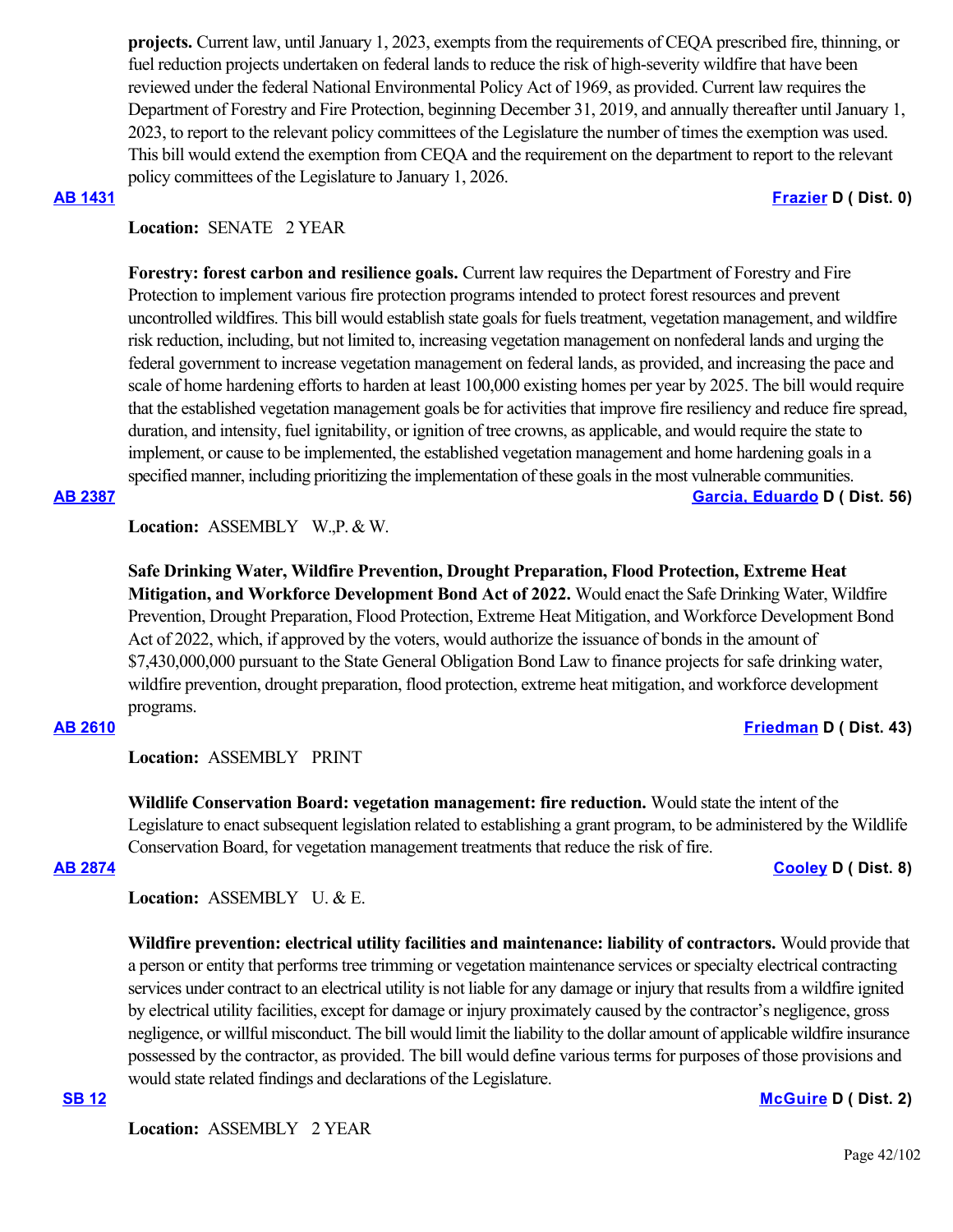**projects.** Current law, until January 1, 2023, exempts from the requirements of CEQA prescribed fire, thinning, or fuel reduction projects undertaken on federal lands to reduce the risk of high-severity wildfire that have been reviewed under the federal National Environmental Policy Act of 1969, as provided. Current law requires the Department of Forestry and Fire Protection, beginning December 31, 2019, and annually thereafter until January 1, 2023, to report to the relevant policy committees of the Legislature the number of times the exemption was used. This bill would extend the exemption from CEQA and the requirement on the department to report to the relevant policy committees of the Legislature to January 1, 2026.

**AB 1431** **Frazier D ( Dist. 0)**

**Location:** SENATE 2 YEAR

**Forestry: forest carbon and resilience goals.** Current law requires the Department of Forestry and Fire Protection to implement various fire protection programs intended to protect forest resources and prevent uncontrolled wildfires. This bill would establish state goals for fuels treatment, vegetation management, and wildfire risk reduction, including, but not limited to, increasing vegetation management on nonfederal lands and urging the federal government to increase vegetation management on federal lands, as provided, and increasing the pace and scale of home hardening efforts to harden at least 100,000 existing homes per year by 2025. The bill would require that the established vegetation management goals be for activities that improve fire resiliency and reduce fire spread, duration, and intensity, fuel ignitability, or ignition of tree crowns, as applicable, and would require the state to implement, or cause to be implemented, the established vegetation management and home hardening goals in a specified manner, including prioritizing the implementation of these goals in the most vulnerable communities.

**AB 2387** **Garcia, Eduardo D ( Dist. 56)**

**Location:** ASSEMBLY W.,P. & W.

**Safe Drinking Water, Wildfire Prevention, Drought Preparation, Flood Protection, Extreme Heat Mitigation, and Workforce Development Bond Act of 2022.** Would enact the Safe Drinking Water, Wildfire Prevention, Drought Preparation, Flood Protection, Extreme Heat Mitigation, and Workforce Development Bond Act of 2022, which, if approved by the voters, would authorize the issuance of bonds in the amount of $7,430,000,000 pursuant to the State General Obligation Bond Law to finance projects for safe drinking water, wildfire prevention, drought preparation, flood protection, extreme heat mitigation, and workforce development programs.

**AB 2610** **Friedman D ( Dist. 43)**

**Location:** ASSEMBLY PRINT

**Wildlife Conservation Board: vegetation management: fire reduction.** Would state the intent of the Legislature to enact subsequent legislation related to establishing a grant program, to be administered by the Wildlife Conservation Board, for vegetation management treatments that reduce the risk of fire.

**AB 2874** **Cooley D ( Dist. 8)**

**Location:** ASSEMBLY U. & E.

**Wildfire prevention: electrical utility facilities and maintenance: liability of contractors.** Would provide that a person or entity that performs tree trimming or vegetation maintenance services or specialty electrical contracting services under contract to an electrical utility is not liable for any damage or injury that results from a wildfire ignited by electrical utility facilities, except for damage or injury proximately caused by the contractor's negligence, gross negligence, or willful misconduct. The bill would limit the liability to the dollar amount of applicable wildfire insurance possessed by the contractor, as provided. The bill would define various terms for purposes of those provisions and would state related findings and declarations of the Legislature.

**SB 12** **McGuire D ( Dist. 2)**

**Location:** ASSEMBLY 2 YEAR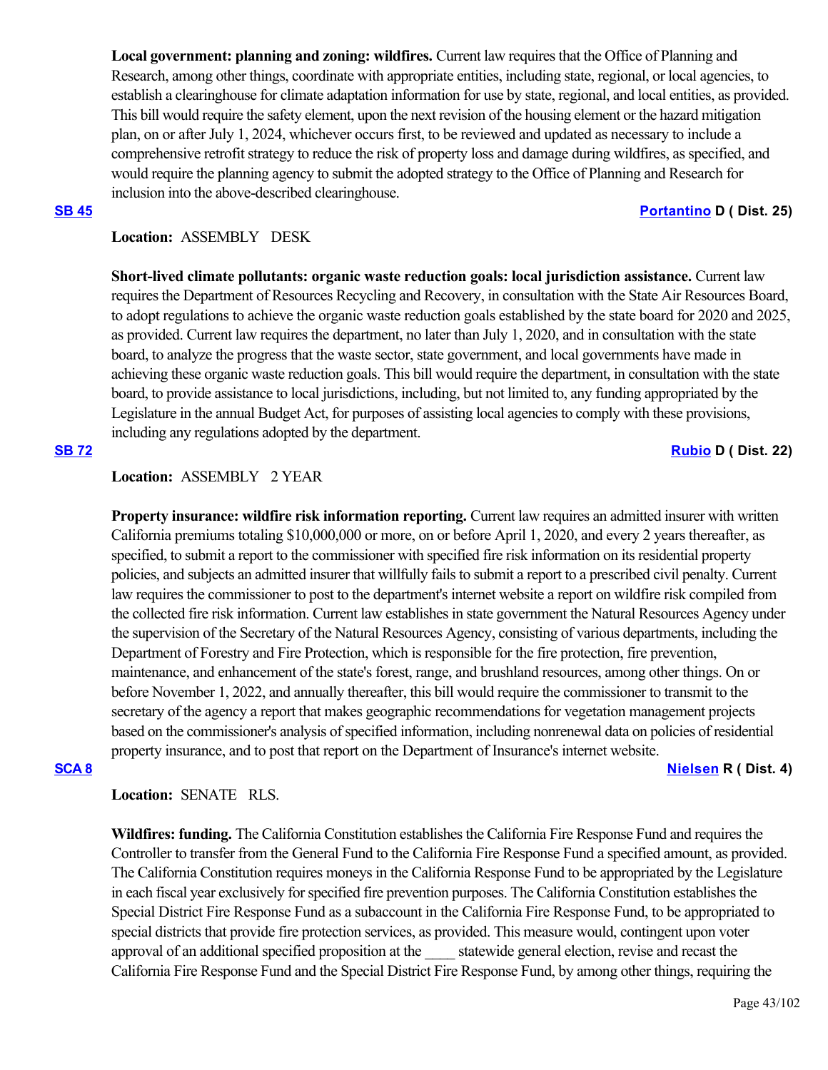**Local government: planning and zoning: wildfires.** Current law requires that the Office of Planning and Research, among other things, coordinate with appropriate entities, including state, regional, or local agencies, to establish a clearinghouse for climate adaptation information for use by state, regional, and local entities, as provided. This bill would require the safety element, upon the next revision of the housing element or the hazard mitigation plan, on or after July 1, 2024, whichever occurs first, to be reviewed and updated as necessary to include a comprehensive retrofit strategy to reduce the risk of property loss and damage during wildfires, as specified, and would require the planning agency to submit the adopted strategy to the Office of Planning and Research for inclusion into the above-described clearinghouse.

**SB 45** **Portantino D ( Dist. 25)**

**Location:** ASSEMBLY DESK

**Short-lived climate pollutants: organic waste reduction goals: local jurisdiction assistance.** Current law requires the Department of Resources Recycling and Recovery, in consultation with the State Air Resources Board, to adopt regulations to achieve the organic waste reduction goals established by the state board for 2020 and 2025, as provided. Current law requires the department, no later than July 1, 2020, and in consultation with the state board, to analyze the progress that the waste sector, state government, and local governments have made in achieving these organic waste reduction goals. This bill would require the department, in consultation with the state board, to provide assistance to local jurisdictions, including, but not limited to, any funding appropriated by the Legislature in the annual Budget Act, for purposes of assisting local agencies to comply with these provisions, including any regulations adopted by the department.

**SB 72** **Rubio D ( Dist. 22)**

**Location:** ASSEMBLY 2 YEAR

**Property insurance: wildfire risk information reporting.** Current law requires an admitted insurer with written California premiums totaling $10,000,000 or more, on or before April 1, 2020, and every 2 years thereafter, as specified, to submit a report to the commissioner with specified fire risk information on its residential property policies, and subjects an admitted insurer that willfully fails to submit a report to a prescribed civil penalty. Current law requires the commissioner to post to the department's internet website a report on wildfire risk compiled from the collected fire risk information. Current law establishes in state government the Natural Resources Agency under the supervision of the Secretary of the Natural Resources Agency, consisting of various departments, including the Department of Forestry and Fire Protection, which is responsible for the fire protection, fire prevention, maintenance, and enhancement of the state's forest, range, and brushland resources, among other things. On or before November 1, 2022, and annually thereafter, this bill would require the commissioner to transmit to the secretary of the agency a report that makes geographic recommendations for vegetation management projects based on the commissioner's analysis of specified information, including nonrenewal data on policies of residential property insurance, and to post that report on the Department of Insurance's internet website.

**SCA 8** **Nielsen R ( Dist. 4)**

**Location:** SENATE RLS.

**Wildfires: funding.** The California Constitution establishes the California Fire Response Fund and requires the Controller to transfer from the General Fund to the California Fire Response Fund a specified amount, as provided. The California Constitution requires moneys in the California Response Fund to be appropriated by the Legislature in each fiscal year exclusively for specified fire prevention purposes. The California Constitution establishes the Special District Fire Response Fund as a subaccount in the California Fire Response Fund, to be appropriated to special districts that provide fire protection services, as provided. This measure would, contingent upon voter approval of an additional specified proposition at the ____ statewide general election, revise and recast the California Fire Response Fund and the Special District Fire Response Fund, by among other things, requiring the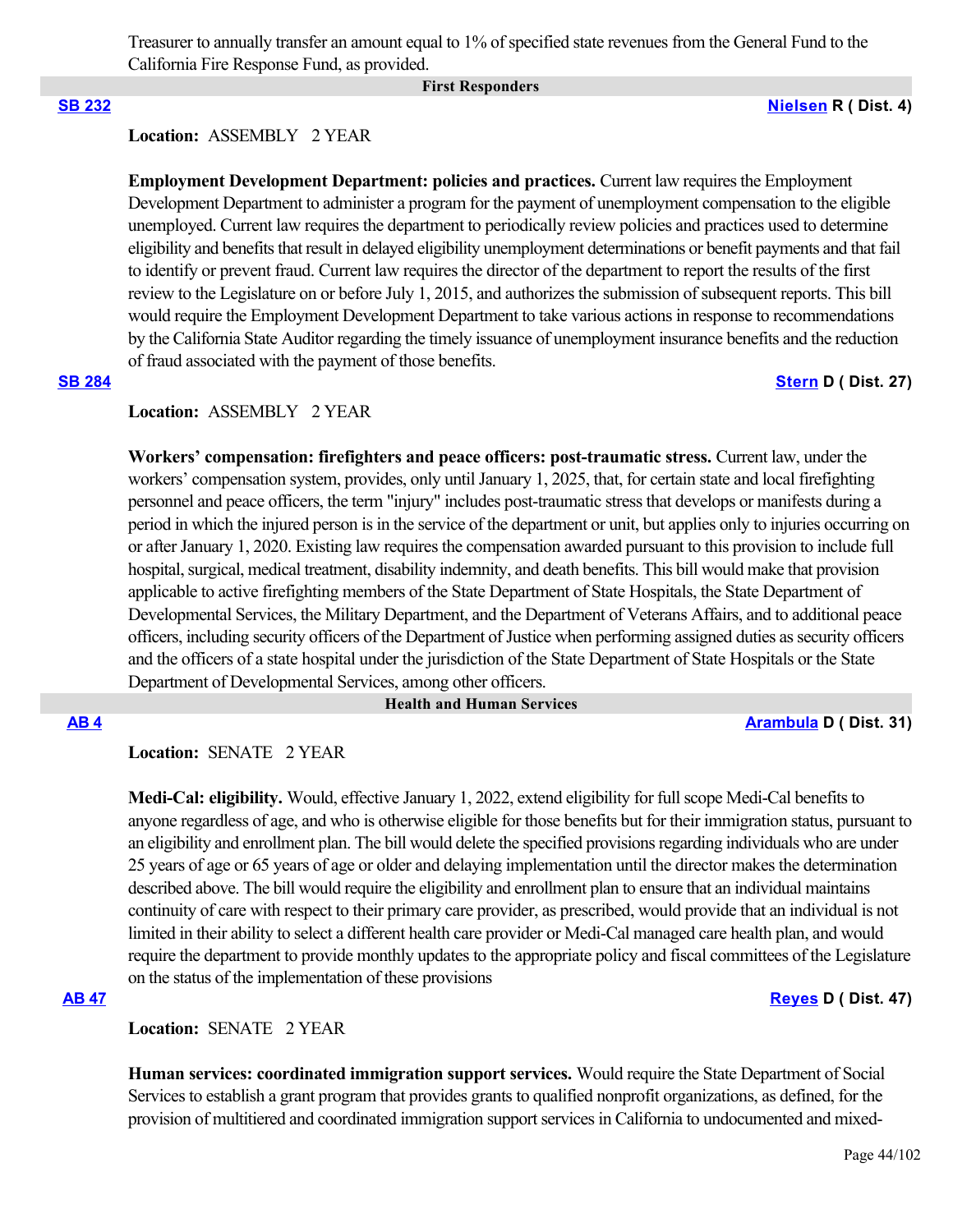Treasurer to annually transfer an amount equal to 1% of specified state revenues from the General Fund to the California Fire Response Fund, as provided.

## First Responders

**SB 232** — **Nielsen** R ( Dist. 4)

**Location:** ASSEMBLY 2 YEAR

**Employment Development Department: policies and practices.** Current law requires the Employment Development Department to administer a program for the payment of unemployment compensation to the eligible unemployed. Current law requires the department to periodically review policies and practices used to determine eligibility and benefits that result in delayed eligibility unemployment determinations or benefit payments and that fail to identify or prevent fraud. Current law requires the director of the department to report the results of the first review to the Legislature on or before July 1, 2015, and authorizes the submission of subsequent reports. This bill would require the Employment Development Department to take various actions in response to recommendations by the California State Auditor regarding the timely issuance of unemployment insurance benefits and the reduction of fraud associated with the payment of those benefits.

**SB 284** — **Stern** D ( Dist. 27)

**Location:** ASSEMBLY 2 YEAR

**Workers' compensation: firefighters and peace officers: post-traumatic stress.** Current law, under the workers' compensation system, provides, only until January 1, 2025, that, for certain state and local firefighting personnel and peace officers, the term "injury" includes post-traumatic stress that develops or manifests during a period in which the injured person is in the service of the department or unit, but applies only to injuries occurring on or after January 1, 2020. Existing law requires the compensation awarded pursuant to this provision to include full hospital, surgical, medical treatment, disability indemnity, and death benefits. This bill would make that provision applicable to active firefighting members of the State Department of State Hospitals, the State Department of Developmental Services, the Military Department, and the Department of Veterans Affairs, and to additional peace officers, including security officers of the Department of Justice when performing assigned duties as security officers and the officers of a state hospital under the jurisdiction of the State Department of State Hospitals or the State Department of Developmental Services, among other officers.

## Health and Human Services

**AB 4** — **Arambula** D ( Dist. 31)

**Location:** SENATE 2 YEAR

**Medi-Cal: eligibility.** Would, effective January 1, 2022, extend eligibility for full scope Medi-Cal benefits to anyone regardless of age, and who is otherwise eligible for those benefits but for their immigration status, pursuant to an eligibility and enrollment plan. The bill would delete the specified provisions regarding individuals who are under 25 years of age or 65 years of age or older and delaying implementation until the director makes the determination described above. The bill would require the eligibility and enrollment plan to ensure that an individual maintains continuity of care with respect to their primary care provider, as prescribed, would provide that an individual is not limited in their ability to select a different health care provider or Medi-Cal managed care health plan, and would require the department to provide monthly updates to the appropriate policy and fiscal committees of the Legislature on the status of the implementation of these provisions

**AB 47** — **Reyes** D ( Dist. 47)

**Location:** SENATE 2 YEAR

**Human services: coordinated immigration support services.** Would require the State Department of Social Services to establish a grant program that provides grants to qualified nonprofit organizations, as defined, for the provision of multitiered and coordinated immigration support services in California to undocumented and mixed-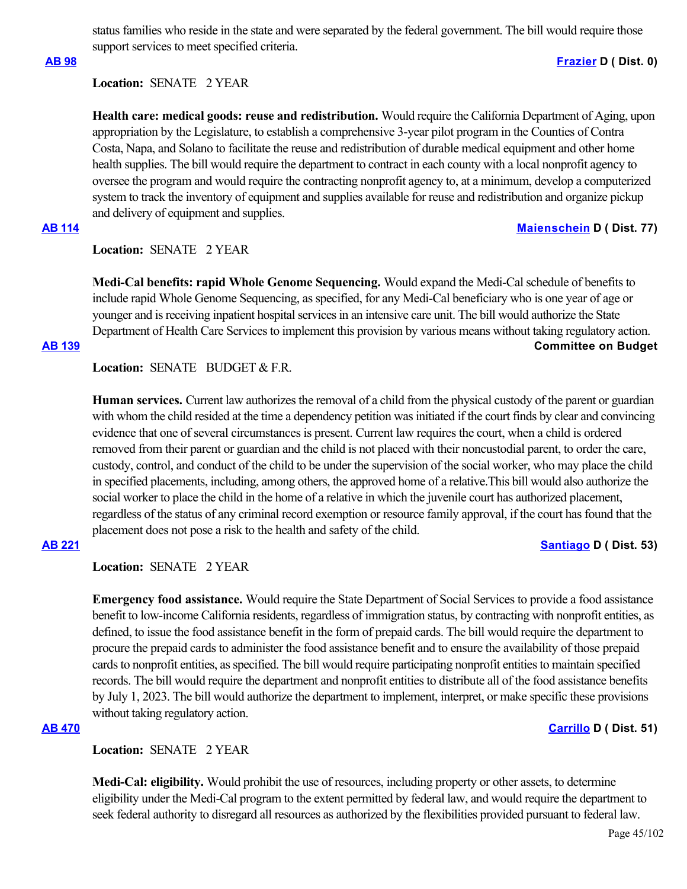status families who reside in the state and were separated by the federal government. The bill would require those support services to meet specified criteria.

**AB 98** **Frazier D ( Dist. 0)**

**Location:** SENATE 2 YEAR

**Health care: medical goods: reuse and redistribution.** Would require the California Department of Aging, upon appropriation by the Legislature, to establish a comprehensive 3-year pilot program in the Counties of Contra Costa, Napa, and Solano to facilitate the reuse and redistribution of durable medical equipment and other home health supplies. The bill would require the department to contract in each county with a local nonprofit agency to oversee the program and would require the contracting nonprofit agency to, at a minimum, develop a computerized system to track the inventory of equipment and supplies available for reuse and redistribution and organize pickup and delivery of equipment and supplies.

**AB 114** **Maienschein D ( Dist. 77)**

**Location:** SENATE 2 YEAR

**Medi-Cal benefits: rapid Whole Genome Sequencing.** Would expand the Medi-Cal schedule of benefits to include rapid Whole Genome Sequencing, as specified, for any Medi-Cal beneficiary who is one year of age or younger and is receiving inpatient hospital services in an intensive care unit. The bill would authorize the State Department of Health Care Services to implement this provision by various means without taking regulatory action.

**AB 139** **Committee on Budget**

**Location:** SENATE BUDGET & F.R.

**Human services.** Current law authorizes the removal of a child from the physical custody of the parent or guardian with whom the child resided at the time a dependency petition was initiated if the court finds by clear and convincing evidence that one of several circumstances is present. Current law requires the court, when a child is ordered removed from their parent or guardian and the child is not placed with their noncustodial parent, to order the care, custody, control, and conduct of the child to be under the supervision of the social worker, who may place the child in specified placements, including, among others, the approved home of a relative.This bill would also authorize the social worker to place the child in the home of a relative in which the juvenile court has authorized placement, regardless of the status of any criminal record exemption or resource family approval, if the court has found that the placement does not pose a risk to the health and safety of the child.

**AB 221** **Santiago D ( Dist. 53)**

**Location:** SENATE 2 YEAR

**Emergency food assistance.** Would require the State Department of Social Services to provide a food assistance benefit to low-income California residents, regardless of immigration status, by contracting with nonprofit entities, as defined, to issue the food assistance benefit in the form of prepaid cards. The bill would require the department to procure the prepaid cards to administer the food assistance benefit and to ensure the availability of those prepaid cards to nonprofit entities, as specified. The bill would require participating nonprofit entities to maintain specified records. The bill would require the department and nonprofit entities to distribute all of the food assistance benefits by July 1, 2023. The bill would authorize the department to implement, interpret, or make specific these provisions without taking regulatory action.

**AB 470** **Carrillo D ( Dist. 51)**

**Location:** SENATE 2 YEAR

**Medi-Cal: eligibility.** Would prohibit the use of resources, including property or other assets, to determine eligibility under the Medi-Cal program to the extent permitted by federal law, and would require the department to seek federal authority to disregard all resources as authorized by the flexibilities provided pursuant to federal law.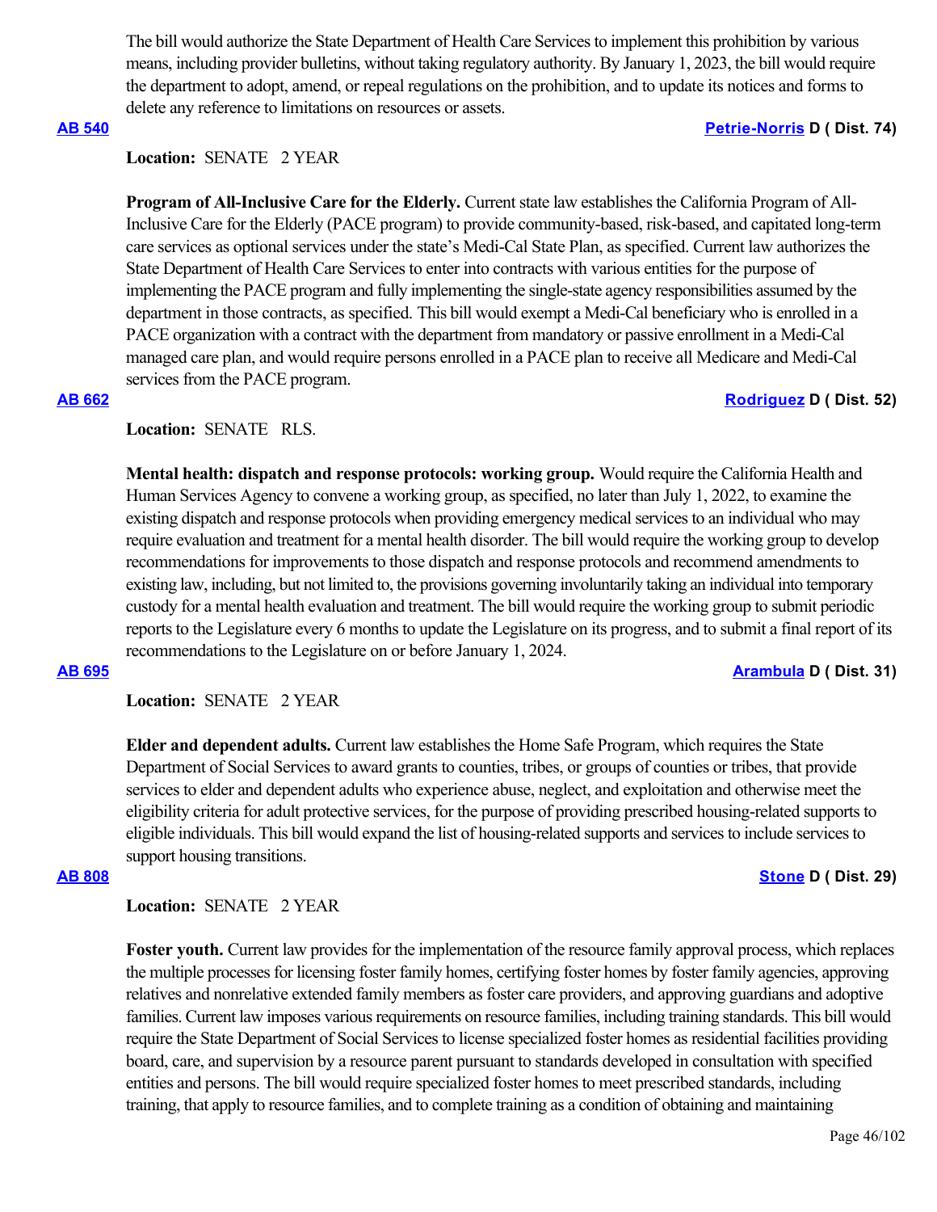The bill would authorize the State Department of Health Care Services to implement this prohibition by various means, including provider bulletins, without taking regulatory authority. By January 1, 2023, the bill would require the department to adopt, amend, or repeal regulations on the prohibition, and to update its notices and forms to delete any reference to limitations on resources or assets.

**AB 540** **Petrie-Norris D ( Dist. 74)**

**Location:** SENATE 2 YEAR

**Program of All-Inclusive Care for the Elderly.** Current state law establishes the California Program of All-Inclusive Care for the Elderly (PACE program) to provide community-based, risk-based, and capitated long-term care services as optional services under the state's Medi-Cal State Plan, as specified. Current law authorizes the State Department of Health Care Services to enter into contracts with various entities for the purpose of implementing the PACE program and fully implementing the single-state agency responsibilities assumed by the department in those contracts, as specified. This bill would exempt a Medi-Cal beneficiary who is enrolled in a PACE organization with a contract with the department from mandatory or passive enrollment in a Medi-Cal managed care plan, and would require persons enrolled in a PACE plan to receive all Medicare and Medi-Cal services from the PACE program.

**AB 662** **Rodriguez D ( Dist. 52)**

**Location:** SENATE RLS.

**Mental health: dispatch and response protocols: working group.** Would require the California Health and Human Services Agency to convene a working group, as specified, no later than July 1, 2022, to examine the existing dispatch and response protocols when providing emergency medical services to an individual who may require evaluation and treatment for a mental health disorder. The bill would require the working group to develop recommendations for improvements to those dispatch and response protocols and recommend amendments to existing law, including, but not limited to, the provisions governing involuntarily taking an individual into temporary custody for a mental health evaluation and treatment. The bill would require the working group to submit periodic reports to the Legislature every 6 months to update the Legislature on its progress, and to submit a final report of its recommendations to the Legislature on or before January 1, 2024.

**AB 695** **Arambula D ( Dist. 31)**

**Location:** SENATE 2 YEAR

**Elder and dependent adults.** Current law establishes the Home Safe Program, which requires the State Department of Social Services to award grants to counties, tribes, or groups of counties or tribes, that provide services to elder and dependent adults who experience abuse, neglect, and exploitation and otherwise meet the eligibility criteria for adult protective services, for the purpose of providing prescribed housing-related supports to eligible individuals. This bill would expand the list of housing-related supports and services to include services to support housing transitions.

**AB 808** **Stone D ( Dist. 29)**

**Location:** SENATE 2 YEAR

**Foster youth.** Current law provides for the implementation of the resource family approval process, which replaces the multiple processes for licensing foster family homes, certifying foster homes by foster family agencies, approving relatives and nonrelative extended family members as foster care providers, and approving guardians and adoptive families. Current law imposes various requirements on resource families, including training standards. This bill would require the State Department of Social Services to license specialized foster homes as residential facilities providing board, care, and supervision by a resource parent pursuant to standards developed in consultation with specified entities and persons. The bill would require specialized foster homes to meet prescribed standards, including training, that apply to resource families, and to complete training as a condition of obtaining and maintaining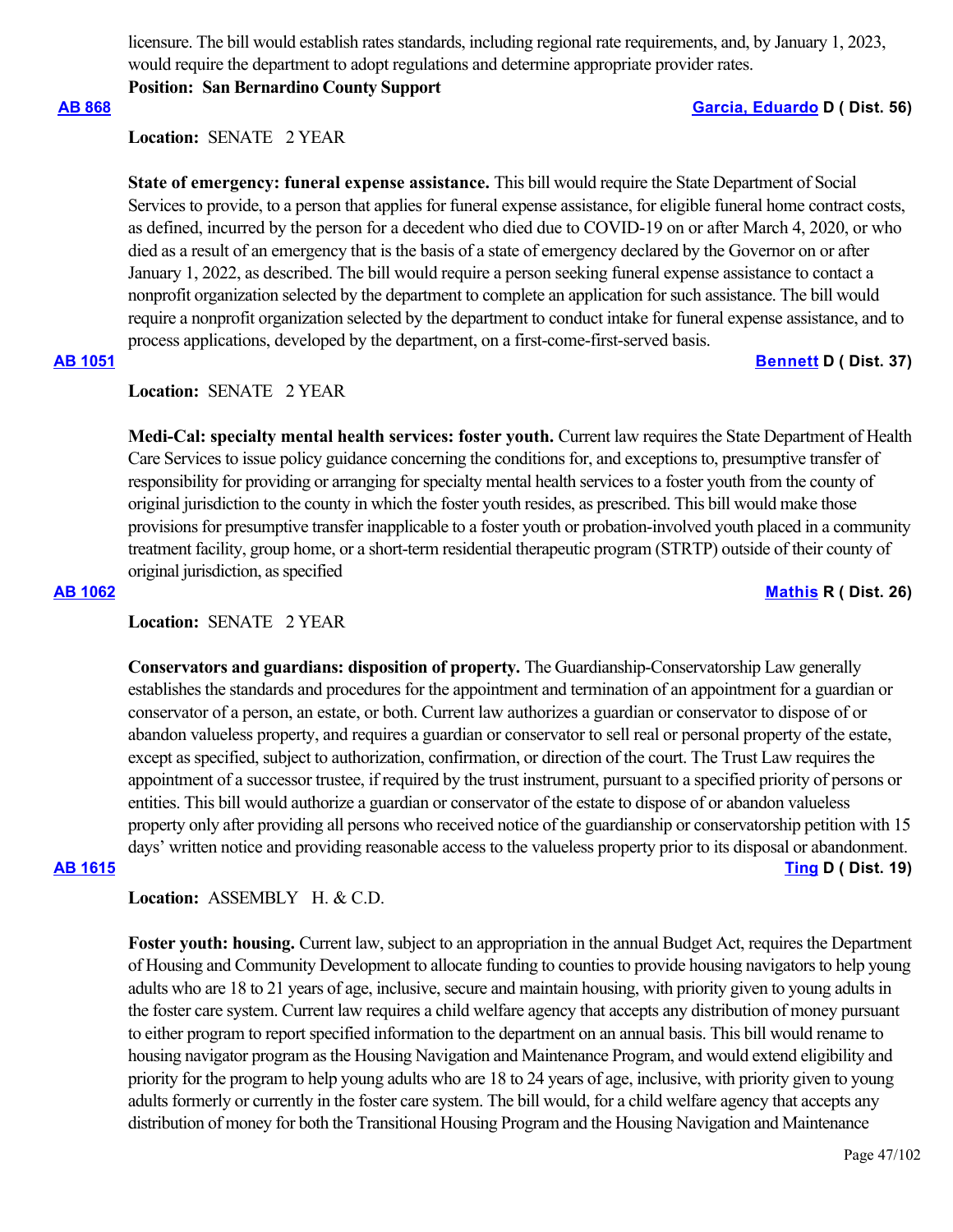licensure. The bill would establish rates standards, including regional rate requirements, and, by January 1, 2023, would require the department to adopt regulations and determine appropriate provider rates.

**Position: San Bernardino County Support**

**AB 868** **Garcia, Eduardo D ( Dist. 56)**

**Location:** SENATE 2 YEAR

**State of emergency: funeral expense assistance.** This bill would require the State Department of Social Services to provide, to a person that applies for funeral expense assistance, for eligible funeral home contract costs, as defined, incurred by the person for a decedent who died due to COVID-19 on or after March 4, 2020, or who died as a result of an emergency that is the basis of a state of emergency declared by the Governor on or after January 1, 2022, as described. The bill would require a person seeking funeral expense assistance to contact a nonprofit organization selected by the department to complete an application for such assistance. The bill would require a nonprofit organization selected by the department to conduct intake for funeral expense assistance, and to process applications, developed by the department, on a first-come-first-served basis.

**AB 1051** **Bennett D ( Dist. 37)**

**Location:** SENATE 2 YEAR

**Medi-Cal: specialty mental health services: foster youth.** Current law requires the State Department of Health Care Services to issue policy guidance concerning the conditions for, and exceptions to, presumptive transfer of responsibility for providing or arranging for specialty mental health services to a foster youth from the county of original jurisdiction to the county in which the foster youth resides, as prescribed. This bill would make those provisions for presumptive transfer inapplicable to a foster youth or probation-involved youth placed in a community treatment facility, group home, or a short-term residential therapeutic program (STRTP) outside of their county of original jurisdiction, as specified

**AB 1062** **Mathis R ( Dist. 26)**

**Location:** SENATE 2 YEAR

**Conservators and guardians: disposition of property.** The Guardianship-Conservatorship Law generally establishes the standards and procedures for the appointment and termination of an appointment for a guardian or conservator of a person, an estate, or both. Current law authorizes a guardian or conservator to dispose of or abandon valueless property, and requires a guardian or conservator to sell real or personal property of the estate, except as specified, subject to authorization, confirmation, or direction of the court. The Trust Law requires the appointment of a successor trustee, if required by the trust instrument, pursuant to a specified priority of persons or entities. This bill would authorize a guardian or conservator of the estate to dispose of or abandon valueless property only after providing all persons who received notice of the guardianship or conservatorship petition with 15 days' written notice and providing reasonable access to the valueless property prior to its disposal or abandonment.

**AB 1615** **Ting D ( Dist. 19)**

**Location:** ASSEMBLY H. & C.D.

**Foster youth: housing.** Current law, subject to an appropriation in the annual Budget Act, requires the Department of Housing and Community Development to allocate funding to counties to provide housing navigators to help young adults who are 18 to 21 years of age, inclusive, secure and maintain housing, with priority given to young adults in the foster care system. Current law requires a child welfare agency that accepts any distribution of money pursuant to either program to report specified information to the department on an annual basis. This bill would rename to housing navigator program as the Housing Navigation and Maintenance Program, and would extend eligibility and priority for the program to help young adults who are 18 to 24 years of age, inclusive, with priority given to young adults formerly or currently in the foster care system. The bill would, for a child welfare agency that accepts any distribution of money for both the Transitional Housing Program and the Housing Navigation and Maintenance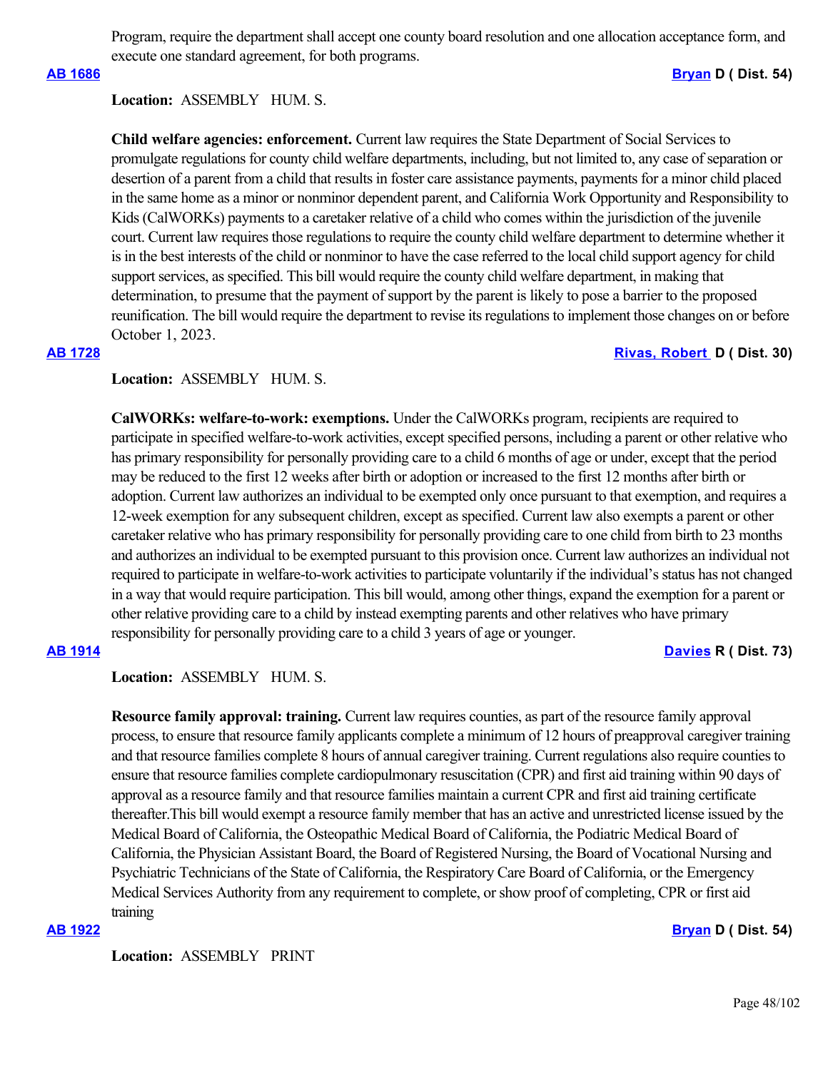Program, require the department shall accept one county board resolution and one allocation acceptance form, and execute one standard agreement, for both programs.

**AB 1686** **Bryan D ( Dist. 54)**

**Location:** ASSEMBLY HUM. S.

**Child welfare agencies: enforcement.** Current law requires the State Department of Social Services to promulgate regulations for county child welfare departments, including, but not limited to, any case of separation or desertion of a parent from a child that results in foster care assistance payments, payments for a minor child placed in the same home as a minor or nonminor dependent parent, and California Work Opportunity and Responsibility to Kids (CalWORKs) payments to a caretaker relative of a child who comes within the jurisdiction of the juvenile court. Current law requires those regulations to require the county child welfare department to determine whether it is in the best interests of the child or nonminor to have the case referred to the local child support agency for child support services, as specified. This bill would require the county child welfare department, in making that determination, to presume that the payment of support by the parent is likely to pose a barrier to the proposed reunification. The bill would require the department to revise its regulations to implement those changes on or before October 1, 2023.

**AB 1728** **Rivas, Robert D ( Dist. 30)**

**Location:** ASSEMBLY HUM. S.

**CalWORKs: welfare-to-work: exemptions.** Under the CalWORKs program, recipients are required to participate in specified welfare-to-work activities, except specified persons, including a parent or other relative who has primary responsibility for personally providing care to a child 6 months of age or under, except that the period may be reduced to the first 12 weeks after birth or adoption or increased to the first 12 months after birth or adoption. Current law authorizes an individual to be exempted only once pursuant to that exemption, and requires a 12-week exemption for any subsequent children, except as specified. Current law also exempts a parent or other caretaker relative who has primary responsibility for personally providing care to one child from birth to 23 months and authorizes an individual to be exempted pursuant to this provision once. Current law authorizes an individual not required to participate in welfare-to-work activities to participate voluntarily if the individual's status has not changed in a way that would require participation. This bill would, among other things, expand the exemption for a parent or other relative providing care to a child by instead exempting parents and other relatives who have primary responsibility for personally providing care to a child 3 years of age or younger.

**AB 1914** **Davies R ( Dist. 73)**

**Location:** ASSEMBLY HUM. S.

**Resource family approval: training.** Current law requires counties, as part of the resource family approval process, to ensure that resource family applicants complete a minimum of 12 hours of preapproval caregiver training and that resource families complete 8 hours of annual caregiver training. Current regulations also require counties to ensure that resource families complete cardiopulmonary resuscitation (CPR) and first aid training within 90 days of approval as a resource family and that resource families maintain a current CPR and first aid training certificate thereafter.This bill would exempt a resource family member that has an active and unrestricted license issued by the Medical Board of California, the Osteopathic Medical Board of California, the Podiatric Medical Board of California, the Physician Assistant Board, the Board of Registered Nursing, the Board of Vocational Nursing and Psychiatric Technicians of the State of California, the Respiratory Care Board of California, or the Emergency Medical Services Authority from any requirement to complete, or show proof of completing, CPR or first aid training

**AB 1922** **Bryan D ( Dist. 54)**

**Location:** ASSEMBLY PRINT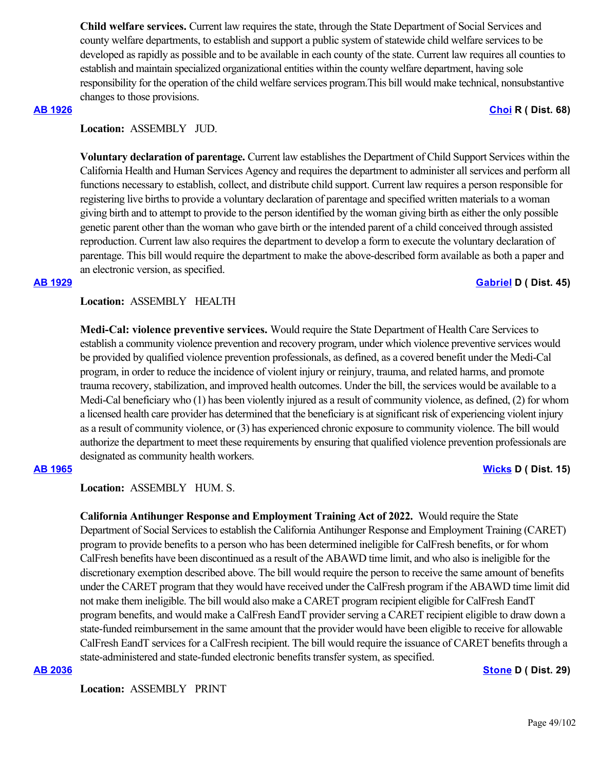**Child welfare services.** Current law requires the state, through the State Department of Social Services and county welfare departments, to establish and support a public system of statewide child welfare services to be developed as rapidly as possible and to be available in each county of the state. Current law requires all counties to establish and maintain specialized organizational entities within the county welfare department, having sole responsibility for the operation of the child welfare services program.This bill would make technical, nonsubstantive changes to those provisions.

**AB 1926** **Choi R ( Dist. 68)**

**Location:** ASSEMBLY JUD.

**Voluntary declaration of parentage.** Current law establishes the Department of Child Support Services within the California Health and Human Services Agency and requires the department to administer all services and perform all functions necessary to establish, collect, and distribute child support. Current law requires a person responsible for registering live births to provide a voluntary declaration of parentage and specified written materials to a woman giving birth and to attempt to provide to the person identified by the woman giving birth as either the only possible genetic parent other than the woman who gave birth or the intended parent of a child conceived through assisted reproduction. Current law also requires the department to develop a form to execute the voluntary declaration of parentage. This bill would require the department to make the above-described form available as both a paper and an electronic version, as specified.

**AB 1929** **Gabriel D ( Dist. 45)**

**Location:** ASSEMBLY HEALTH

**Medi-Cal: violence preventive services.** Would require the State Department of Health Care Services to establish a community violence prevention and recovery program, under which violence preventive services would be provided by qualified violence prevention professionals, as defined, as a covered benefit under the Medi-Cal program, in order to reduce the incidence of violent injury or reinjury, trauma, and related harms, and promote trauma recovery, stabilization, and improved health outcomes. Under the bill, the services would be available to a Medi-Cal beneficiary who (1) has been violently injured as a result of community violence, as defined, (2) for whom a licensed health care provider has determined that the beneficiary is at significant risk of experiencing violent injury as a result of community violence, or (3) has experienced chronic exposure to community violence. The bill would authorize the department to meet these requirements by ensuring that qualified violence prevention professionals are designated as community health workers.

**AB 1965** **Wicks D ( Dist. 15)**

**Location:** ASSEMBLY HUM. S.

**California Antihunger Response and Employment Training Act of 2022.** Would require the State Department of Social Services to establish the California Antihunger Response and Employment Training (CARET) program to provide benefits to a person who has been determined ineligible for CalFresh benefits, or for whom CalFresh benefits have been discontinued as a result of the ABAWD time limit, and who also is ineligible for the discretionary exemption described above. The bill would require the person to receive the same amount of benefits under the CARET program that they would have received under the CalFresh program if the ABAWD time limit did not make them ineligible. The bill would also make a CARET program recipient eligible for CalFresh EandT program benefits, and would make a CalFresh EandT provider serving a CARET recipient eligible to draw down a state-funded reimbursement in the same amount that the provider would have been eligible to receive for allowable CalFresh EandT services for a CalFresh recipient. The bill would require the issuance of CARET benefits through a state-administered and state-funded electronic benefits transfer system, as specified.

**AB 2036** **Stone D ( Dist. 29)**

**Location:** ASSEMBLY PRINT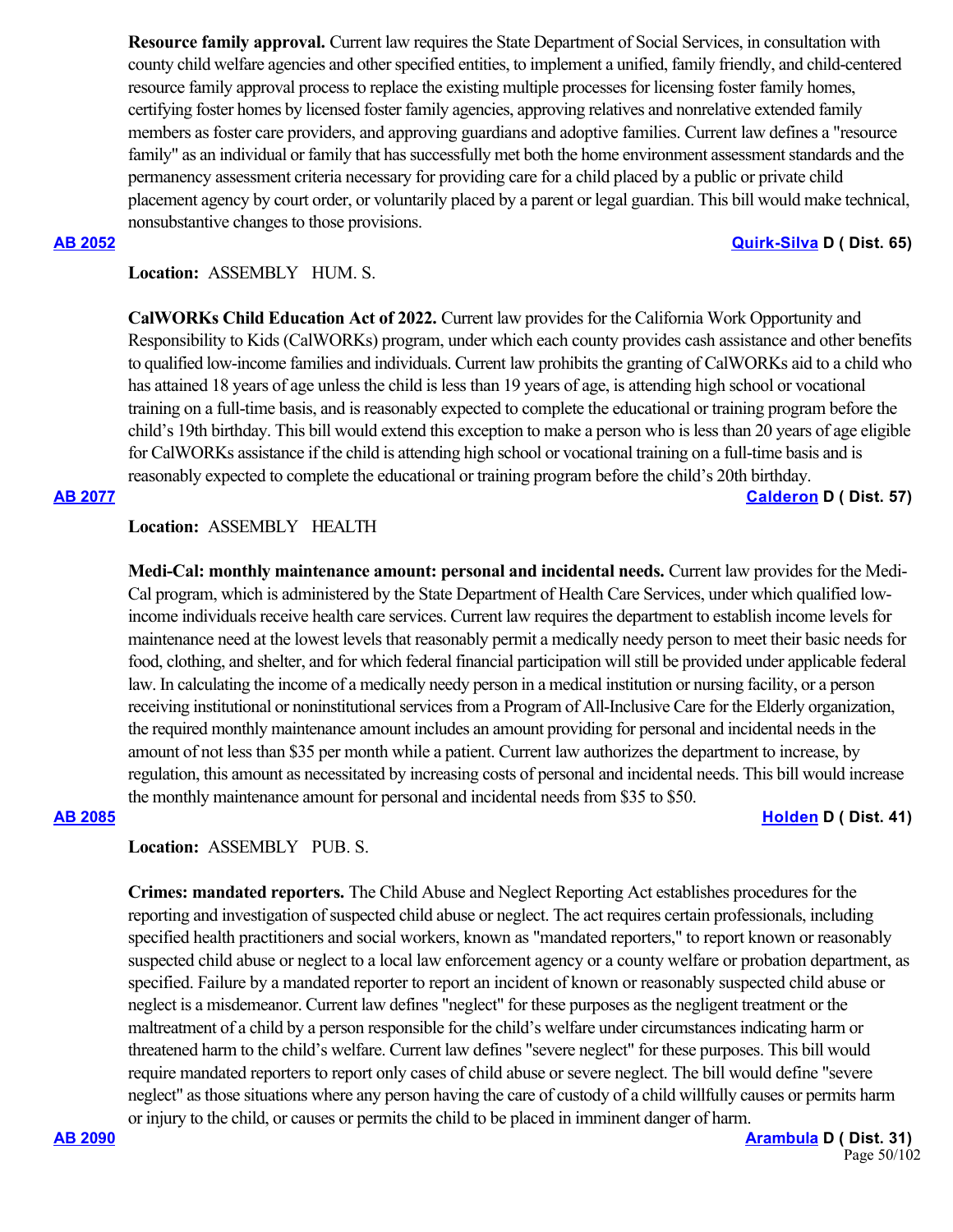**Resource family approval.** Current law requires the State Department of Social Services, in consultation with county child welfare agencies and other specified entities, to implement a unified, family friendly, and child-centered resource family approval process to replace the existing multiple processes for licensing foster family homes, certifying foster homes by licensed foster family agencies, approving relatives and nonrelative extended family members as foster care providers, and approving guardians and adoptive families. Current law defines a "resource family" as an individual or family that has successfully met both the home environment assessment standards and the permanency assessment criteria necessary for providing care for a child placed by a public or private child placement agency by court order, or voluntarily placed by a parent or legal guardian. This bill would make technical, nonsubstantive changes to those provisions.

**AB 2052** **Quirk-Silva D ( Dist. 65)**

**Location:** ASSEMBLY HUM. S.

**CalWORKs Child Education Act of 2022.** Current law provides for the California Work Opportunity and Responsibility to Kids (CalWORKs) program, under which each county provides cash assistance and other benefits to qualified low-income families and individuals. Current law prohibits the granting of CalWORKs aid to a child who has attained 18 years of age unless the child is less than 19 years of age, is attending high school or vocational training on a full-time basis, and is reasonably expected to complete the educational or training program before the child's 19th birthday. This bill would extend this exception to make a person who is less than 20 years of age eligible for CalWORKs assistance if the child is attending high school or vocational training on a full-time basis and is reasonably expected to complete the educational or training program before the child's 20th birthday.

**AB 2077** **Calderon D ( Dist. 57)**

**Location:** ASSEMBLY HEALTH

**Medi-Cal: monthly maintenance amount: personal and incidental needs.** Current law provides for the Medi-Cal program, which is administered by the State Department of Health Care Services, under which qualified low-income individuals receive health care services. Current law requires the department to establish income levels for maintenance need at the lowest levels that reasonably permit a medically needy person to meet their basic needs for food, clothing, and shelter, and for which federal financial participation will still be provided under applicable federal law. In calculating the income of a medically needy person in a medical institution or nursing facility, or a person receiving institutional or noninstitutional services from a Program of All-Inclusive Care for the Elderly organization, the required monthly maintenance amount includes an amount providing for personal and incidental needs in the amount of not less than $35 per month while a patient. Current law authorizes the department to increase, by regulation, this amount as necessitated by increasing costs of personal and incidental needs. This bill would increase the monthly maintenance amount for personal and incidental needs from $35 to $50.

**AB 2085** **Holden D ( Dist. 41)**

**Location:** ASSEMBLY PUB. S.

**Crimes: mandated reporters.** The Child Abuse and Neglect Reporting Act establishes procedures for the reporting and investigation of suspected child abuse or neglect. The act requires certain professionals, including specified health practitioners and social workers, known as "mandated reporters," to report known or reasonably suspected child abuse or neglect to a local law enforcement agency or a county welfare or probation department, as specified. Failure by a mandated reporter to report an incident of known or reasonably suspected child abuse or neglect is a misdemeanor. Current law defines "neglect" for these purposes as the negligent treatment or the maltreatment of a child by a person responsible for the child's welfare under circumstances indicating harm or threatened harm to the child's welfare. Current law defines "severe neglect" for these purposes. This bill would require mandated reporters to report only cases of child abuse or severe neglect. The bill would define "severe neglect" as those situations where any person having the care of custody of a child willfully causes or permits harm or injury to the child, or causes or permits the child to be placed in imminent danger of harm.

**AB 2090** **Arambula D ( Dist. 31)**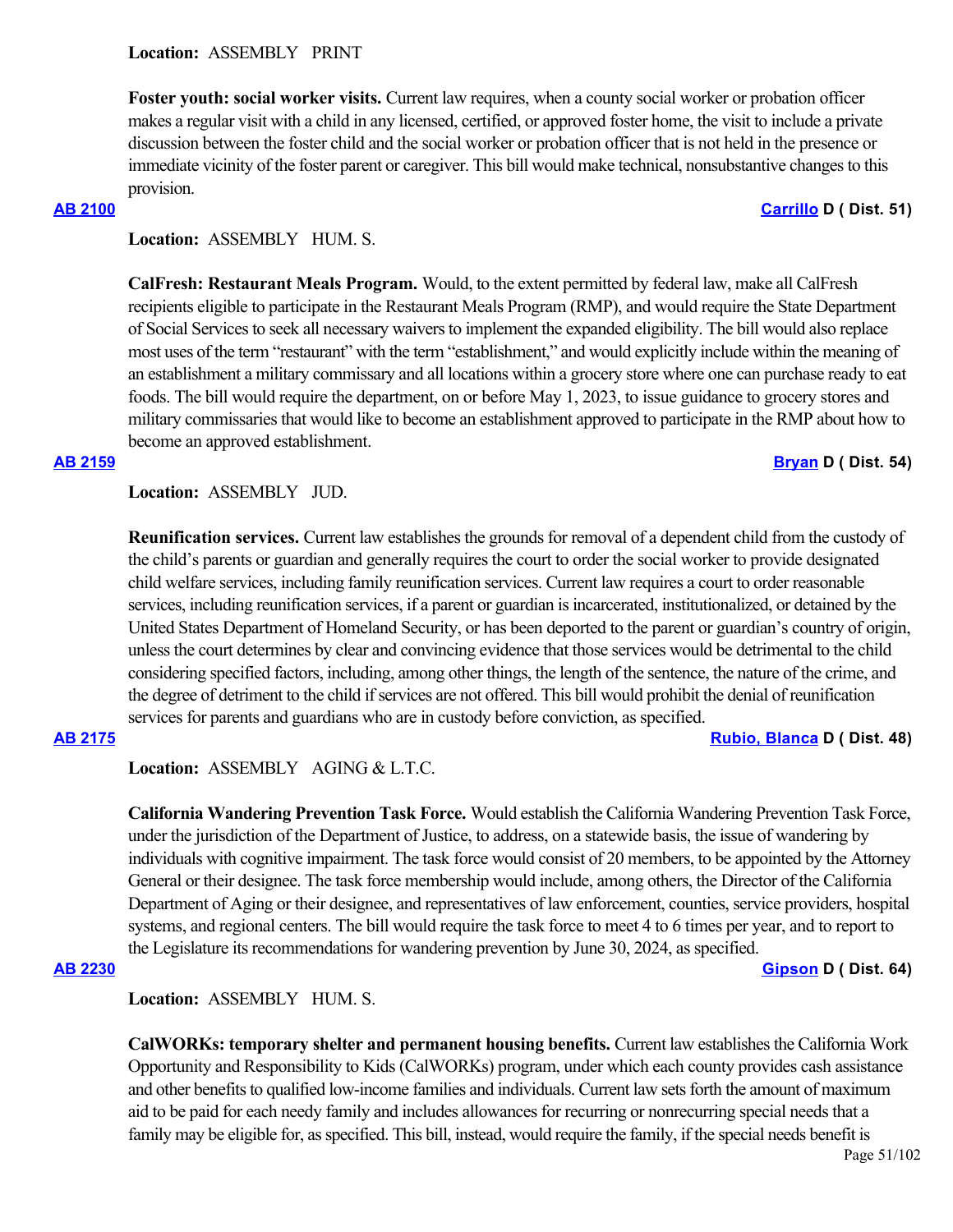**Location:** ASSEMBLY PRINT

**Foster youth: social worker visits.** Current law requires, when a county social worker or probation officer makes a regular visit with a child in any licensed, certified, or approved foster home, the visit to include a private discussion between the foster child and the social worker or probation officer that is not held in the presence or immediate vicinity of the foster parent or caregiver. This bill would make technical, nonsubstantive changes to this provision.

**AB 2100** **Carrillo D ( Dist. 51)**

**Location:** ASSEMBLY HUM. S.

**CalFresh: Restaurant Meals Program.** Would, to the extent permitted by federal law, make all CalFresh recipients eligible to participate in the Restaurant Meals Program (RMP), and would require the State Department of Social Services to seek all necessary waivers to implement the expanded eligibility. The bill would also replace most uses of the term "restaurant" with the term "establishment," and would explicitly include within the meaning of an establishment a military commissary and all locations within a grocery store where one can purchase ready to eat foods. The bill would require the department, on or before May 1, 2023, to issue guidance to grocery stores and military commissaries that would like to become an establishment approved to participate in the RMP about how to become an approved establishment.

**AB 2159** **Bryan D ( Dist. 54)**

**Location:** ASSEMBLY JUD.

**Reunification services.** Current law establishes the grounds for removal of a dependent child from the custody of the child's parents or guardian and generally requires the court to order the social worker to provide designated child welfare services, including family reunification services. Current law requires a court to order reasonable services, including reunification services, if a parent or guardian is incarcerated, institutionalized, or detained by the United States Department of Homeland Security, or has been deported to the parent or guardian's country of origin, unless the court determines by clear and convincing evidence that those services would be detrimental to the child considering specified factors, including, among other things, the length of the sentence, the nature of the crime, and the degree of detriment to the child if services are not offered. This bill would prohibit the denial of reunification services for parents and guardians who are in custody before conviction, as specified.

**AB 2175** **Rubio, Blanca D ( Dist. 48)**

**Location:** ASSEMBLY AGING & L.T.C.

**California Wandering Prevention Task Force.** Would establish the California Wandering Prevention Task Force, under the jurisdiction of the Department of Justice, to address, on a statewide basis, the issue of wandering by individuals with cognitive impairment. The task force would consist of 20 members, to be appointed by the Attorney General or their designee. The task force membership would include, among others, the Director of the California Department of Aging or their designee, and representatives of law enforcement, counties, service providers, hospital systems, and regional centers. The bill would require the task force to meet 4 to 6 times per year, and to report to the Legislature its recommendations for wandering prevention by June 30, 2024, as specified.

**AB 2230** **Gipson D ( Dist. 64)**

**Location:** ASSEMBLY HUM. S.

**CalWORKs: temporary shelter and permanent housing benefits.** Current law establishes the California Work Opportunity and Responsibility to Kids (CalWORKs) program, under which each county provides cash assistance and other benefits to qualified low-income families and individuals. Current law sets forth the amount of maximum aid to be paid for each needy family and includes allowances for recurring or nonrecurring special needs that a family may be eligible for, as specified. This bill, instead, would require the family, if the special needs benefit is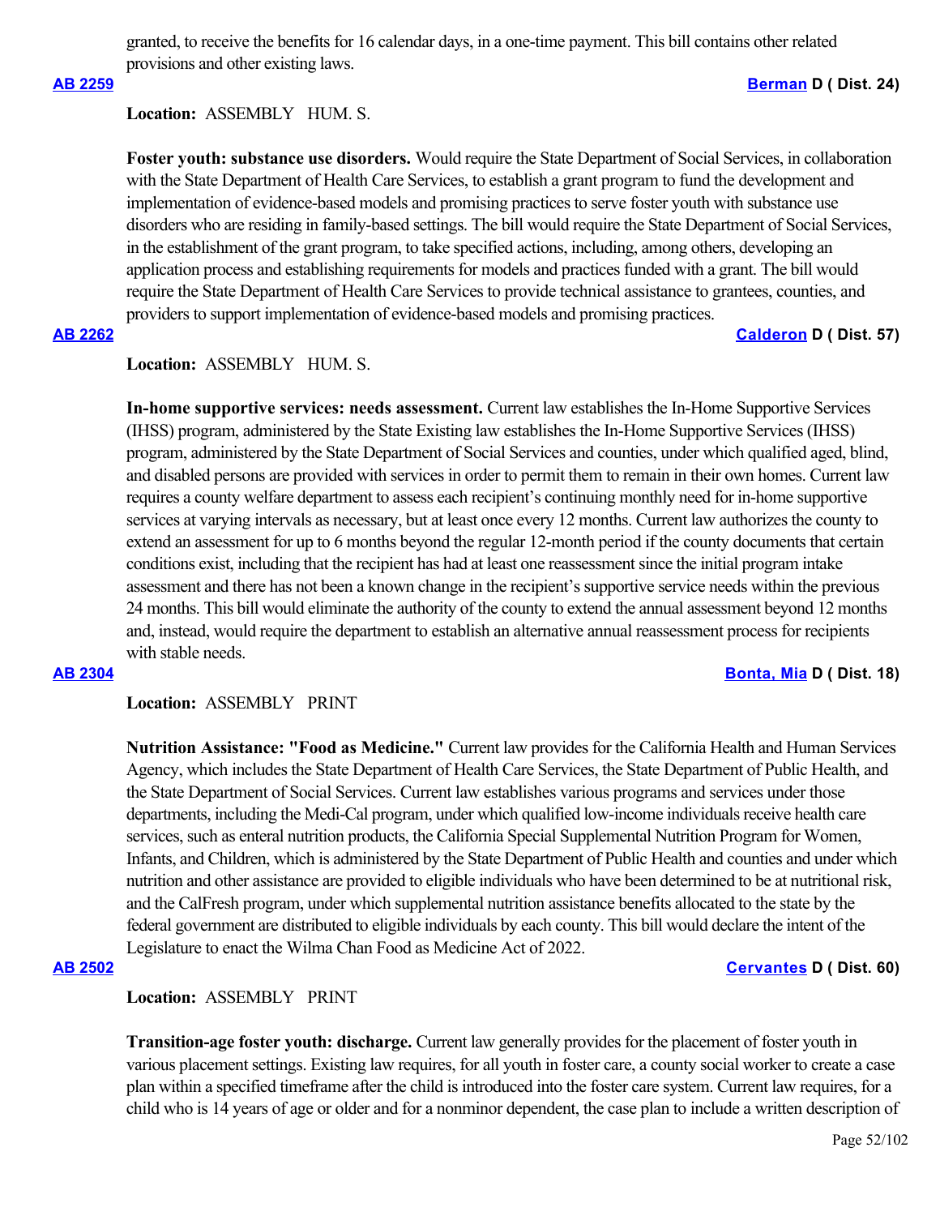granted, to receive the benefits for 16 calendar days, in a one-time payment. This bill contains other related provisions and other existing laws.

**AB 2259** **Berman D ( Dist. 24)**

**Location:** ASSEMBLY HUM. S.

**Foster youth: substance use disorders.** Would require the State Department of Social Services, in collaboration with the State Department of Health Care Services, to establish a grant program to fund the development and implementation of evidence-based models and promising practices to serve foster youth with substance use disorders who are residing in family-based settings. The bill would require the State Department of Social Services, in the establishment of the grant program, to take specified actions, including, among others, developing an application process and establishing requirements for models and practices funded with a grant. The bill would require the State Department of Health Care Services to provide technical assistance to grantees, counties, and providers to support implementation of evidence-based models and promising practices.

**AB 2262** **Calderon D ( Dist. 57)**

**Location:** ASSEMBLY HUM. S.

**In-home supportive services: needs assessment.** Current law establishes the In-Home Supportive Services (IHSS) program, administered by the State Existing law establishes the In-Home Supportive Services (IHSS) program, administered by the State Department of Social Services and counties, under which qualified aged, blind, and disabled persons are provided with services in order to permit them to remain in their own homes. Current law requires a county welfare department to assess each recipient's continuing monthly need for in-home supportive services at varying intervals as necessary, but at least once every 12 months. Current law authorizes the county to extend an assessment for up to 6 months beyond the regular 12-month period if the county documents that certain conditions exist, including that the recipient has had at least one reassessment since the initial program intake assessment and there has not been a known change in the recipient's supportive service needs within the previous 24 months. This bill would eliminate the authority of the county to extend the annual assessment beyond 12 months and, instead, would require the department to establish an alternative annual reassessment process for recipients with stable needs.

**AB 2304** **Bonta, Mia D ( Dist. 18)**

**Location:** ASSEMBLY PRINT

**Nutrition Assistance: "Food as Medicine."** Current law provides for the California Health and Human Services Agency, which includes the State Department of Health Care Services, the State Department of Public Health, and the State Department of Social Services. Current law establishes various programs and services under those departments, including the Medi-Cal program, under which qualified low-income individuals receive health care services, such as enteral nutrition products, the California Special Supplemental Nutrition Program for Women, Infants, and Children, which is administered by the State Department of Public Health and counties and under which nutrition and other assistance are provided to eligible individuals who have been determined to be at nutritional risk, and the CalFresh program, under which supplemental nutrition assistance benefits allocated to the state by the federal government are distributed to eligible individuals by each county. This bill would declare the intent of the Legislature to enact the Wilma Chan Food as Medicine Act of 2022.

**AB 2502** **Cervantes D ( Dist. 60)**

**Location:** ASSEMBLY PRINT

**Transition-age foster youth: discharge.** Current law generally provides for the placement of foster youth in various placement settings. Existing law requires, for all youth in foster care, a county social worker to create a case plan within a specified timeframe after the child is introduced into the foster care system. Current law requires, for a child who is 14 years of age or older and for a nonminor dependent, the case plan to include a written description of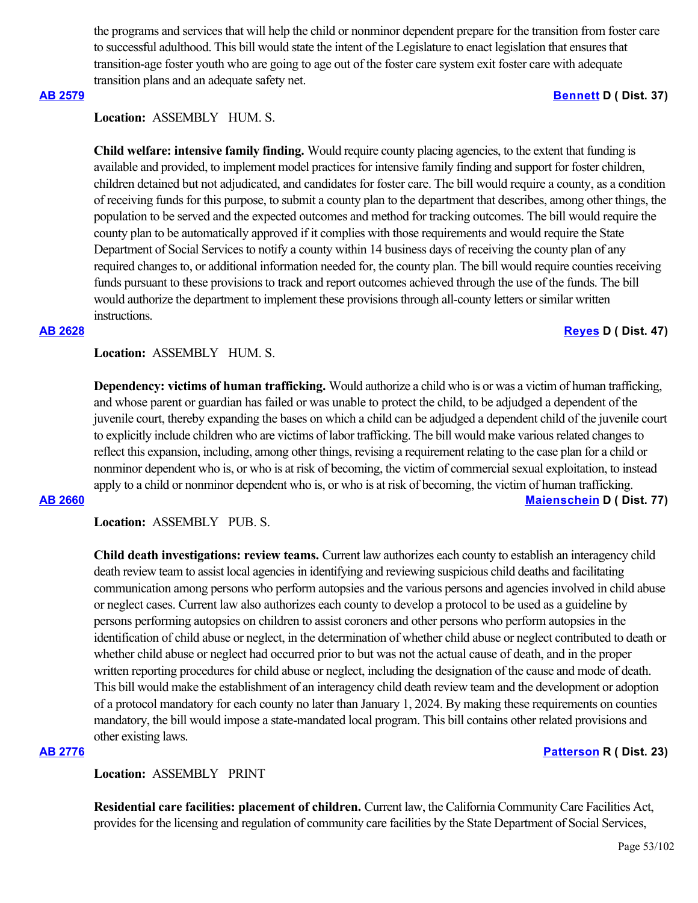the programs and services that will help the child or nonminor dependent prepare for the transition from foster care to successful adulthood. This bill would state the intent of the Legislature to enact legislation that ensures that transition-age foster youth who are going to age out of the foster care system exit foster care with adequate transition plans and an adequate safety net.

**AB 2579** **Bennett D ( Dist. 37)**

**Location:** ASSEMBLY HUM. S.

**Child welfare: intensive family finding.** Would require county placing agencies, to the extent that funding is available and provided, to implement model practices for intensive family finding and support for foster children, children detained but not adjudicated, and candidates for foster care. The bill would require a county, as a condition of receiving funds for this purpose, to submit a county plan to the department that describes, among other things, the population to be served and the expected outcomes and method for tracking outcomes. The bill would require the county plan to be automatically approved if it complies with those requirements and would require the State Department of Social Services to notify a county within 14 business days of receiving the county plan of any required changes to, or additional information needed for, the county plan. The bill would require counties receiving funds pursuant to these provisions to track and report outcomes achieved through the use of the funds. The bill would authorize the department to implement these provisions through all-county letters or similar written instructions.

**AB 2628** **Reyes D ( Dist. 47)**

**Location:** ASSEMBLY HUM. S.

**Dependency: victims of human trafficking.** Would authorize a child who is or was a victim of human trafficking, and whose parent or guardian has failed or was unable to protect the child, to be adjudged a dependent of the juvenile court, thereby expanding the bases on which a child can be adjudged a dependent child of the juvenile court to explicitly include children who are victims of labor trafficking. The bill would make various related changes to reflect this expansion, including, among other things, revising a requirement relating to the case plan for a child or nonminor dependent who is, or who is at risk of becoming, the victim of commercial sexual exploitation, to instead apply to a child or nonminor dependent who is, or who is at risk of becoming, the victim of human trafficking.

**AB 2660** **Maienschein D ( Dist. 77)**

**Location:** ASSEMBLY PUB. S.

**Child death investigations: review teams.** Current law authorizes each county to establish an interagency child death review team to assist local agencies in identifying and reviewing suspicious child deaths and facilitating communication among persons who perform autopsies and the various persons and agencies involved in child abuse or neglect cases. Current law also authorizes each county to develop a protocol to be used as a guideline by persons performing autopsies on children to assist coroners and other persons who perform autopsies in the identification of child abuse or neglect, in the determination of whether child abuse or neglect contributed to death or whether child abuse or neglect had occurred prior to but was not the actual cause of death, and in the proper written reporting procedures for child abuse or neglect, including the designation of the cause and mode of death. This bill would make the establishment of an interagency child death review team and the development or adoption of a protocol mandatory for each county no later than January 1, 2024. By making these requirements on counties mandatory, the bill would impose a state-mandated local program. This bill contains other related provisions and other existing laws.

**AB 2776** **Patterson R ( Dist. 23)**

**Location:** ASSEMBLY PRINT

**Residential care facilities: placement of children.** Current law, the California Community Care Facilities Act, provides for the licensing and regulation of community care facilities by the State Department of Social Services,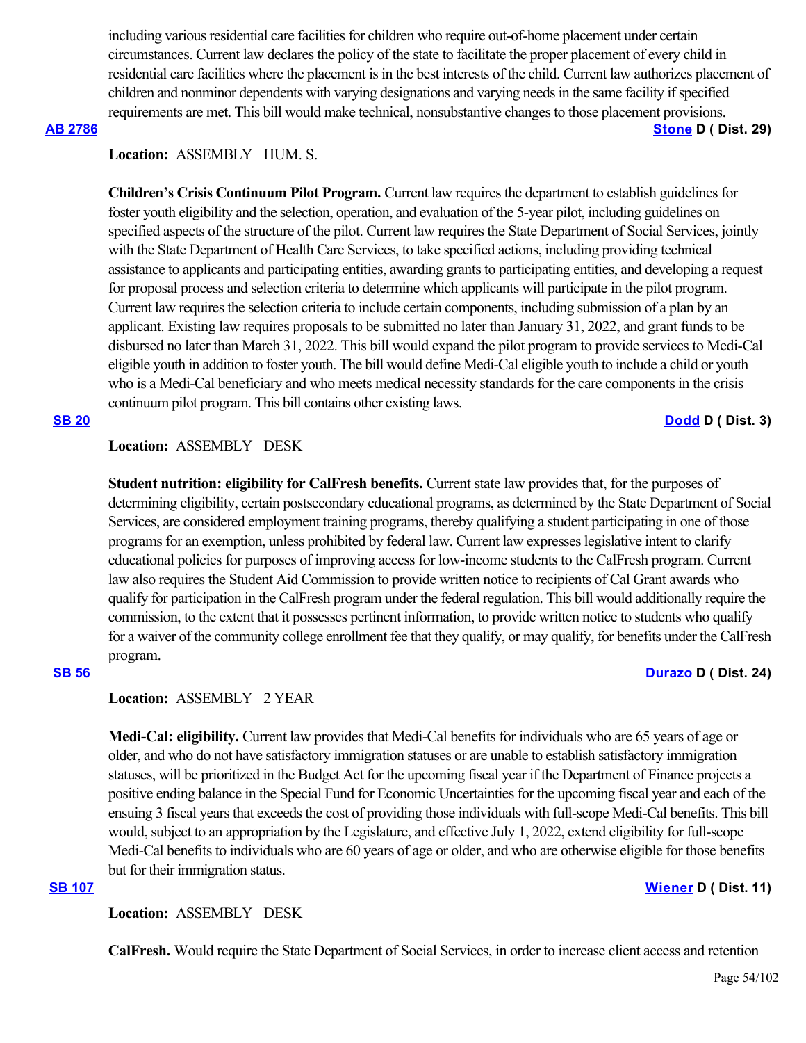including various residential care facilities for children who require out-of-home placement under certain circumstances. Current law declares the policy of the state to facilitate the proper placement of every child in residential care facilities where the placement is in the best interests of the child. Current law authorizes placement of children and nonminor dependents with varying designations and varying needs in the same facility if specified requirements are met. This bill would make technical, nonsubstantive changes to those placement provisions.

**AB 2786** **Stone D ( Dist. 29)**

**Location:** ASSEMBLY HUM. S.

**Children's Crisis Continuum Pilot Program.** Current law requires the department to establish guidelines for foster youth eligibility and the selection, operation, and evaluation of the 5-year pilot, including guidelines on specified aspects of the structure of the pilot. Current law requires the State Department of Social Services, jointly with the State Department of Health Care Services, to take specified actions, including providing technical assistance to applicants and participating entities, awarding grants to participating entities, and developing a request for proposal process and selection criteria to determine which applicants will participate in the pilot program. Current law requires the selection criteria to include certain components, including submission of a plan by an applicant. Existing law requires proposals to be submitted no later than January 31, 2022, and grant funds to be disbursed no later than March 31, 2022. This bill would expand the pilot program to provide services to Medi-Cal eligible youth in addition to foster youth. The bill would define Medi-Cal eligible youth to include a child or youth who is a Medi-Cal beneficiary and who meets medical necessity standards for the care components in the crisis continuum pilot program. This bill contains other existing laws.

**SB 20** **Dodd D ( Dist. 3)**

**Location:** ASSEMBLY DESK

**Student nutrition: eligibility for CalFresh benefits.** Current state law provides that, for the purposes of determining eligibility, certain postsecondary educational programs, as determined by the State Department of Social Services, are considered employment training programs, thereby qualifying a student participating in one of those programs for an exemption, unless prohibited by federal law. Current law expresses legislative intent to clarify educational policies for purposes of improving access for low-income students to the CalFresh program. Current law also requires the Student Aid Commission to provide written notice to recipients of Cal Grant awards who qualify for participation in the CalFresh program under the federal regulation. This bill would additionally require the commission, to the extent that it possesses pertinent information, to provide written notice to students who qualify for a waiver of the community college enrollment fee that they qualify, or may qualify, for benefits under the CalFresh program.

**SB 56** **Durazo D ( Dist. 24)**

**Location:** ASSEMBLY 2 YEAR

**Medi-Cal: eligibility.** Current law provides that Medi-Cal benefits for individuals who are 65 years of age or older, and who do not have satisfactory immigration statuses or are unable to establish satisfactory immigration statuses, will be prioritized in the Budget Act for the upcoming fiscal year if the Department of Finance projects a positive ending balance in the Special Fund for Economic Uncertainties for the upcoming fiscal year and each of the ensuing 3 fiscal years that exceeds the cost of providing those individuals with full-scope Medi-Cal benefits. This bill would, subject to an appropriation by the Legislature, and effective July 1, 2022, extend eligibility for full-scope Medi-Cal benefits to individuals who are 60 years of age or older, and who are otherwise eligible for those benefits but for their immigration status.

**SB 107** **Wiener D ( Dist. 11)**

**Location:** ASSEMBLY DESK

**CalFresh.** Would require the State Department of Social Services, in order to increase client access and retention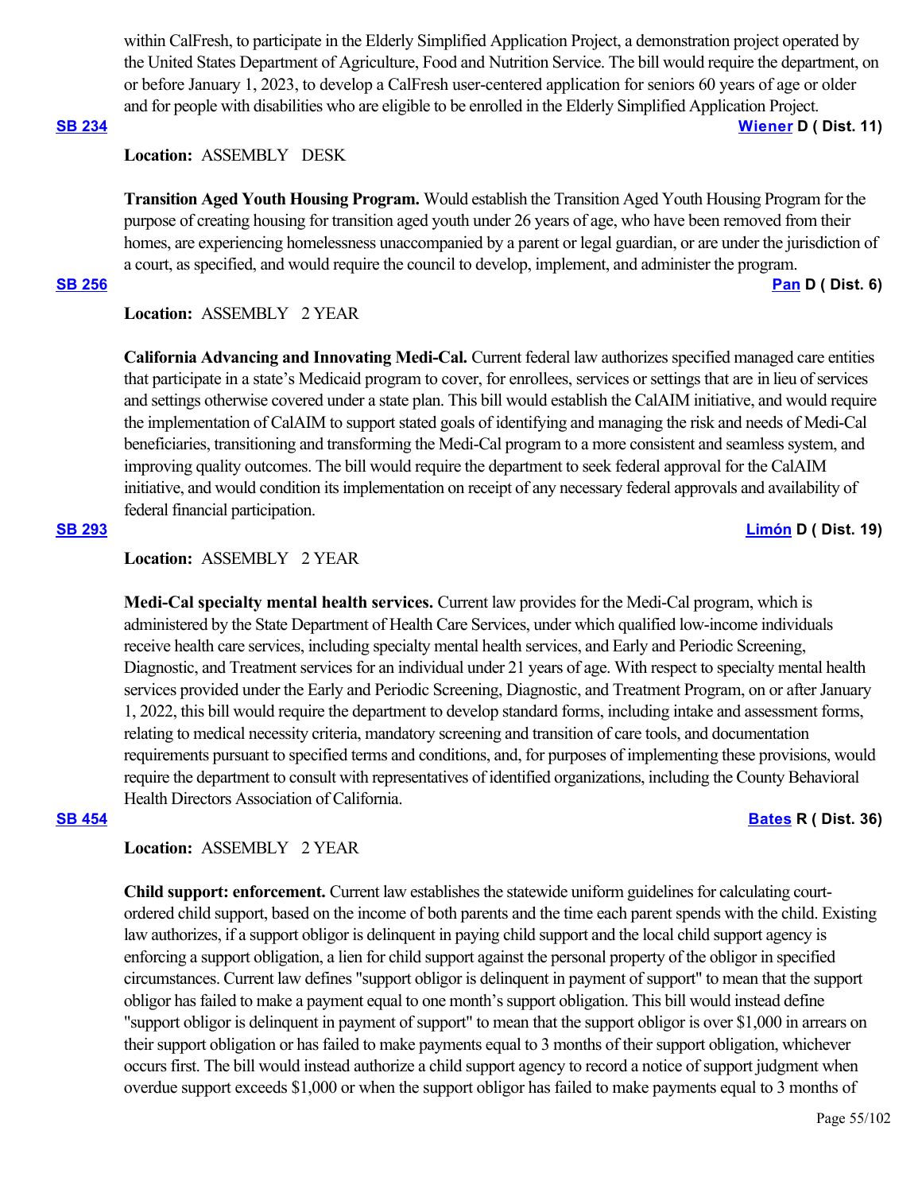within CalFresh, to participate in the Elderly Simplified Application Project, a demonstration project operated by the United States Department of Agriculture, Food and Nutrition Service. The bill would require the department, on or before January 1, 2023, to develop a CalFresh user-centered application for seniors 60 years of age or older and for people with disabilities who are eligible to be enrolled in the Elderly Simplified Application Project.

**SB 234** **Wiener D ( Dist. 11)**

**Location:** ASSEMBLY DESK

**Transition Aged Youth Housing Program.** Would establish the Transition Aged Youth Housing Program for the purpose of creating housing for transition aged youth under 26 years of age, who have been removed from their homes, are experiencing homelessness unaccompanied by a parent or legal guardian, or are under the jurisdiction of a court, as specified, and would require the council to develop, implement, and administer the program.

**SB 256** **Pan D ( Dist. 6)**

**Location:** ASSEMBLY 2 YEAR

**California Advancing and Innovating Medi-Cal.** Current federal law authorizes specified managed care entities that participate in a state's Medicaid program to cover, for enrollees, services or settings that are in lieu of services and settings otherwise covered under a state plan. This bill would establish the CalAIM initiative, and would require the implementation of CalAIM to support stated goals of identifying and managing the risk and needs of Medi-Cal beneficiaries, transitioning and transforming the Medi-Cal program to a more consistent and seamless system, and improving quality outcomes. The bill would require the department to seek federal approval for the CalAIM initiative, and would condition its implementation on receipt of any necessary federal approvals and availability of federal financial participation.

**SB 293** **Limón D ( Dist. 19)**

**Location:** ASSEMBLY 2 YEAR

**Medi-Cal specialty mental health services.** Current law provides for the Medi-Cal program, which is administered by the State Department of Health Care Services, under which qualified low-income individuals receive health care services, including specialty mental health services, and Early and Periodic Screening, Diagnostic, and Treatment services for an individual under 21 years of age. With respect to specialty mental health services provided under the Early and Periodic Screening, Diagnostic, and Treatment Program, on or after January 1, 2022, this bill would require the department to develop standard forms, including intake and assessment forms, relating to medical necessity criteria, mandatory screening and transition of care tools, and documentation requirements pursuant to specified terms and conditions, and, for purposes of implementing these provisions, would require the department to consult with representatives of identified organizations, including the County Behavioral Health Directors Association of California.

**SB 454** **Bates R ( Dist. 36)**

**Location:** ASSEMBLY 2 YEAR

**Child support: enforcement.** Current law establishes the statewide uniform guidelines for calculating court-ordered child support, based on the income of both parents and the time each parent spends with the child. Existing law authorizes, if a support obligor is delinquent in paying child support and the local child support agency is enforcing a support obligation, a lien for child support against the personal property of the obligor in specified circumstances. Current law defines "support obligor is delinquent in payment of support" to mean that the support obligor has failed to make a payment equal to one month's support obligation. This bill would instead define "support obligor is delinquent in payment of support" to mean that the support obligor is over $1,000 in arrears on their support obligation or has failed to make payments equal to 3 months of their support obligation, whichever occurs first. The bill would instead authorize a child support agency to record a notice of support judgment when overdue support exceeds $1,000 or when the support obligor has failed to make payments equal to 3 months of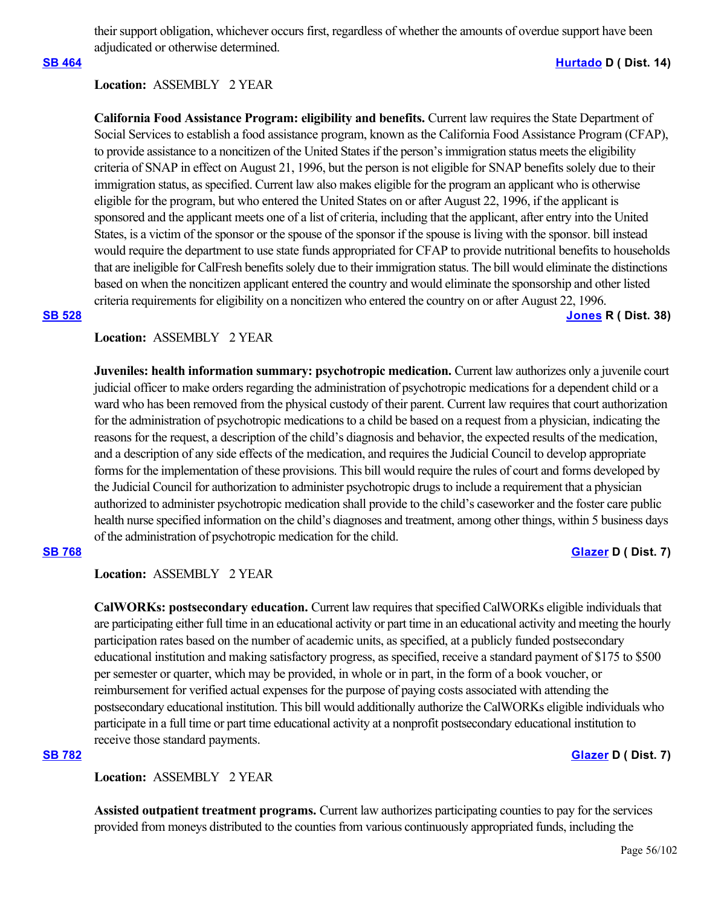their support obligation, whichever occurs first, regardless of whether the amounts of overdue support have been adjudicated or otherwise determined.

**SB 464** **Hurtado D ( Dist. 14)**

**Location:** ASSEMBLY 2 YEAR

**California Food Assistance Program: eligibility and benefits.** Current law requires the State Department of Social Services to establish a food assistance program, known as the California Food Assistance Program (CFAP), to provide assistance to a noncitizen of the United States if the person's immigration status meets the eligibility criteria of SNAP in effect on August 21, 1996, but the person is not eligible for SNAP benefits solely due to their immigration status, as specified. Current law also makes eligible for the program an applicant who is otherwise eligible for the program, but who entered the United States on or after August 22, 1996, if the applicant is sponsored and the applicant meets one of a list of criteria, including that the applicant, after entry into the United States, is a victim of the sponsor or the spouse of the sponsor if the spouse is living with the sponsor. bill instead would require the department to use state funds appropriated for CFAP to provide nutritional benefits to households that are ineligible for CalFresh benefits solely due to their immigration status. The bill would eliminate the distinctions based on when the noncitizen applicant entered the country and would eliminate the sponsorship and other listed criteria requirements for eligibility on a noncitizen who entered the country on or after August 22, 1996.

**SB 528** **Jones R ( Dist. 38)**

**Location:** ASSEMBLY 2 YEAR

**Juveniles: health information summary: psychotropic medication.** Current law authorizes only a juvenile court judicial officer to make orders regarding the administration of psychotropic medications for a dependent child or a ward who has been removed from the physical custody of their parent. Current law requires that court authorization for the administration of psychotropic medications to a child be based on a request from a physician, indicating the reasons for the request, a description of the child's diagnosis and behavior, the expected results of the medication, and a description of any side effects of the medication, and requires the Judicial Council to develop appropriate forms for the implementation of these provisions. This bill would require the rules of court and forms developed by the Judicial Council for authorization to administer psychotropic drugs to include a requirement that a physician authorized to administer psychotropic medication shall provide to the child's caseworker and the foster care public health nurse specified information on the child's diagnoses and treatment, among other things, within 5 business days of the administration of psychotropic medication for the child.

**SB 768** **Glazer D ( Dist. 7)**

**Location:** ASSEMBLY 2 YEAR

**CalWORKs: postsecondary education.** Current law requires that specified CalWORKs eligible individuals that are participating either full time in an educational activity or part time in an educational activity and meeting the hourly participation rates based on the number of academic units, as specified, at a publicly funded postsecondary educational institution and making satisfactory progress, as specified, receive a standard payment of $175 to $500 per semester or quarter, which may be provided, in whole or in part, in the form of a book voucher, or reimbursement for verified actual expenses for the purpose of paying costs associated with attending the postsecondary educational institution. This bill would additionally authorize the CalWORKs eligible individuals who participate in a full time or part time educational activity at a nonprofit postsecondary educational institution to receive those standard payments.

**SB 782** **Glazer D ( Dist. 7)**

**Location:** ASSEMBLY 2 YEAR

**Assisted outpatient treatment programs.** Current law authorizes participating counties to pay for the services provided from moneys distributed to the counties from various continuously appropriated funds, including the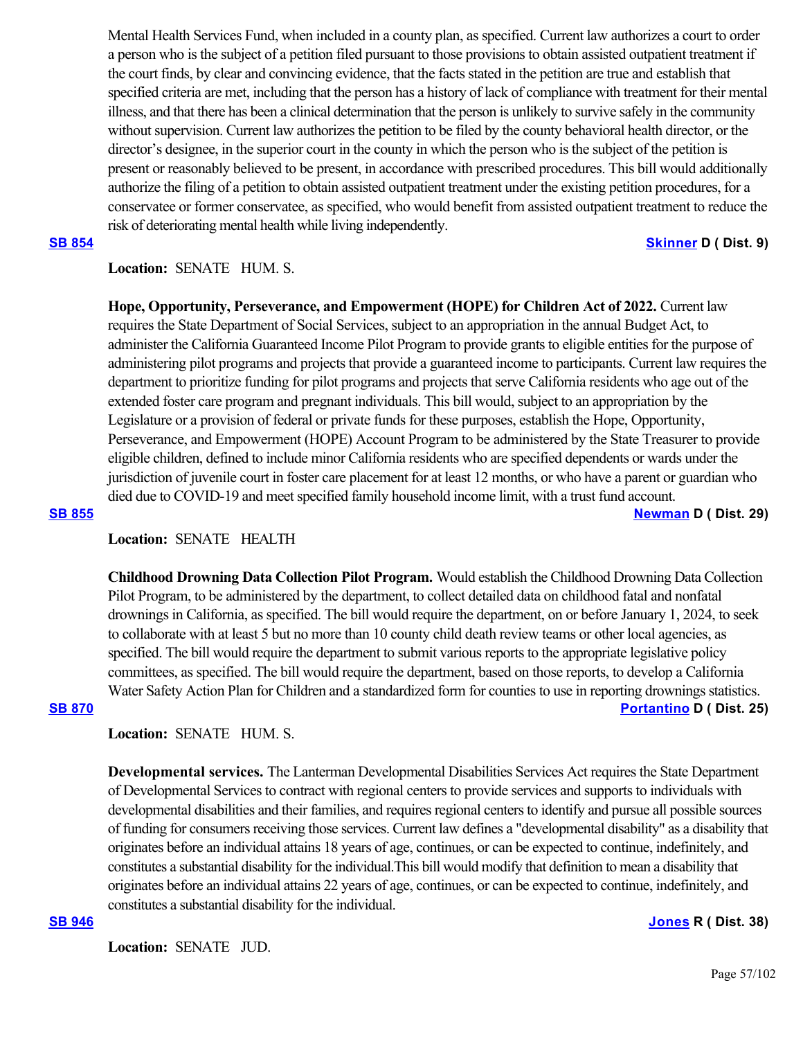Mental Health Services Fund, when included in a county plan, as specified. Current law authorizes a court to order a person who is the subject of a petition filed pursuant to those provisions to obtain assisted outpatient treatment if the court finds, by clear and convincing evidence, that the facts stated in the petition are true and establish that specified criteria are met, including that the person has a history of lack of compliance with treatment for their mental illness, and that there has been a clinical determination that the person is unlikely to survive safely in the community without supervision. Current law authorizes the petition to be filed by the county behavioral health director, or the director's designee, in the superior court in the county in which the person who is the subject of the petition is present or reasonably believed to be present, in accordance with prescribed procedures. This bill would additionally authorize the filing of a petition to obtain assisted outpatient treatment under the existing petition procedures, for a conservatee or former conservatee, as specified, who would benefit from assisted outpatient treatment to reduce the risk of deteriorating mental health while living independently.

**SB 854** **Skinner D ( Dist. 9)**

**Location:** SENATE HUM. S.

**Hope, Opportunity, Perseverance, and Empowerment (HOPE) for Children Act of 2022.** Current law requires the State Department of Social Services, subject to an appropriation in the annual Budget Act, to administer the California Guaranteed Income Pilot Program to provide grants to eligible entities for the purpose of administering pilot programs and projects that provide a guaranteed income to participants. Current law requires the department to prioritize funding for pilot programs and projects that serve California residents who age out of the extended foster care program and pregnant individuals. This bill would, subject to an appropriation by the Legislature or a provision of federal or private funds for these purposes, establish the Hope, Opportunity, Perseverance, and Empowerment (HOPE) Account Program to be administered by the State Treasurer to provide eligible children, defined to include minor California residents who are specified dependents or wards under the jurisdiction of juvenile court in foster care placement for at least 12 months, or who have a parent or guardian who died due to COVID-19 and meet specified family household income limit, with a trust fund account.

**SB 855** **Newman D ( Dist. 29)**

**Location:** SENATE HEALTH

**Childhood Drowning Data Collection Pilot Program.** Would establish the Childhood Drowning Data Collection Pilot Program, to be administered by the department, to collect detailed data on childhood fatal and nonfatal drownings in California, as specified. The bill would require the department, on or before January 1, 2024, to seek to collaborate with at least 5 but no more than 10 county child death review teams or other local agencies, as specified. The bill would require the department to submit various reports to the appropriate legislative policy committees, as specified. The bill would require the department, based on those reports, to develop a California Water Safety Action Plan for Children and a standardized form for counties to use in reporting drownings statistics.

**SB 870** **Portantino D ( Dist. 25)**

**Location:** SENATE HUM. S.

**Developmental services.** The Lanterman Developmental Disabilities Services Act requires the State Department of Developmental Services to contract with regional centers to provide services and supports to individuals with developmental disabilities and their families, and requires regional centers to identify and pursue all possible sources of funding for consumers receiving those services. Current law defines a "developmental disability" as a disability that originates before an individual attains 18 years of age, continues, or can be expected to continue, indefinitely, and constitutes a substantial disability for the individual.This bill would modify that definition to mean a disability that originates before an individual attains 22 years of age, continues, or can be expected to continue, indefinitely, and constitutes a substantial disability for the individual.

**SB 946** **Jones R ( Dist. 38)**

**Location:** SENATE JUD.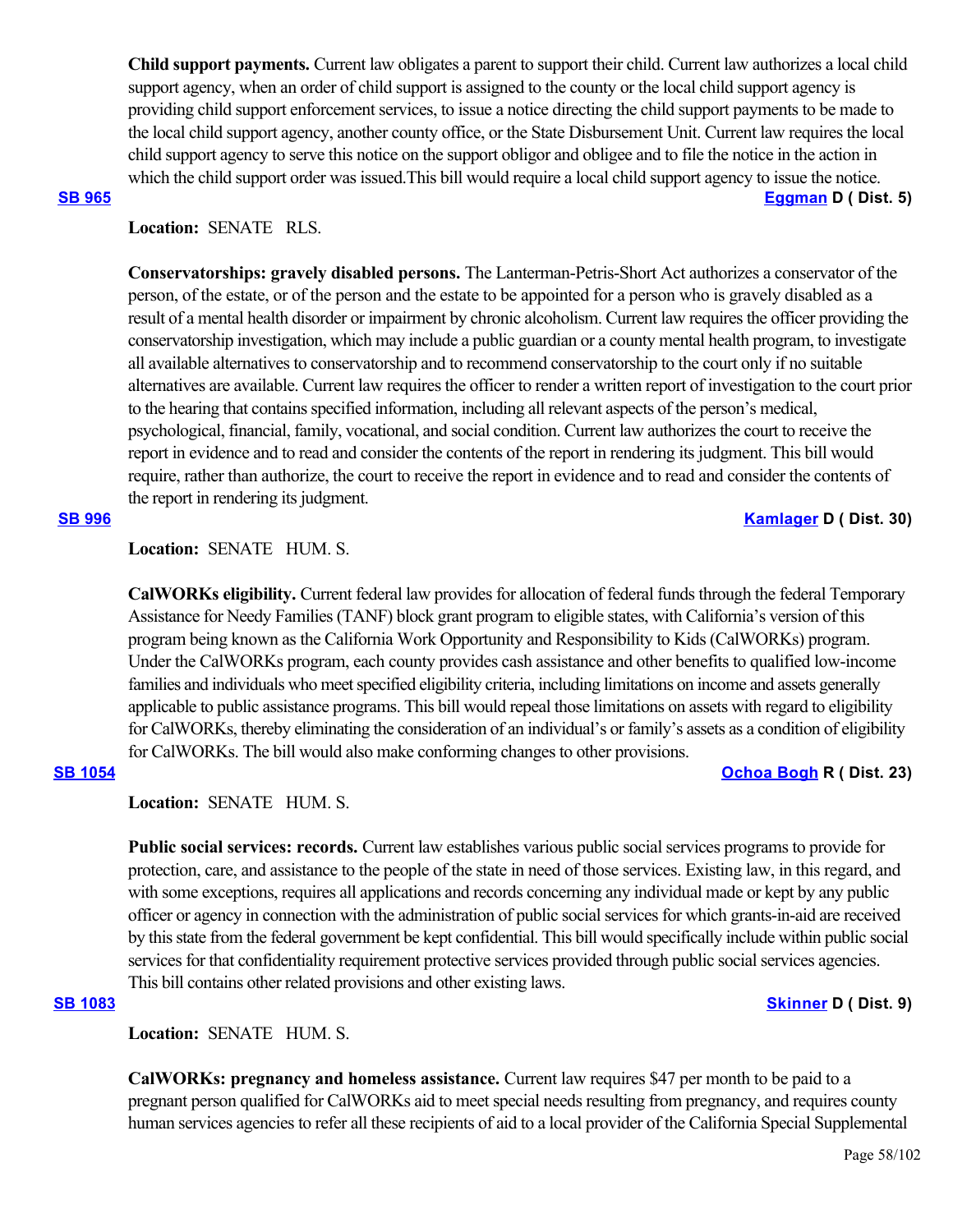**Child support payments.** Current law obligates a parent to support their child. Current law authorizes a local child support agency, when an order of child support is assigned to the county or the local child support agency is providing child support enforcement services, to issue a notice directing the child support payments to be made to the local child support agency, another county office, or the State Disbursement Unit. Current law requires the local child support agency to serve this notice on the support obligor and obligee and to file the notice in the action in which the child support order was issued.This bill would require a local child support agency to issue the notice.

**SB 965** **Eggman D ( Dist. 5)**

**Location:** SENATE RLS.

**Conservatorships: gravely disabled persons.** The Lanterman-Petris-Short Act authorizes a conservator of the person, of the estate, or of the person and the estate to be appointed for a person who is gravely disabled as a result of a mental health disorder or impairment by chronic alcoholism. Current law requires the officer providing the conservatorship investigation, which may include a public guardian or a county mental health program, to investigate all available alternatives to conservatorship and to recommend conservatorship to the court only if no suitable alternatives are available. Current law requires the officer to render a written report of investigation to the court prior to the hearing that contains specified information, including all relevant aspects of the person's medical, psychological, financial, family, vocational, and social condition. Current law authorizes the court to receive the report in evidence and to read and consider the contents of the report in rendering its judgment. This bill would require, rather than authorize, the court to receive the report in evidence and to read and consider the contents of the report in rendering its judgment.

**SB 996** **Kamlager D ( Dist. 30)**

**Location:** SENATE HUM. S.

**CalWORKs eligibility.** Current federal law provides for allocation of federal funds through the federal Temporary Assistance for Needy Families (TANF) block grant program to eligible states, with California's version of this program being known as the California Work Opportunity and Responsibility to Kids (CalWORKs) program. Under the CalWORKs program, each county provides cash assistance and other benefits to qualified low-income families and individuals who meet specified eligibility criteria, including limitations on income and assets generally applicable to public assistance programs. This bill would repeal those limitations on assets with regard to eligibility for CalWORKs, thereby eliminating the consideration of an individual's or family's assets as a condition of eligibility for CalWORKs. The bill would also make conforming changes to other provisions.

**SB 1054** **Ochoa Bogh R ( Dist. 23)**

**Location:** SENATE HUM. S.

**Public social services: records.** Current law establishes various public social services programs to provide for protection, care, and assistance to the people of the state in need of those services. Existing law, in this regard, and with some exceptions, requires all applications and records concerning any individual made or kept by any public officer or agency in connection with the administration of public social services for which grants-in-aid are received by this state from the federal government be kept confidential. This bill would specifically include within public social services for that confidentiality requirement protective services provided through public social services agencies. This bill contains other related provisions and other existing laws.

**SB 1083** **Skinner D ( Dist. 9)**

**Location:** SENATE HUM. S.

**CalWORKs: pregnancy and homeless assistance.** Current law requires $47 per month to be paid to a pregnant person qualified for CalWORKs aid to meet special needs resulting from pregnancy, and requires county human services agencies to refer all these recipients of aid to a local provider of the California Special Supplemental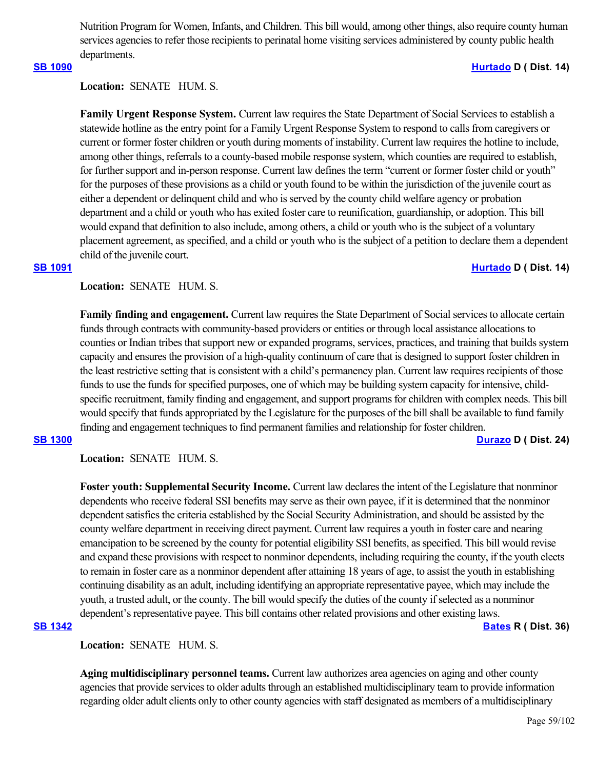Nutrition Program for Women, Infants, and Children. This bill would, among other things, also require county human services agencies to refer those recipients to perinatal home visiting services administered by county public health departments.

**SB 1090** **Hurtado D ( Dist. 14)**

**Location:** SENATE HUM. S.

**Family Urgent Response System.** Current law requires the State Department of Social Services to establish a statewide hotline as the entry point for a Family Urgent Response System to respond to calls from caregivers or current or former foster children or youth during moments of instability. Current law requires the hotline to include, among other things, referrals to a county-based mobile response system, which counties are required to establish, for further support and in-person response. Current law defines the term "current or former foster child or youth" for the purposes of these provisions as a child or youth found to be within the jurisdiction of the juvenile court as either a dependent or delinquent child and who is served by the county child welfare agency or probation department and a child or youth who has exited foster care to reunification, guardianship, or adoption. This bill would expand that definition to also include, among others, a child or youth who is the subject of a voluntary placement agreement, as specified, and a child or youth who is the subject of a petition to declare them a dependent child of the juvenile court.

**SB 1091** **Hurtado D ( Dist. 14)**

**Location:** SENATE HUM. S.

**Family finding and engagement.** Current law requires the State Department of Social services to allocate certain funds through contracts with community-based providers or entities or through local assistance allocations to counties or Indian tribes that support new or expanded programs, services, practices, and training that builds system capacity and ensures the provision of a high-quality continuum of care that is designed to support foster children in the least restrictive setting that is consistent with a child's permanency plan. Current law requires recipients of those funds to use the funds for specified purposes, one of which may be building system capacity for intensive, child-specific recruitment, family finding and engagement, and support programs for children with complex needs. This bill would specify that funds appropriated by the Legislature for the purposes of the bill shall be available to fund family finding and engagement techniques to find permanent families and relationship for foster children.

**SB 1300** **Durazo D ( Dist. 24)**

**Location:** SENATE HUM. S.

**Foster youth: Supplemental Security Income.** Current law declares the intent of the Legislature that nonminor dependents who receive federal SSI benefits may serve as their own payee, if it is determined that the nonminor dependent satisfies the criteria established by the Social Security Administration, and should be assisted by the county welfare department in receiving direct payment. Current law requires a youth in foster care and nearing emancipation to be screened by the county for potential eligibility SSI benefits, as specified. This bill would revise and expand these provisions with respect to nonminor dependents, including requiring the county, if the youth elects to remain in foster care as a nonminor dependent after attaining 18 years of age, to assist the youth in establishing continuing disability as an adult, including identifying an appropriate representative payee, which may include the youth, a trusted adult, or the county. The bill would specify the duties of the county if selected as a nonminor dependent's representative payee. This bill contains other related provisions and other existing laws.

**SB 1342** **Bates R ( Dist. 36)**

**Location:** SENATE HUM. S.

**Aging multidisciplinary personnel teams.** Current law authorizes area agencies on aging and other county agencies that provide services to older adults through an established multidisciplinary team to provide information regarding older adult clients only to other county agencies with staff designated as members of a multidisciplinary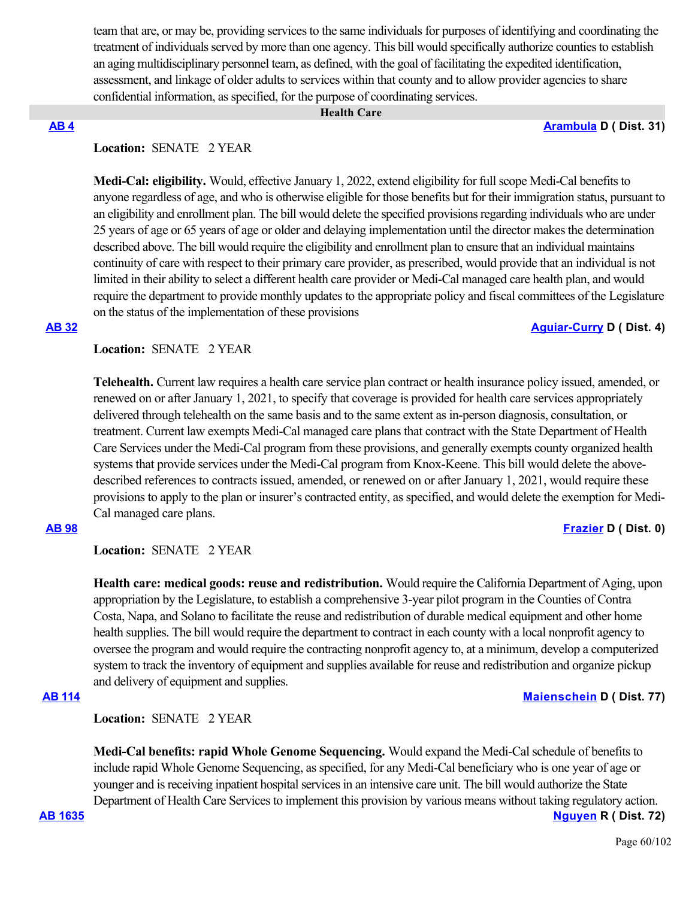team that are, or may be, providing services to the same individuals for purposes of identifying and coordinating the treatment of individuals served by more than one agency. This bill would specifically authorize counties to establish an aging multidisciplinary personnel team, as defined, with the goal of facilitating the expedited identification, assessment, and linkage of older adults to services within that county and to allow provider agencies to share confidential information, as specified, for the purpose of coordinating services.

## Health Care

**AB 4** — **Arambula D ( Dist. 31)**

**Location:** SENATE 2 YEAR

**Medi-Cal: eligibility.** Would, effective January 1, 2022, extend eligibility for full scope Medi-Cal benefits to anyone regardless of age, and who is otherwise eligible for those benefits but for their immigration status, pursuant to an eligibility and enrollment plan. The bill would delete the specified provisions regarding individuals who are under 25 years of age or 65 years of age or older and delaying implementation until the director makes the determination described above. The bill would require the eligibility and enrollment plan to ensure that an individual maintains continuity of care with respect to their primary care provider, as prescribed, would provide that an individual is not limited in their ability to select a different health care provider or Medi-Cal managed care health plan, and would require the department to provide monthly updates to the appropriate policy and fiscal committees of the Legislature on the status of the implementation of these provisions

**AB 32** — **Aguiar-Curry D ( Dist. 4)**

**Location:** SENATE 2 YEAR

**Telehealth.** Current law requires a health care service plan contract or health insurance policy issued, amended, or renewed on or after January 1, 2021, to specify that coverage is provided for health care services appropriately delivered through telehealth on the same basis and to the same extent as in-person diagnosis, consultation, or treatment. Current law exempts Medi-Cal managed care plans that contract with the State Department of Health Care Services under the Medi-Cal program from these provisions, and generally exempts county organized health systems that provide services under the Medi-Cal program from Knox-Keene. This bill would delete the above-described references to contracts issued, amended, or renewed on or after January 1, 2021, would require these provisions to apply to the plan or insurer's contracted entity, as specified, and would delete the exemption for Medi-Cal managed care plans.

**AB 98** — **Frazier D ( Dist. 0)**

**Location:** SENATE 2 YEAR

**Health care: medical goods: reuse and redistribution.** Would require the California Department of Aging, upon appropriation by the Legislature, to establish a comprehensive 3-year pilot program in the Counties of Contra Costa, Napa, and Solano to facilitate the reuse and redistribution of durable medical equipment and other home health supplies. The bill would require the department to contract in each county with a local nonprofit agency to oversee the program and would require the contracting nonprofit agency to, at a minimum, develop a computerized system to track the inventory of equipment and supplies available for reuse and redistribution and organize pickup and delivery of equipment and supplies.

**AB 114** — **Maienschein D ( Dist. 77)**

**Location:** SENATE 2 YEAR

**Medi-Cal benefits: rapid Whole Genome Sequencing.** Would expand the Medi-Cal schedule of benefits to include rapid Whole Genome Sequencing, as specified, for any Medi-Cal beneficiary who is one year of age or younger and is receiving inpatient hospital services in an intensive care unit. The bill would authorize the State Department of Health Care Services to implement this provision by various means without taking regulatory action.

**AB 1635** — **Nguyen R ( Dist. 72)**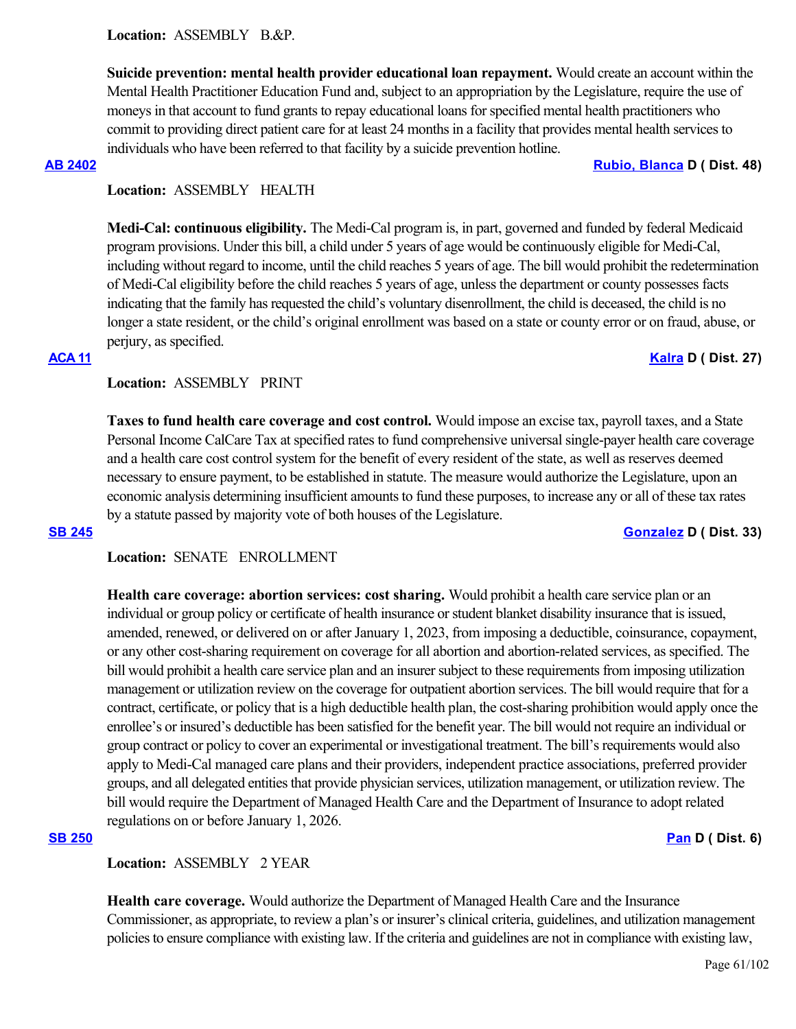**Location:** ASSEMBLY B.&P.

**Suicide prevention: mental health provider educational loan repayment.** Would create an account within the Mental Health Practitioner Education Fund and, subject to an appropriation by the Legislature, require the use of moneys in that account to fund grants to repay educational loans for specified mental health practitioners who commit to providing direct patient care for at least 24 months in a facility that provides mental health services to individuals who have been referred to that facility by a suicide prevention hotline.

**AB 2402** **Rubio, Blanca D ( Dist. 48)**

**Location:** ASSEMBLY HEALTH

**Medi-Cal: continuous eligibility.** The Medi-Cal program is, in part, governed and funded by federal Medicaid program provisions. Under this bill, a child under 5 years of age would be continuously eligible for Medi-Cal, including without regard to income, until the child reaches 5 years of age. The bill would prohibit the redetermination of Medi-Cal eligibility before the child reaches 5 years of age, unless the department or county possesses facts indicating that the family has requested the child's voluntary disenrollment, the child is deceased, the child is no longer a state resident, or the child's original enrollment was based on a state or county error or on fraud, abuse, or perjury, as specified.

**ACA 11** **Kalra D ( Dist. 27)**

**Location:** ASSEMBLY PRINT

**Taxes to fund health care coverage and cost control.** Would impose an excise tax, payroll taxes, and a State Personal Income CalCare Tax at specified rates to fund comprehensive universal single-payer health care coverage and a health care cost control system for the benefit of every resident of the state, as well as reserves deemed necessary to ensure payment, to be established in statute. The measure would authorize the Legislature, upon an economic analysis determining insufficient amounts to fund these purposes, to increase any or all of these tax rates by a statute passed by majority vote of both houses of the Legislature.

**SB 245** **Gonzalez D ( Dist. 33)**

**Location:** SENATE ENROLLMENT

**Health care coverage: abortion services: cost sharing.** Would prohibit a health care service plan or an individual or group policy or certificate of health insurance or student blanket disability insurance that is issued, amended, renewed, or delivered on or after January 1, 2023, from imposing a deductible, coinsurance, copayment, or any other cost-sharing requirement on coverage for all abortion and abortion-related services, as specified. The bill would prohibit a health care service plan and an insurer subject to these requirements from imposing utilization management or utilization review on the coverage for outpatient abortion services. The bill would require that for a contract, certificate, or policy that is a high deductible health plan, the cost-sharing prohibition would apply once the enrollee's or insured's deductible has been satisfied for the benefit year. The bill would not require an individual or group contract or policy to cover an experimental or investigational treatment. The bill's requirements would also apply to Medi-Cal managed care plans and their providers, independent practice associations, preferred provider groups, and all delegated entities that provide physician services, utilization management, or utilization review. The bill would require the Department of Managed Health Care and the Department of Insurance to adopt related regulations on or before January 1, 2026.

**SB 250** **Pan D ( Dist. 6)**

**Location:** ASSEMBLY 2 YEAR

**Health care coverage.** Would authorize the Department of Managed Health Care and the Insurance Commissioner, as appropriate, to review a plan's or insurer's clinical criteria, guidelines, and utilization management policies to ensure compliance with existing law. If the criteria and guidelines are not in compliance with existing law,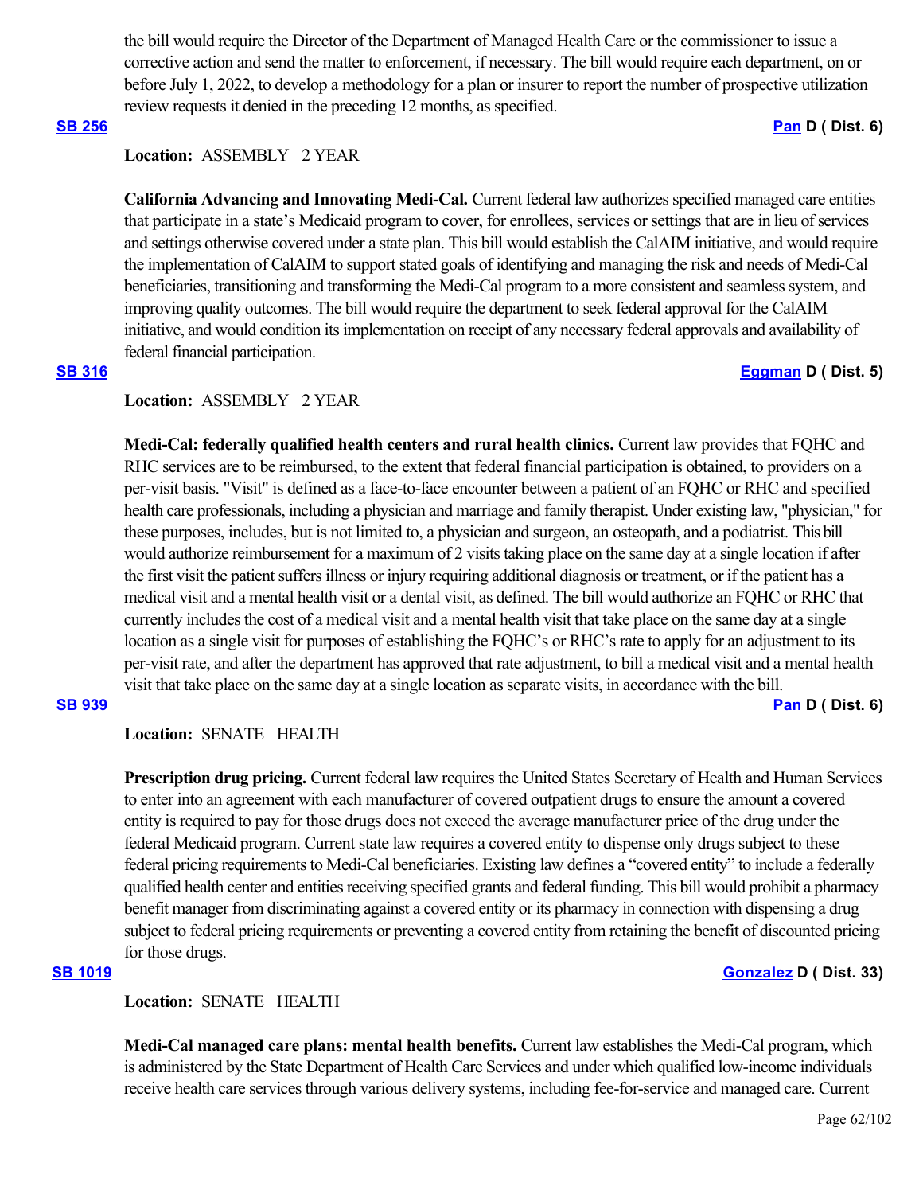the bill would require the Director of the Department of Managed Health Care or the commissioner to issue a corrective action and send the matter to enforcement, if necessary. The bill would require each department, on or before July 1, 2022, to develop a methodology for a plan or insurer to report the number of prospective utilization review requests it denied in the preceding 12 months, as specified.

**SB 256** **Pan D ( Dist. 6)**

**Location:** ASSEMBLY 2 YEAR

**California Advancing and Innovating Medi-Cal.** Current federal law authorizes specified managed care entities that participate in a state's Medicaid program to cover, for enrollees, services or settings that are in lieu of services and settings otherwise covered under a state plan. This bill would establish the CalAIM initiative, and would require the implementation of CalAIM to support stated goals of identifying and managing the risk and needs of Medi-Cal beneficiaries, transitioning and transforming the Medi-Cal program to a more consistent and seamless system, and improving quality outcomes. The bill would require the department to seek federal approval for the CalAIM initiative, and would condition its implementation on receipt of any necessary federal approvals and availability of federal financial participation.

**SB 316** **Eggman D ( Dist. 5)**

**Location:** ASSEMBLY 2 YEAR

**Medi-Cal: federally qualified health centers and rural health clinics.** Current law provides that FQHC and RHC services are to be reimbursed, to the extent that federal financial participation is obtained, to providers on a per-visit basis. "Visit" is defined as a face-to-face encounter between a patient of an FQHC or RHC and specified health care professionals, including a physician and marriage and family therapist. Under existing law, "physician," for these purposes, includes, but is not limited to, a physician and surgeon, an osteopath, and a podiatrist. This bill would authorize reimbursement for a maximum of 2 visits taking place on the same day at a single location if after the first visit the patient suffers illness or injury requiring additional diagnosis or treatment, or if the patient has a medical visit and a mental health visit or a dental visit, as defined. The bill would authorize an FQHC or RHC that currently includes the cost of a medical visit and a mental health visit that take place on the same day at a single location as a single visit for purposes of establishing the FQHC's or RHC's rate to apply for an adjustment to its per-visit rate, and after the department has approved that rate adjustment, to bill a medical visit and a mental health visit that take place on the same day at a single location as separate visits, in accordance with the bill.

**SB 939** **Pan D ( Dist. 6)**

**Location:** SENATE HEALTH

**Prescription drug pricing.** Current federal law requires the United States Secretary of Health and Human Services to enter into an agreement with each manufacturer of covered outpatient drugs to ensure the amount a covered entity is required to pay for those drugs does not exceed the average manufacturer price of the drug under the federal Medicaid program. Current state law requires a covered entity to dispense only drugs subject to these federal pricing requirements to Medi-Cal beneficiaries. Existing law defines a "covered entity" to include a federally qualified health center and entities receiving specified grants and federal funding. This bill would prohibit a pharmacy benefit manager from discriminating against a covered entity or its pharmacy in connection with dispensing a drug subject to federal pricing requirements or preventing a covered entity from retaining the benefit of discounted pricing for those drugs.

**SB 1019** **Gonzalez D ( Dist. 33)**

**Location:** SENATE HEALTH

**Medi-Cal managed care plans: mental health benefits.** Current law establishes the Medi-Cal program, which is administered by the State Department of Health Care Services and under which qualified low-income individuals receive health care services through various delivery systems, including fee-for-service and managed care. Current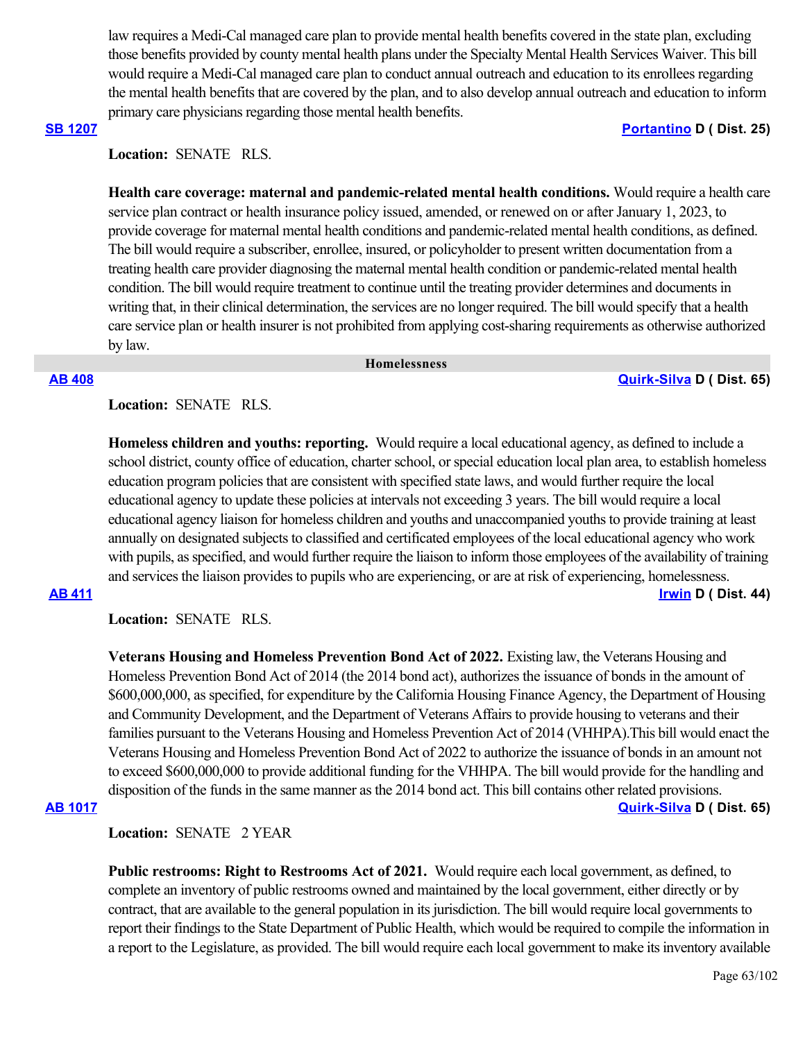law requires a Medi-Cal managed care plan to provide mental health benefits covered in the state plan, excluding those benefits provided by county mental health plans under the Specialty Mental Health Services Waiver. This bill would require a Medi-Cal managed care plan to conduct annual outreach and education to its enrollees regarding the mental health benefits that are covered by the plan, and to also develop annual outreach and education to inform primary care physicians regarding those mental health benefits.

**SB 1207** **Portantino D ( Dist. 25)**

**Location:** SENATE RLS.

**Health care coverage: maternal and pandemic-related mental health conditions.** Would require a health care service plan contract or health insurance policy issued, amended, or renewed on or after January 1, 2023, to provide coverage for maternal mental health conditions and pandemic-related mental health conditions, as defined. The bill would require a subscriber, enrollee, insured, or policyholder to present written documentation from a treating health care provider diagnosing the maternal mental health condition or pandemic-related mental health condition. The bill would require treatment to continue until the treating provider determines and documents in writing that, in their clinical determination, the services are no longer required. The bill would specify that a health care service plan or health insurer is not prohibited from applying cost-sharing requirements as otherwise authorized by law.

## Homelessness

**AB 408** **Quirk-Silva D ( Dist. 65)**

**Location:** SENATE RLS.

**Homeless children and youths: reporting.** Would require a local educational agency, as defined to include a school district, county office of education, charter school, or special education local plan area, to establish homeless education program policies that are consistent with specified state laws, and would further require the local educational agency to update these policies at intervals not exceeding 3 years. The bill would require a local educational agency liaison for homeless children and youths and unaccompanied youths to provide training at least annually on designated subjects to classified and certificated employees of the local educational agency who work with pupils, as specified, and would further require the liaison to inform those employees of the availability of training and services the liaison provides to pupils who are experiencing, or are at risk of experiencing, homelessness.

**AB 411** **Irwin D ( Dist. 44)**

**Location:** SENATE RLS.

**Veterans Housing and Homeless Prevention Bond Act of 2022.** Existing law, the Veterans Housing and Homeless Prevention Bond Act of 2014 (the 2014 bond act), authorizes the issuance of bonds in the amount of $600,000,000, as specified, for expenditure by the California Housing Finance Agency, the Department of Housing and Community Development, and the Department of Veterans Affairs to provide housing to veterans and their families pursuant to the Veterans Housing and Homeless Prevention Act of 2014 (VHHPA).This bill would enact the Veterans Housing and Homeless Prevention Bond Act of 2022 to authorize the issuance of bonds in an amount not to exceed $600,000,000 to provide additional funding for the VHHPA. The bill would provide for the handling and disposition of the funds in the same manner as the 2014 bond act. This bill contains other related provisions.

**AB 1017** **Quirk-Silva D ( Dist. 65)**

**Location:** SENATE 2 YEAR

**Public restrooms: Right to Restrooms Act of 2021.** Would require each local government, as defined, to complete an inventory of public restrooms owned and maintained by the local government, either directly or by contract, that are available to the general population in its jurisdiction. The bill would require local governments to report their findings to the State Department of Public Health, which would be required to compile the information in a report to the Legislature, as provided. The bill would require each local government to make its inventory available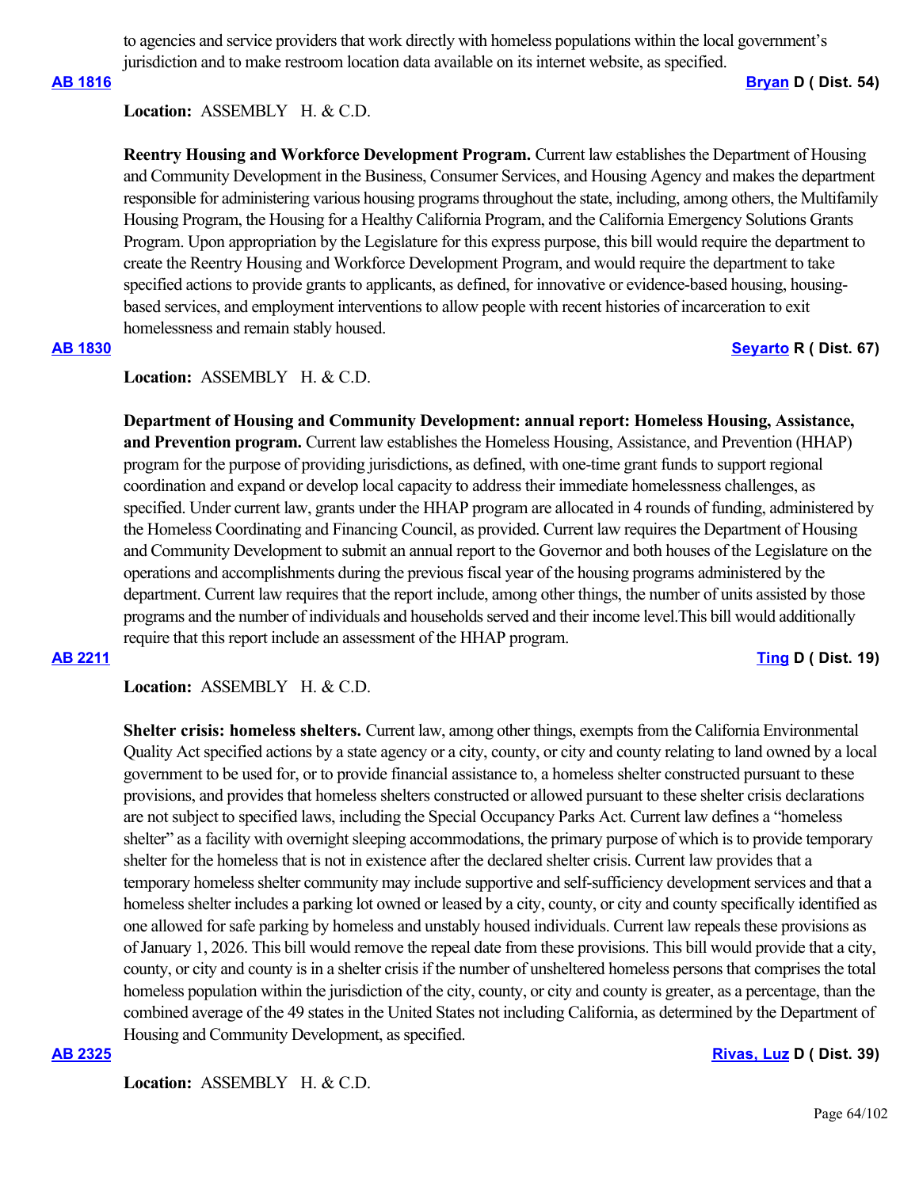to agencies and service providers that work directly with homeless populations within the local government's jurisdiction and to make restroom location data available on its internet website, as specified.

**AB 1816** **Bryan D ( Dist. 54)**

**Location:** ASSEMBLY H. & C.D.

**Reentry Housing and Workforce Development Program.** Current law establishes the Department of Housing and Community Development in the Business, Consumer Services, and Housing Agency and makes the department responsible for administering various housing programs throughout the state, including, among others, the Multifamily Housing Program, the Housing for a Healthy California Program, and the California Emergency Solutions Grants Program. Upon appropriation by the Legislature for this express purpose, this bill would require the department to create the Reentry Housing and Workforce Development Program, and would require the department to take specified actions to provide grants to applicants, as defined, for innovative or evidence-based housing, housing-based services, and employment interventions to allow people with recent histories of incarceration to exit homelessness and remain stably housed.

**AB 1830** **Seyarto R ( Dist. 67)**

**Location:** ASSEMBLY H. & C.D.

**Department of Housing and Community Development: annual report: Homeless Housing, Assistance, and Prevention program.** Current law establishes the Homeless Housing, Assistance, and Prevention (HHAP) program for the purpose of providing jurisdictions, as defined, with one-time grant funds to support regional coordination and expand or develop local capacity to address their immediate homelessness challenges, as specified. Under current law, grants under the HHAP program are allocated in 4 rounds of funding, administered by the Homeless Coordinating and Financing Council, as provided. Current law requires the Department of Housing and Community Development to submit an annual report to the Governor and both houses of the Legislature on the operations and accomplishments during the previous fiscal year of the housing programs administered by the department. Current law requires that the report include, among other things, the number of units assisted by those programs and the number of individuals and households served and their income level.This bill would additionally require that this report include an assessment of the HHAP program.

**AB 2211** **Ting D ( Dist. 19)**

**Location:** ASSEMBLY H. & C.D.

**Shelter crisis: homeless shelters.** Current law, among other things, exempts from the California Environmental Quality Act specified actions by a state agency or a city, county, or city and county relating to land owned by a local government to be used for, or to provide financial assistance to, a homeless shelter constructed pursuant to these provisions, and provides that homeless shelters constructed or allowed pursuant to these shelter crisis declarations are not subject to specified laws, including the Special Occupancy Parks Act. Current law defines a "homeless shelter" as a facility with overnight sleeping accommodations, the primary purpose of which is to provide temporary shelter for the homeless that is not in existence after the declared shelter crisis. Current law provides that a temporary homeless shelter community may include supportive and self-sufficiency development services and that a homeless shelter includes a parking lot owned or leased by a city, county, or city and county specifically identified as one allowed for safe parking by homeless and unstably housed individuals. Current law repeals these provisions as of January 1, 2026. This bill would remove the repeal date from these provisions. This bill would provide that a city, county, or city and county is in a shelter crisis if the number of unsheltered homeless persons that comprises the total homeless population within the jurisdiction of the city, county, or city and county is greater, as a percentage, than the combined average of the 49 states in the United States not including California, as determined by the Department of Housing and Community Development, as specified.

**AB 2325** **Rivas, Luz D ( Dist. 39)**

**Location:** ASSEMBLY H. & C.D.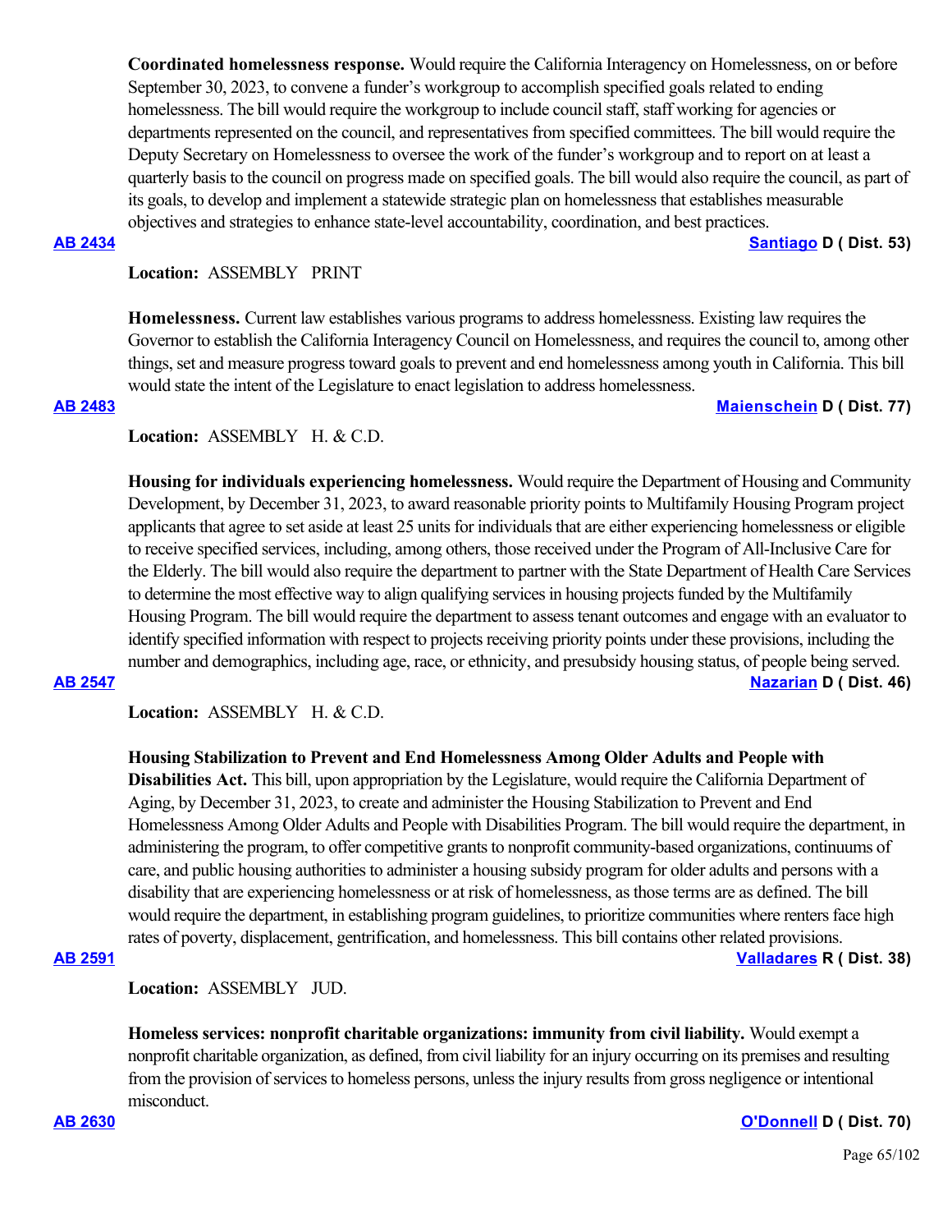**Coordinated homelessness response.** Would require the California Interagency on Homelessness, on or before September 30, 2023, to convene a funder's workgroup to accomplish specified goals related to ending homelessness. The bill would require the workgroup to include council staff, staff working for agencies or departments represented on the council, and representatives from specified committees. The bill would require the Deputy Secretary on Homelessness to oversee the work of the funder's workgroup and to report on at least a quarterly basis to the council on progress made on specified goals. The bill would also require the council, as part of its goals, to develop and implement a statewide strategic plan on homelessness that establishes measurable objectives and strategies to enhance state-level accountability, coordination, and best practices.

**AB 2434** **Santiago D ( Dist. 53)**

**Location:** ASSEMBLY PRINT

**Homelessness.** Current law establishes various programs to address homelessness. Existing law requires the Governor to establish the California Interagency Council on Homelessness, and requires the council to, among other things, set and measure progress toward goals to prevent and end homelessness among youth in California. This bill would state the intent of the Legislature to enact legislation to address homelessness.

**AB 2483** **Maienschein D ( Dist. 77)**

**Location:** ASSEMBLY H. & C.D.

**Housing for individuals experiencing homelessness.** Would require the Department of Housing and Community Development, by December 31, 2023, to award reasonable priority points to Multifamily Housing Program project applicants that agree to set aside at least 25 units for individuals that are either experiencing homelessness or eligible to receive specified services, including, among others, those received under the Program of All-Inclusive Care for the Elderly. The bill would also require the department to partner with the State Department of Health Care Services to determine the most effective way to align qualifying services in housing projects funded by the Multifamily Housing Program. The bill would require the department to assess tenant outcomes and engage with an evaluator to identify specified information with respect to projects receiving priority points under these provisions, including the number and demographics, including age, race, or ethnicity, and presubsidy housing status, of people being served.

**AB 2547** **Nazarian D ( Dist. 46)**

**Location:** ASSEMBLY H. & C.D.

**Housing Stabilization to Prevent and End Homelessness Among Older Adults and People with Disabilities Act.** This bill, upon appropriation by the Legislature, would require the California Department of Aging, by December 31, 2023, to create and administer the Housing Stabilization to Prevent and End Homelessness Among Older Adults and People with Disabilities Program. The bill would require the department, in administering the program, to offer competitive grants to nonprofit community-based organizations, continuums of care, and public housing authorities to administer a housing subsidy program for older adults and persons with a disability that are experiencing homelessness or at risk of homelessness, as those terms are as defined. The bill would require the department, in establishing program guidelines, to prioritize communities where renters face high rates of poverty, displacement, gentrification, and homelessness. This bill contains other related provisions.

**AB 2591** **Valladares R ( Dist. 38)**

**Location:** ASSEMBLY JUD.

**Homeless services: nonprofit charitable organizations: immunity from civil liability.** Would exempt a nonprofit charitable organization, as defined, from civil liability for an injury occurring on its premises and resulting from the provision of services to homeless persons, unless the injury results from gross negligence or intentional misconduct.

**AB 2630** **O'Donnell D ( Dist. 70)**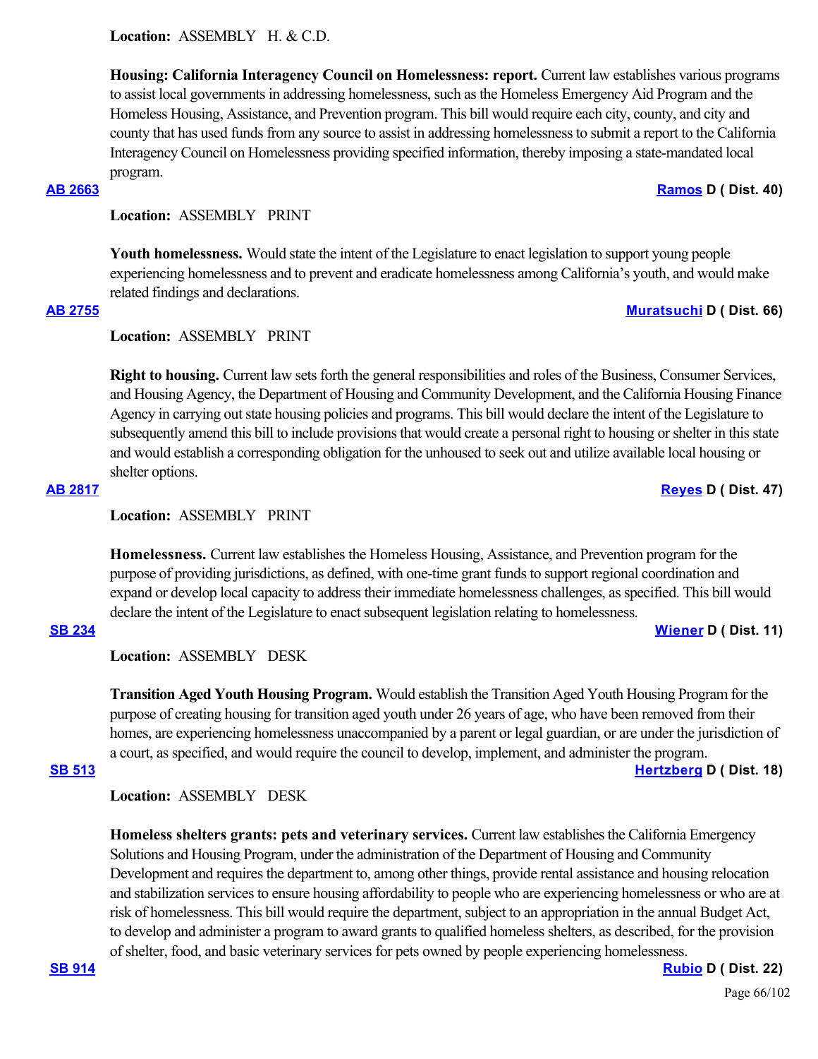**Location:** ASSEMBLY H. & C.D.

**Housing: California Interagency Council on Homelessness: report.** Current law establishes various programs to assist local governments in addressing homelessness, such as the Homeless Emergency Aid Program and the Homeless Housing, Assistance, and Prevention program. This bill would require each city, county, and city and county that has used funds from any source to assist in addressing homelessness to submit a report to the California Interagency Council on Homelessness providing specified information, thereby imposing a state-mandated local program.

**AB 2663** **Ramos D ( Dist. 40)**

**Location:** ASSEMBLY PRINT

**Youth homelessness.** Would state the intent of the Legislature to enact legislation to support young people experiencing homelessness and to prevent and eradicate homelessness among California's youth, and would make related findings and declarations.

**AB 2755** **Muratsuchi D ( Dist. 66)**

**Location:** ASSEMBLY PRINT

**Right to housing.** Current law sets forth the general responsibilities and roles of the Business, Consumer Services, and Housing Agency, the Department of Housing and Community Development, and the California Housing Finance Agency in carrying out state housing policies and programs. This bill would declare the intent of the Legislature to subsequently amend this bill to include provisions that would create a personal right to housing or shelter in this state and would establish a corresponding obligation for the unhoused to seek out and utilize available local housing or shelter options.

**AB 2817** **Reyes D ( Dist. 47)**

**Location:** ASSEMBLY PRINT

**Homelessness.** Current law establishes the Homeless Housing, Assistance, and Prevention program for the purpose of providing jurisdictions, as defined, with one-time grant funds to support regional coordination and expand or develop local capacity to address their immediate homelessness challenges, as specified. This bill would declare the intent of the Legislature to enact subsequent legislation relating to homelessness.

**SB 234** **Wiener D ( Dist. 11)**

**Location:** ASSEMBLY DESK

**Transition Aged Youth Housing Program.** Would establish the Transition Aged Youth Housing Program for the purpose of creating housing for transition aged youth under 26 years of age, who have been removed from their homes, are experiencing homelessness unaccompanied by a parent or legal guardian, or are under the jurisdiction of a court, as specified, and would require the council to develop, implement, and administer the program.

**SB 513** **Hertzberg D ( Dist. 18)**

**Location:** ASSEMBLY DESK

**Homeless shelters grants: pets and veterinary services.** Current law establishes the California Emergency Solutions and Housing Program, under the administration of the Department of Housing and Community Development and requires the department to, among other things, provide rental assistance and housing relocation and stabilization services to ensure housing affordability to people who are experiencing homelessness or who are at risk of homelessness. This bill would require the department, subject to an appropriation in the annual Budget Act, to develop and administer a program to award grants to qualified homeless shelters, as described, for the provision of shelter, food, and basic veterinary services for pets owned by people experiencing homelessness.

**SB 914** **Rubio D ( Dist. 22)**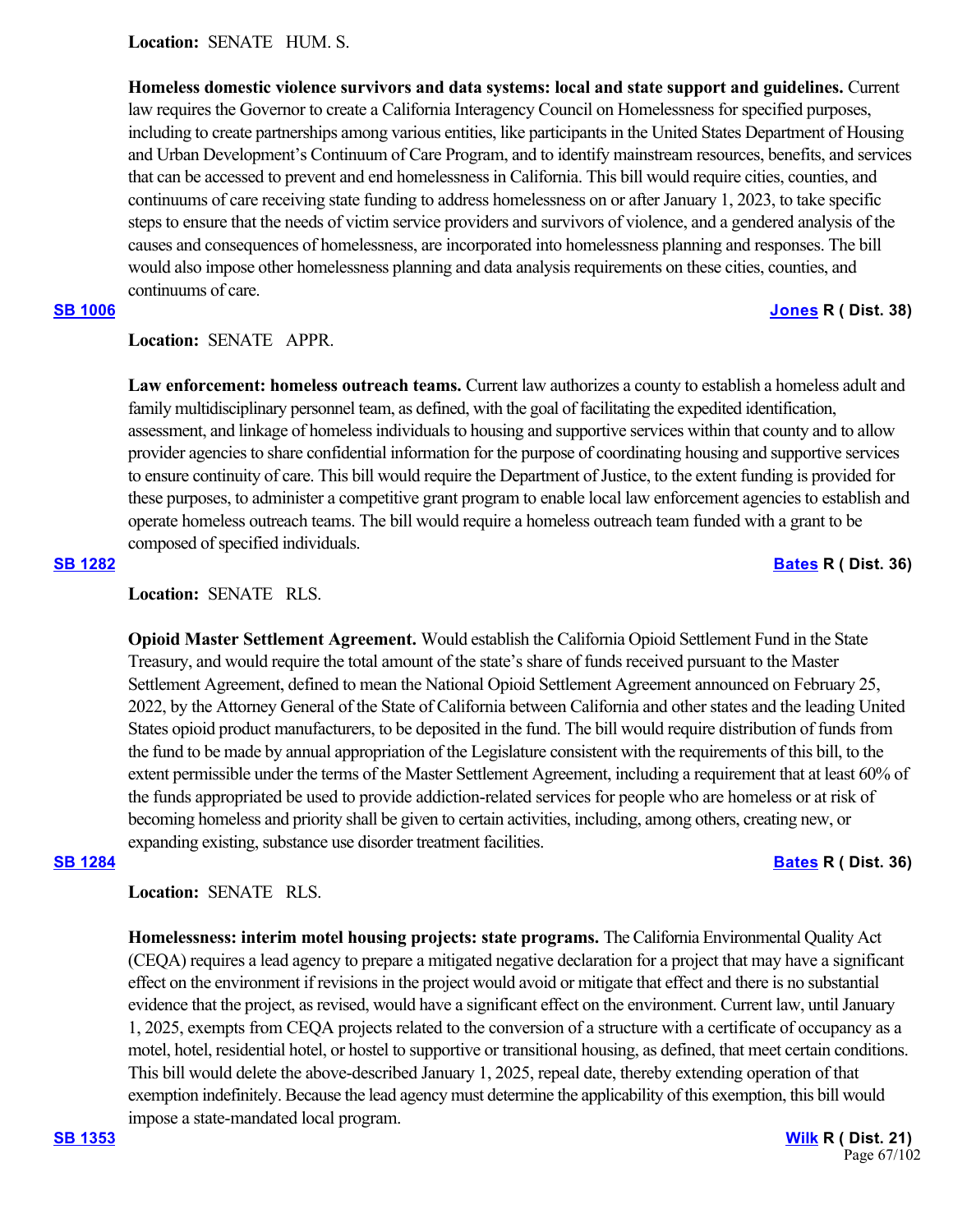**Location:** SENATE HUM. S.

**Homeless domestic violence survivors and data systems: local and state support and guidelines.** Current law requires the Governor to create a California Interagency Council on Homelessness for specified purposes, including to create partnerships among various entities, like participants in the United States Department of Housing and Urban Development's Continuum of Care Program, and to identify mainstream resources, benefits, and services that can be accessed to prevent and end homelessness in California. This bill would require cities, counties, and continuums of care receiving state funding to address homelessness on or after January 1, 2023, to take specific steps to ensure that the needs of victim service providers and survivors of violence, and a gendered analysis of the causes and consequences of homelessness, are incorporated into homelessness planning and responses. The bill would also impose other homelessness planning and data analysis requirements on these cities, counties, and continuums of care.

**SB 1006** **Jones R ( Dist. 38)**

**Location:** SENATE APPR.

**Law enforcement: homeless outreach teams.** Current law authorizes a county to establish a homeless adult and family multidisciplinary personnel team, as defined, with the goal of facilitating the expedited identification, assessment, and linkage of homeless individuals to housing and supportive services within that county and to allow provider agencies to share confidential information for the purpose of coordinating housing and supportive services to ensure continuity of care. This bill would require the Department of Justice, to the extent funding is provided for these purposes, to administer a competitive grant program to enable local law enforcement agencies to establish and operate homeless outreach teams. The bill would require a homeless outreach team funded with a grant to be composed of specified individuals.

**SB 1282** **Bates R ( Dist. 36)**

**Location:** SENATE RLS.

**Opioid Master Settlement Agreement.** Would establish the California Opioid Settlement Fund in the State Treasury, and would require the total amount of the state's share of funds received pursuant to the Master Settlement Agreement, defined to mean the National Opioid Settlement Agreement announced on February 25, 2022, by the Attorney General of the State of California between California and other states and the leading United States opioid product manufacturers, to be deposited in the fund. The bill would require distribution of funds from the fund to be made by annual appropriation of the Legislature consistent with the requirements of this bill, to the extent permissible under the terms of the Master Settlement Agreement, including a requirement that at least 60% of the funds appropriated be used to provide addiction-related services for people who are homeless or at risk of becoming homeless and priority shall be given to certain activities, including, among others, creating new, or expanding existing, substance use disorder treatment facilities.

**SB 1284** **Bates R ( Dist. 36)**

**Location:** SENATE RLS.

**Homelessness: interim motel housing projects: state programs.** The California Environmental Quality Act (CEQA) requires a lead agency to prepare a mitigated negative declaration for a project that may have a significant effect on the environment if revisions in the project would avoid or mitigate that effect and there is no substantial evidence that the project, as revised, would have a significant effect on the environment. Current law, until January 1, 2025, exempts from CEQA projects related to the conversion of a structure with a certificate of occupancy as a motel, hotel, residential hotel, or hostel to supportive or transitional housing, as defined, that meet certain conditions. This bill would delete the above-described January 1, 2025, repeal date, thereby extending operation of that exemption indefinitely. Because the lead agency must determine the applicability of this exemption, this bill would impose a state-mandated local program.

**SB 1353** **Wilk R ( Dist. 21)**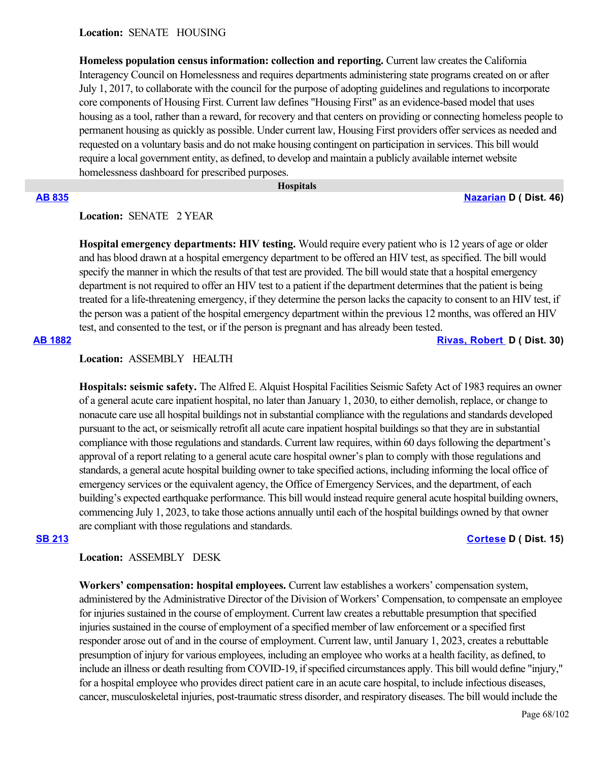**Location:** SENATE HOUSING

**Homeless population census information: collection and reporting.** Current law creates the California Interagency Council on Homelessness and requires departments administering state programs created on or after July 1, 2017, to collaborate with the council for the purpose of adopting guidelines and regulations to incorporate core components of Housing First. Current law defines "Housing First" as an evidence-based model that uses housing as a tool, rather than a reward, for recovery and that centers on providing or connecting homeless people to permanent housing as quickly as possible. Under current law, Housing First providers offer services as needed and requested on a voluntary basis and do not make housing contingent on participation in services. This bill would require a local government entity, as defined, to develop and maintain a publicly available internet website homelessness dashboard for prescribed purposes.

## Hospitals

**AB 835** **Nazarian D ( Dist. 46)**

**Location:** SENATE 2 YEAR

**Hospital emergency departments: HIV testing.** Would require every patient who is 12 years of age or older and has blood drawn at a hospital emergency department to be offered an HIV test, as specified. The bill would specify the manner in which the results of that test are provided. The bill would state that a hospital emergency department is not required to offer an HIV test to a patient if the department determines that the patient is being treated for a life-threatening emergency, if they determine the person lacks the capacity to consent to an HIV test, if the person was a patient of the hospital emergency department within the previous 12 months, was offered an HIV test, and consented to the test, or if the person is pregnant and has already been tested.

**AB 1882** **Rivas, Robert D ( Dist. 30)**

**Location:** ASSEMBLY HEALTH

**Hospitals: seismic safety.** The Alfred E. Alquist Hospital Facilities Seismic Safety Act of 1983 requires an owner of a general acute care inpatient hospital, no later than January 1, 2030, to either demolish, replace, or change to nonacute care use all hospital buildings not in substantial compliance with the regulations and standards developed pursuant to the act, or seismically retrofit all acute care inpatient hospital buildings so that they are in substantial compliance with those regulations and standards. Current law requires, within 60 days following the department's approval of a report relating to a general acute care hospital owner's plan to comply with those regulations and standards, a general acute hospital building owner to take specified actions, including informing the local office of emergency services or the equivalent agency, the Office of Emergency Services, and the department, of each building's expected earthquake performance. This bill would instead require general acute hospital building owners, commencing July 1, 2023, to take those actions annually until each of the hospital buildings owned by that owner are compliant with those regulations and standards.

**SB 213** **Cortese D ( Dist. 15)**

**Location:** ASSEMBLY DESK

**Workers' compensation: hospital employees.** Current law establishes a workers' compensation system, administered by the Administrative Director of the Division of Workers' Compensation, to compensate an employee for injuries sustained in the course of employment. Current law creates a rebuttable presumption that specified injuries sustained in the course of employment of a specified member of law enforcement or a specified first responder arose out of and in the course of employment. Current law, until January 1, 2023, creates a rebuttable presumption of injury for various employees, including an employee who works at a health facility, as defined, to include an illness or death resulting from COVID-19, if specified circumstances apply. This bill would define "injury," for a hospital employee who provides direct patient care in an acute care hospital, to include infectious diseases, cancer, musculoskeletal injuries, post-traumatic stress disorder, and respiratory diseases. The bill would include the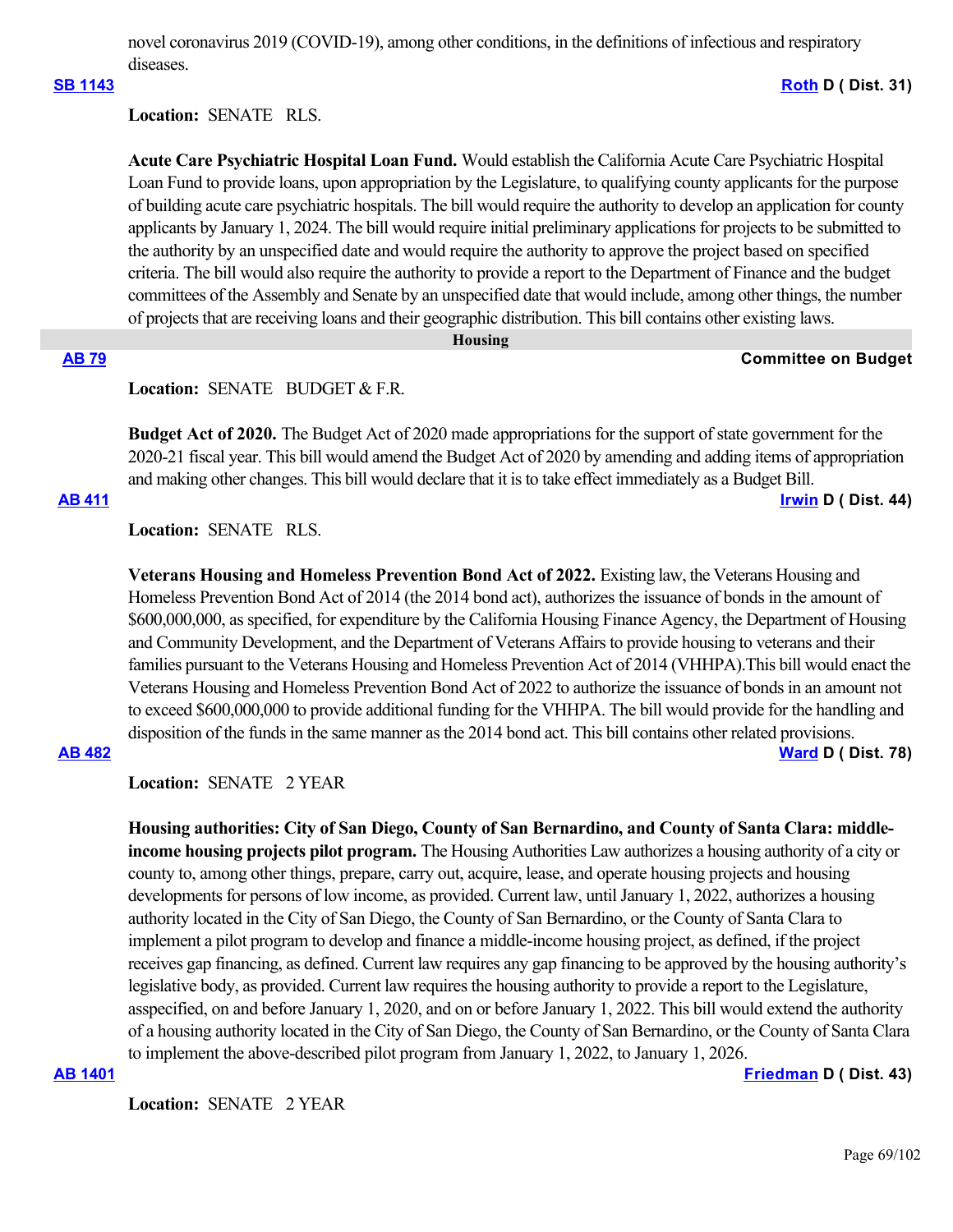novel coronavirus 2019 (COVID-19), among other conditions, in the definitions of infectious and respiratory diseases.

**SB 1143** **Roth D ( Dist. 31)**

**Location:** SENATE RLS.

**Acute Care Psychiatric Hospital Loan Fund.** Would establish the California Acute Care Psychiatric Hospital Loan Fund to provide loans, upon appropriation by the Legislature, to qualifying county applicants for the purpose of building acute care psychiatric hospitals. The bill would require the authority to develop an application for county applicants by January 1, 2024. The bill would require initial preliminary applications for projects to be submitted to the authority by an unspecified date and would require the authority to approve the project based on specified criteria. The bill would also require the authority to provide a report to the Department of Finance and the budget committees of the Assembly and Senate by an unspecified date that would include, among other things, the number of projects that are receiving loans and their geographic distribution. This bill contains other existing laws.

## Housing

**AB 79** **Committee on Budget**

**Location:** SENATE BUDGET & F.R.

**Budget Act of 2020.** The Budget Act of 2020 made appropriations for the support of state government for the 2020-21 fiscal year. This bill would amend the Budget Act of 2020 by amending and adding items of appropriation and making other changes. This bill would declare that it is to take effect immediately as a Budget Bill.

**AB 411** **Irwin D ( Dist. 44)**

**Location:** SENATE RLS.

**Veterans Housing and Homeless Prevention Bond Act of 2022.** Existing law, the Veterans Housing and Homeless Prevention Bond Act of 2014 (the 2014 bond act), authorizes the issuance of bonds in the amount of $600,000,000, as specified, for expenditure by the California Housing Finance Agency, the Department of Housing and Community Development, and the Department of Veterans Affairs to provide housing to veterans and their families pursuant to the Veterans Housing and Homeless Prevention Act of 2014 (VHHPA).This bill would enact the Veterans Housing and Homeless Prevention Bond Act of 2022 to authorize the issuance of bonds in an amount not to exceed $600,000,000 to provide additional funding for the VHHPA. The bill would provide for the handling and disposition of the funds in the same manner as the 2014 bond act. This bill contains other related provisions.

**AB 482** **Ward D ( Dist. 78)**

**Location:** SENATE 2 YEAR

**Housing authorities: City of San Diego, County of San Bernardino, and County of Santa Clara: middle-income housing projects pilot program.** The Housing Authorities Law authorizes a housing authority of a city or county to, among other things, prepare, carry out, acquire, lease, and operate housing projects and housing developments for persons of low income, as provided. Current law, until January 1, 2022, authorizes a housing authority located in the City of San Diego, the County of San Bernardino, or the County of Santa Clara to implement a pilot program to develop and finance a middle-income housing project, as defined, if the project receives gap financing, as defined. Current law requires any gap financing to be approved by the housing authority's legislative body, as provided. Current law requires the housing authority to provide a report to the Legislature, asspecified, on and before January 1, 2020, and on or before January 1, 2022. This bill would extend the authority of a housing authority located in the City of San Diego, the County of San Bernardino, or the County of Santa Clara to implement the above-described pilot program from January 1, 2022, to January 1, 2026.

**AB 1401** **Friedman D ( Dist. 43)**

**Location:** SENATE 2 YEAR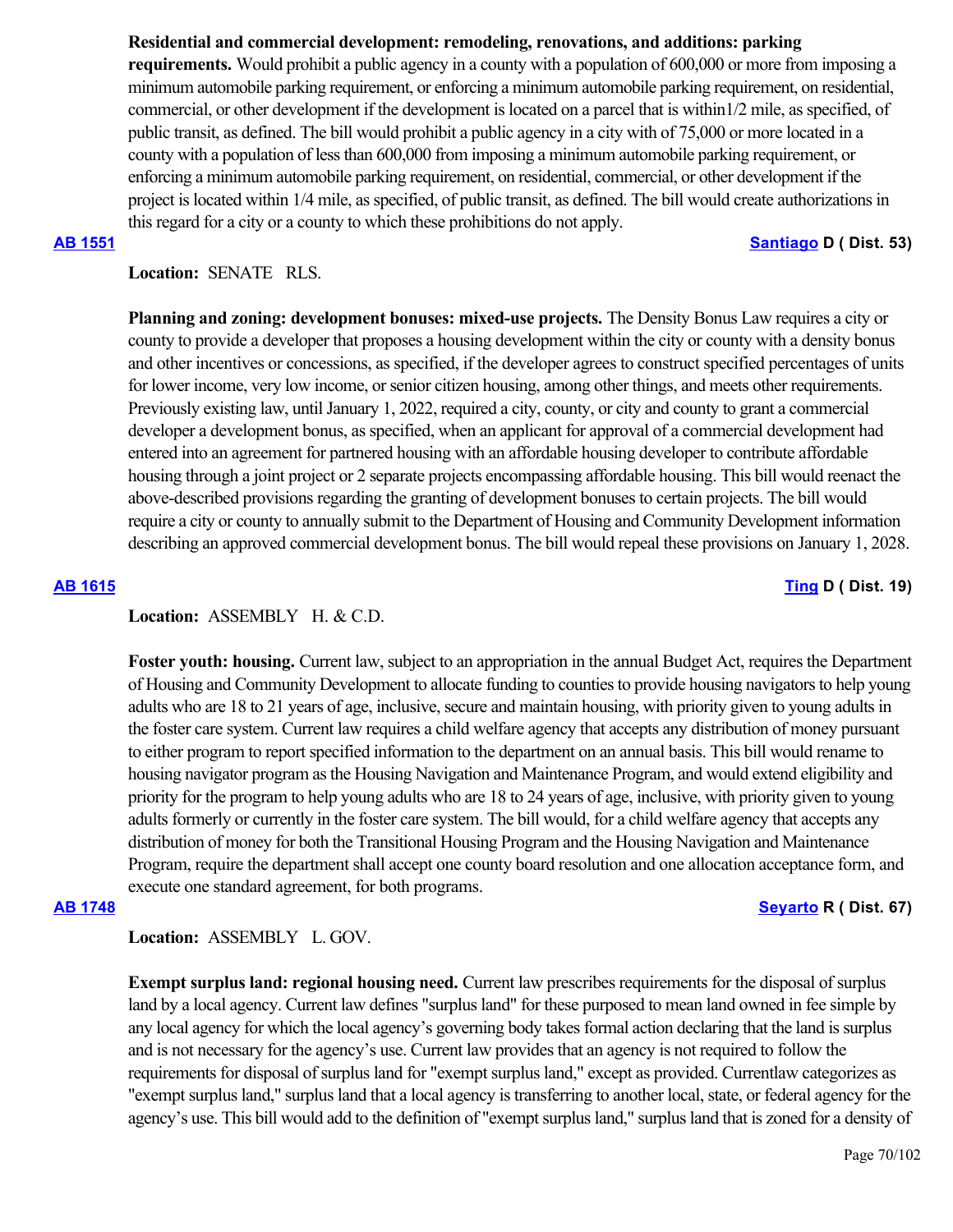**Residential and commercial development: remodeling, renovations, and additions: parking requirements.** Would prohibit a public agency in a county with a population of 600,000 or more from imposing a minimum automobile parking requirement, or enforcing a minimum automobile parking requirement, on residential, commercial, or other development if the development is located on a parcel that is within1/2 mile, as specified, of public transit, as defined. The bill would prohibit a public agency in a city with of 75,000 or more located in a county with a population of less than 600,000 from imposing a minimum automobile parking requirement, or enforcing a minimum automobile parking requirement, on residential, commercial, or other development if the project is located within 1/4 mile, as specified, of public transit, as defined. The bill would create authorizations in this regard for a city or a county to which these prohibitions do not apply.

**AB 1551** **Santiago D ( Dist. 53)**

**Location:** SENATE RLS.

**Planning and zoning: development bonuses: mixed-use projects.** The Density Bonus Law requires a city or county to provide a developer that proposes a housing development within the city or county with a density bonus and other incentives or concessions, as specified, if the developer agrees to construct specified percentages of units for lower income, very low income, or senior citizen housing, among other things, and meets other requirements. Previously existing law, until January 1, 2022, required a city, county, or city and county to grant a commercial developer a development bonus, as specified, when an applicant for approval of a commercial development had entered into an agreement for partnered housing with an affordable housing developer to contribute affordable housing through a joint project or 2 separate projects encompassing affordable housing. This bill would reenact the above-described provisions regarding the granting of development bonuses to certain projects. The bill would require a city or county to annually submit to the Department of Housing and Community Development information describing an approved commercial development bonus. The bill would repeal these provisions on January 1, 2028.

**AB 1615** **Ting D ( Dist. 19)**

**Location:** ASSEMBLY H. & C.D.

**Foster youth: housing.** Current law, subject to an appropriation in the annual Budget Act, requires the Department of Housing and Community Development to allocate funding to counties to provide housing navigators to help young adults who are 18 to 21 years of age, inclusive, secure and maintain housing, with priority given to young adults in the foster care system. Current law requires a child welfare agency that accepts any distribution of money pursuant to either program to report specified information to the department on an annual basis. This bill would rename to housing navigator program as the Housing Navigation and Maintenance Program, and would extend eligibility and priority for the program to help young adults who are 18 to 24 years of age, inclusive, with priority given to young adults formerly or currently in the foster care system. The bill would, for a child welfare agency that accepts any distribution of money for both the Transitional Housing Program and the Housing Navigation and Maintenance Program, require the department shall accept one county board resolution and one allocation acceptance form, and execute one standard agreement, for both programs.

**AB 1748** **Seyarto R ( Dist. 67)**

**Location:** ASSEMBLY L. GOV.

**Exempt surplus land: regional housing need.** Current law prescribes requirements for the disposal of surplus land by a local agency. Current law defines "surplus land" for these purposed to mean land owned in fee simple by any local agency for which the local agency's governing body takes formal action declaring that the land is surplus and is not necessary for the agency's use. Current law provides that an agency is not required to follow the requirements for disposal of surplus land for "exempt surplus land," except as provided. Currentlaw categorizes as "exempt surplus land," surplus land that a local agency is transferring to another local, state, or federal agency for the agency's use. This bill would add to the definition of "exempt surplus land," surplus land that is zoned for a density of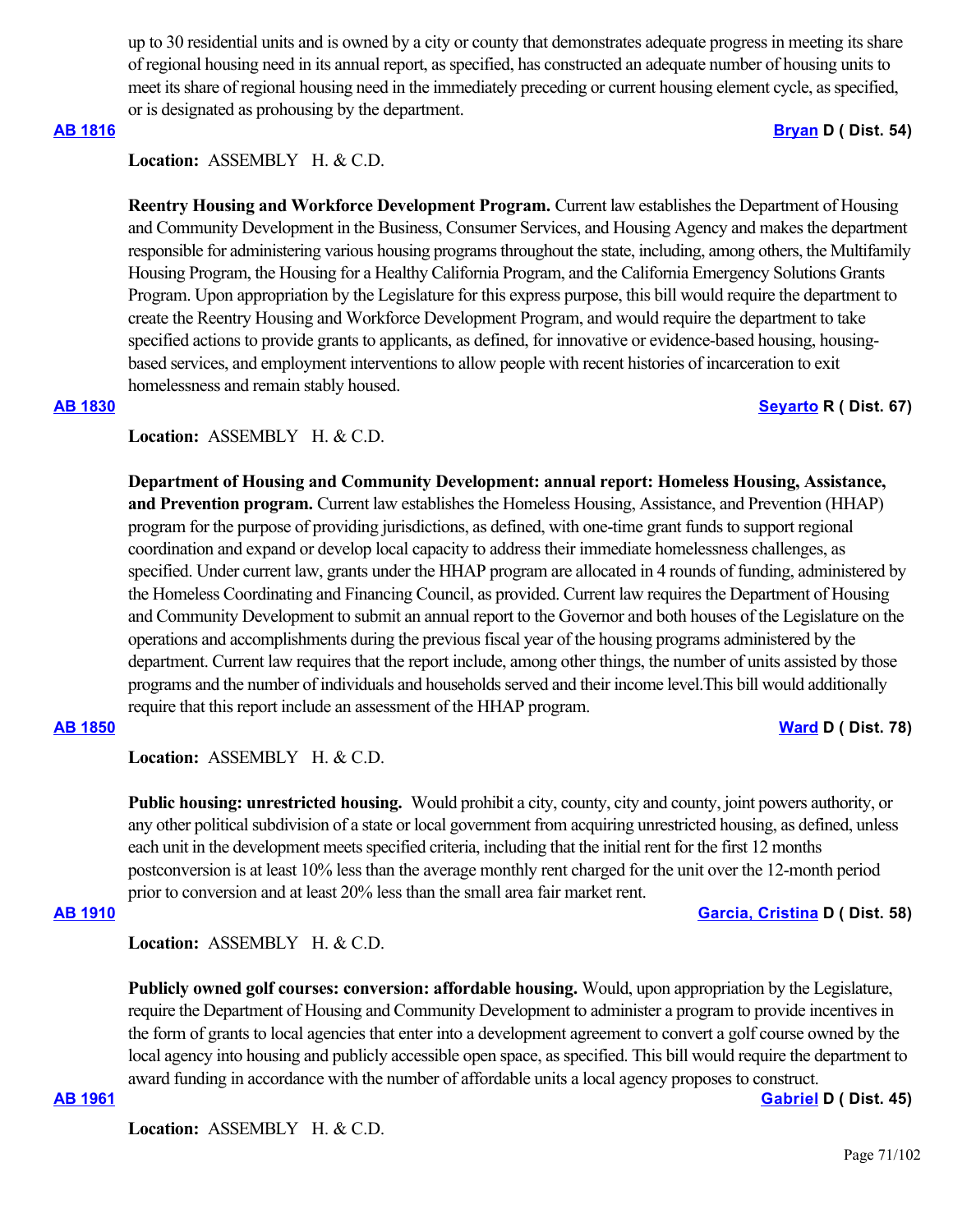up to 30 residential units and is owned by a city or county that demonstrates adequate progress in meeting its share of regional housing need in its annual report, as specified, has constructed an adequate number of housing units to meet its share of regional housing need in the immediately preceding or current housing element cycle, as specified, or is designated as prohousing by the department.

**AB 1816** **Bryan D ( Dist. 54)**

**Location:** ASSEMBLY H. & C.D.

**Reentry Housing and Workforce Development Program.** Current law establishes the Department of Housing and Community Development in the Business, Consumer Services, and Housing Agency and makes the department responsible for administering various housing programs throughout the state, including, among others, the Multifamily Housing Program, the Housing for a Healthy California Program, and the California Emergency Solutions Grants Program. Upon appropriation by the Legislature for this express purpose, this bill would require the department to create the Reentry Housing and Workforce Development Program, and would require the department to take specified actions to provide grants to applicants, as defined, for innovative or evidence-based housing, housing-based services, and employment interventions to allow people with recent histories of incarceration to exit homelessness and remain stably housed.

**AB 1830** **Seyarto R ( Dist. 67)**

**Location:** ASSEMBLY H. & C.D.

**Department of Housing and Community Development: annual report: Homeless Housing, Assistance, and Prevention program.** Current law establishes the Homeless Housing, Assistance, and Prevention (HHAP) program for the purpose of providing jurisdictions, as defined, with one-time grant funds to support regional coordination and expand or develop local capacity to address their immediate homelessness challenges, as specified. Under current law, grants under the HHAP program are allocated in 4 rounds of funding, administered by the Homeless Coordinating and Financing Council, as provided. Current law requires the Department of Housing and Community Development to submit an annual report to the Governor and both houses of the Legislature on the operations and accomplishments during the previous fiscal year of the housing programs administered by the department. Current law requires that the report include, among other things, the number of units assisted by those programs and the number of individuals and households served and their income level.This bill would additionally require that this report include an assessment of the HHAP program.

**AB 1850** **Ward D ( Dist. 78)**

**Location:** ASSEMBLY H. & C.D.

**Public housing: unrestricted housing.** Would prohibit a city, county, city and county, joint powers authority, or any other political subdivision of a state or local government from acquiring unrestricted housing, as defined, unless each unit in the development meets specified criteria, including that the initial rent for the first 12 months postconversion is at least 10% less than the average monthly rent charged for the unit over the 12-month period prior to conversion and at least 20% less than the small area fair market rent.

**AB 1910** **Garcia, Cristina D ( Dist. 58)**

**Location:** ASSEMBLY H. & C.D.

**Publicly owned golf courses: conversion: affordable housing.** Would, upon appropriation by the Legislature, require the Department of Housing and Community Development to administer a program to provide incentives in the form of grants to local agencies that enter into a development agreement to convert a golf course owned by the local agency into housing and publicly accessible open space, as specified. This bill would require the department to award funding in accordance with the number of affordable units a local agency proposes to construct.

**AB 1961** **Gabriel D ( Dist. 45)**

**Location:** ASSEMBLY H. & C.D.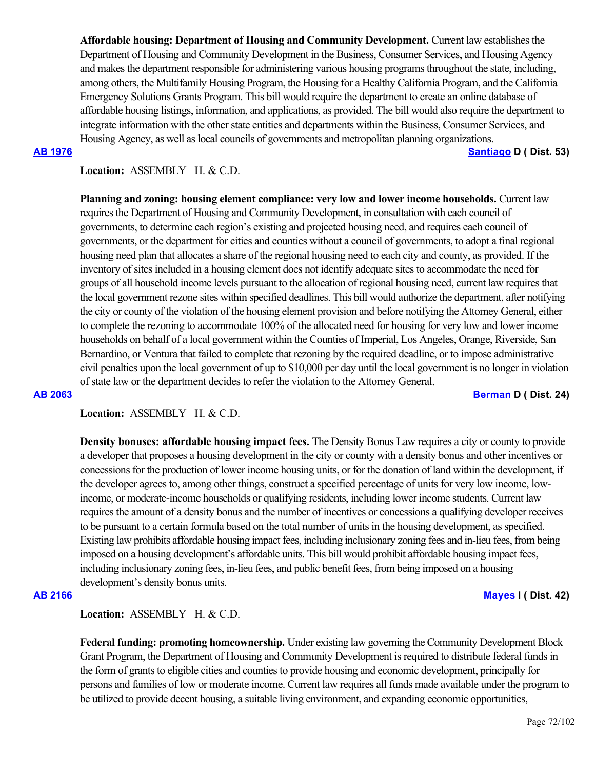**Affordable housing: Department of Housing and Community Development.** Current law establishes the Department of Housing and Community Development in the Business, Consumer Services, and Housing Agency and makes the department responsible for administering various housing programs throughout the state, including, among others, the Multifamily Housing Program, the Housing for a Healthy California Program, and the California Emergency Solutions Grants Program. This bill would require the department to create an online database of affordable housing listings, information, and applications, as provided. The bill would also require the department to integrate information with the other state entities and departments within the Business, Consumer Services, and Housing Agency, as well as local councils of governments and metropolitan planning organizations.

**AB 1976** **Santiago D ( Dist. 53)**

**Location:** ASSEMBLY H. & C.D.

**Planning and zoning: housing element compliance: very low and lower income households.** Current law requires the Department of Housing and Community Development, in consultation with each council of governments, to determine each region's existing and projected housing need, and requires each council of governments, or the department for cities and counties without a council of governments, to adopt a final regional housing need plan that allocates a share of the regional housing need to each city and county, as provided. If the inventory of sites included in a housing element does not identify adequate sites to accommodate the need for groups of all household income levels pursuant to the allocation of regional housing need, current law requires that the local government rezone sites within specified deadlines. This bill would authorize the department, after notifying the city or county of the violation of the housing element provision and before notifying the Attorney General, either to complete the rezoning to accommodate 100% of the allocated need for housing for very low and lower income households on behalf of a local government within the Counties of Imperial, Los Angeles, Orange, Riverside, San Bernardino, or Ventura that failed to complete that rezoning by the required deadline, or to impose administrative civil penalties upon the local government of up to $10,000 per day until the local government is no longer in violation of state law or the department decides to refer the violation to the Attorney General.

**AB 2063** **Berman D ( Dist. 24)**

**Location:** ASSEMBLY H. & C.D.

**Density bonuses: affordable housing impact fees.** The Density Bonus Law requires a city or county to provide a developer that proposes a housing development in the city or county with a density bonus and other incentives or concessions for the production of lower income housing units, or for the donation of land within the development, if the developer agrees to, among other things, construct a specified percentage of units for very low income, low-income, or moderate-income households or qualifying residents, including lower income students. Current law requires the amount of a density bonus and the number of incentives or concessions a qualifying developer receives to be pursuant to a certain formula based on the total number of units in the housing development, as specified. Existing law prohibits affordable housing impact fees, including inclusionary zoning fees and in-lieu fees, from being imposed on a housing development's affordable units. This bill would prohibit affordable housing impact fees, including inclusionary zoning fees, in-lieu fees, and public benefit fees, from being imposed on a housing development's density bonus units.

**AB 2166** **Mayes I ( Dist. 42)**

**Location:** ASSEMBLY H. & C.D.

**Federal funding: promoting homeownership.** Under existing law governing the Community Development Block Grant Program, the Department of Housing and Community Development is required to distribute federal funds in the form of grants to eligible cities and counties to provide housing and economic development, principally for persons and families of low or moderate income. Current law requires all funds made available under the program to be utilized to provide decent housing, a suitable living environment, and expanding economic opportunities,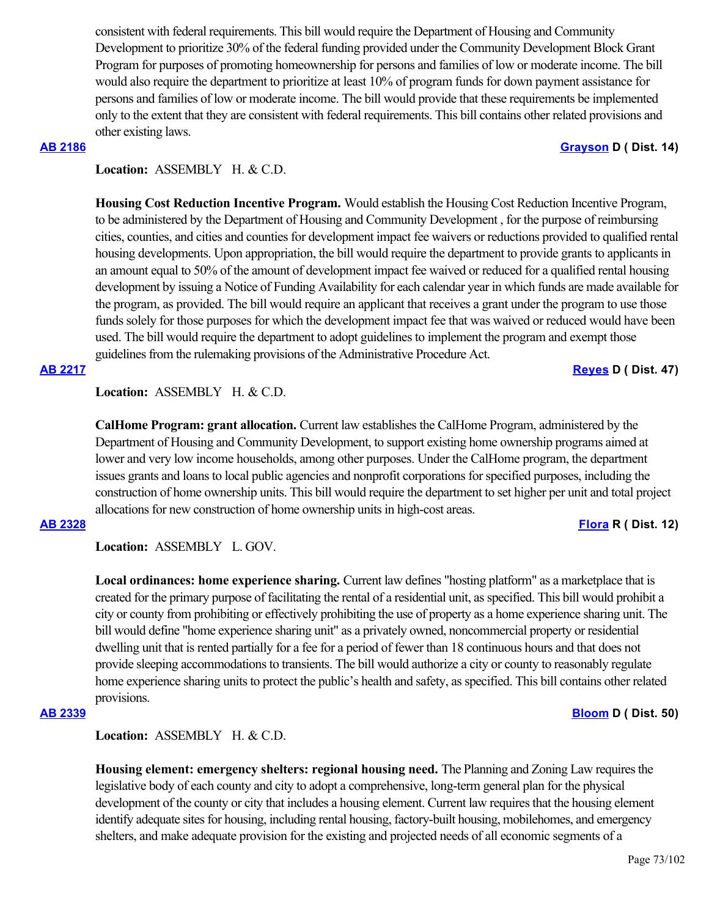consistent with federal requirements. This bill would require the Department of Housing and Community Development to prioritize 30% of the federal funding provided under the Community Development Block Grant Program for purposes of promoting homeownership for persons and families of low or moderate income. The bill would also require the department to prioritize at least 10% of program funds for down payment assistance for persons and families of low or moderate income. The bill would provide that these requirements be implemented only to the extent that they are consistent with federal requirements. This bill contains other related provisions and other existing laws.

**AB 2186** **Grayson D ( Dist. 14)**

**Location:** ASSEMBLY H. & C.D.

**Housing Cost Reduction Incentive Program.** Would establish the Housing Cost Reduction Incentive Program, to be administered by the Department of Housing and Community Development , for the purpose of reimbursing cities, counties, and cities and counties for development impact fee waivers or reductions provided to qualified rental housing developments. Upon appropriation, the bill would require the department to provide grants to applicants in an amount equal to 50% of the amount of development impact fee waived or reduced for a qualified rental housing development by issuing a Notice of Funding Availability for each calendar year in which funds are made available for the program, as provided. The bill would require an applicant that receives a grant under the program to use those funds solely for those purposes for which the development impact fee that was waived or reduced would have been used. The bill would require the department to adopt guidelines to implement the program and exempt those guidelines from the rulemaking provisions of the Administrative Procedure Act.

**AB 2217** **Reyes D ( Dist. 47)**

**Location:** ASSEMBLY H. & C.D.

**CalHome Program: grant allocation.** Current law establishes the CalHome Program, administered by the Department of Housing and Community Development, to support existing home ownership programs aimed at lower and very low income households, among other purposes. Under the CalHome program, the department issues grants and loans to local public agencies and nonprofit corporations for specified purposes, including the construction of home ownership units. This bill would require the department to set higher per unit and total project allocations for new construction of home ownership units in high-cost areas.

**AB 2328** **Flora R ( Dist. 12)**

**Location:** ASSEMBLY L. GOV.

**Local ordinances: home experience sharing.** Current law defines "hosting platform" as a marketplace that is created for the primary purpose of facilitating the rental of a residential unit, as specified. This bill would prohibit a city or county from prohibiting or effectively prohibiting the use of property as a home experience sharing unit. The bill would define "home experience sharing unit" as a privately owned, noncommercial property or residential dwelling unit that is rented partially for a fee for a period of fewer than 18 continuous hours and that does not provide sleeping accommodations to transients. The bill would authorize a city or county to reasonably regulate home experience sharing units to protect the public's health and safety, as specified. This bill contains other related provisions.

**AB 2339** **Bloom D ( Dist. 50)**

**Location:** ASSEMBLY H. & C.D.

**Housing element: emergency shelters: regional housing need.** The Planning and Zoning Law requires the legislative body of each county and city to adopt a comprehensive, long-term general plan for the physical development of the county or city that includes a housing element. Current law requires that the housing element identify adequate sites for housing, including rental housing, factory-built housing, mobilehomes, and emergency shelters, and make adequate provision for the existing and projected needs of all economic segments of a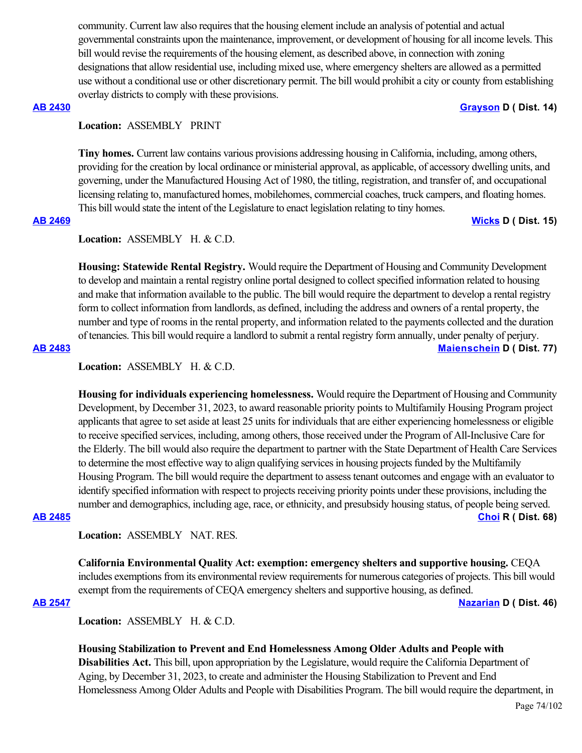community. Current law also requires that the housing element include an analysis of potential and actual governmental constraints upon the maintenance, improvement, or development of housing for all income levels. This bill would revise the requirements of the housing element, as described above, in connection with zoning designations that allow residential use, including mixed use, where emergency shelters are allowed as a permitted use without a conditional use or other discretionary permit. The bill would prohibit a city or county from establishing overlay districts to comply with these provisions.

**AB 2430** **Grayson D ( Dist. 14)**

**Location:** ASSEMBLY PRINT

**Tiny homes.** Current law contains various provisions addressing housing in California, including, among others, providing for the creation by local ordinance or ministerial approval, as applicable, of accessory dwelling units, and governing, under the Manufactured Housing Act of 1980, the titling, registration, and transfer of, and occupational licensing relating to, manufactured homes, mobilehomes, commercial coaches, truck campers, and floating homes. This bill would state the intent of the Legislature to enact legislation relating to tiny homes.

**AB 2469** **Wicks D ( Dist. 15)**

**Location:** ASSEMBLY H. & C.D.

**Housing: Statewide Rental Registry.** Would require the Department of Housing and Community Development to develop and maintain a rental registry online portal designed to collect specified information related to housing and make that information available to the public. The bill would require the department to develop a rental registry form to collect information from landlords, as defined, including the address and owners of a rental property, the number and type of rooms in the rental property, and information related to the payments collected and the duration of tenancies. This bill would require a landlord to submit a rental registry form annually, under penalty of perjury.

**AB 2483** **Maienschein D ( Dist. 77)**

**Location:** ASSEMBLY H. & C.D.

**Housing for individuals experiencing homelessness.** Would require the Department of Housing and Community Development, by December 31, 2023, to award reasonable priority points to Multifamily Housing Program project applicants that agree to set aside at least 25 units for individuals that are either experiencing homelessness or eligible to receive specified services, including, among others, those received under the Program of All-Inclusive Care for the Elderly. The bill would also require the department to partner with the State Department of Health Care Services to determine the most effective way to align qualifying services in housing projects funded by the Multifamily Housing Program. The bill would require the department to assess tenant outcomes and engage with an evaluator to identify specified information with respect to projects receiving priority points under these provisions, including the number and demographics, including age, race, or ethnicity, and presubsidy housing status, of people being served.

**AB 2485** **Choi R ( Dist. 68)**

**Location:** ASSEMBLY NAT. RES.

**California Environmental Quality Act: exemption: emergency shelters and supportive housing.** CEQA includes exemptions from its environmental review requirements for numerous categories of projects. This bill would exempt from the requirements of CEQA emergency shelters and supportive housing, as defined.

**AB 2547** **Nazarian D ( Dist. 46)**

**Location:** ASSEMBLY H. & C.D.

**Housing Stabilization to Prevent and End Homelessness Among Older Adults and People with Disabilities Act.** This bill, upon appropriation by the Legislature, would require the California Department of Aging, by December 31, 2023, to create and administer the Housing Stabilization to Prevent and End Homelessness Among Older Adults and People with Disabilities Program. The bill would require the department, in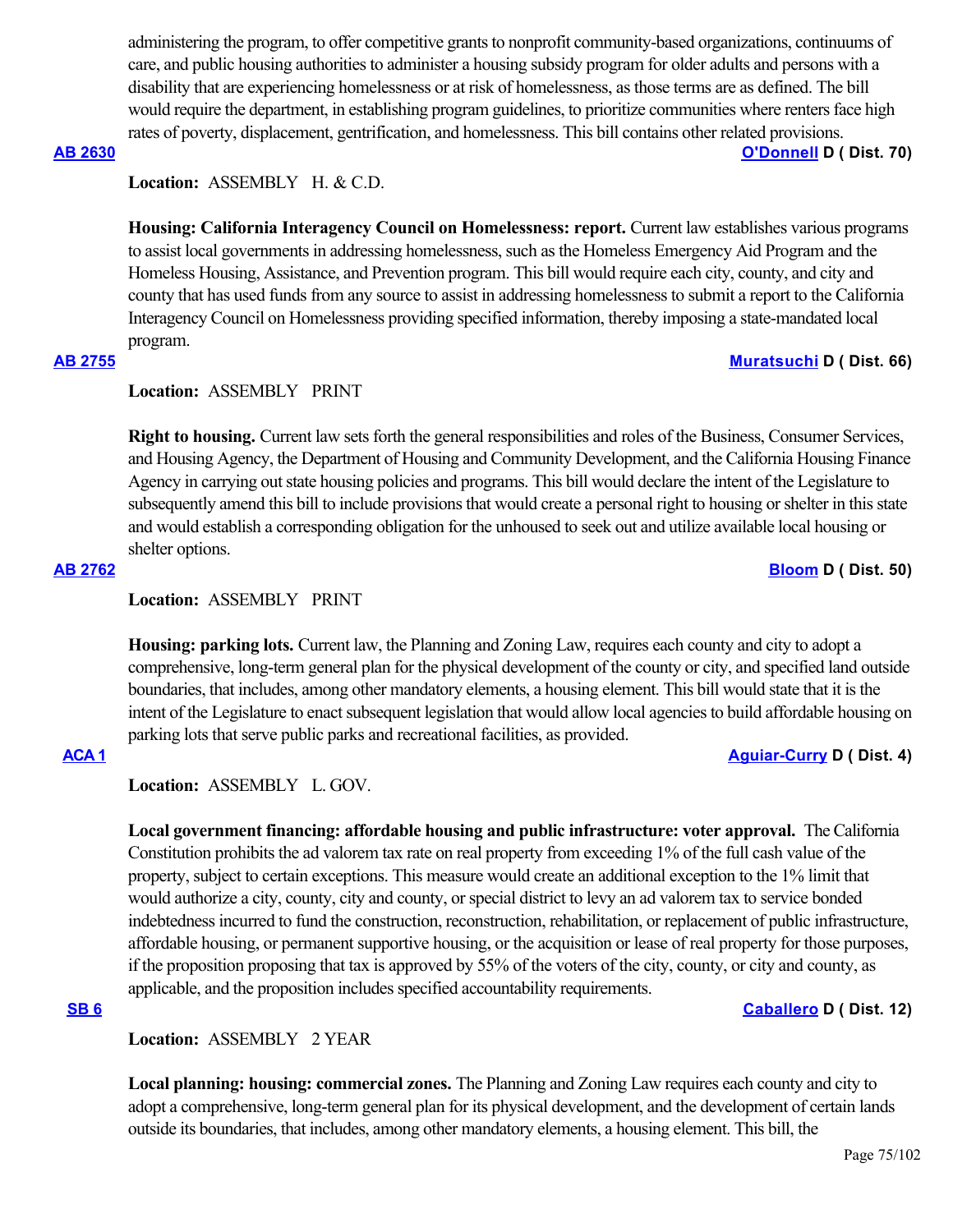administering the program, to offer competitive grants to nonprofit community-based organizations, continuums of care, and public housing authorities to administer a housing subsidy program for older adults and persons with a disability that are experiencing homelessness or at risk of homelessness, as those terms are as defined. The bill would require the department, in establishing program guidelines, to prioritize communities where renters face high rates of poverty, displacement, gentrification, and homelessness. This bill contains other related provisions.

**AB 2630** **O'Donnell D ( Dist. 70)**

**Location:** ASSEMBLY H. & C.D.

**Housing: California Interagency Council on Homelessness: report.** Current law establishes various programs to assist local governments in addressing homelessness, such as the Homeless Emergency Aid Program and the Homeless Housing, Assistance, and Prevention program. This bill would require each city, county, and city and county that has used funds from any source to assist in addressing homelessness to submit a report to the California Interagency Council on Homelessness providing specified information, thereby imposing a state-mandated local program.

**AB 2755** **Muratsuchi D ( Dist. 66)**

**Location:** ASSEMBLY PRINT

**Right to housing.** Current law sets forth the general responsibilities and roles of the Business, Consumer Services, and Housing Agency, the Department of Housing and Community Development, and the California Housing Finance Agency in carrying out state housing policies and programs. This bill would declare the intent of the Legislature to subsequently amend this bill to include provisions that would create a personal right to housing or shelter in this state and would establish a corresponding obligation for the unhoused to seek out and utilize available local housing or shelter options.

**AB 2762** **Bloom D ( Dist. 50)**

**Location:** ASSEMBLY PRINT

**Housing: parking lots.** Current law, the Planning and Zoning Law, requires each county and city to adopt a comprehensive, long-term general plan for the physical development of the county or city, and specified land outside boundaries, that includes, among other mandatory elements, a housing element. This bill would state that it is the intent of the Legislature to enact subsequent legislation that would allow local agencies to build affordable housing on parking lots that serve public parks and recreational facilities, as provided.

**ACA 1** **Aguiar-Curry D ( Dist. 4)**

**Location:** ASSEMBLY L. GOV.

**Local government financing: affordable housing and public infrastructure: voter approval.** The California Constitution prohibits the ad valorem tax rate on real property from exceeding 1% of the full cash value of the property, subject to certain exceptions. This measure would create an additional exception to the 1% limit that would authorize a city, county, city and county, or special district to levy an ad valorem tax to service bonded indebtedness incurred to fund the construction, reconstruction, rehabilitation, or replacement of public infrastructure, affordable housing, or permanent supportive housing, or the acquisition or lease of real property for those purposes, if the proposition proposing that tax is approved by 55% of the voters of the city, county, or city and county, as applicable, and the proposition includes specified accountability requirements.

**SB 6** **Caballero D ( Dist. 12)**

**Location:** ASSEMBLY 2 YEAR

**Local planning: housing: commercial zones.** The Planning and Zoning Law requires each county and city to adopt a comprehensive, long-term general plan for its physical development, and the development of certain lands outside its boundaries, that includes, among other mandatory elements, a housing element. This bill, the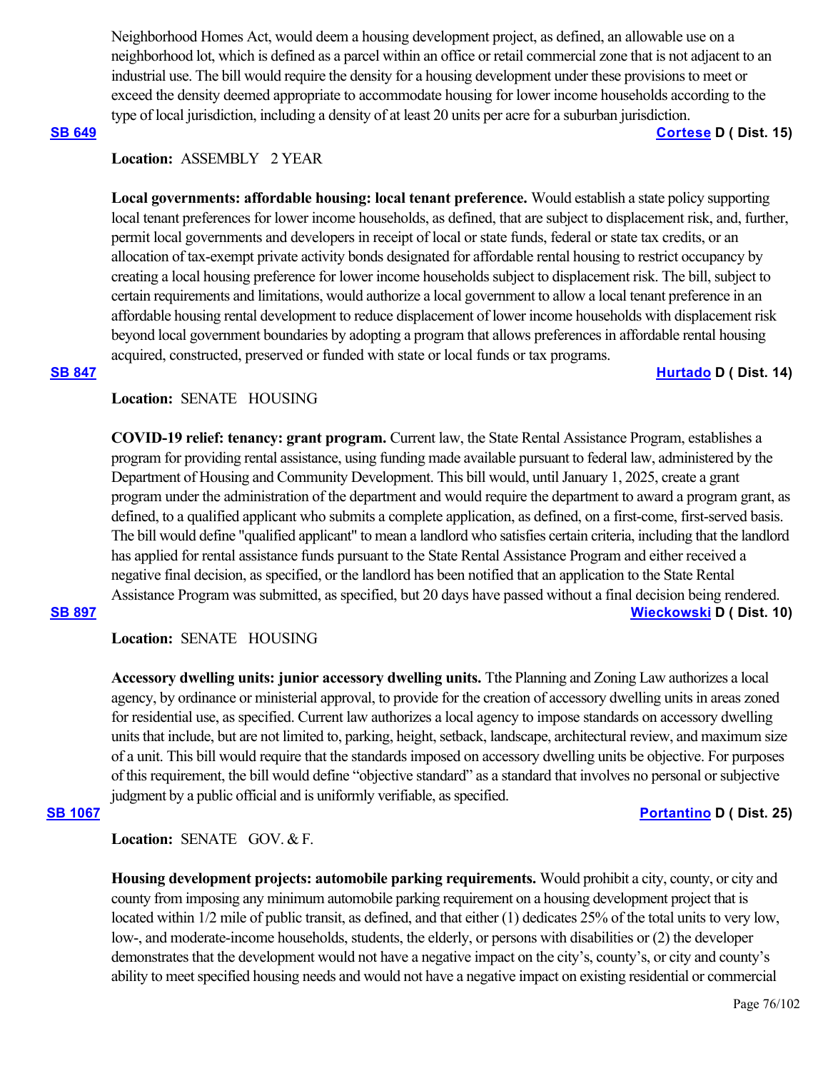Neighborhood Homes Act, would deem a housing development project, as defined, an allowable use on a neighborhood lot, which is defined as a parcel within an office or retail commercial zone that is not adjacent to an industrial use. The bill would require the density for a housing development under these provisions to meet or exceed the density deemed appropriate to accommodate housing for lower income households according to the type of local jurisdiction, including a density of at least 20 units per acre for a suburban jurisdiction.

**SB 649** **Cortese D ( Dist. 15)**

**Location:** ASSEMBLY 2 YEAR

**Local governments: affordable housing: local tenant preference.** Would establish a state policy supporting local tenant preferences for lower income households, as defined, that are subject to displacement risk, and, further, permit local governments and developers in receipt of local or state funds, federal or state tax credits, or an allocation of tax-exempt private activity bonds designated for affordable rental housing to restrict occupancy by creating a local housing preference for lower income households subject to displacement risk. The bill, subject to certain requirements and limitations, would authorize a local government to allow a local tenant preference in an affordable housing rental development to reduce displacement of lower income households with displacement risk beyond local government boundaries by adopting a program that allows preferences in affordable rental housing acquired, constructed, preserved or funded with state or local funds or tax programs.

**SB 847** **Hurtado D ( Dist. 14)**

**Location:** SENATE HOUSING

**COVID-19 relief: tenancy: grant program.** Current law, the State Rental Assistance Program, establishes a program for providing rental assistance, using funding made available pursuant to federal law, administered by the Department of Housing and Community Development. This bill would, until January 1, 2025, create a grant program under the administration of the department and would require the department to award a program grant, as defined, to a qualified applicant who submits a complete application, as defined, on a first-come, first-served basis. The bill would define "qualified applicant" to mean a landlord who satisfies certain criteria, including that the landlord has applied for rental assistance funds pursuant to the State Rental Assistance Program and either received a negative final decision, as specified, or the landlord has been notified that an application to the State Rental Assistance Program was submitted, as specified, but 20 days have passed without a final decision being rendered.

**SB 897** **Wieckowski D ( Dist. 10)**

**Location:** SENATE HOUSING

**Accessory dwelling units: junior accessory dwelling units.** Tthe Planning and Zoning Law authorizes a local agency, by ordinance or ministerial approval, to provide for the creation of accessory dwelling units in areas zoned for residential use, as specified. Current law authorizes a local agency to impose standards on accessory dwelling units that include, but are not limited to, parking, height, setback, landscape, architectural review, and maximum size of a unit. This bill would require that the standards imposed on accessory dwelling units be objective. For purposes of this requirement, the bill would define "objective standard" as a standard that involves no personal or subjective judgment by a public official and is uniformly verifiable, as specified.

**SB 1067** **Portantino D ( Dist. 25)**

**Location:** SENATE GOV. & F.

**Housing development projects: automobile parking requirements.** Would prohibit a city, county, or city and county from imposing any minimum automobile parking requirement on a housing development project that is located within 1/2 mile of public transit, as defined, and that either (1) dedicates 25% of the total units to very low, low-, and moderate-income households, students, the elderly, or persons with disabilities or (2) the developer demonstrates that the development would not have a negative impact on the city's, county's, or city and county's ability to meet specified housing needs and would not have a negative impact on existing residential or commercial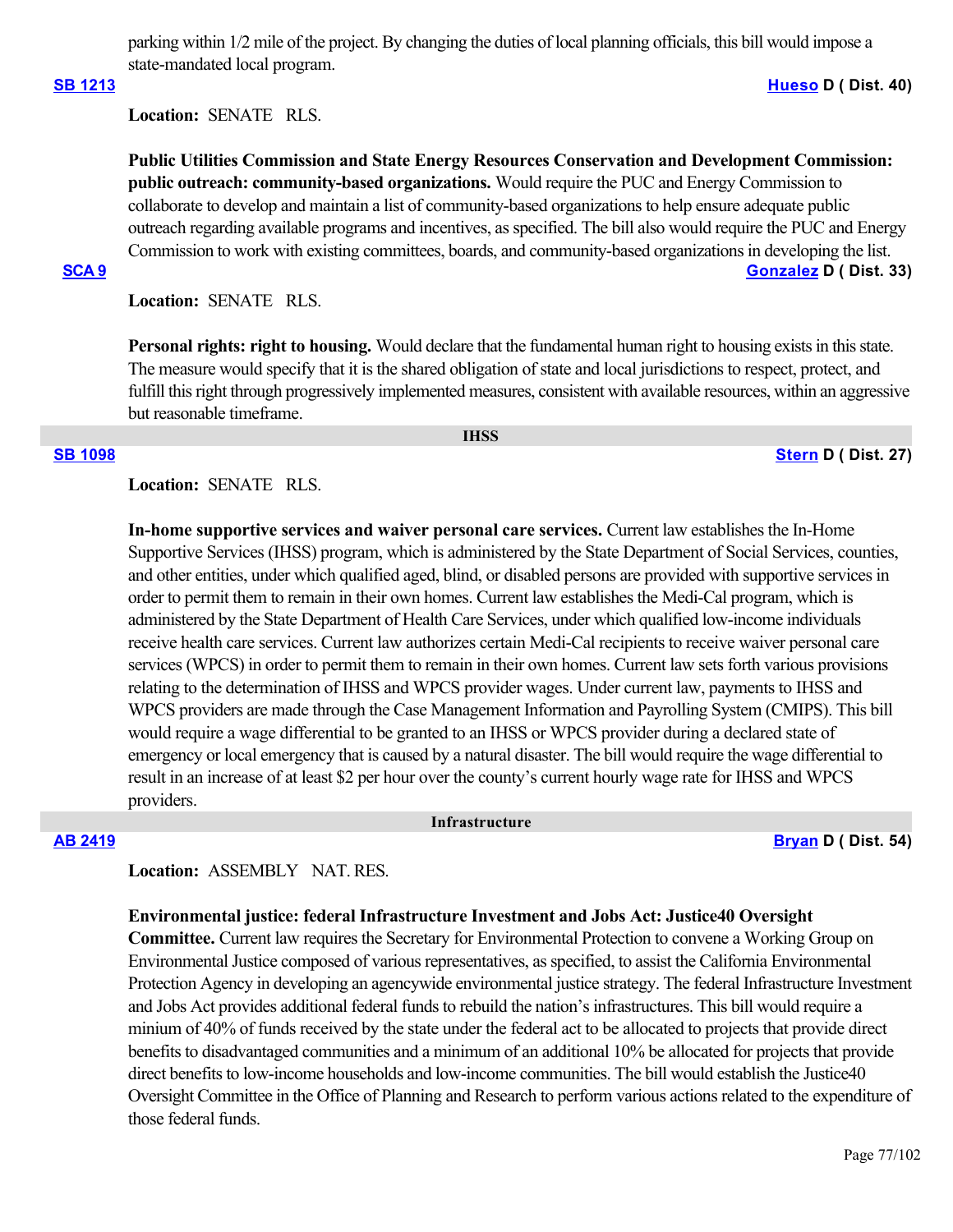parking within 1/2 mile of the project. By changing the duties of local planning officials, this bill would impose a state-mandated local program.

**SB 1213** **Hueso D ( Dist. 40)**

**Location:** SENATE RLS.

**Public Utilities Commission and State Energy Resources Conservation and Development Commission: public outreach: community-based organizations.** Would require the PUC and Energy Commission to collaborate to develop and maintain a list of community-based organizations to help ensure adequate public outreach regarding available programs and incentives, as specified. The bill also would require the PUC and Energy Commission to work with existing committees, boards, and community-based organizations in developing the list.

**SCA 9** **Gonzalez D ( Dist. 33)**

**Location:** SENATE RLS.

**Personal rights: right to housing.** Would declare that the fundamental human right to housing exists in this state. The measure would specify that it is the shared obligation of state and local jurisdictions to respect, protect, and fulfill this right through progressively implemented measures, consistent with available resources, within an aggressive but reasonable timeframe.

## IHSS

**SB 1098** **Stern D ( Dist. 27)**

**Location:** SENATE RLS.

**In-home supportive services and waiver personal care services.** Current law establishes the In-Home Supportive Services (IHSS) program, which is administered by the State Department of Social Services, counties, and other entities, under which qualified aged, blind, or disabled persons are provided with supportive services in order to permit them to remain in their own homes. Current law establishes the Medi-Cal program, which is administered by the State Department of Health Care Services, under which qualified low-income individuals receive health care services. Current law authorizes certain Medi-Cal recipients to receive waiver personal care services (WPCS) in order to permit them to remain in their own homes. Current law sets forth various provisions relating to the determination of IHSS and WPCS provider wages. Under current law, payments to IHSS and WPCS providers are made through the Case Management Information and Payrolling System (CMIPS). This bill would require a wage differential to be granted to an IHSS or WPCS provider during a declared state of emergency or local emergency that is caused by a natural disaster. The bill would require the wage differential to result in an increase of at least $2 per hour over the county's current hourly wage rate for IHSS and WPCS providers.

## Infrastructure

**AB 2419** **Bryan D ( Dist. 54)**

**Location:** ASSEMBLY NAT. RES.

**Environmental justice: federal Infrastructure Investment and Jobs Act: Justice40 Oversight Committee.** Current law requires the Secretary for Environmental Protection to convene a Working Group on Environmental Justice composed of various representatives, as specified, to assist the California Environmental Protection Agency in developing an agencywide environmental justice strategy. The federal Infrastructure Investment and Jobs Act provides additional federal funds to rebuild the nation's infrastructures. This bill would require a minium of 40% of funds received by the state under the federal act to be allocated to projects that provide direct benefits to disadvantaged communities and a minimum of an additional 10% be allocated for projects that provide direct benefits to low-income households and low-income communities. The bill would establish the Justice40 Oversight Committee in the Office of Planning and Research to perform various actions related to the expenditure of those federal funds.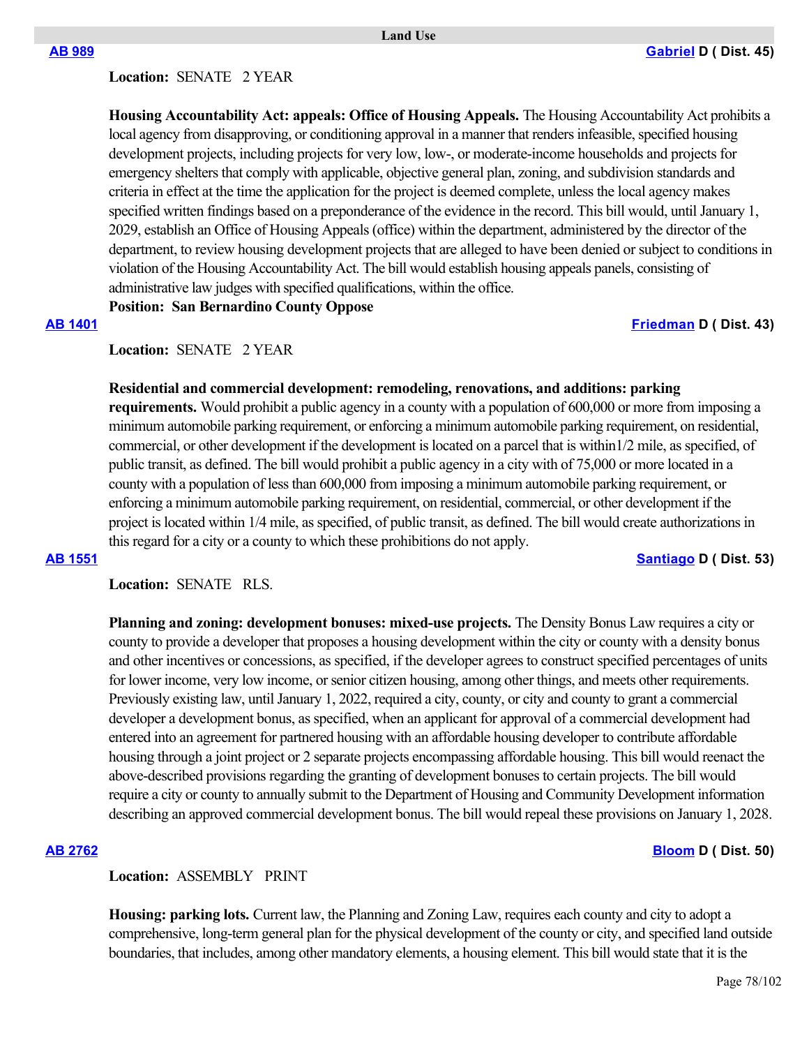## Land Use

**AB 989** — **Gabriel D ( Dist. 45)**

**Location:** SENATE 2 YEAR

**Housing Accountability Act: appeals: Office of Housing Appeals.** The Housing Accountability Act prohibits a local agency from disapproving, or conditioning approval in a manner that renders infeasible, specified housing development projects, including projects for very low, low-, or moderate-income households and projects for emergency shelters that comply with applicable, objective general plan, zoning, and subdivision standards and criteria in effect at the time the application for the project is deemed complete, unless the local agency makes specified written findings based on a preponderance of the evidence in the record. This bill would, until January 1, 2029, establish an Office of Housing Appeals (office) within the department, administered by the director of the department, to review housing development projects that are alleged to have been denied or subject to conditions in violation of the Housing Accountability Act. The bill would establish housing appeals panels, consisting of administrative law judges with specified qualifications, within the office.

**Position: San Bernardino County Oppose**

**AB 1401** — **Friedman D ( Dist. 43)**

**Location:** SENATE 2 YEAR

**Residential and commercial development: remodeling, renovations, and additions: parking requirements.** Would prohibit a public agency in a county with a population of 600,000 or more from imposing a minimum automobile parking requirement, or enforcing a minimum automobile parking requirement, on residential, commercial, or other development if the development is located on a parcel that is within1/2 mile, as specified, of public transit, as defined. The bill would prohibit a public agency in a city with of 75,000 or more located in a county with a population of less than 600,000 from imposing a minimum automobile parking requirement, or enforcing a minimum automobile parking requirement, on residential, commercial, or other development if the project is located within 1/4 mile, as specified, of public transit, as defined. The bill would create authorizations in this regard for a city or a county to which these prohibitions do not apply.

**AB 1551** — **Santiago D ( Dist. 53)**

**Location:** SENATE RLS.

**Planning and zoning: development bonuses: mixed-use projects.** The Density Bonus Law requires a city or county to provide a developer that proposes a housing development within the city or county with a density bonus and other incentives or concessions, as specified, if the developer agrees to construct specified percentages of units for lower income, very low income, or senior citizen housing, among other things, and meets other requirements. Previously existing law, until January 1, 2022, required a city, county, or city and county to grant a commercial developer a development bonus, as specified, when an applicant for approval of a commercial development had entered into an agreement for partnered housing with an affordable housing developer to contribute affordable housing through a joint project or 2 separate projects encompassing affordable housing. This bill would reenact the above-described provisions regarding the granting of development bonuses to certain projects. The bill would require a city or county to annually submit to the Department of Housing and Community Development information describing an approved commercial development bonus. The bill would repeal these provisions on January 1, 2028.

**AB 2762** — **Bloom D ( Dist. 50)**

**Location:** ASSEMBLY PRINT

**Housing: parking lots.** Current law, the Planning and Zoning Law, requires each county and city to adopt a comprehensive, long-term general plan for the physical development of the county or city, and specified land outside boundaries, that includes, among other mandatory elements, a housing element. This bill would state that it is the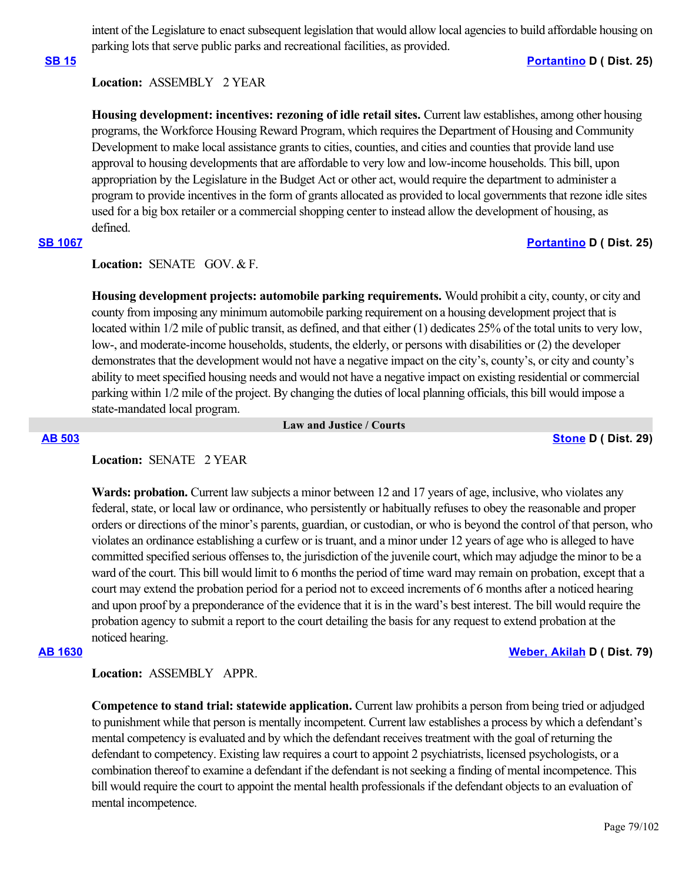intent of the Legislature to enact subsequent legislation that would allow local agencies to build affordable housing on parking lots that serve public parks and recreational facilities, as provided.

**SB 15** **Portantino D ( Dist. 25)**

**Location:** ASSEMBLY 2 YEAR

**Housing development: incentives: rezoning of idle retail sites.** Current law establishes, among other housing programs, the Workforce Housing Reward Program, which requires the Department of Housing and Community Development to make local assistance grants to cities, counties, and cities and counties that provide land use approval to housing developments that are affordable to very low and low-income households. This bill, upon appropriation by the Legislature in the Budget Act or other act, would require the department to administer a program to provide incentives in the form of grants allocated as provided to local governments that rezone idle sites used for a big box retailer or a commercial shopping center to instead allow the development of housing, as defined.

**SB 1067** **Portantino D ( Dist. 25)**

**Location:** SENATE GOV. & F.

**Housing development projects: automobile parking requirements.** Would prohibit a city, county, or city and county from imposing any minimum automobile parking requirement on a housing development project that is located within 1/2 mile of public transit, as defined, and that either (1) dedicates 25% of the total units to very low, low-, and moderate-income households, students, the elderly, or persons with disabilities or (2) the developer demonstrates that the development would not have a negative impact on the city's, county's, or city and county's ability to meet specified housing needs and would not have a negative impact on existing residential or commercial parking within 1/2 mile of the project. By changing the duties of local planning officials, this bill would impose a state-mandated local program.

## Law and Justice / Courts

**AB 503** **Stone D ( Dist. 29)**

**Location:** SENATE 2 YEAR

**Wards: probation.** Current law subjects a minor between 12 and 17 years of age, inclusive, who violates any federal, state, or local law or ordinance, who persistently or habitually refuses to obey the reasonable and proper orders or directions of the minor's parents, guardian, or custodian, or who is beyond the control of that person, who violates an ordinance establishing a curfew or is truant, and a minor under 12 years of age who is alleged to have committed specified serious offenses to, the jurisdiction of the juvenile court, which may adjudge the minor to be a ward of the court. This bill would limit to 6 months the period of time ward may remain on probation, except that a court may extend the probation period for a period not to exceed increments of 6 months after a noticed hearing and upon proof by a preponderance of the evidence that it is in the ward's best interest. The bill would require the probation agency to submit a report to the court detailing the basis for any request to extend probation at the noticed hearing.

**AB 1630** **Weber, Akilah D ( Dist. 79)**

**Location:** ASSEMBLY APPR.

**Competence to stand trial: statewide application.** Current law prohibits a person from being tried or adjudged to punishment while that person is mentally incompetent. Current law establishes a process by which a defendant's mental competency is evaluated and by which the defendant receives treatment with the goal of returning the defendant to competency. Existing law requires a court to appoint 2 psychiatrists, licensed psychologists, or a combination thereof to examine a defendant if the defendant is not seeking a finding of mental incompetence. This bill would require the court to appoint the mental health professionals if the defendant objects to an evaluation of mental incompetence.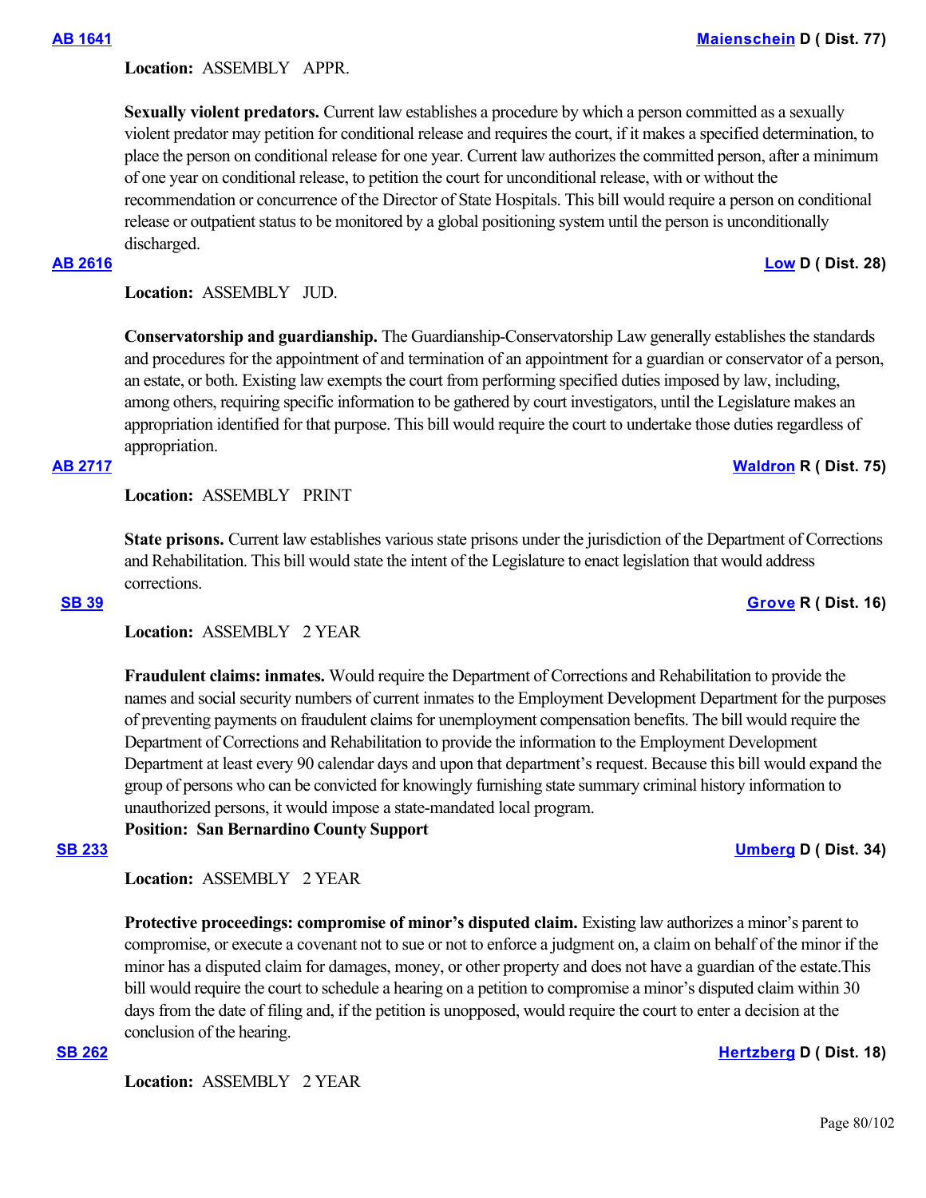**AB 1641** **Maienschein D ( Dist. 77)**

**Location:** ASSEMBLY APPR.

**Sexually violent predators.** Current law establishes a procedure by which a person committed as a sexually violent predator may petition for conditional release and requires the court, if it makes a specified determination, to place the person on conditional release for one year. Current law authorizes the committed person, after a minimum of one year on conditional release, to petition the court for unconditional release, with or without the recommendation or concurrence of the Director of State Hospitals. This bill would require a person on conditional release or outpatient status to be monitored by a global positioning system until the person is unconditionally discharged.

**AB 2616** **Low D ( Dist. 28)**

**Location:** ASSEMBLY JUD.

**Conservatorship and guardianship.** The Guardianship-Conservatorship Law generally establishes the standards and procedures for the appointment of and termination of an appointment for a guardian or conservator of a person, an estate, or both. Existing law exempts the court from performing specified duties imposed by law, including, among others, requiring specific information to be gathered by court investigators, until the Legislature makes an appropriation identified for that purpose. This bill would require the court to undertake those duties regardless of appropriation.

**AB 2717** **Waldron R ( Dist. 75)**

**Location:** ASSEMBLY PRINT

**State prisons.** Current law establishes various state prisons under the jurisdiction of the Department of Corrections and Rehabilitation. This bill would state the intent of the Legislature to enact legislation that would address corrections.

**SB 39** **Grove R ( Dist. 16)**

**Location:** ASSEMBLY 2 YEAR

**Fraudulent claims: inmates.** Would require the Department of Corrections and Rehabilitation to provide the names and social security numbers of current inmates to the Employment Development Department for the purposes of preventing payments on fraudulent claims for unemployment compensation benefits. The bill would require the Department of Corrections and Rehabilitation to provide the information to the Employment Development Department at least every 90 calendar days and upon that department's request. Because this bill would expand the group of persons who can be convicted for knowingly furnishing state summary criminal history information to unauthorized persons, it would impose a state-mandated local program.

**Position: San Bernardino County Support**

**SB 233** **Umberg D ( Dist. 34)**

**Location:** ASSEMBLY 2 YEAR

**Protective proceedings: compromise of minor's disputed claim.** Existing law authorizes a minor's parent to compromise, or execute a covenant not to sue or not to enforce a judgment on, a claim on behalf of the minor if the minor has a disputed claim for damages, money, or other property and does not have a guardian of the estate.This bill would require the court to schedule a hearing on a petition to compromise a minor's disputed claim within 30 days from the date of filing and, if the petition is unopposed, would require the court to enter a decision at the conclusion of the hearing.

**SB 262** **Hertzberg D ( Dist. 18)**

**Location:** ASSEMBLY 2 YEAR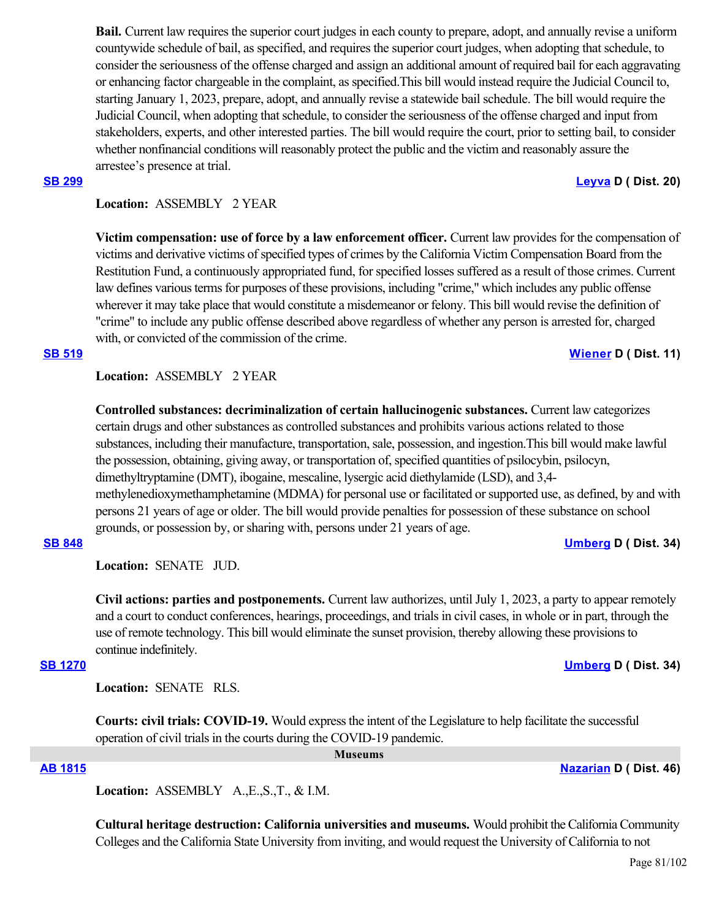**Bail.** Current law requires the superior court judges in each county to prepare, adopt, and annually revise a uniform countywide schedule of bail, as specified, and requires the superior court judges, when adopting that schedule, to consider the seriousness of the offense charged and assign an additional amount of required bail for each aggravating or enhancing factor chargeable in the complaint, as specified.This bill would instead require the Judicial Council to, starting January 1, 2023, prepare, adopt, and annually revise a statewide bail schedule. The bill would require the Judicial Council, when adopting that schedule, to consider the seriousness of the offense charged and input from stakeholders, experts, and other interested parties. The bill would require the court, prior to setting bail, to consider whether nonfinancial conditions will reasonably protect the public and the victim and reasonably assure the arrestee's presence at trial.

**SB 299** **Leyva D ( Dist. 20)**

**Location:** ASSEMBLY 2 YEAR

**Victim compensation: use of force by a law enforcement officer.** Current law provides for the compensation of victims and derivative victims of specified types of crimes by the California Victim Compensation Board from the Restitution Fund, a continuously appropriated fund, for specified losses suffered as a result of those crimes. Current law defines various terms for purposes of these provisions, including "crime," which includes any public offense wherever it may take place that would constitute a misdemeanor or felony. This bill would revise the definition of "crime" to include any public offense described above regardless of whether any person is arrested for, charged with, or convicted of the commission of the crime.

**SB 519** **Wiener D ( Dist. 11)**

**Location:** ASSEMBLY 2 YEAR

**Controlled substances: decriminalization of certain hallucinogenic substances.** Current law categorizes certain drugs and other substances as controlled substances and prohibits various actions related to those substances, including their manufacture, transportation, sale, possession, and ingestion.This bill would make lawful the possession, obtaining, giving away, or transportation of, specified quantities of psilocybin, psilocyn, dimethyltryptamine (DMT), ibogaine, mescaline, lysergic acid diethylamide (LSD), and 3,4-methylenedioxymethamphetamine (MDMA) for personal use or facilitated or supported use, as defined, by and with persons 21 years of age or older. The bill would provide penalties for possession of these substance on school grounds, or possession by, or sharing with, persons under 21 years of age.

**SB 848** **Umberg D ( Dist. 34)**

**Location:** SENATE JUD.

**Civil actions: parties and postponements.** Current law authorizes, until July 1, 2023, a party to appear remotely and a court to conduct conferences, hearings, proceedings, and trials in civil cases, in whole or in part, through the use of remote technology. This bill would eliminate the sunset provision, thereby allowing these provisions to continue indefinitely.

**SB 1270** **Umberg D ( Dist. 34)**

**Location:** SENATE RLS.

**Courts: civil trials: COVID-19.** Would express the intent of the Legislature to help facilitate the successful operation of civil trials in the courts during the COVID-19 pandemic.

## Museums

**AB 1815** **Nazarian D ( Dist. 46)**

**Location:** ASSEMBLY A.,E.,S.,T., & I.M.

**Cultural heritage destruction: California universities and museums.** Would prohibit the California Community Colleges and the California State University from inviting, and would request the University of California to not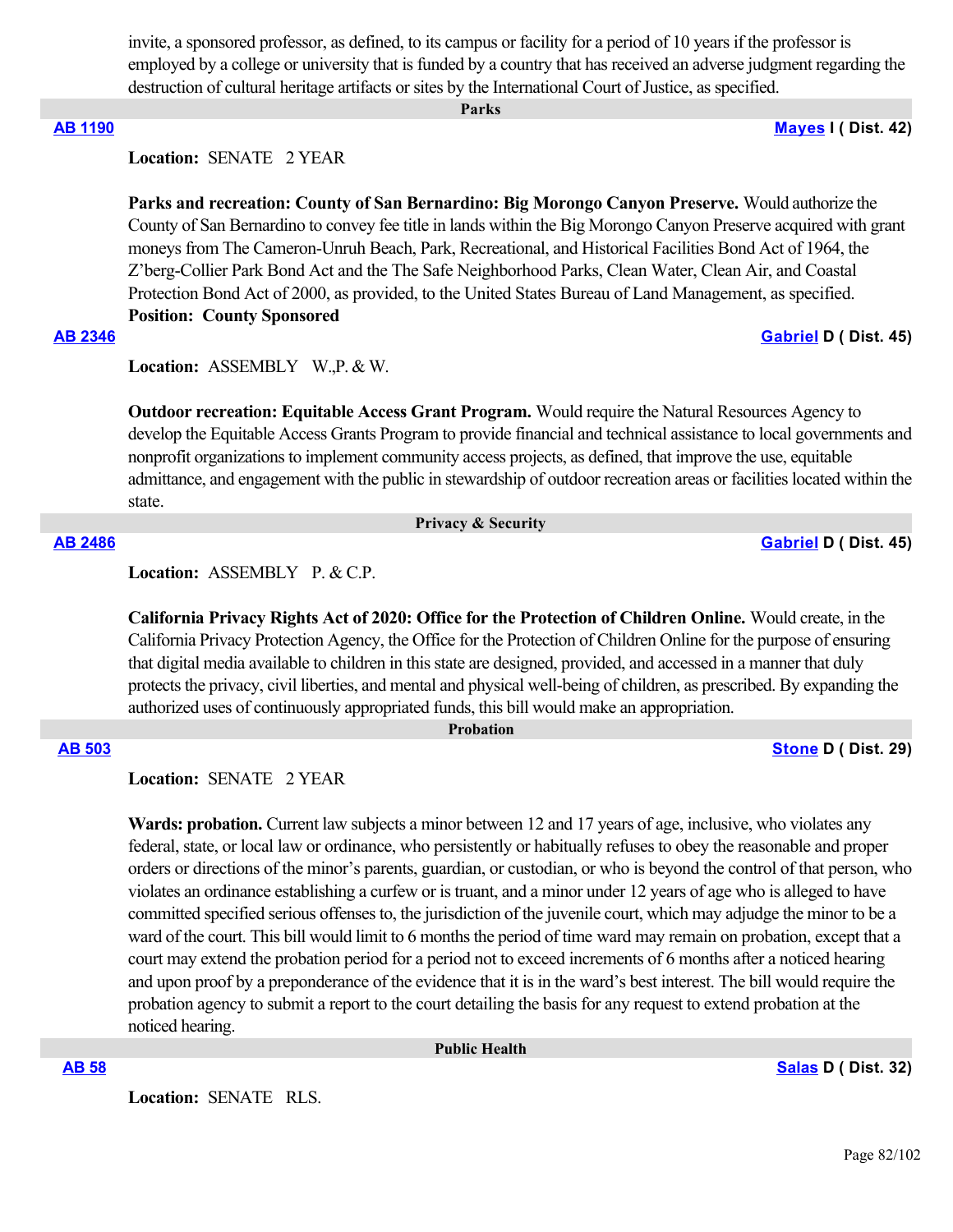invite, a sponsored professor, as defined, to its campus or facility for a period of 10 years if the professor is employed by a college or university that is funded by a country that has received an adverse judgment regarding the destruction of cultural heritage artifacts or sites by the International Court of Justice, as specified.

### Parks

**AB 1190** — **Mayes I ( Dist. 42)**

**Location:** SENATE 2 YEAR

**Parks and recreation: County of San Bernardino: Big Morongo Canyon Preserve.** Would authorize the County of San Bernardino to convey fee title in lands within the Big Morongo Canyon Preserve acquired with grant moneys from The Cameron-Unruh Beach, Park, Recreational, and Historical Facilities Bond Act of 1964, the Z'berg-Collier Park Bond Act and the The Safe Neighborhood Parks, Clean Water, Clean Air, and Coastal Protection Bond Act of 2000, as provided, to the United States Bureau of Land Management, as specified.

**Position: County Sponsored**

**AB 2346** — **Gabriel D ( Dist. 45)**

**Location:** ASSEMBLY W.,P. & W.

**Outdoor recreation: Equitable Access Grant Program.** Would require the Natural Resources Agency to develop the Equitable Access Grants Program to provide financial and technical assistance to local governments and nonprofit organizations to implement community access projects, as defined, that improve the use, equitable admittance, and engagement with the public in stewardship of outdoor recreation areas or facilities located within the state.

### Privacy & Security

**AB 2486** — **Gabriel D ( Dist. 45)**

**Location:** ASSEMBLY P. & C.P.

**California Privacy Rights Act of 2020: Office for the Protection of Children Online.** Would create, in the California Privacy Protection Agency, the Office for the Protection of Children Online for the purpose of ensuring that digital media available to children in this state are designed, provided, and accessed in a manner that duly protects the privacy, civil liberties, and mental and physical well-being of children, as prescribed. By expanding the authorized uses of continuously appropriated funds, this bill would make an appropriation.

### Probation

**AB 503** — **Stone D ( Dist. 29)**

**Location:** SENATE 2 YEAR

**Wards: probation.** Current law subjects a minor between 12 and 17 years of age, inclusive, who violates any federal, state, or local law or ordinance, who persistently or habitually refuses to obey the reasonable and proper orders or directions of the minor's parents, guardian, or custodian, or who is beyond the control of that person, who violates an ordinance establishing a curfew or is truant, and a minor under 12 years of age who is alleged to have committed specified serious offenses to, the jurisdiction of the juvenile court, which may adjudge the minor to be a ward of the court. This bill would limit to 6 months the period of time ward may remain on probation, except that a court may extend the probation period for a period not to exceed increments of 6 months after a noticed hearing and upon proof by a preponderance of the evidence that it is in the ward's best interest. The bill would require the probation agency to submit a report to the court detailing the basis for any request to extend probation at the noticed hearing.

### Public Health

**AB 58** — **Salas D ( Dist. 32)**

**Location:** SENATE RLS.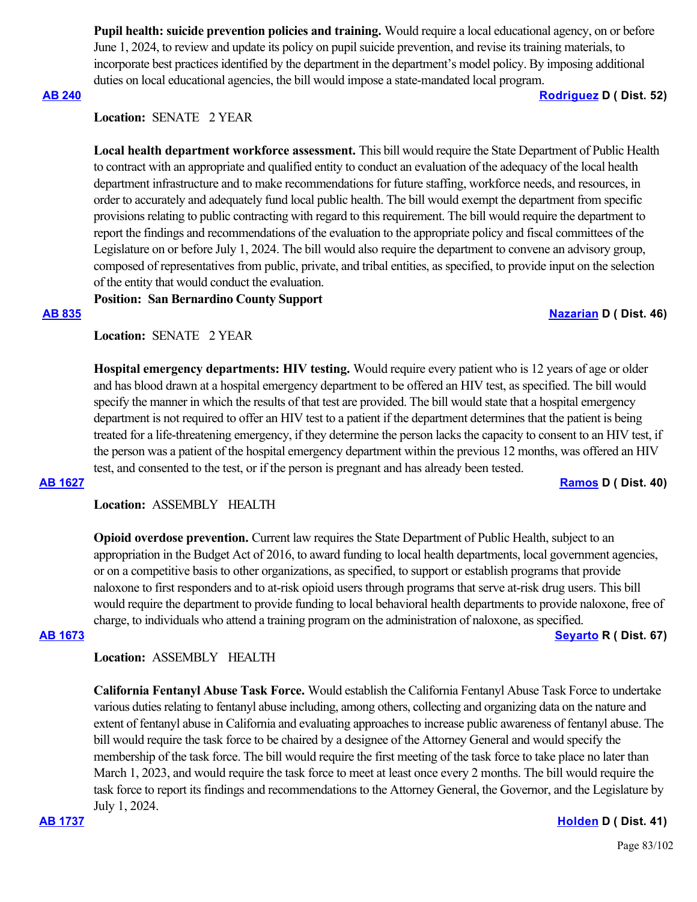**Pupil health: suicide prevention policies and training.** Would require a local educational agency, on or before June 1, 2024, to review and update its policy on pupil suicide prevention, and revise its training materials, to incorporate best practices identified by the department in the department's model policy. By imposing additional duties on local educational agencies, the bill would impose a state-mandated local program.

**AB 240** — **Rodriguez D ( Dist. 52)**

**Location:** SENATE 2 YEAR

**Local health department workforce assessment.** This bill would require the State Department of Public Health to contract with an appropriate and qualified entity to conduct an evaluation of the adequacy of the local health department infrastructure and to make recommendations for future staffing, workforce needs, and resources, in order to accurately and adequately fund local public health. The bill would exempt the department from specific provisions relating to public contracting with regard to this requirement. The bill would require the department to report the findings and recommendations of the evaluation to the appropriate policy and fiscal committees of the Legislature on or before July 1, 2024. The bill would also require the department to convene an advisory group, composed of representatives from public, private, and tribal entities, as specified, to provide input on the selection of the entity that would conduct the evaluation.

**Position: San Bernardino County Support**

**AB 835** — **Nazarian D ( Dist. 46)**

**Location:** SENATE 2 YEAR

**Hospital emergency departments: HIV testing.** Would require every patient who is 12 years of age or older and has blood drawn at a hospital emergency department to be offered an HIV test, as specified. The bill would specify the manner in which the results of that test are provided. The bill would state that a hospital emergency department is not required to offer an HIV test to a patient if the department determines that the patient is being treated for a life-threatening emergency, if they determine the person lacks the capacity to consent to an HIV test, if the person was a patient of the hospital emergency department within the previous 12 months, was offered an HIV test, and consented to the test, or if the person is pregnant and has already been tested.

**AB 1627** — **Ramos D ( Dist. 40)**

**Location:** ASSEMBLY HEALTH

**Opioid overdose prevention.** Current law requires the State Department of Public Health, subject to an appropriation in the Budget Act of 2016, to award funding to local health departments, local government agencies, or on a competitive basis to other organizations, as specified, to support or establish programs that provide naloxone to first responders and to at-risk opioid users through programs that serve at-risk drug users. This bill would require the department to provide funding to local behavioral health departments to provide naloxone, free of charge, to individuals who attend a training program on the administration of naloxone, as specified.

**AB 1673** — **Seyarto R ( Dist. 67)**

**Location:** ASSEMBLY HEALTH

**California Fentanyl Abuse Task Force.** Would establish the California Fentanyl Abuse Task Force to undertake various duties relating to fentanyl abuse including, among others, collecting and organizing data on the nature and extent of fentanyl abuse in California and evaluating approaches to increase public awareness of fentanyl abuse. The bill would require the task force to be chaired by a designee of the Attorney General and would specify the membership of the task force. The bill would require the first meeting of the task force to take place no later than March 1, 2023, and would require the task force to meet at least once every 2 months. The bill would require the task force to report its findings and recommendations to the Attorney General, the Governor, and the Legislature by July 1, 2024.

**AB 1737** — **Holden D ( Dist. 41)**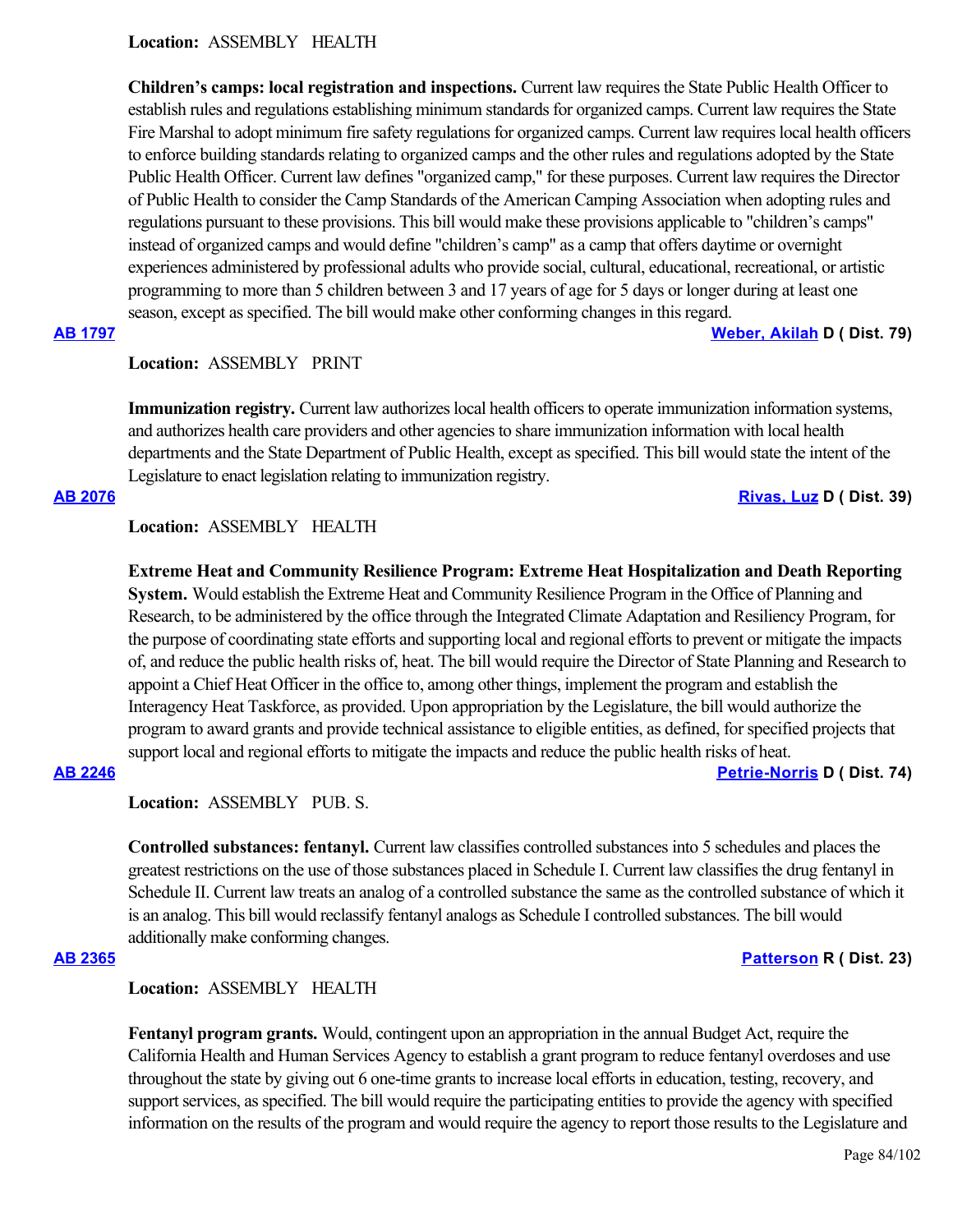**Location:** ASSEMBLY HEALTH

**Children's camps: local registration and inspections.** Current law requires the State Public Health Officer to establish rules and regulations establishing minimum standards for organized camps. Current law requires the State Fire Marshal to adopt minimum fire safety regulations for organized camps. Current law requires local health officers to enforce building standards relating to organized camps and the other rules and regulations adopted by the State Public Health Officer. Current law defines "organized camp," for these purposes. Current law requires the Director of Public Health to consider the Camp Standards of the American Camping Association when adopting rules and regulations pursuant to these provisions. This bill would make these provisions applicable to "children's camps" instead of organized camps and would define "children's camp" as a camp that offers daytime or overnight experiences administered by professional adults who provide social, cultural, educational, recreational, or artistic programming to more than 5 children between 3 and 17 years of age for 5 days or longer during at least one season, except as specified. The bill would make other conforming changes in this regard.

**AB 1797** — **Weber, Akilah D ( Dist. 79)**

**Location:** ASSEMBLY PRINT

**Immunization registry.** Current law authorizes local health officers to operate immunization information systems, and authorizes health care providers and other agencies to share immunization information with local health departments and the State Department of Public Health, except as specified. This bill would state the intent of the Legislature to enact legislation relating to immunization registry.

**AB 2076** — **Rivas, Luz D ( Dist. 39)**

**Location:** ASSEMBLY HEALTH

**Extreme Heat and Community Resilience Program: Extreme Heat Hospitalization and Death Reporting System.** Would establish the Extreme Heat and Community Resilience Program in the Office of Planning and Research, to be administered by the office through the Integrated Climate Adaptation and Resiliency Program, for the purpose of coordinating state efforts and supporting local and regional efforts to prevent or mitigate the impacts of, and reduce the public health risks of, heat. The bill would require the Director of State Planning and Research to appoint a Chief Heat Officer in the office to, among other things, implement the program and establish the Interagency Heat Taskforce, as provided. Upon appropriation by the Legislature, the bill would authorize the program to award grants and provide technical assistance to eligible entities, as defined, for specified projects that support local and regional efforts to mitigate the impacts and reduce the public health risks of heat.

**AB 2246** — **Petrie-Norris D ( Dist. 74)**

**Location:** ASSEMBLY PUB. S.

**Controlled substances: fentanyl.** Current law classifies controlled substances into 5 schedules and places the greatest restrictions on the use of those substances placed in Schedule I. Current law classifies the drug fentanyl in Schedule II. Current law treats an analog of a controlled substance the same as the controlled substance of which it is an analog. This bill would reclassify fentanyl analogs as Schedule I controlled substances. The bill would additionally make conforming changes.

**AB 2365** — **Patterson R ( Dist. 23)**

**Location:** ASSEMBLY HEALTH

**Fentanyl program grants.** Would, contingent upon an appropriation in the annual Budget Act, require the California Health and Human Services Agency to establish a grant program to reduce fentanyl overdoses and use throughout the state by giving out 6 one-time grants to increase local efforts in education, testing, recovery, and support services, as specified. The bill would require the participating entities to provide the agency with specified information on the results of the program and would require the agency to report those results to the Legislature and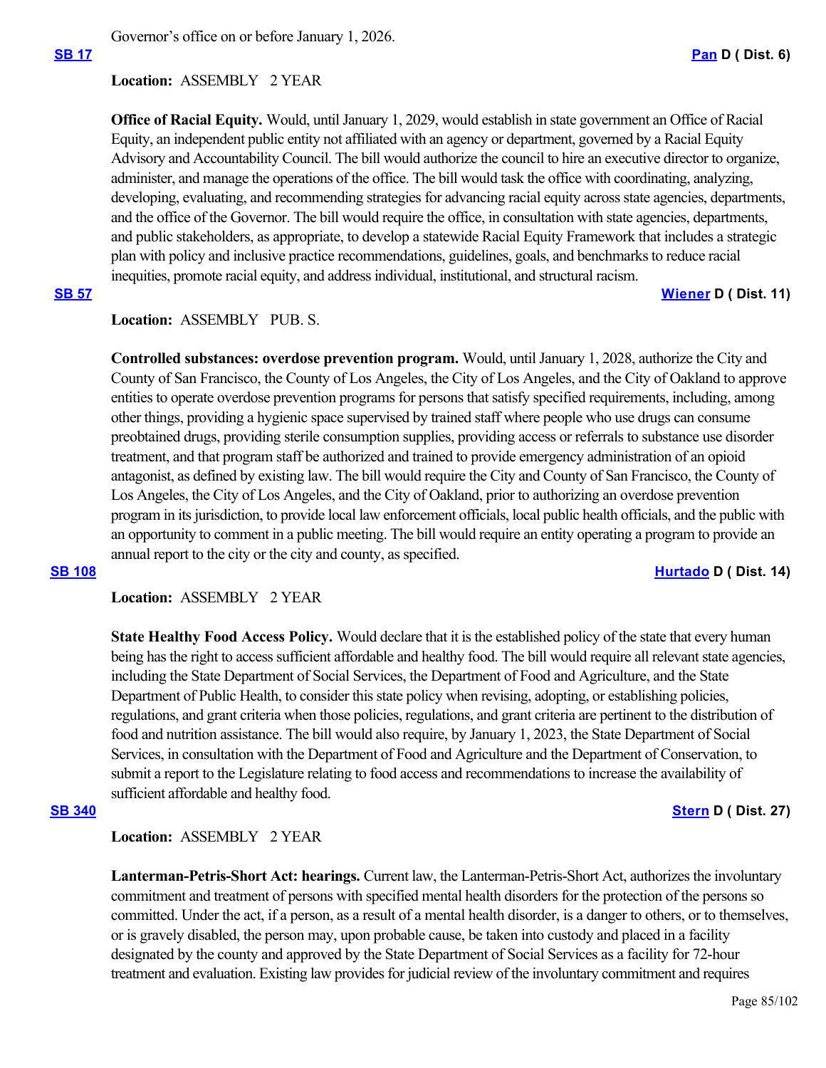Governor's office on or before January 1, 2026.

**SB 17** **Pan D ( Dist. 6)**

**Location:** ASSEMBLY 2 YEAR

**Office of Racial Equity.** Would, until January 1, 2029, would establish in state government an Office of Racial Equity, an independent public entity not affiliated with an agency or department, governed by a Racial Equity Advisory and Accountability Council. The bill would authorize the council to hire an executive director to organize, administer, and manage the operations of the office. The bill would task the office with coordinating, analyzing, developing, evaluating, and recommending strategies for advancing racial equity across state agencies, departments, and the office of the Governor. The bill would require the office, in consultation with state agencies, departments, and public stakeholders, as appropriate, to develop a statewide Racial Equity Framework that includes a strategic plan with policy and inclusive practice recommendations, guidelines, goals, and benchmarks to reduce racial inequities, promote racial equity, and address individual, institutional, and structural racism.

**SB 57** **Wiener D ( Dist. 11)**

**Location:** ASSEMBLY PUB. S.

**Controlled substances: overdose prevention program.** Would, until January 1, 2028, authorize the City and County of San Francisco, the County of Los Angeles, the City of Los Angeles, and the City of Oakland to approve entities to operate overdose prevention programs for persons that satisfy specified requirements, including, among other things, providing a hygienic space supervised by trained staff where people who use drugs can consume preobtained drugs, providing sterile consumption supplies, providing access or referrals to substance use disorder treatment, and that program staff be authorized and trained to provide emergency administration of an opioid antagonist, as defined by existing law. The bill would require the City and County of San Francisco, the County of Los Angeles, the City of Los Angeles, and the City of Oakland, prior to authorizing an overdose prevention program in its jurisdiction, to provide local law enforcement officials, local public health officials, and the public with an opportunity to comment in a public meeting. The bill would require an entity operating a program to provide an annual report to the city or the city and county, as specified.

**SB 108** **Hurtado D ( Dist. 14)**

**Location:** ASSEMBLY 2 YEAR

**State Healthy Food Access Policy.** Would declare that it is the established policy of the state that every human being has the right to access sufficient affordable and healthy food. The bill would require all relevant state agencies, including the State Department of Social Services, the Department of Food and Agriculture, and the State Department of Public Health, to consider this state policy when revising, adopting, or establishing policies, regulations, and grant criteria when those policies, regulations, and grant criteria are pertinent to the distribution of food and nutrition assistance. The bill would also require, by January 1, 2023, the State Department of Social Services, in consultation with the Department of Food and Agriculture and the Department of Conservation, to submit a report to the Legislature relating to food access and recommendations to increase the availability of sufficient affordable and healthy food.

**SB 340** **Stern D ( Dist. 27)**

**Location:** ASSEMBLY 2 YEAR

**Lanterman-Petris-Short Act: hearings.** Current law, the Lanterman-Petris-Short Act, authorizes the involuntary commitment and treatment of persons with specified mental health disorders for the protection of the persons so committed. Under the act, if a person, as a result of a mental health disorder, is a danger to others, or to themselves, or is gravely disabled, the person may, upon probable cause, be taken into custody and placed in a facility designated by the county and approved by the State Department of Social Services as a facility for 72-hour treatment and evaluation. Existing law provides for judicial review of the involuntary commitment and requires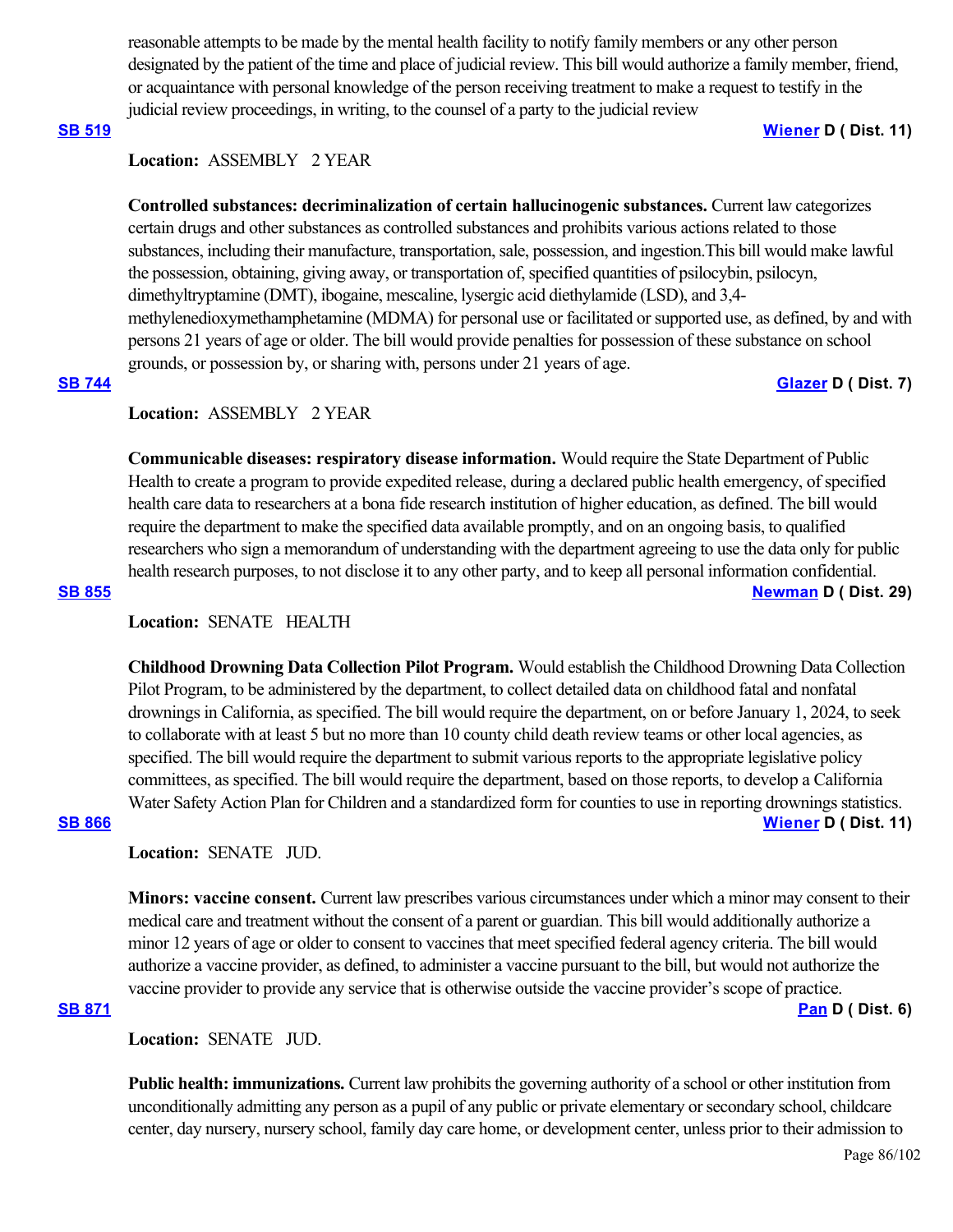reasonable attempts to be made by the mental health facility to notify family members or any other person designated by the patient of the time and place of judicial review. This bill would authorize a family member, friend, or acquaintance with personal knowledge of the person receiving treatment to make a request to testify in the judicial review proceedings, in writing, to the counsel of a party to the judicial review

**SB 519** **Wiener D ( Dist. 11)**

**Location:** ASSEMBLY 2 YEAR

**Controlled substances: decriminalization of certain hallucinogenic substances.** Current law categorizes certain drugs and other substances as controlled substances and prohibits various actions related to those substances, including their manufacture, transportation, sale, possession, and ingestion.This bill would make lawful the possession, obtaining, giving away, or transportation of, specified quantities of psilocybin, psilocyn, dimethyltryptamine (DMT), ibogaine, mescaline, lysergic acid diethylamide (LSD), and 3,4-methylenedioxymethamphetamine (MDMA) for personal use or facilitated or supported use, as defined, by and with persons 21 years of age or older. The bill would provide penalties for possession of these substance on school grounds, or possession by, or sharing with, persons under 21 years of age.

**SB 744** **Glazer D ( Dist. 7)**

**Location:** ASSEMBLY 2 YEAR

**Communicable diseases: respiratory disease information.** Would require the State Department of Public Health to create a program to provide expedited release, during a declared public health emergency, of specified health care data to researchers at a bona fide research institution of higher education, as defined. The bill would require the department to make the specified data available promptly, and on an ongoing basis, to qualified researchers who sign a memorandum of understanding with the department agreeing to use the data only for public health research purposes, to not disclose it to any other party, and to keep all personal information confidential.

**SB 855** **Newman D ( Dist. 29)**

**Location:** SENATE HEALTH

**Childhood Drowning Data Collection Pilot Program.** Would establish the Childhood Drowning Data Collection Pilot Program, to be administered by the department, to collect detailed data on childhood fatal and nonfatal drownings in California, as specified. The bill would require the department, on or before January 1, 2024, to seek to collaborate with at least 5 but no more than 10 county child death review teams or other local agencies, as specified. The bill would require the department to submit various reports to the appropriate legislative policy committees, as specified. The bill would require the department, based on those reports, to develop a California Water Safety Action Plan for Children and a standardized form for counties to use in reporting drownings statistics.

**SB 866** **Wiener D ( Dist. 11)**

**Location:** SENATE JUD.

**Minors: vaccine consent.** Current law prescribes various circumstances under which a minor may consent to their medical care and treatment without the consent of a parent or guardian. This bill would additionally authorize a minor 12 years of age or older to consent to vaccines that meet specified federal agency criteria. The bill would authorize a vaccine provider, as defined, to administer a vaccine pursuant to the bill, but would not authorize the vaccine provider to provide any service that is otherwise outside the vaccine provider's scope of practice.

**SB 871** **Pan D ( Dist. 6)**

**Location:** SENATE JUD.

**Public health: immunizations.** Current law prohibits the governing authority of a school or other institution from unconditionally admitting any person as a pupil of any public or private elementary or secondary school, childcare center, day nursery, nursery school, family day care home, or development center, unless prior to their admission to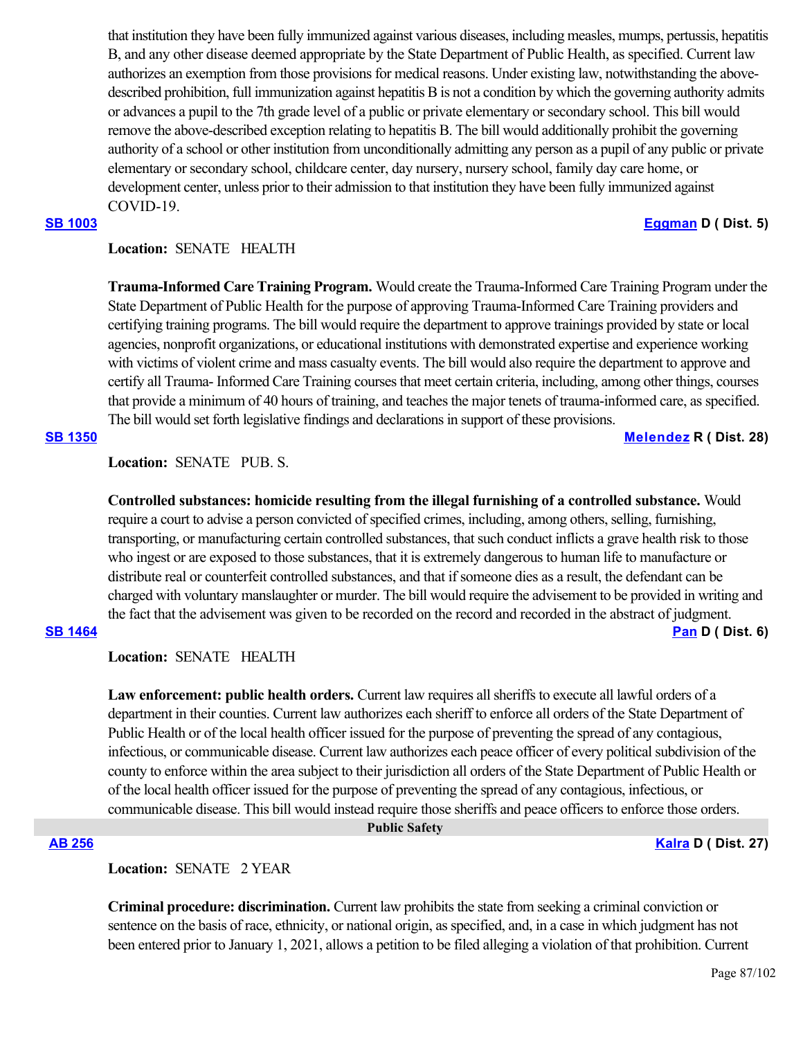that institution they have been fully immunized against various diseases, including measles, mumps, pertussis, hepatitis B, and any other disease deemed appropriate by the State Department of Public Health, as specified. Current law authorizes an exemption from those provisions for medical reasons. Under existing law, notwithstanding the above-described prohibition, full immunization against hepatitis B is not a condition by which the governing authority admits or advances a pupil to the 7th grade level of a public or private elementary or secondary school. This bill would remove the above-described exception relating to hepatitis B. The bill would additionally prohibit the governing authority of a school or other institution from unconditionally admitting any person as a pupil of any public or private elementary or secondary school, childcare center, day nursery, nursery school, family day care home, or development center, unless prior to their admission to that institution they have been fully immunized against COVID-19.

**SB 1003** **Eggman D ( Dist. 5)**

**Location:** SENATE HEALTH

**Trauma-Informed Care Training Program.** Would create the Trauma-Informed Care Training Program under the State Department of Public Health for the purpose of approving Trauma-Informed Care Training providers and certifying training programs. The bill would require the department to approve trainings provided by state or local agencies, nonprofit organizations, or educational institutions with demonstrated expertise and experience working with victims of violent crime and mass casualty events. The bill would also require the department to approve and certify all Trauma- Informed Care Training courses that meet certain criteria, including, among other things, courses that provide a minimum of 40 hours of training, and teaches the major tenets of trauma-informed care, as specified. The bill would set forth legislative findings and declarations in support of these provisions.

**SB 1350** **Melendez R ( Dist. 28)**

**Location:** SENATE PUB. S.

**Controlled substances: homicide resulting from the illegal furnishing of a controlled substance.** Would require a court to advise a person convicted of specified crimes, including, among others, selling, furnishing, transporting, or manufacturing certain controlled substances, that such conduct inflicts a grave health risk to those who ingest or are exposed to those substances, that it is extremely dangerous to human life to manufacture or distribute real or counterfeit controlled substances, and that if someone dies as a result, the defendant can be charged with voluntary manslaughter or murder. The bill would require the advisement to be provided in writing and the fact that the advisement was given to be recorded on the record and recorded in the abstract of judgment.

**SB 1464** **Pan D ( Dist. 6)**

**Location:** SENATE HEALTH

**Law enforcement: public health orders.** Current law requires all sheriffs to execute all lawful orders of a department in their counties. Current law authorizes each sheriff to enforce all orders of the State Department of Public Health or of the local health officer issued for the purpose of preventing the spread of any contagious, infectious, or communicable disease. Current law authorizes each peace officer of every political subdivision of the county to enforce within the area subject to their jurisdiction all orders of the State Department of Public Health or of the local health officer issued for the purpose of preventing the spread of any contagious, infectious, or communicable disease. This bill would instead require those sheriffs and peace officers to enforce those orders.

## Public Safety

**AB 256** **Kalra D ( Dist. 27)**

**Location:** SENATE 2 YEAR

**Criminal procedure: discrimination.** Current law prohibits the state from seeking a criminal conviction or sentence on the basis of race, ethnicity, or national origin, as specified, and, in a case in which judgment has not been entered prior to January 1, 2021, allows a petition to be filed alleging a violation of that prohibition. Current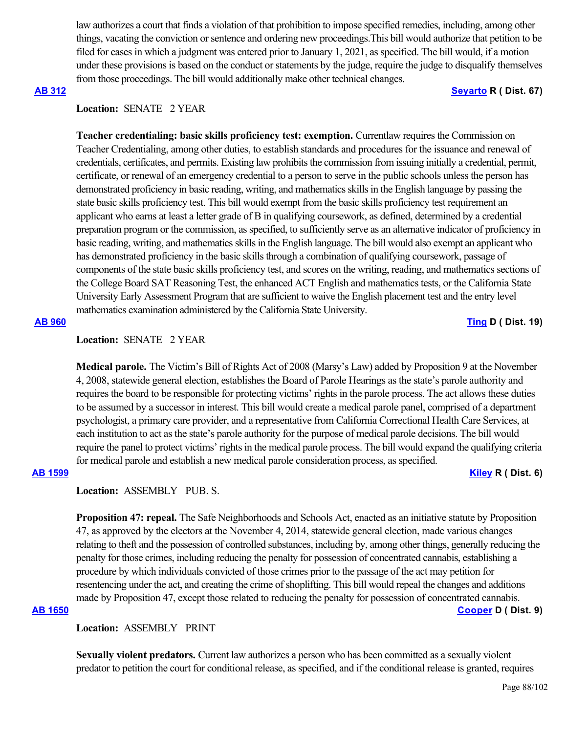law authorizes a court that finds a violation of that prohibition to impose specified remedies, including, among other things, vacating the conviction or sentence and ordering new proceedings.This bill would authorize that petition to be filed for cases in which a judgment was entered prior to January 1, 2021, as specified. The bill would, if a motion under these provisions is based on the conduct or statements by the judge, require the judge to disqualify themselves from those proceedings. The bill would additionally make other technical changes.

**AB 312** **Seyarto R ( Dist. 67)**

**Location:** SENATE 2 YEAR

**Teacher credentialing: basic skills proficiency test: exemption.** Currentlaw requires the Commission on Teacher Credentialing, among other duties, to establish standards and procedures for the issuance and renewal of credentials, certificates, and permits. Existing law prohibits the commission from issuing initially a credential, permit, certificate, or renewal of an emergency credential to a person to serve in the public schools unless the person has demonstrated proficiency in basic reading, writing, and mathematics skills in the English language by passing the state basic skills proficiency test. This bill would exempt from the basic skills proficiency test requirement an applicant who earns at least a letter grade of B in qualifying coursework, as defined, determined by a credential preparation program or the commission, as specified, to sufficiently serve as an alternative indicator of proficiency in basic reading, writing, and mathematics skills in the English language. The bill would also exempt an applicant who has demonstrated proficiency in the basic skills through a combination of qualifying coursework, passage of components of the state basic skills proficiency test, and scores on the writing, reading, and mathematics sections of the College Board SAT Reasoning Test, the enhanced ACT English and mathematics tests, or the California State University Early Assessment Program that are sufficient to waive the English placement test and the entry level mathematics examination administered by the California State University.

**AB 960** **Ting D ( Dist. 19)**

**Location:** SENATE 2 YEAR

**Medical parole.** The Victim's Bill of Rights Act of 2008 (Marsy's Law) added by Proposition 9 at the November 4, 2008, statewide general election, establishes the Board of Parole Hearings as the state's parole authority and requires the board to be responsible for protecting victims' rights in the parole process. The act allows these duties to be assumed by a successor in interest. This bill would create a medical parole panel, comprised of a department psychologist, a primary care provider, and a representative from California Correctional Health Care Services, at each institution to act as the state's parole authority for the purpose of medical parole decisions. The bill would require the panel to protect victims' rights in the medical parole process. The bill would expand the qualifying criteria for medical parole and establish a new medical parole consideration process, as specified.

**AB 1599** **Kiley R ( Dist. 6)**

**Location:** ASSEMBLY PUB. S.

**Proposition 47: repeal.** The Safe Neighborhoods and Schools Act, enacted as an initiative statute by Proposition 47, as approved by the electors at the November 4, 2014, statewide general election, made various changes relating to theft and the possession of controlled substances, including by, among other things, generally reducing the penalty for those crimes, including reducing the penalty for possession of concentrated cannabis, establishing a procedure by which individuals convicted of those crimes prior to the passage of the act may petition for resentencing under the act, and creating the crime of shoplifting. This bill would repeal the changes and additions made by Proposition 47, except those related to reducing the penalty for possession of concentrated cannabis.

**AB 1650** **Cooper D ( Dist. 9)**

**Location:** ASSEMBLY PRINT

**Sexually violent predators.** Current law authorizes a person who has been committed as a sexually violent predator to petition the court for conditional release, as specified, and if the conditional release is granted, requires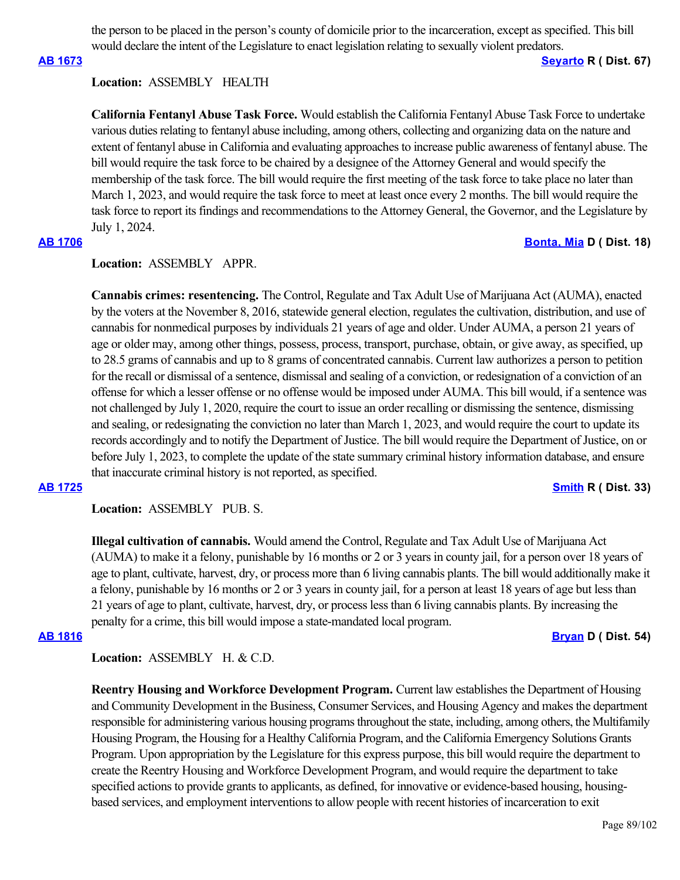the person to be placed in the person's county of domicile prior to the incarceration, except as specified. This bill would declare the intent of the Legislature to enact legislation relating to sexually violent predators.

**AB 1673** **Seyarto R ( Dist. 67)**

**Location:** ASSEMBLY HEALTH

**California Fentanyl Abuse Task Force.** Would establish the California Fentanyl Abuse Task Force to undertake various duties relating to fentanyl abuse including, among others, collecting and organizing data on the nature and extent of fentanyl abuse in California and evaluating approaches to increase public awareness of fentanyl abuse. The bill would require the task force to be chaired by a designee of the Attorney General and would specify the membership of the task force. The bill would require the first meeting of the task force to take place no later than March 1, 2023, and would require the task force to meet at least once every 2 months. The bill would require the task force to report its findings and recommendations to the Attorney General, the Governor, and the Legislature by July 1, 2024.

**AB 1706** **Bonta, Mia D ( Dist. 18)**

**Location:** ASSEMBLY APPR.

**Cannabis crimes: resentencing.** The Control, Regulate and Tax Adult Use of Marijuana Act (AUMA), enacted by the voters at the November 8, 2016, statewide general election, regulates the cultivation, distribution, and use of cannabis for nonmedical purposes by individuals 21 years of age and older. Under AUMA, a person 21 years of age or older may, among other things, possess, process, transport, purchase, obtain, or give away, as specified, up to 28.5 grams of cannabis and up to 8 grams of concentrated cannabis. Current law authorizes a person to petition for the recall or dismissal of a sentence, dismissal and sealing of a conviction, or redesignation of a conviction of an offense for which a lesser offense or no offense would be imposed under AUMA. This bill would, if a sentence was not challenged by July 1, 2020, require the court to issue an order recalling or dismissing the sentence, dismissing and sealing, or redesignating the conviction no later than March 1, 2023, and would require the court to update its records accordingly and to notify the Department of Justice. The bill would require the Department of Justice, on or before July 1, 2023, to complete the update of the state summary criminal history information database, and ensure that inaccurate criminal history is not reported, as specified.

**AB 1725** **Smith R ( Dist. 33)**

**Location:** ASSEMBLY PUB. S.

**Illegal cultivation of cannabis.** Would amend the Control, Regulate and Tax Adult Use of Marijuana Act (AUMA) to make it a felony, punishable by 16 months or 2 or 3 years in county jail, for a person over 18 years of age to plant, cultivate, harvest, dry, or process more than 6 living cannabis plants. The bill would additionally make it a felony, punishable by 16 months or 2 or 3 years in county jail, for a person at least 18 years of age but less than 21 years of age to plant, cultivate, harvest, dry, or process less than 6 living cannabis plants. By increasing the penalty for a crime, this bill would impose a state-mandated local program.

**AB 1816** **Bryan D ( Dist. 54)**

**Location:** ASSEMBLY H. & C.D.

**Reentry Housing and Workforce Development Program.** Current law establishes the Department of Housing and Community Development in the Business, Consumer Services, and Housing Agency and makes the department responsible for administering various housing programs throughout the state, including, among others, the Multifamily Housing Program, the Housing for a Healthy California Program, and the California Emergency Solutions Grants Program. Upon appropriation by the Legislature for this express purpose, this bill would require the department to create the Reentry Housing and Workforce Development Program, and would require the department to take specified actions to provide grants to applicants, as defined, for innovative or evidence-based housing, housing-based services, and employment interventions to allow people with recent histories of incarceration to exit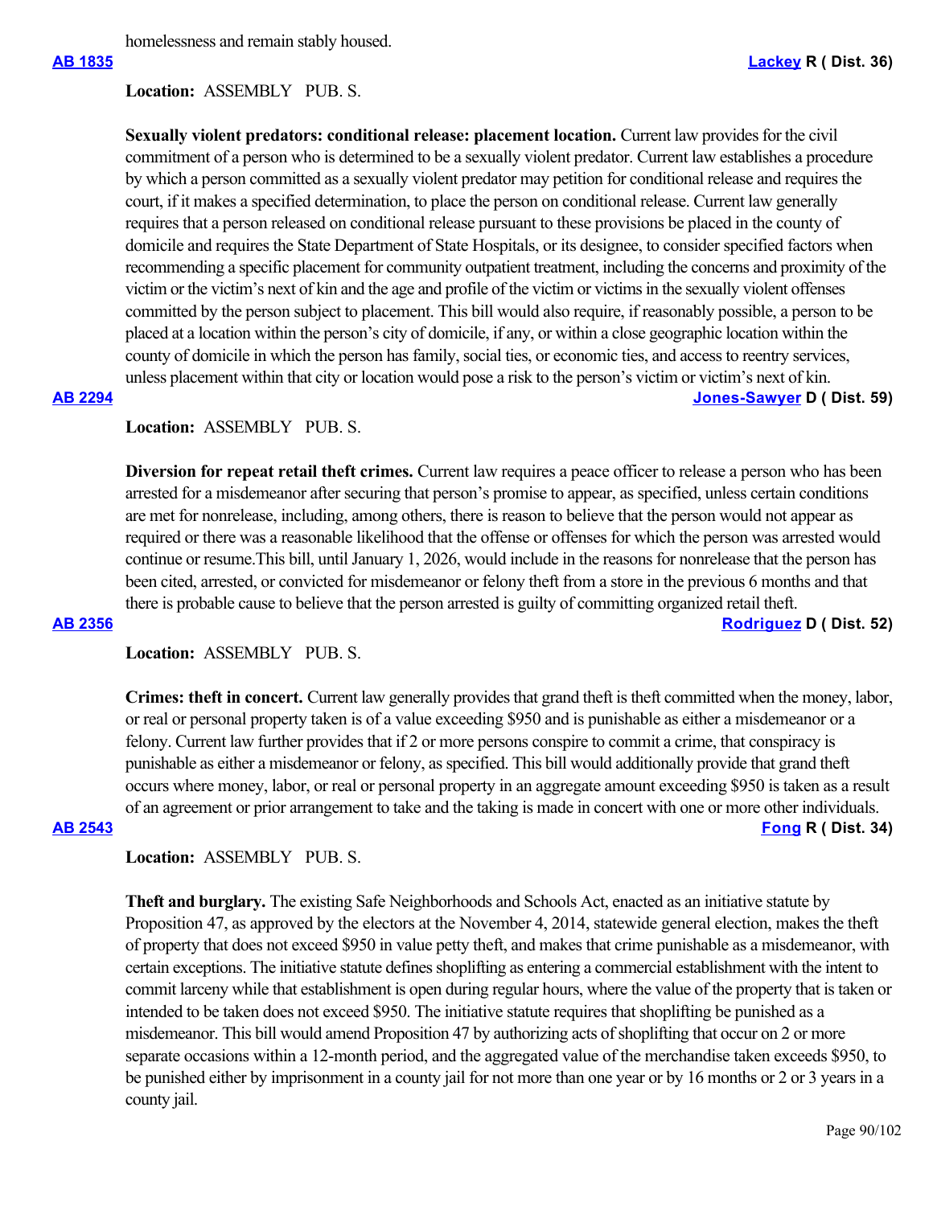homelessness and remain stably housed.

**AB 1835** **Lackey R ( Dist. 36)**

**Location:** ASSEMBLY PUB. S.

**Sexually violent predators: conditional release: placement location.** Current law provides for the civil commitment of a person who is determined to be a sexually violent predator. Current law establishes a procedure by which a person committed as a sexually violent predator may petition for conditional release and requires the court, if it makes a specified determination, to place the person on conditional release. Current law generally requires that a person released on conditional release pursuant to these provisions be placed in the county of domicile and requires the State Department of State Hospitals, or its designee, to consider specified factors when recommending a specific placement for community outpatient treatment, including the concerns and proximity of the victim or the victim's next of kin and the age and profile of the victim or victims in the sexually violent offenses committed by the person subject to placement. This bill would also require, if reasonably possible, a person to be placed at a location within the person's city of domicile, if any, or within a close geographic location within the county of domicile in which the person has family, social ties, or economic ties, and access to reentry services, unless placement within that city or location would pose a risk to the person's victim or victim's next of kin.

**AB 2294** **Jones-Sawyer D ( Dist. 59)**

**Location:** ASSEMBLY PUB. S.

**Diversion for repeat retail theft crimes.** Current law requires a peace officer to release a person who has been arrested for a misdemeanor after securing that person's promise to appear, as specified, unless certain conditions are met for nonrelease, including, among others, there is reason to believe that the person would not appear as required or there was a reasonable likelihood that the offense or offenses for which the person was arrested would continue or resume.This bill, until January 1, 2026, would include in the reasons for nonrelease that the person has been cited, arrested, or convicted for misdemeanor or felony theft from a store in the previous 6 months and that there is probable cause to believe that the person arrested is guilty of committing organized retail theft.

**AB 2356** **Rodriguez D ( Dist. 52)**

**Location:** ASSEMBLY PUB. S.

**Crimes: theft in concert.** Current law generally provides that grand theft is theft committed when the money, labor, or real or personal property taken is of a value exceeding $950 and is punishable as either a misdemeanor or a felony. Current law further provides that if 2 or more persons conspire to commit a crime, that conspiracy is punishable as either a misdemeanor or felony, as specified. This bill would additionally provide that grand theft occurs where money, labor, or real or personal property in an aggregate amount exceeding $950 is taken as a result of an agreement or prior arrangement to take and the taking is made in concert with one or more other individuals.

**AB 2543** **Fong R ( Dist. 34)**

**Location:** ASSEMBLY PUB. S.

**Theft and burglary.** The existing Safe Neighborhoods and Schools Act, enacted as an initiative statute by Proposition 47, as approved by the electors at the November 4, 2014, statewide general election, makes the theft of property that does not exceed $950 in value petty theft, and makes that crime punishable as a misdemeanor, with certain exceptions. The initiative statute defines shoplifting as entering a commercial establishment with the intent to commit larceny while that establishment is open during regular hours, where the value of the property that is taken or intended to be taken does not exceed $950. The initiative statute requires that shoplifting be punished as a misdemeanor. This bill would amend Proposition 47 by authorizing acts of shoplifting that occur on 2 or more separate occasions within a 12-month period, and the aggregated value of the merchandise taken exceeds $950, to be punished either by imprisonment in a county jail for not more than one year or by 16 months or 2 or 3 years in a county jail.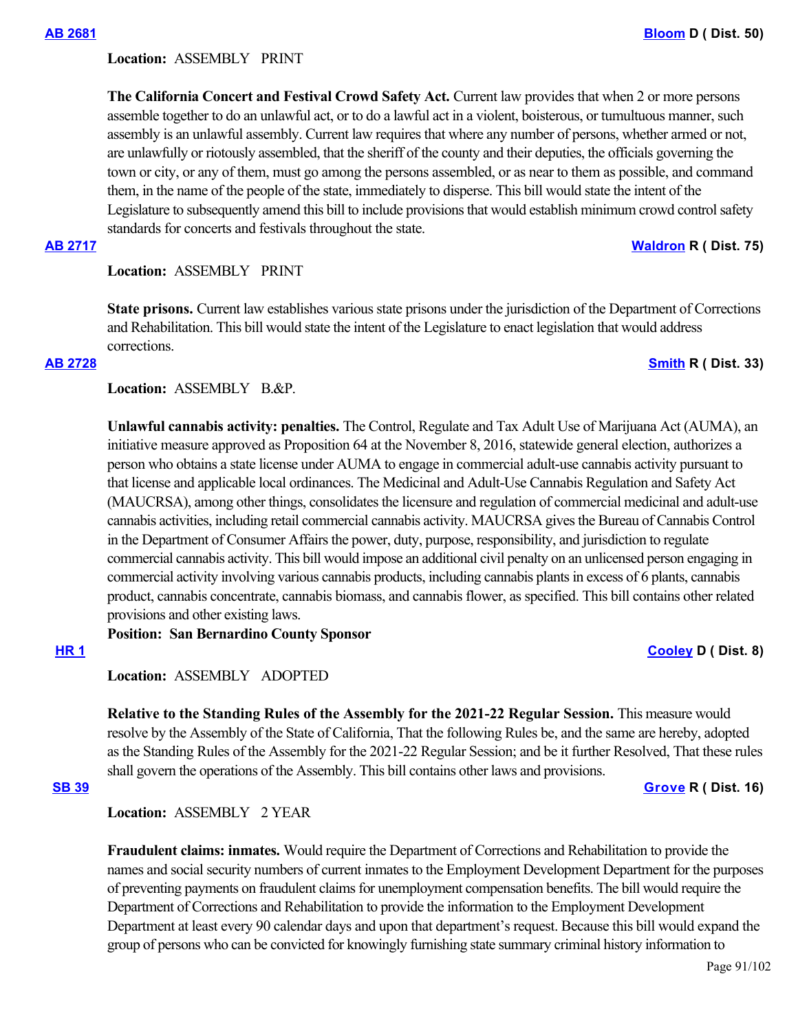**AB 2681** **Bloom D ( Dist. 50)**

**Location:** ASSEMBLY PRINT

**The California Concert and Festival Crowd Safety Act.** Current law provides that when 2 or more persons assemble together to do an unlawful act, or to do a lawful act in a violent, boisterous, or tumultuous manner, such assembly is an unlawful assembly. Current law requires that where any number of persons, whether armed or not, are unlawfully or riotously assembled, that the sheriff of the county and their deputies, the officials governing the town or city, or any of them, must go among the persons assembled, or as near to them as possible, and command them, in the name of the people of the state, immediately to disperse. This bill would state the intent of the Legislature to subsequently amend this bill to include provisions that would establish minimum crowd control safety standards for concerts and festivals throughout the state.

**AB 2717** **Waldron R ( Dist. 75)**

**Location:** ASSEMBLY PRINT

**State prisons.** Current law establishes various state prisons under the jurisdiction of the Department of Corrections and Rehabilitation. This bill would state the intent of the Legislature to enact legislation that would address corrections.

**AB 2728** **Smith R ( Dist. 33)**

**Location:** ASSEMBLY B.&P.

**Unlawful cannabis activity: penalties.** The Control, Regulate and Tax Adult Use of Marijuana Act (AUMA), an initiative measure approved as Proposition 64 at the November 8, 2016, statewide general election, authorizes a person who obtains a state license under AUMA to engage in commercial adult-use cannabis activity pursuant to that license and applicable local ordinances. The Medicinal and Adult-Use Cannabis Regulation and Safety Act (MAUCRSA), among other things, consolidates the licensure and regulation of commercial medicinal and adult-use cannabis activities, including retail commercial cannabis activity. MAUCRSA gives the Bureau of Cannabis Control in the Department of Consumer Affairs the power, duty, purpose, responsibility, and jurisdiction to regulate commercial cannabis activity. This bill would impose an additional civil penalty on an unlicensed person engaging in commercial activity involving various cannabis products, including cannabis plants in excess of 6 plants, cannabis product, cannabis concentrate, cannabis biomass, and cannabis flower, as specified. This bill contains other related provisions and other existing laws.

**Position: San Bernardino County Sponsor**

**HR 1** **Cooley D ( Dist. 8)**

**Location:** ASSEMBLY ADOPTED

**Relative to the Standing Rules of the Assembly for the 2021-22 Regular Session.** This measure would resolve by the Assembly of the State of California, That the following Rules be, and the same are hereby, adopted as the Standing Rules of the Assembly for the 2021-22 Regular Session; and be it further Resolved, That these rules shall govern the operations of the Assembly. This bill contains other laws and provisions.

**SB 39** **Grove R ( Dist. 16)**

**Location:** ASSEMBLY 2 YEAR

**Fraudulent claims: inmates.** Would require the Department of Corrections and Rehabilitation to provide the names and social security numbers of current inmates to the Employment Development Department for the purposes of preventing payments on fraudulent claims for unemployment compensation benefits. The bill would require the Department of Corrections and Rehabilitation to provide the information to the Employment Development Department at least every 90 calendar days and upon that department's request. Because this bill would expand the group of persons who can be convicted for knowingly furnishing state summary criminal history information to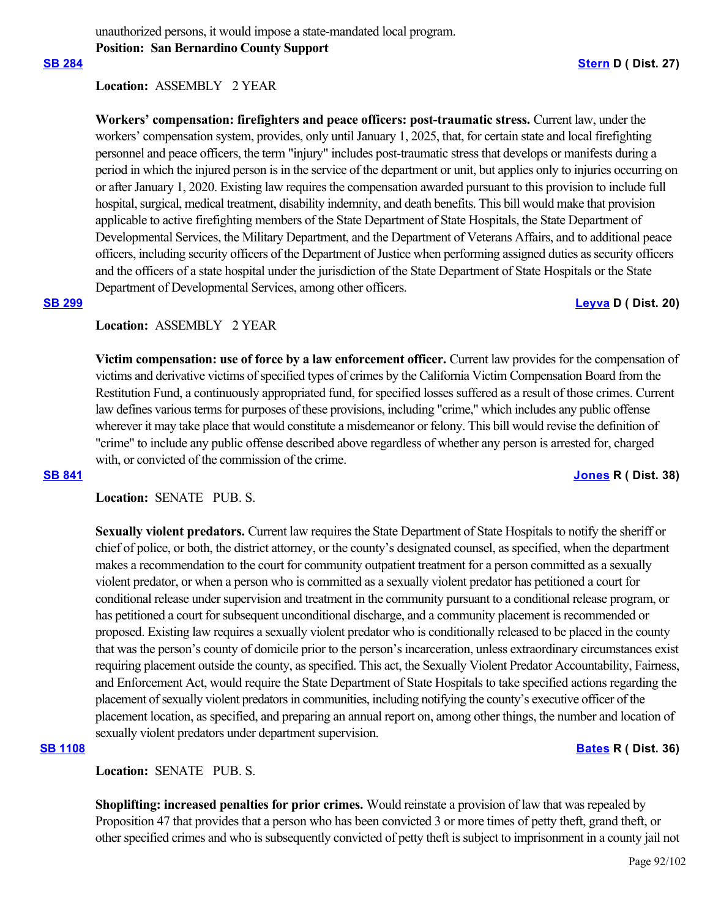unauthorized persons, it would impose a state-mandated local program.

**Position: San Bernardino County Support**

**SB 284** **Stern D ( Dist. 27)**

**Location:** ASSEMBLY 2 YEAR

**Workers' compensation: firefighters and peace officers: post-traumatic stress.** Current law, under the workers' compensation system, provides, only until January 1, 2025, that, for certain state and local firefighting personnel and peace officers, the term "injury" includes post-traumatic stress that develops or manifests during a period in which the injured person is in the service of the department or unit, but applies only to injuries occurring on or after January 1, 2020. Existing law requires the compensation awarded pursuant to this provision to include full hospital, surgical, medical treatment, disability indemnity, and death benefits. This bill would make that provision applicable to active firefighting members of the State Department of State Hospitals, the State Department of Developmental Services, the Military Department, and the Department of Veterans Affairs, and to additional peace officers, including security officers of the Department of Justice when performing assigned duties as security officers and the officers of a state hospital under the jurisdiction of the State Department of State Hospitals or the State Department of Developmental Services, among other officers.

**SB 299** **Leyva D ( Dist. 20)**

**Location:** ASSEMBLY 2 YEAR

**Victim compensation: use of force by a law enforcement officer.** Current law provides for the compensation of victims and derivative victims of specified types of crimes by the California Victim Compensation Board from the Restitution Fund, a continuously appropriated fund, for specified losses suffered as a result of those crimes. Current law defines various terms for purposes of these provisions, including "crime," which includes any public offense wherever it may take place that would constitute a misdemeanor or felony. This bill would revise the definition of "crime" to include any public offense described above regardless of whether any person is arrested for, charged with, or convicted of the commission of the crime.

**SB 841** **Jones R ( Dist. 38)**

**Location:** SENATE PUB. S.

**Sexually violent predators.** Current law requires the State Department of State Hospitals to notify the sheriff or chief of police, or both, the district attorney, or the county's designated counsel, as specified, when the department makes a recommendation to the court for community outpatient treatment for a person committed as a sexually violent predator, or when a person who is committed as a sexually violent predator has petitioned a court for conditional release under supervision and treatment in the community pursuant to a conditional release program, or has petitioned a court for subsequent unconditional discharge, and a community placement is recommended or proposed. Existing law requires a sexually violent predator who is conditionally released to be placed in the county that was the person's county of domicile prior to the person's incarceration, unless extraordinary circumstances exist requiring placement outside the county, as specified. This act, the Sexually Violent Predator Accountability, Fairness, and Enforcement Act, would require the State Department of State Hospitals to take specified actions regarding the placement of sexually violent predators in communities, including notifying the county's executive officer of the placement location, as specified, and preparing an annual report on, among other things, the number and location of sexually violent predators under department supervision.

**SB 1108** **Bates R ( Dist. 36)**

**Location:** SENATE PUB. S.

**Shoplifting: increased penalties for prior crimes.** Would reinstate a provision of law that was repealed by Proposition 47 that provides that a person who has been convicted 3 or more times of petty theft, grand theft, or other specified crimes and who is subsequently convicted of petty theft is subject to imprisonment in a county jail not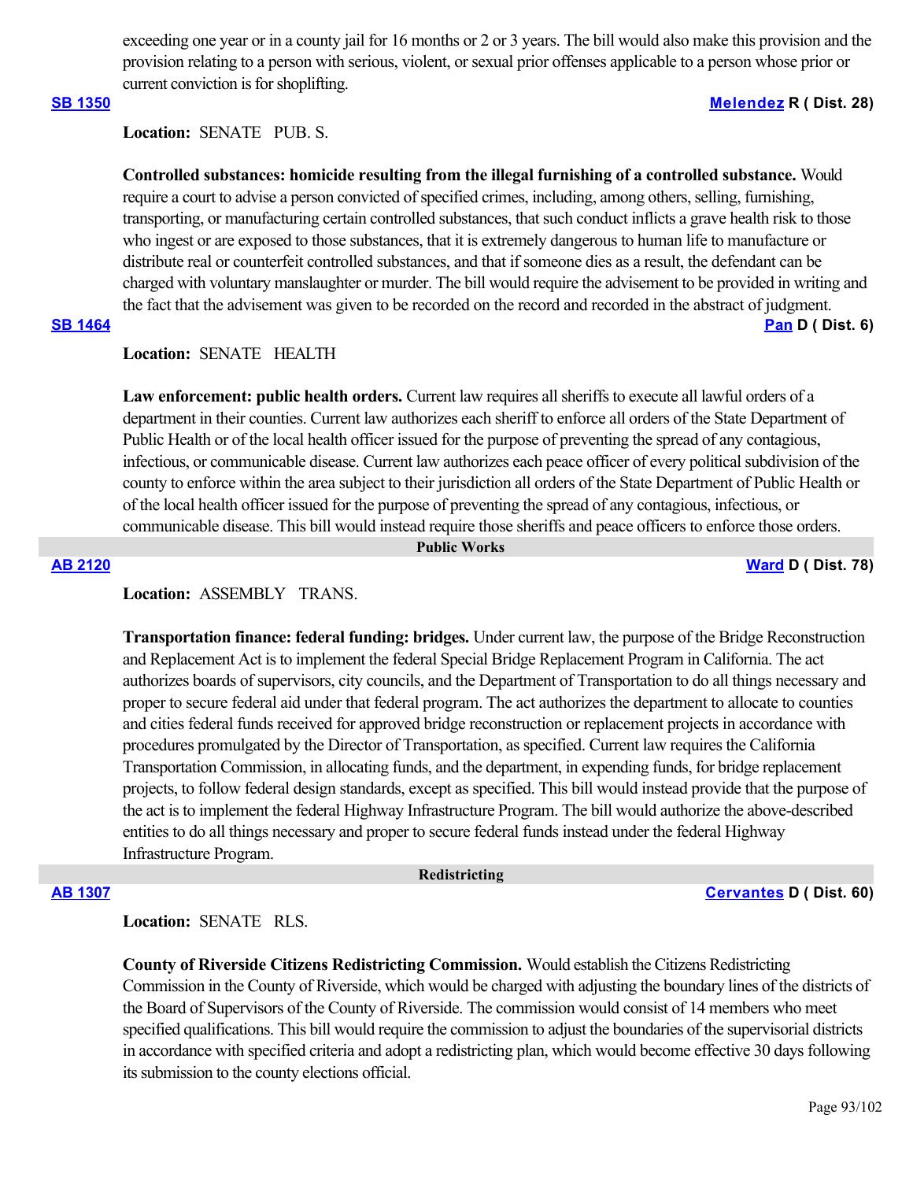exceeding one year or in a county jail for 16 months or 2 or 3 years. The bill would also make this provision and the provision relating to a person with serious, violent, or sexual prior offenses applicable to a person whose prior or current conviction is for shoplifting.

**SB 1350** **Melendez R ( Dist. 28)**

**Location:** SENATE PUB. S.

**Controlled substances: homicide resulting from the illegal furnishing of a controlled substance.** Would require a court to advise a person convicted of specified crimes, including, among others, selling, furnishing, transporting, or manufacturing certain controlled substances, that such conduct inflicts a grave health risk to those who ingest or are exposed to those substances, that it is extremely dangerous to human life to manufacture or distribute real or counterfeit controlled substances, and that if someone dies as a result, the defendant can be charged with voluntary manslaughter or murder. The bill would require the advisement to be provided in writing and the fact that the advisement was given to be recorded on the record and recorded in the abstract of judgment.

**SB 1464** **Pan D ( Dist. 6)**

**Location:** SENATE HEALTH

**Law enforcement: public health orders.** Current law requires all sheriffs to execute all lawful orders of a department in their counties. Current law authorizes each sheriff to enforce all orders of the State Department of Public Health or of the local health officer issued for the purpose of preventing the spread of any contagious, infectious, or communicable disease. Current law authorizes each peace officer of every political subdivision of the county to enforce within the area subject to their jurisdiction all orders of the State Department of Public Health or of the local health officer issued for the purpose of preventing the spread of any contagious, infectious, or communicable disease. This bill would instead require those sheriffs and peace officers to enforce those orders.

## Public Works

**AB 2120** **Ward D ( Dist. 78)**

**Location:** ASSEMBLY TRANS.

**Transportation finance: federal funding: bridges.** Under current law, the purpose of the Bridge Reconstruction and Replacement Act is to implement the federal Special Bridge Replacement Program in California. The act authorizes boards of supervisors, city councils, and the Department of Transportation to do all things necessary and proper to secure federal aid under that federal program. The act authorizes the department to allocate to counties and cities federal funds received for approved bridge reconstruction or replacement projects in accordance with procedures promulgated by the Director of Transportation, as specified. Current law requires the California Transportation Commission, in allocating funds, and the department, in expending funds, for bridge replacement projects, to follow federal design standards, except as specified. This bill would instead provide that the purpose of the act is to implement the federal Highway Infrastructure Program. The bill would authorize the above-described entities to do all things necessary and proper to secure federal funds instead under the federal Highway Infrastructure Program.

## Redistricting

**AB 1307** **Cervantes D ( Dist. 60)**

**Location:** SENATE RLS.

**County of Riverside Citizens Redistricting Commission.** Would establish the Citizens Redistricting Commission in the County of Riverside, which would be charged with adjusting the boundary lines of the districts of the Board of Supervisors of the County of Riverside. The commission would consist of 14 members who meet specified qualifications. This bill would require the commission to adjust the boundaries of the supervisorial districts in accordance with specified criteria and adopt a redistricting plan, which would become effective 30 days following its submission to the county elections official.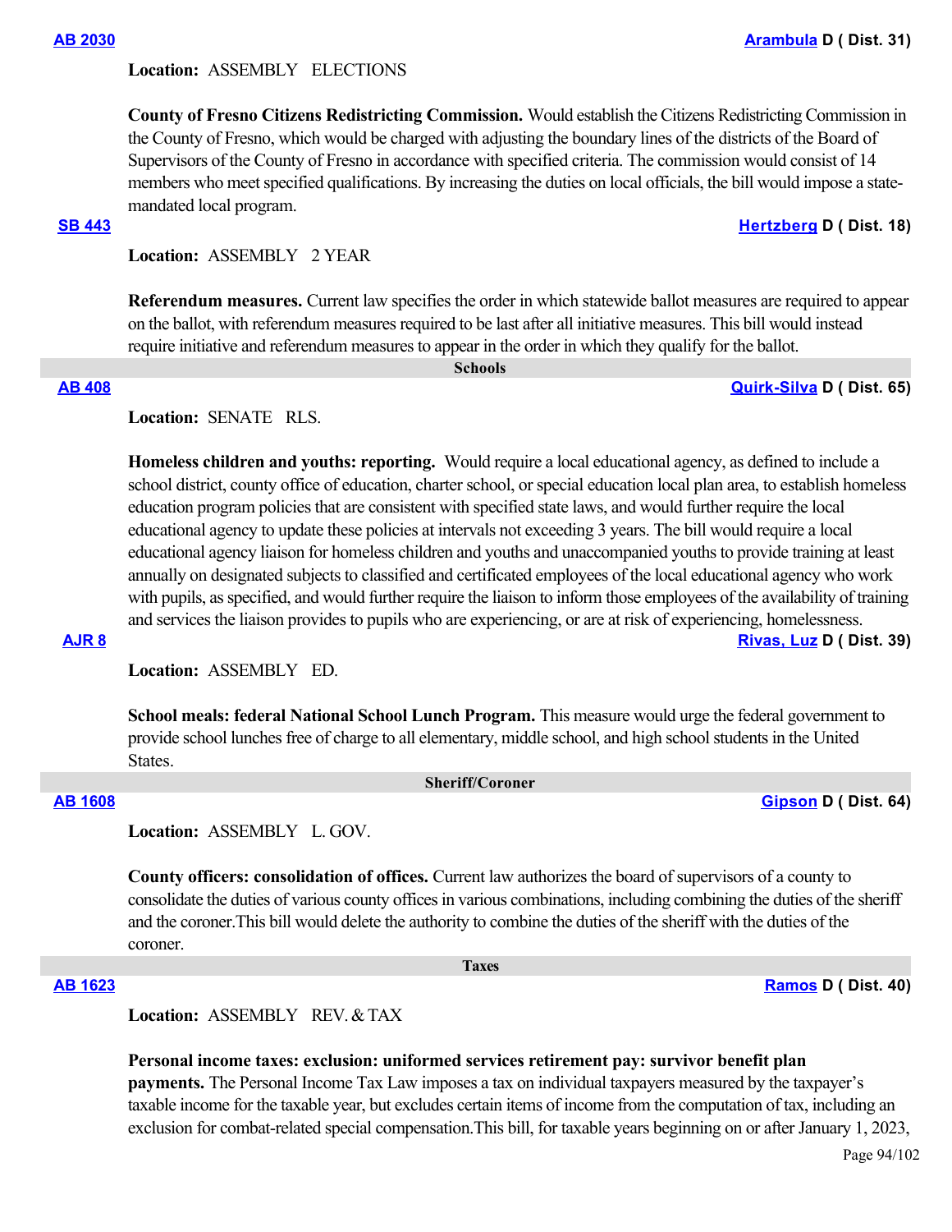**AB 2030** **Arambula D ( Dist. 31)**

**Location:** ASSEMBLY ELECTIONS

**County of Fresno Citizens Redistricting Commission.** Would establish the Citizens Redistricting Commission in the County of Fresno, which would be charged with adjusting the boundary lines of the districts of the Board of Supervisors of the County of Fresno in accordance with specified criteria. The commission would consist of 14 members who meet specified qualifications. By increasing the duties on local officials, the bill would impose a state-mandated local program.

**SB 443** **Hertzberg D ( Dist. 18)**

**Location:** ASSEMBLY 2 YEAR

**Referendum measures.** Current law specifies the order in which statewide ballot measures are required to appear on the ballot, with referendum measures required to be last after all initiative measures. This bill would instead require initiative and referendum measures to appear in the order in which they qualify for the ballot.

## Schools

**AB 408** **Quirk-Silva D ( Dist. 65)**

**Location:** SENATE RLS.

**Homeless children and youths: reporting.** Would require a local educational agency, as defined to include a school district, county office of education, charter school, or special education local plan area, to establish homeless education program policies that are consistent with specified state laws, and would further require the local educational agency to update these policies at intervals not exceeding 3 years. The bill would require a local educational agency liaison for homeless children and youths and unaccompanied youths to provide training at least annually on designated subjects to classified and certificated employees of the local educational agency who work with pupils, as specified, and would further require the liaison to inform those employees of the availability of training and services the liaison provides to pupils who are experiencing, or are at risk of experiencing, homelessness.

**AJR 8** **Rivas, Luz D ( Dist. 39)**

**Location:** ASSEMBLY ED.

**School meals: federal National School Lunch Program.** This measure would urge the federal government to provide school lunches free of charge to all elementary, middle school, and high school students in the United States.

## Sheriff/Coroner

**AB 1608** **Gipson D ( Dist. 64)**

**Location:** ASSEMBLY L. GOV.

**County officers: consolidation of offices.** Current law authorizes the board of supervisors of a county to consolidate the duties of various county offices in various combinations, including combining the duties of the sheriff and the coroner.This bill would delete the authority to combine the duties of the sheriff with the duties of the coroner.

## Taxes

**AB 1623** **Ramos D ( Dist. 40)**

**Location:** ASSEMBLY REV. & TAX

**Personal income taxes: exclusion: uniformed services retirement pay: survivor benefit plan payments.** The Personal Income Tax Law imposes a tax on individual taxpayers measured by the taxpayer's taxable income for the taxable year, but excludes certain items of income from the computation of tax, including an exclusion for combat-related special compensation.This bill, for taxable years beginning on or after January 1, 2023,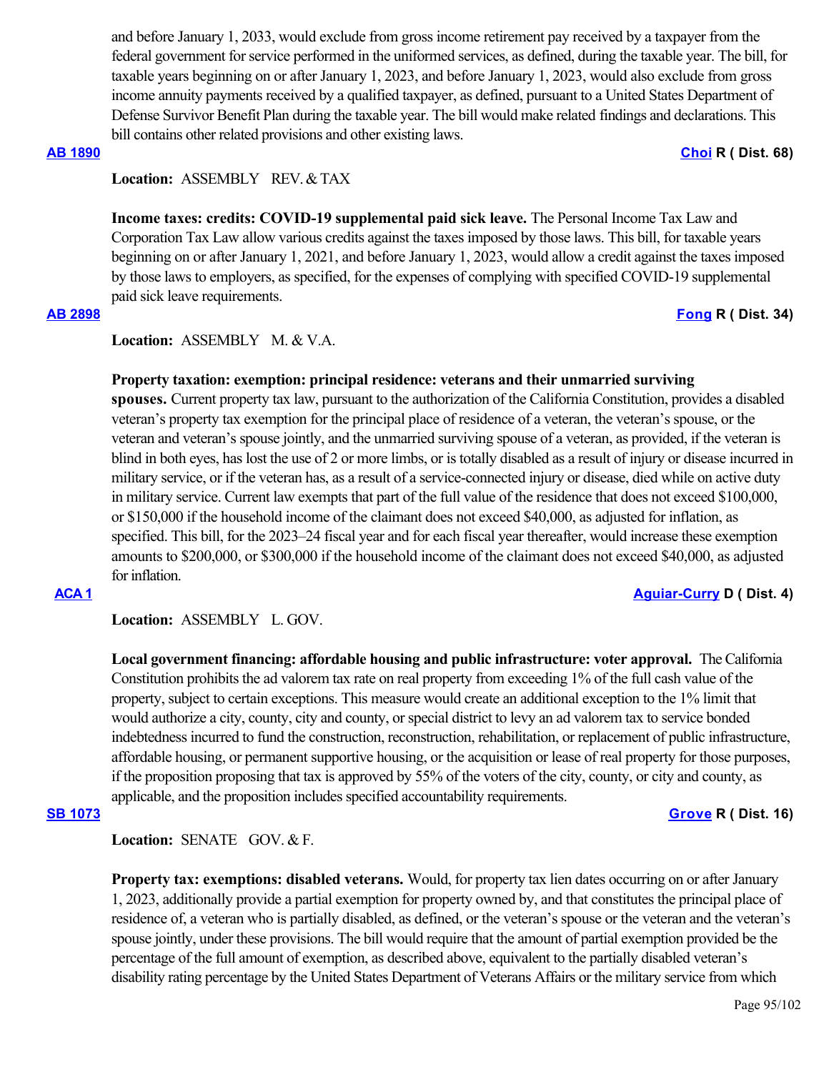and before January 1, 2033, would exclude from gross income retirement pay received by a taxpayer from the federal government for service performed in the uniformed services, as defined, during the taxable year. The bill, for taxable years beginning on or after January 1, 2023, and before January 1, 2023, would also exclude from gross income annuity payments received by a qualified taxpayer, as defined, pursuant to a United States Department of Defense Survivor Benefit Plan during the taxable year. The bill would make related findings and declarations. This bill contains other related provisions and other existing laws.

**AB 1890** **Choi R ( Dist. 68)**

**Location:** ASSEMBLY REV. & TAX

**Income taxes: credits: COVID-19 supplemental paid sick leave.** The Personal Income Tax Law and Corporation Tax Law allow various credits against the taxes imposed by those laws. This bill, for taxable years beginning on or after January 1, 2021, and before January 1, 2023, would allow a credit against the taxes imposed by those laws to employers, as specified, for the expenses of complying with specified COVID-19 supplemental paid sick leave requirements.

**AB 2898** **Fong R ( Dist. 34)**

**Location:** ASSEMBLY M. & V.A.

**Property taxation: exemption: principal residence: veterans and their unmarried surviving spouses.** Current property tax law, pursuant to the authorization of the California Constitution, provides a disabled veteran's property tax exemption for the principal place of residence of a veteran, the veteran's spouse, or the veteran and veteran's spouse jointly, and the unmarried surviving spouse of a veteran, as provided, if the veteran is blind in both eyes, has lost the use of 2 or more limbs, or is totally disabled as a result of injury or disease incurred in military service, or if the veteran has, as a result of a service-connected injury or disease, died while on active duty in military service. Current law exempts that part of the full value of the residence that does not exceed $100,000, or $150,000 if the household income of the claimant does not exceed $40,000, as adjusted for inflation, as specified. This bill, for the 2023–24 fiscal year and for each fiscal year thereafter, would increase these exemption amounts to $200,000, or $300,000 if the household income of the claimant does not exceed $40,000, as adjusted for inflation.

**ACA 1** **Aguiar-Curry D ( Dist. 4)**

**Location:** ASSEMBLY L. GOV.

**Local government financing: affordable housing and public infrastructure: voter approval.** The California Constitution prohibits the ad valorem tax rate on real property from exceeding 1% of the full cash value of the property, subject to certain exceptions. This measure would create an additional exception to the 1% limit that would authorize a city, county, city and county, or special district to levy an ad valorem tax to service bonded indebtedness incurred to fund the construction, reconstruction, rehabilitation, or replacement of public infrastructure, affordable housing, or permanent supportive housing, or the acquisition or lease of real property for those purposes, if the proposition proposing that tax is approved by 55% of the voters of the city, county, or city and county, as applicable, and the proposition includes specified accountability requirements.

**SB 1073** **Grove R ( Dist. 16)**

**Location:** SENATE GOV. & F.

**Property tax: exemptions: disabled veterans.** Would, for property tax lien dates occurring on or after January 1, 2023, additionally provide a partial exemption for property owned by, and that constitutes the principal place of residence of, a veteran who is partially disabled, as defined, or the veteran's spouse or the veteran and the veteran's spouse jointly, under these provisions. The bill would require that the amount of partial exemption provided be the percentage of the full amount of exemption, as described above, equivalent to the partially disabled veteran's disability rating percentage by the United States Department of Veterans Affairs or the military service from which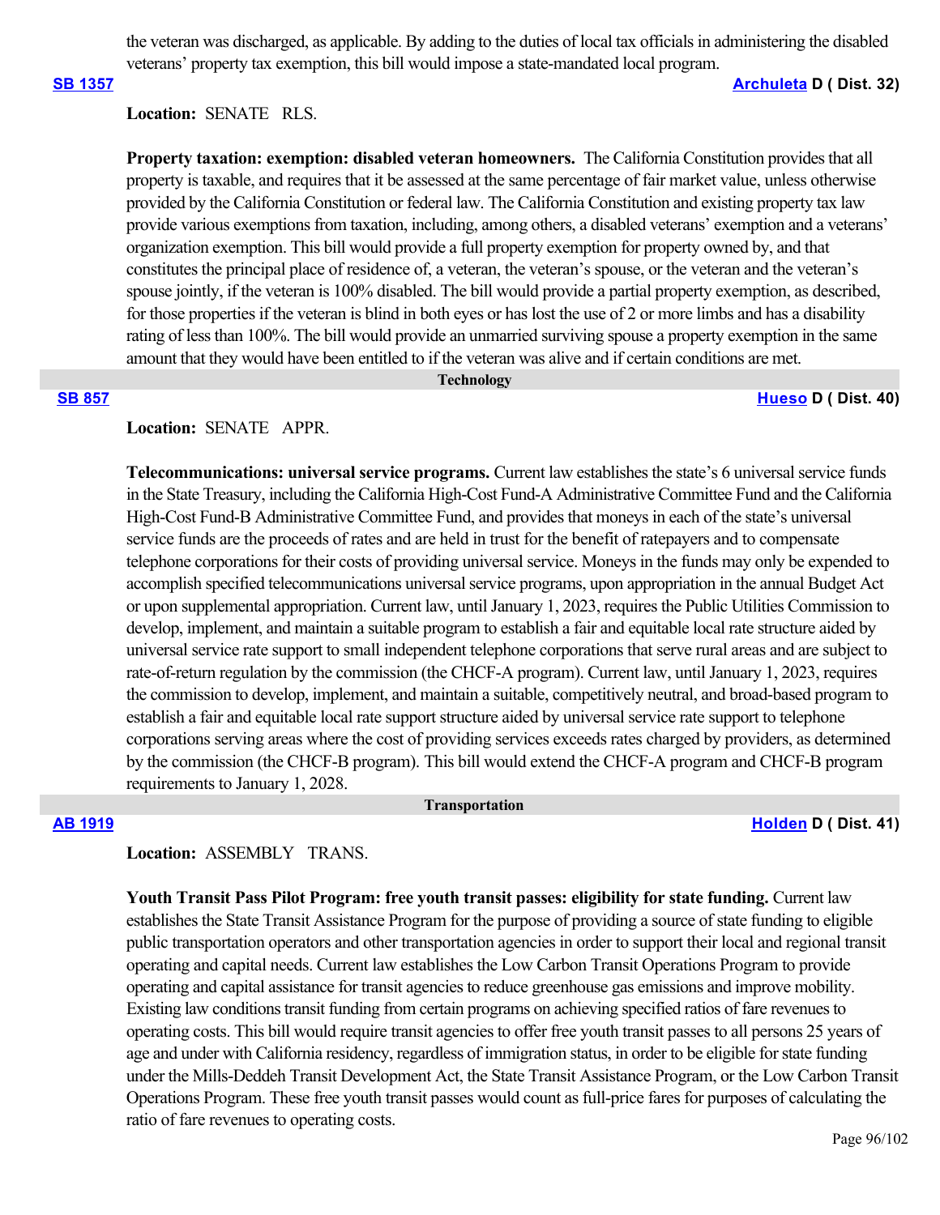the veteran was discharged, as applicable. By adding to the duties of local tax officials in administering the disabled veterans' property tax exemption, this bill would impose a state-mandated local program.

**SB 1357** **Archuleta D ( Dist. 32)**

**Location:** SENATE RLS.

**Property taxation: exemption: disabled veteran homeowners.** The California Constitution provides that all property is taxable, and requires that it be assessed at the same percentage of fair market value, unless otherwise provided by the California Constitution or federal law. The California Constitution and existing property tax law provide various exemptions from taxation, including, among others, a disabled veterans' exemption and a veterans' organization exemption. This bill would provide a full property exemption for property owned by, and that constitutes the principal place of residence of, a veteran, the veteran's spouse, or the veteran and the veteran's spouse jointly, if the veteran is 100% disabled. The bill would provide a partial property exemption, as described, for those properties if the veteran is blind in both eyes or has lost the use of 2 or more limbs and has a disability rating of less than 100%. The bill would provide an unmarried surviving spouse a property exemption in the same amount that they would have been entitled to if the veteran was alive and if certain conditions are met.

## Technology

**SB 857** **Hueso D ( Dist. 40)**

**Location:** SENATE APPR.

**Telecommunications: universal service programs.** Current law establishes the state's 6 universal service funds in the State Treasury, including the California High-Cost Fund-A Administrative Committee Fund and the California High-Cost Fund-B Administrative Committee Fund, and provides that moneys in each of the state's universal service funds are the proceeds of rates and are held in trust for the benefit of ratepayers and to compensate telephone corporations for their costs of providing universal service. Moneys in the funds may only be expended to accomplish specified telecommunications universal service programs, upon appropriation in the annual Budget Act or upon supplemental appropriation. Current law, until January 1, 2023, requires the Public Utilities Commission to develop, implement, and maintain a suitable program to establish a fair and equitable local rate structure aided by universal service rate support to small independent telephone corporations that serve rural areas and are subject to rate-of-return regulation by the commission (the CHCF-A program). Current law, until January 1, 2023, requires the commission to develop, implement, and maintain a suitable, competitively neutral, and broad-based program to establish a fair and equitable local rate support structure aided by universal service rate support to telephone corporations serving areas where the cost of providing services exceeds rates charged by providers, as determined by the commission (the CHCF-B program). This bill would extend the CHCF-A program and CHCF-B program requirements to January 1, 2028.

## Transportation

**AB 1919** **Holden D ( Dist. 41)**

**Location:** ASSEMBLY TRANS.

**Youth Transit Pass Pilot Program: free youth transit passes: eligibility for state funding.** Current law establishes the State Transit Assistance Program for the purpose of providing a source of state funding to eligible public transportation operators and other transportation agencies in order to support their local and regional transit operating and capital needs. Current law establishes the Low Carbon Transit Operations Program to provide operating and capital assistance for transit agencies to reduce greenhouse gas emissions and improve mobility. Existing law conditions transit funding from certain programs on achieving specified ratios of fare revenues to operating costs. This bill would require transit agencies to offer free youth transit passes to all persons 25 years of age and under with California residency, regardless of immigration status, in order to be eligible for state funding under the Mills-Deddeh Transit Development Act, the State Transit Assistance Program, or the Low Carbon Transit Operations Program. These free youth transit passes would count as full-price fares for purposes of calculating the ratio of fare revenues to operating costs.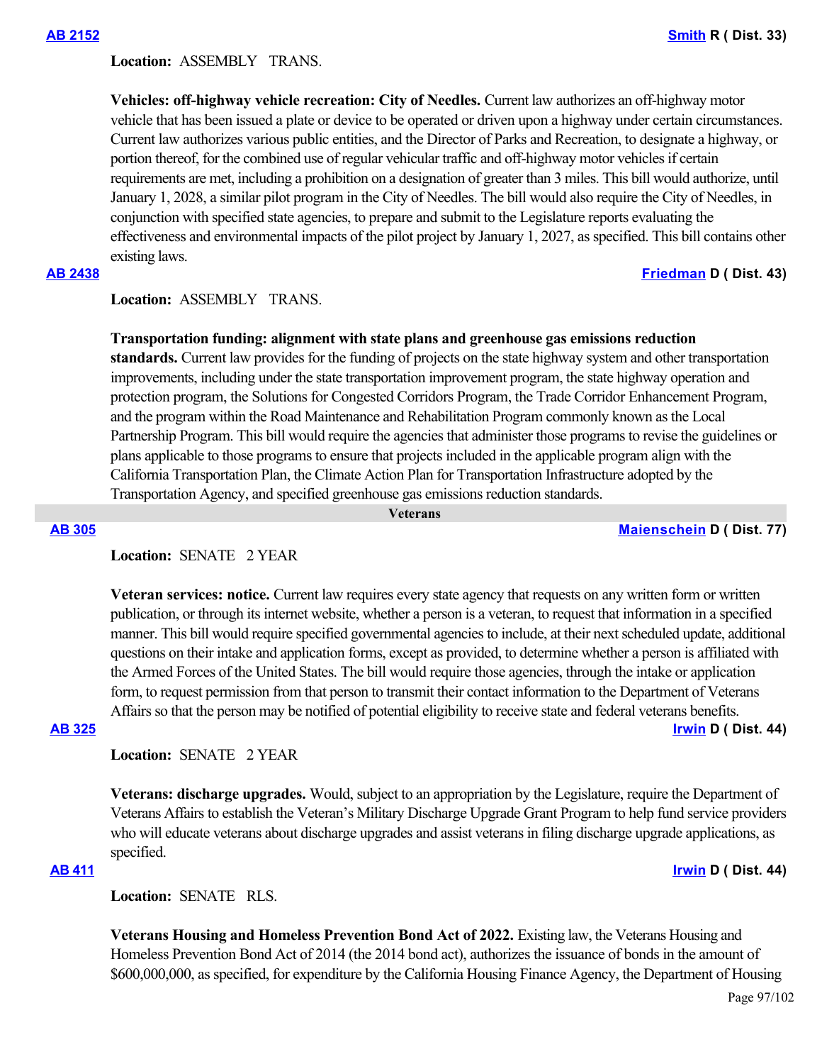**AB 2152** **Smith** R ( Dist. 33)

**Location:** ASSEMBLY TRANS.

**Vehicles: off-highway vehicle recreation: City of Needles.** Current law authorizes an off-highway motor vehicle that has been issued a plate or device to be operated or driven upon a highway under certain circumstances. Current law authorizes various public entities, and the Director of Parks and Recreation, to designate a highway, or portion thereof, for the combined use of regular vehicular traffic and off-highway motor vehicles if certain requirements are met, including a prohibition on a designation of greater than 3 miles. This bill would authorize, until January 1, 2028, a similar pilot program in the City of Needles. The bill would also require the City of Needles, in conjunction with specified state agencies, to prepare and submit to the Legislature reports evaluating the effectiveness and environmental impacts of the pilot project by January 1, 2027, as specified. This bill contains other existing laws.

**AB 2438** **Friedman** D ( Dist. 43)

**Location:** ASSEMBLY TRANS.

**Transportation funding: alignment with state plans and greenhouse gas emissions reduction standards.** Current law provides for the funding of projects on the state highway system and other transportation improvements, including under the state transportation improvement program, the state highway operation and protection program, the Solutions for Congested Corridors Program, the Trade Corridor Enhancement Program, and the program within the Road Maintenance and Rehabilitation Program commonly known as the Local Partnership Program. This bill would require the agencies that administer those programs to revise the guidelines or plans applicable to those programs to ensure that projects included in the applicable program align with the California Transportation Plan, the Climate Action Plan for Transportation Infrastructure adopted by the Transportation Agency, and specified greenhouse gas emissions reduction standards.

## Veterans

**AB 305** **Maienschein** D ( Dist. 77)

**Location:** SENATE 2 YEAR

**Veteran services: notice.** Current law requires every state agency that requests on any written form or written publication, or through its internet website, whether a person is a veteran, to request that information in a specified manner. This bill would require specified governmental agencies to include, at their next scheduled update, additional questions on their intake and application forms, except as provided, to determine whether a person is affiliated with the Armed Forces of the United States. The bill would require those agencies, through the intake or application form, to request permission from that person to transmit their contact information to the Department of Veterans Affairs so that the person may be notified of potential eligibility to receive state and federal veterans benefits.

**AB 325** **Irwin** D ( Dist. 44)

**Location:** SENATE 2 YEAR

**Veterans: discharge upgrades.** Would, subject to an appropriation by the Legislature, require the Department of Veterans Affairs to establish the Veteran's Military Discharge Upgrade Grant Program to help fund service providers who will educate veterans about discharge upgrades and assist veterans in filing discharge upgrade applications, as specified.

**AB 411** **Irwin** D ( Dist. 44)

**Location:** SENATE RLS.

**Veterans Housing and Homeless Prevention Bond Act of 2022.** Existing law, the Veterans Housing and Homeless Prevention Bond Act of 2014 (the 2014 bond act), authorizes the issuance of bonds in the amount of $600,000,000, as specified, for expenditure by the California Housing Finance Agency, the Department of Housing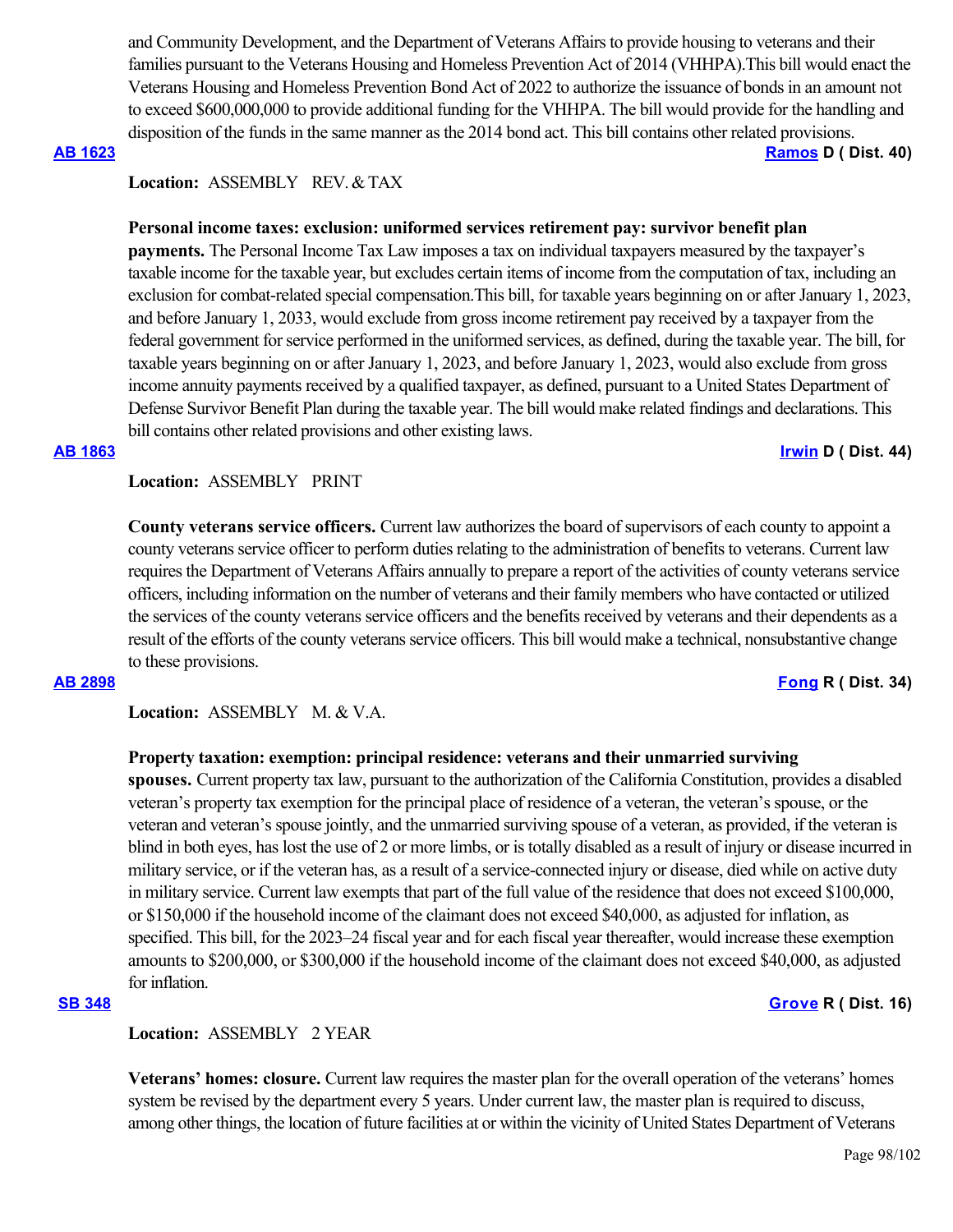and Community Development, and the Department of Veterans Affairs to provide housing to veterans and their families pursuant to the Veterans Housing and Homeless Prevention Act of 2014 (VHHPA).This bill would enact the Veterans Housing and Homeless Prevention Bond Act of 2022 to authorize the issuance of bonds in an amount not to exceed $600,000,000 to provide additional funding for the VHHPA. The bill would provide for the handling and disposition of the funds in the same manner as the 2014 bond act. This bill contains other related provisions.

**AB 1623** **Ramos D ( Dist. 40)**

**Location:** ASSEMBLY REV. & TAX

**Personal income taxes: exclusion: uniformed services retirement pay: survivor benefit plan payments.** The Personal Income Tax Law imposes a tax on individual taxpayers measured by the taxpayer's taxable income for the taxable year, but excludes certain items of income from the computation of tax, including an exclusion for combat-related special compensation.This bill, for taxable years beginning on or after January 1, 2023, and before January 1, 2033, would exclude from gross income retirement pay received by a taxpayer from the federal government for service performed in the uniformed services, as defined, during the taxable year. The bill, for taxable years beginning on or after January 1, 2023, and before January 1, 2023, would also exclude from gross income annuity payments received by a qualified taxpayer, as defined, pursuant to a United States Department of Defense Survivor Benefit Plan during the taxable year. The bill would make related findings and declarations. This bill contains other related provisions and other existing laws.

**AB 1863** **Irwin D ( Dist. 44)**

**Location:** ASSEMBLY PRINT

**County veterans service officers.** Current law authorizes the board of supervisors of each county to appoint a county veterans service officer to perform duties relating to the administration of benefits to veterans. Current law requires the Department of Veterans Affairs annually to prepare a report of the activities of county veterans service officers, including information on the number of veterans and their family members who have contacted or utilized the services of the county veterans service officers and the benefits received by veterans and their dependents as a result of the efforts of the county veterans service officers. This bill would make a technical, nonsubstantive change to these provisions.

**AB 2898** **Fong R ( Dist. 34)**

**Location:** ASSEMBLY M. & V.A.

**Property taxation: exemption: principal residence: veterans and their unmarried surviving spouses.** Current property tax law, pursuant to the authorization of the California Constitution, provides a disabled veteran's property tax exemption for the principal place of residence of a veteran, the veteran's spouse, or the veteran and veteran's spouse jointly, and the unmarried surviving spouse of a veteran, as provided, if the veteran is blind in both eyes, has lost the use of 2 or more limbs, or is totally disabled as a result of injury or disease incurred in military service, or if the veteran has, as a result of a service-connected injury or disease, died while on active duty in military service. Current law exempts that part of the full value of the residence that does not exceed $100,000, or $150,000 if the household income of the claimant does not exceed $40,000, as adjusted for inflation, as specified. This bill, for the 2023–24 fiscal year and for each fiscal year thereafter, would increase these exemption amounts to $200,000, or $300,000 if the household income of the claimant does not exceed $40,000, as adjusted for inflation.

**SB 348** **Grove R ( Dist. 16)**

**Location:** ASSEMBLY 2 YEAR

**Veterans' homes: closure.** Current law requires the master plan for the overall operation of the veterans' homes system be revised by the department every 5 years. Under current law, the master plan is required to discuss, among other things, the location of future facilities at or within the vicinity of United States Department of Veterans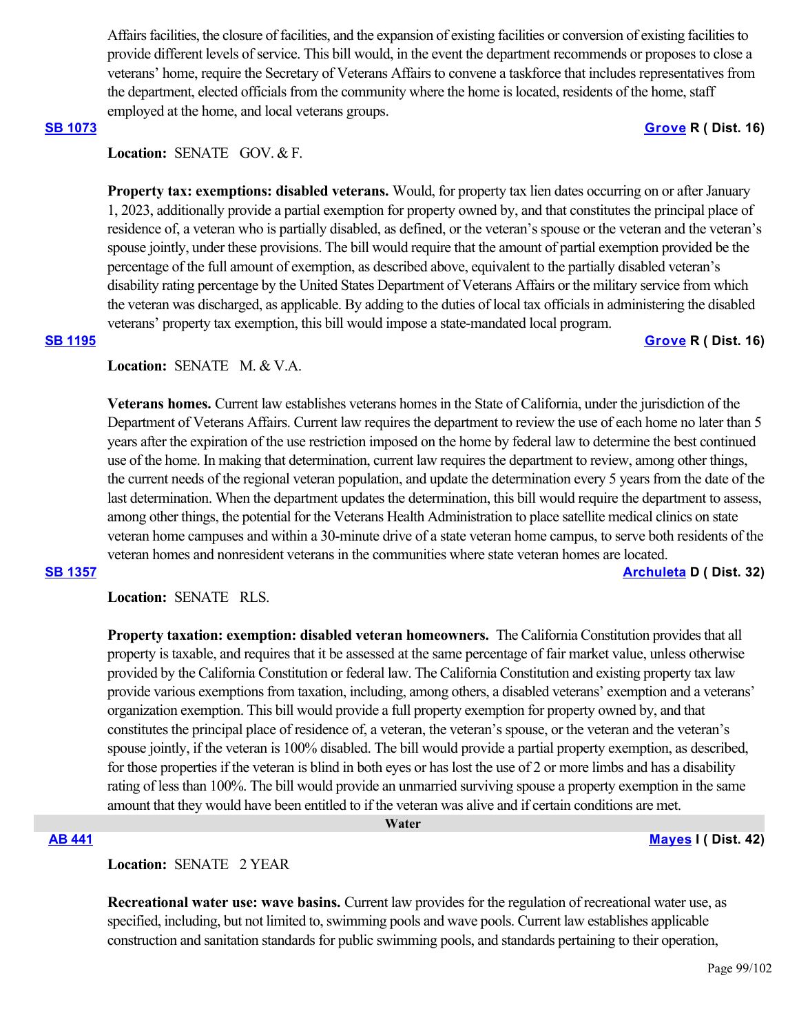Affairs facilities, the closure of facilities, and the expansion of existing facilities or conversion of existing facilities to provide different levels of service. This bill would, in the event the department recommends or proposes to close a veterans' home, require the Secretary of Veterans Affairs to convene a taskforce that includes representatives from the department, elected officials from the community where the home is located, residents of the home, staff employed at the home, and local veterans groups.

**SB 1073** **Grove R ( Dist. 16)**

**Location:** SENATE GOV. & F.

**Property tax: exemptions: disabled veterans.** Would, for property tax lien dates occurring on or after January 1, 2023, additionally provide a partial exemption for property owned by, and that constitutes the principal place of residence of, a veteran who is partially disabled, as defined, or the veteran's spouse or the veteran and the veteran's spouse jointly, under these provisions. The bill would require that the amount of partial exemption provided be the percentage of the full amount of exemption, as described above, equivalent to the partially disabled veteran's disability rating percentage by the United States Department of Veterans Affairs or the military service from which the veteran was discharged, as applicable. By adding to the duties of local tax officials in administering the disabled veterans' property tax exemption, this bill would impose a state-mandated local program.

**SB 1195** **Grove R ( Dist. 16)**

**Location:** SENATE M. & V.A.

**Veterans homes.** Current law establishes veterans homes in the State of California, under the jurisdiction of the Department of Veterans Affairs. Current law requires the department to review the use of each home no later than 5 years after the expiration of the use restriction imposed on the home by federal law to determine the best continued use of the home. In making that determination, current law requires the department to review, among other things, the current needs of the regional veteran population, and update the determination every 5 years from the date of the last determination. When the department updates the determination, this bill would require the department to assess, among other things, the potential for the Veterans Health Administration to place satellite medical clinics on state veteran home campuses and within a 30-minute drive of a state veteran home campus, to serve both residents of the veteran homes and nonresident veterans in the communities where state veteran homes are located.

**SB 1357** **Archuleta D ( Dist. 32)**

**Location:** SENATE RLS.

**Property taxation: exemption: disabled veteran homeowners.** The California Constitution provides that all property is taxable, and requires that it be assessed at the same percentage of fair market value, unless otherwise provided by the California Constitution or federal law. The California Constitution and existing property tax law provide various exemptions from taxation, including, among others, a disabled veterans' exemption and a veterans' organization exemption. This bill would provide a full property exemption for property owned by, and that constitutes the principal place of residence of, a veteran, the veteran's spouse, or the veteran and the veteran's spouse jointly, if the veteran is 100% disabled. The bill would provide a partial property exemption, as described, for those properties if the veteran is blind in both eyes or has lost the use of 2 or more limbs and has a disability rating of less than 100%. The bill would provide an unmarried surviving spouse a property exemption in the same amount that they would have been entitled to if the veteran was alive and if certain conditions are met.

## Water

**AB 441** **Mayes I ( Dist. 42)**

**Location:** SENATE 2 YEAR

**Recreational water use: wave basins.** Current law provides for the regulation of recreational water use, as specified, including, but not limited to, swimming pools and wave pools. Current law establishes applicable construction and sanitation standards for public swimming pools, and standards pertaining to their operation,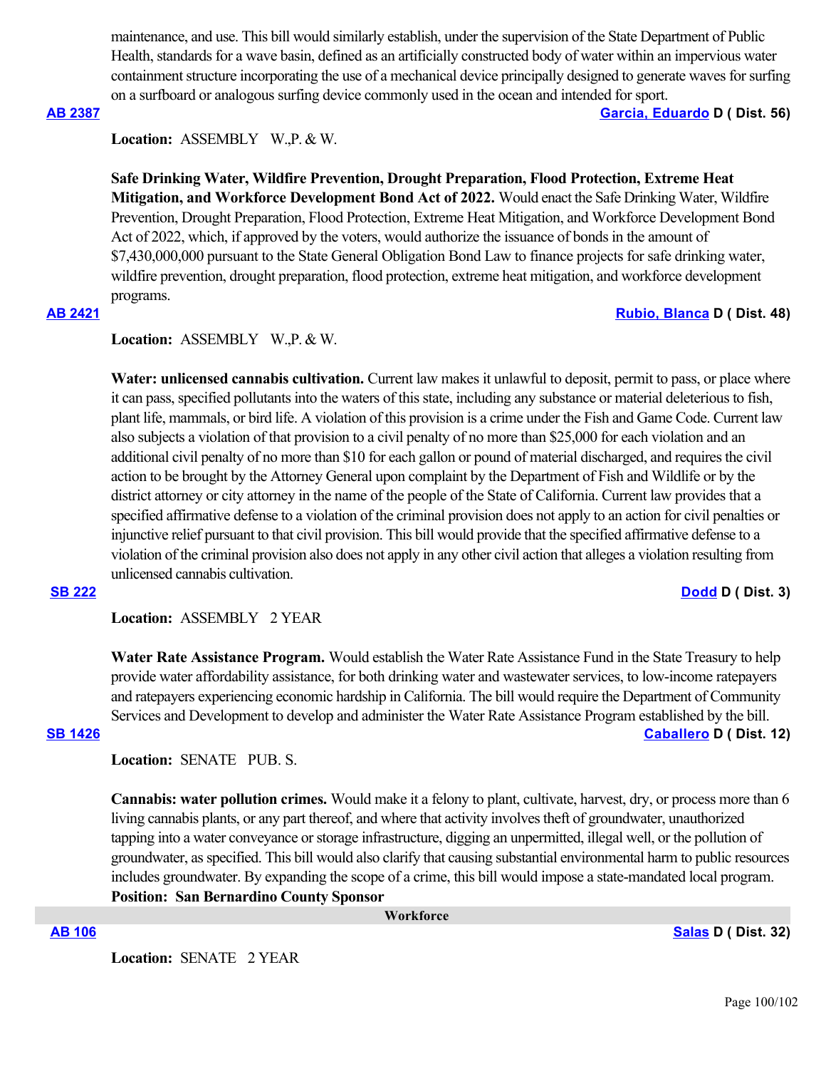maintenance, and use. This bill would similarly establish, under the supervision of the State Department of Public Health, standards for a wave basin, defined as an artificially constructed body of water within an impervious water containment structure incorporating the use of a mechanical device principally designed to generate waves for surfing on a surfboard or analogous surfing device commonly used in the ocean and intended for sport.

**AB 2387** **Garcia, Eduardo D ( Dist. 56)**

**Location:** ASSEMBLY W.,P. & W.

**Safe Drinking Water, Wildfire Prevention, Drought Preparation, Flood Protection, Extreme Heat Mitigation, and Workforce Development Bond Act of 2022.** Would enact the Safe Drinking Water, Wildfire Prevention, Drought Preparation, Flood Protection, Extreme Heat Mitigation, and Workforce Development Bond Act of 2022, which, if approved by the voters, would authorize the issuance of bonds in the amount of $7,430,000,000 pursuant to the State General Obligation Bond Law to finance projects for safe drinking water, wildfire prevention, drought preparation, flood protection, extreme heat mitigation, and workforce development programs.

**AB 2421** **Rubio, Blanca D ( Dist. 48)**

**Location:** ASSEMBLY W.,P. & W.

**Water: unlicensed cannabis cultivation.** Current law makes it unlawful to deposit, permit to pass, or place where it can pass, specified pollutants into the waters of this state, including any substance or material deleterious to fish, plant life, mammals, or bird life. A violation of this provision is a crime under the Fish and Game Code. Current law also subjects a violation of that provision to a civil penalty of no more than $25,000 for each violation and an additional civil penalty of no more than $10 for each gallon or pound of material discharged, and requires the civil action to be brought by the Attorney General upon complaint by the Department of Fish and Wildlife or by the district attorney or city attorney in the name of the people of the State of California. Current law provides that a specified affirmative defense to a violation of the criminal provision does not apply to an action for civil penalties or injunctive relief pursuant to that civil provision. This bill would provide that the specified affirmative defense to a violation of the criminal provision also does not apply in any other civil action that alleges a violation resulting from unlicensed cannabis cultivation.

**SB 222** **Dodd D ( Dist. 3)**

**Location:** ASSEMBLY 2 YEAR

**Water Rate Assistance Program.** Would establish the Water Rate Assistance Fund in the State Treasury to help provide water affordability assistance, for both drinking water and wastewater services, to low-income ratepayers and ratepayers experiencing economic hardship in California. The bill would require the Department of Community Services and Development to develop and administer the Water Rate Assistance Program established by the bill.

**SB 1426** **Caballero D ( Dist. 12)**

**Location:** SENATE PUB. S.

**Cannabis: water pollution crimes.** Would make it a felony to plant, cultivate, harvest, dry, or process more than 6 living cannabis plants, or any part thereof, and where that activity involves theft of groundwater, unauthorized tapping into a water conveyance or storage infrastructure, digging an unpermitted, illegal well, or the pollution of groundwater, as specified. This bill would also clarify that causing substantial environmental harm to public resources includes groundwater. By expanding the scope of a crime, this bill would impose a state-mandated local program.
**Position: San Bernardino County Sponsor**

## Workforce

**AB 106** **Salas D ( Dist. 32)**

**Location:** SENATE 2 YEAR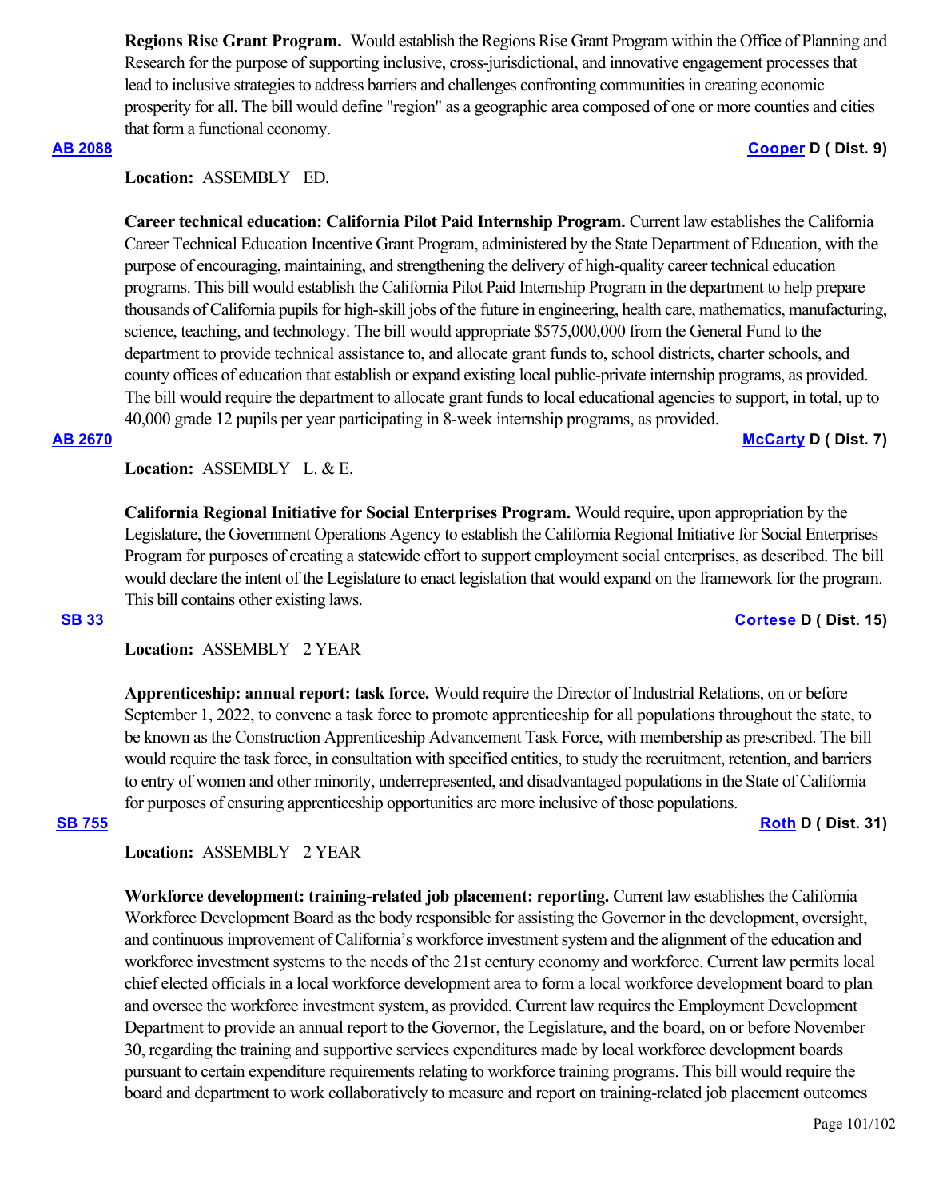**Regions Rise Grant Program.** Would establish the Regions Rise Grant Program within the Office of Planning and Research for the purpose of supporting inclusive, cross-jurisdictional, and innovative engagement processes that lead to inclusive strategies to address barriers and challenges confronting communities in creating economic prosperity for all. The bill would define "region" as a geographic area composed of one or more counties and cities that form a functional economy.

**[AB 2088](#)** **[Cooper](#) D ( Dist. 9)**

**Location:** ASSEMBLY ED.

**Career technical education: California Pilot Paid Internship Program.** Current law establishes the California Career Technical Education Incentive Grant Program, administered by the State Department of Education, with the purpose of encouraging, maintaining, and strengthening the delivery of high-quality career technical education programs. This bill would establish the California Pilot Paid Internship Program in the department to help prepare thousands of California pupils for high-skill jobs of the future in engineering, health care, mathematics, manufacturing, science, teaching, and technology. The bill would appropriate $575,000,000 from the General Fund to the department to provide technical assistance to, and allocate grant funds to, school districts, charter schools, and county offices of education that establish or expand existing local public-private internship programs, as provided. The bill would require the department to allocate grant funds to local educational agencies to support, in total, up to 40,000 grade 12 pupils per year participating in 8-week internship programs, as provided.

**[AB 2670](#)** **[McCarty](#) D ( Dist. 7)**

**Location:** ASSEMBLY L. & E.

**California Regional Initiative for Social Enterprises Program.** Would require, upon appropriation by the Legislature, the Government Operations Agency to establish the California Regional Initiative for Social Enterprises Program for purposes of creating a statewide effort to support employment social enterprises, as described. The bill would declare the intent of the Legislature to enact legislation that would expand on the framework for the program. This bill contains other existing laws.

**[SB 33](#)** **[Cortese](#) D ( Dist. 15)**

**Location:** ASSEMBLY 2 YEAR

**Apprenticeship: annual report: task force.** Would require the Director of Industrial Relations, on or before September 1, 2022, to convene a task force to promote apprenticeship for all populations throughout the state, to be known as the Construction Apprenticeship Advancement Task Force, with membership as prescribed. The bill would require the task force, in consultation with specified entities, to study the recruitment, retention, and barriers to entry of women and other minority, underrepresented, and disadvantaged populations in the State of California for purposes of ensuring apprenticeship opportunities are more inclusive of those populations.

**[SB 755](#)** **[Roth](#) D ( Dist. 31)**

**Location:** ASSEMBLY 2 YEAR

**Workforce development: training-related job placement: reporting.** Current law establishes the California Workforce Development Board as the body responsible for assisting the Governor in the development, oversight, and continuous improvement of California's workforce investment system and the alignment of the education and workforce investment systems to the needs of the 21st century economy and workforce. Current law permits local chief elected officials in a local workforce development area to form a local workforce development board to plan and oversee the workforce investment system, as provided. Current law requires the Employment Development Department to provide an annual report to the Governor, the Legislature, and the board, on or before November 30, regarding the training and supportive services expenditures made by local workforce development boards pursuant to certain expenditure requirements relating to workforce training programs. This bill would require the board and department to work collaboratively to measure and report on training-related job placement outcomes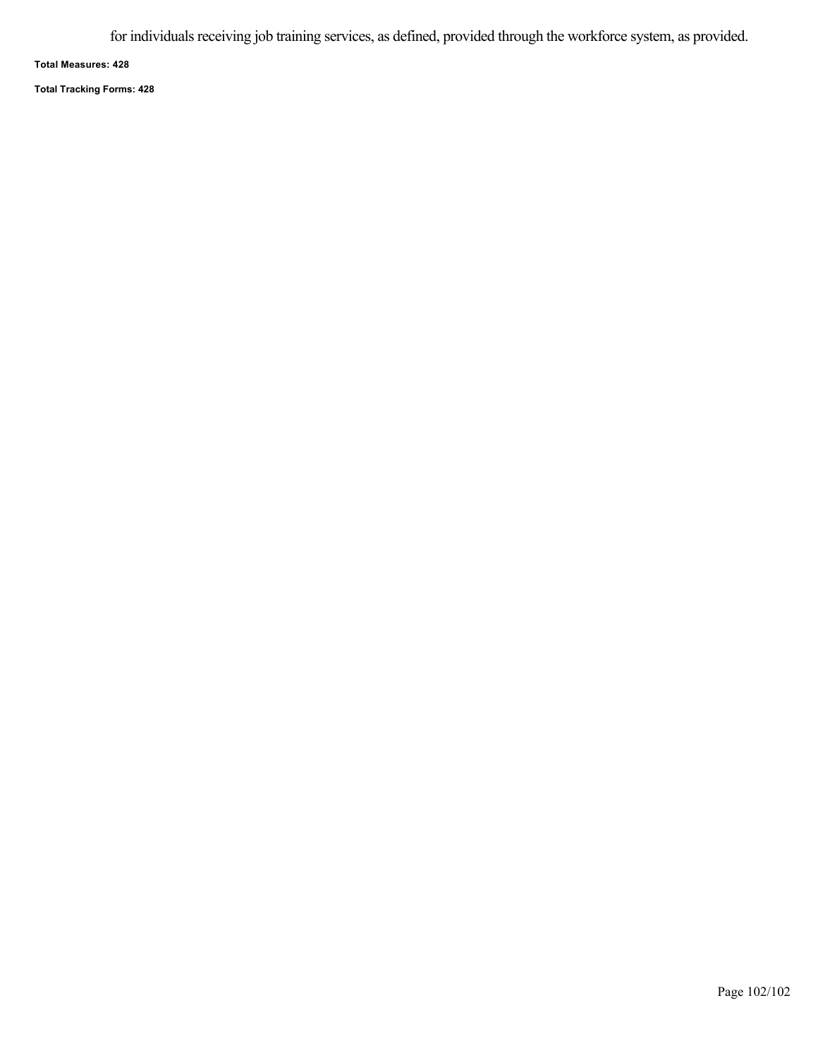for individuals receiving job training services, as defined, provided through the workforce system, as provided.

**Total Measures: 428**

**Total Tracking Forms: 428**